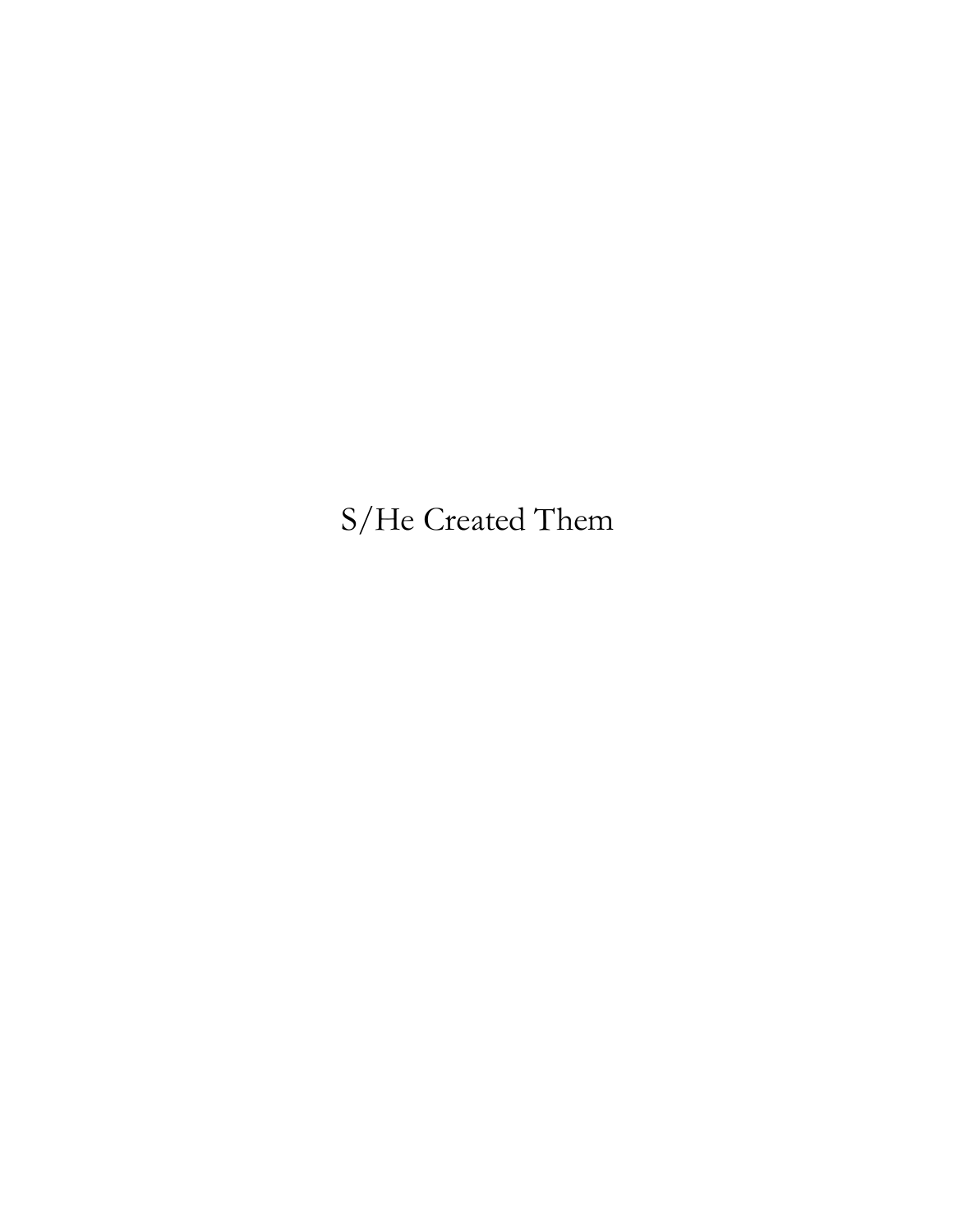# S/He Created Them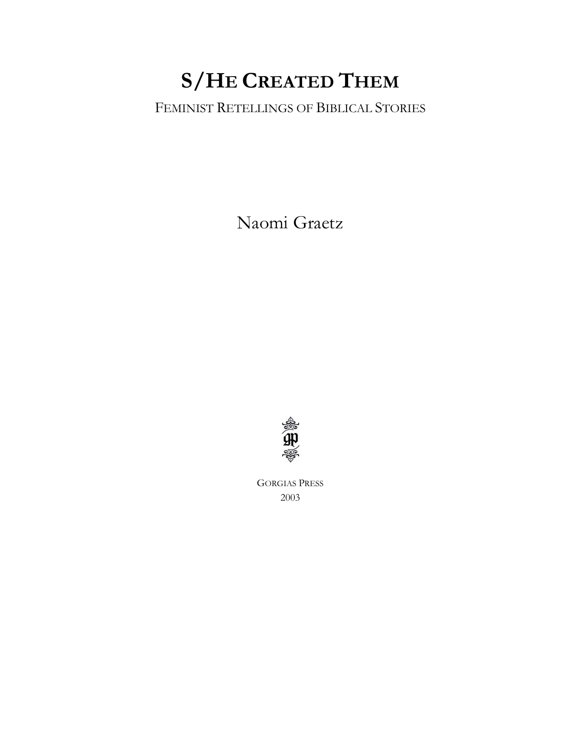# S/He Created Them

FEMINIST RETELLINGS OF BIBLICAL STORIES

Naomi Graetz

GORGIAS PRESS
2003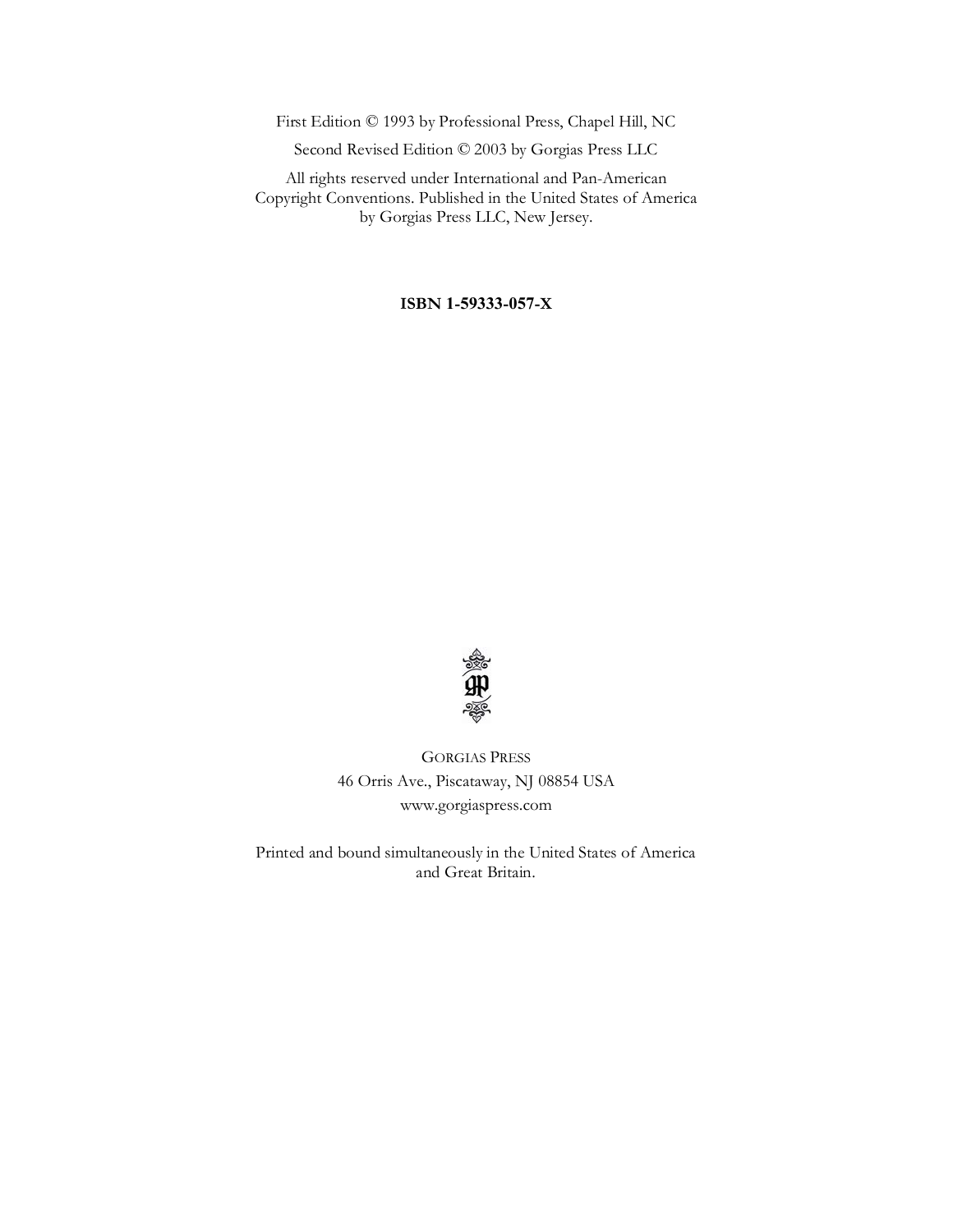First Edition © 1993 by Professional Press, Chapel Hill, NC

Second Revised Edition © 2003 by Gorgias Press LLC

All rights reserved under International and Pan-American Copyright Conventions. Published in the United States of America by Gorgias Press LLC, New Jersey.

**ISBN 1-59333-057-X**

GORGIAS PRESS
46 Orris Ave., Piscataway, NJ 08854 USA
www.gorgiaspress.com

Printed and bound simultaneously in the United States of America and Great Britain.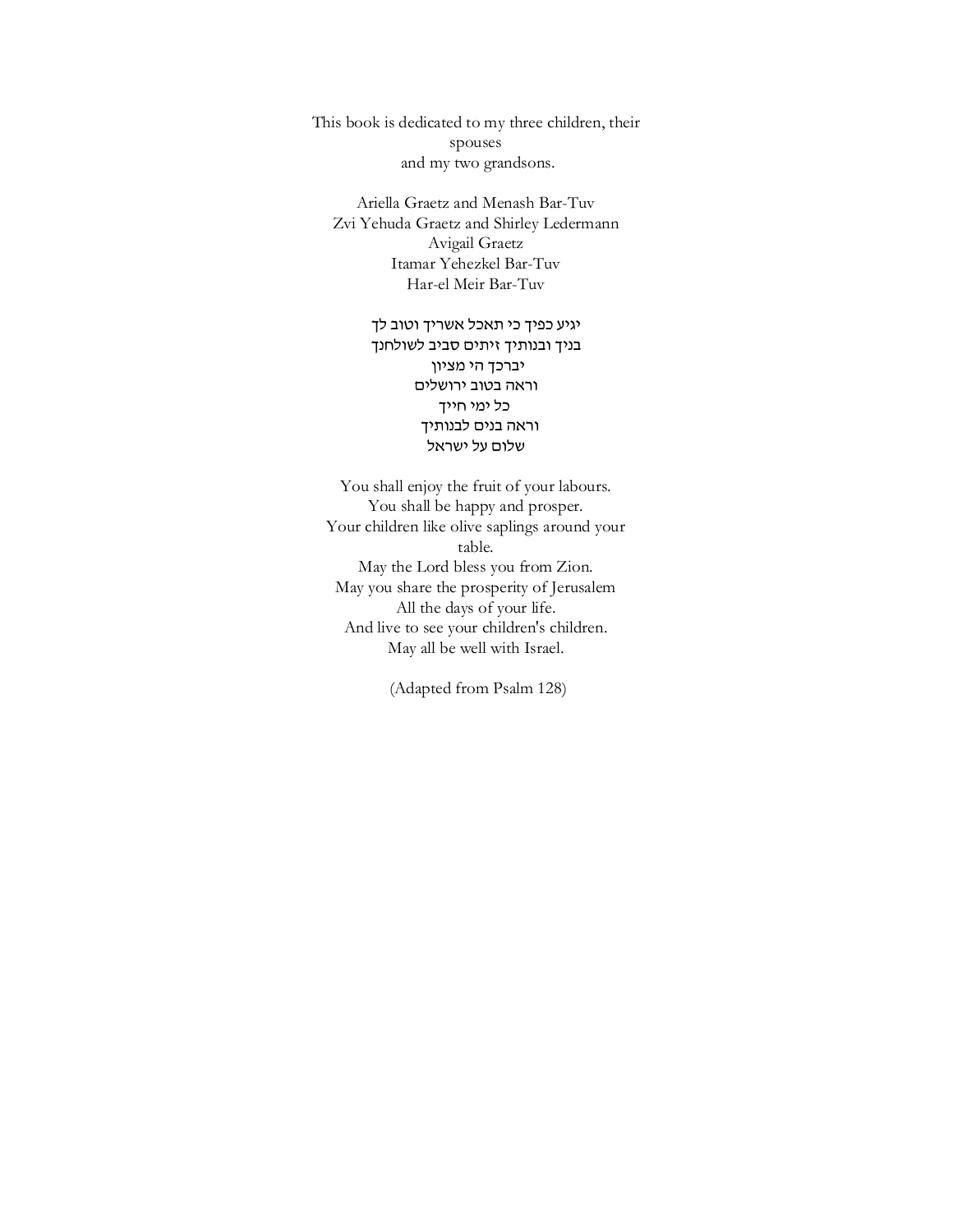This book is dedicated to my three children, their spouses
and my two grandsons.

Ariella Graetz and Menash Bar-Tuv
Zvi Yehuda Graetz and Shirley Ledermann
Avigail Graetz
Itamar Yehezkel Bar-Tuv
Har-el Meir Bar-Tuv

יגיע כפיך כי תאכל אשריך וטוב לך
בניך ובנותיך זיתים סביב לשולחנך
יברכך הי מציון
וראה בטוב ירושלים
כל ימי חייך
וראה בנים לבנותיך
שלום על ישראל

You shall enjoy the fruit of your labours.
You shall be happy and prosper.
Your children like olive saplings around your table.
May the Lord bless you from Zion.
May you share the prosperity of Jerusalem
All the days of your life.
And live to see your children's children.
May all be well with Israel.

(Adapted from Psalm 128)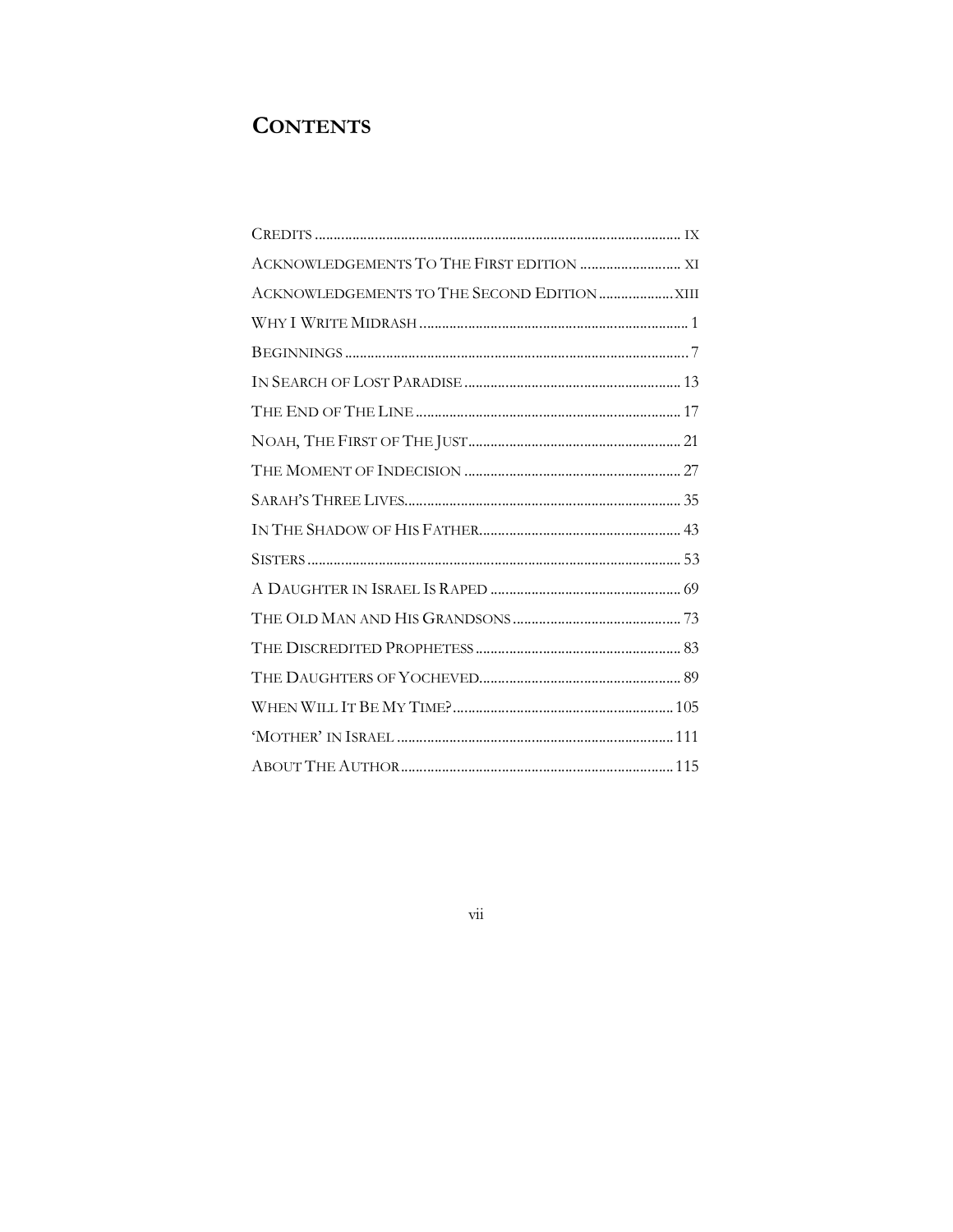# CONTENTS

CREDITS ........................................................................................ IX
ACKNOWLEDGEMENTS TO THE FIRST EDITION .......................... XI
ACKNOWLEDGEMENTS TO THE SECOND EDITION .................... XIII
WHY I WRITE MIDRASH ...................................................................... 1
BEGINNINGS ......................................................................................... 7
IN SEARCH OF LOST PARADISE ........................................................ 13
THE END OF THE LINE ...................................................................... 17
NOAH, THE FIRST OF THE JUST ........................................................ 21
THE MOMENT OF INDECISION ......................................................... 27
SARAH'S THREE LIVES ....................................................................... 35
IN THE SHADOW OF HIS FATHER ..................................................... 43
SISTERS ................................................................................................ 53
A DAUGHTER IN ISRAEL IS RAPED .................................................. 69
THE OLD MAN AND HIS GRANDSONS ............................................ 73
THE DISCREDITED PROPHETESS ...................................................... 83
THE DAUGHTERS OF YOCHEVED ..................................................... 89
WHEN WILL IT BE MY TIME? .......................................................... 105
'MOTHER' IN ISRAEL ......................................................................... 111
ABOUT THE AUTHOR ........................................................................ 115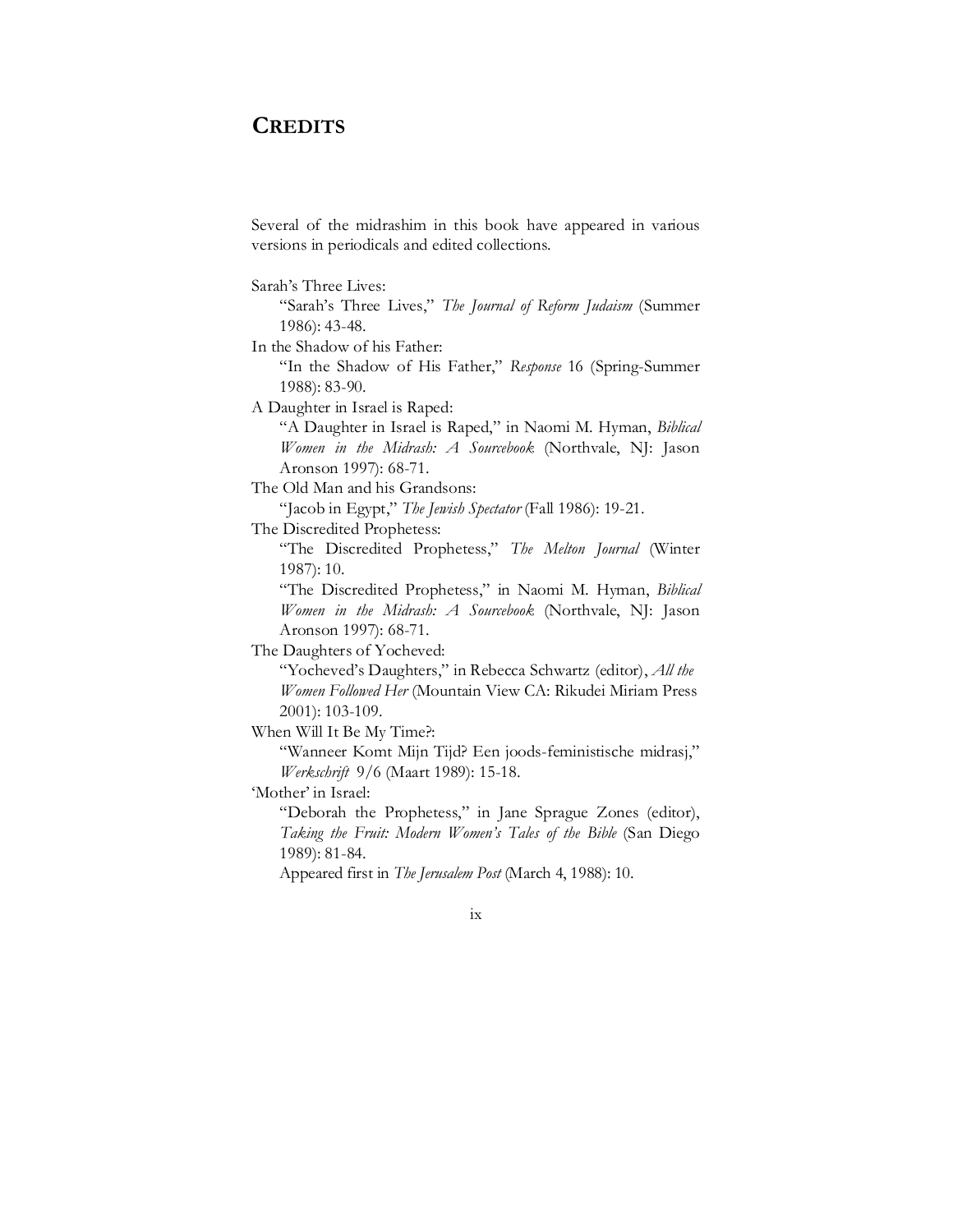# CREDITS

Several of the midrashim in this book have appeared in various versions in periodicals and edited collections.

Sarah's Three Lives:

"Sarah's Three Lives," *The Journal of Reform Judaism* (Summer 1986): 43-48.

In the Shadow of his Father:

"In the Shadow of His Father," *Response* 16 (Spring-Summer 1988): 83-90.

A Daughter in Israel is Raped:

"A Daughter in Israel is Raped," in Naomi M. Hyman, *Biblical Women in the Midrash: A Sourcebook* (Northvale, NJ: Jason Aronson 1997): 68-71.

The Old Man and his Grandsons:

"Jacob in Egypt," *The Jewish Spectator* (Fall 1986): 19-21.

The Discredited Prophetess:

"The Discredited Prophetess," *The Melton Journal* (Winter 1987): 10.

"The Discredited Prophetess," in Naomi M. Hyman, *Biblical Women in the Midrash: A Sourcebook* (Northvale, NJ: Jason Aronson 1997): 68-71.

The Daughters of Yocheved:

"Yocheved's Daughters," in Rebecca Schwartz (editor), *All the Women Followed Her* (Mountain View CA: Rikudei Miriam Press 2001): 103-109.

When Will It Be My Time?:

"Wanneer Komt Mijn Tijd? Een joods-feministische midrasj," *Werkschrift* 9/6 (Maart 1989): 15-18.

'Mother' in Israel:

"Deborah the Prophetess," in Jane Sprague Zones (editor), *Taking the Fruit: Modern Women's Tales of the Bible* (San Diego 1989): 81-84.

Appeared first in *The Jerusalem Post* (March 4, 1988): 10.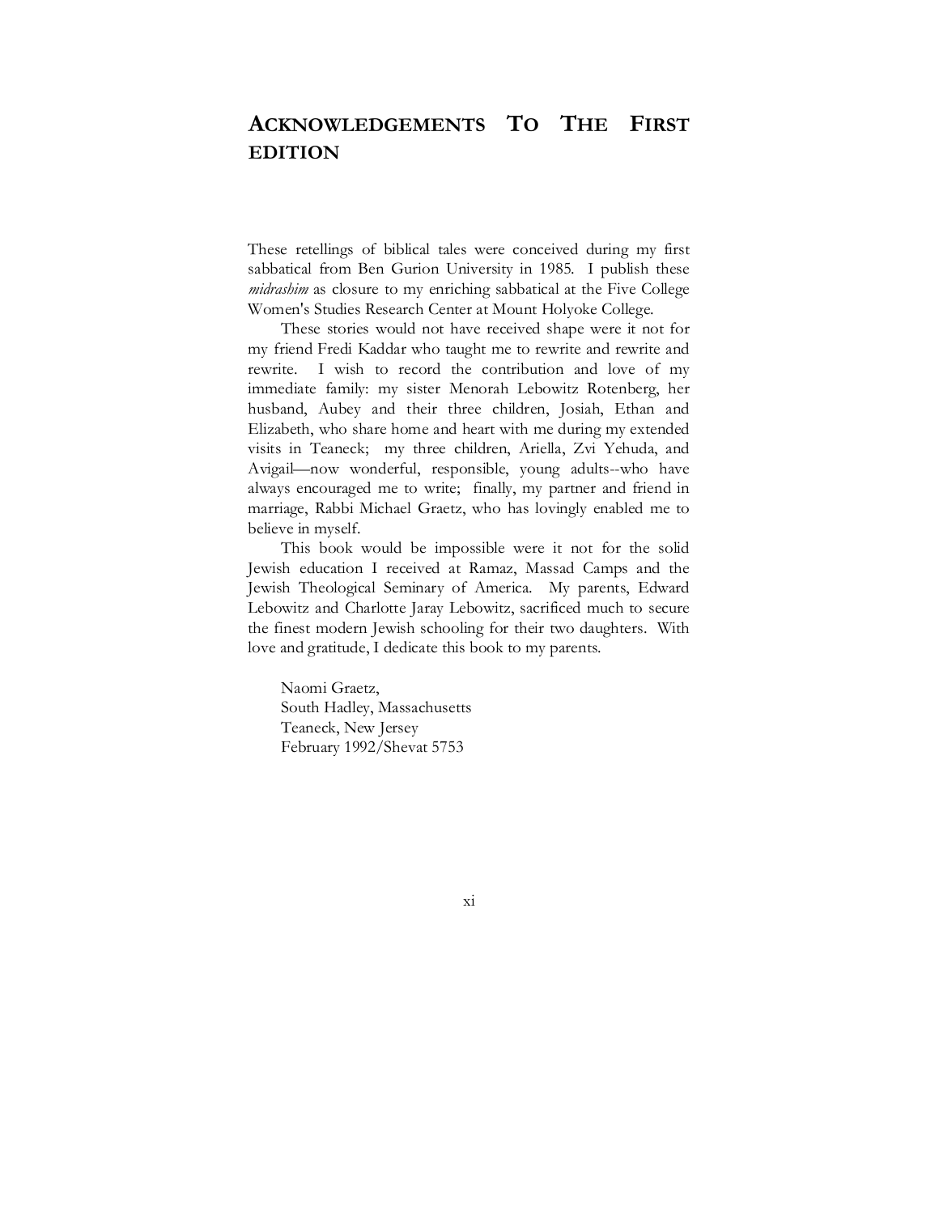# ACKNOWLEDGEMENTS TO THE FIRST EDITION

These retellings of biblical tales were conceived during my first sabbatical from Ben Gurion University in 1985. I publish these *midrashim* as closure to my enriching sabbatical at the Five College Women's Studies Research Center at Mount Holyoke College.

These stories would not have received shape were it not for my friend Fredi Kaddar who taught me to rewrite and rewrite and rewrite. I wish to record the contribution and love of my immediate family: my sister Menorah Lebowitz Rotenberg, her husband, Aubey and their three children, Josiah, Ethan and Elizabeth, who share home and heart with me during my extended visits in Teaneck; my three children, Ariella, Zvi Yehuda, and Avigail—now wonderful, responsible, young adults--who have always encouraged me to write; finally, my partner and friend in marriage, Rabbi Michael Graetz, who has lovingly enabled me to believe in myself.

This book would be impossible were it not for the solid Jewish education I received at Ramaz, Massad Camps and the Jewish Theological Seminary of America. My parents, Edward Lebowitz and Charlotte Jaray Lebowitz, sacrificed much to secure the finest modern Jewish schooling for their two daughters. With love and gratitude, I dedicate this book to my parents.

Naomi Graetz,  
South Hadley, Massachusetts  
Teaneck, New Jersey  
February 1992/Shevat 5753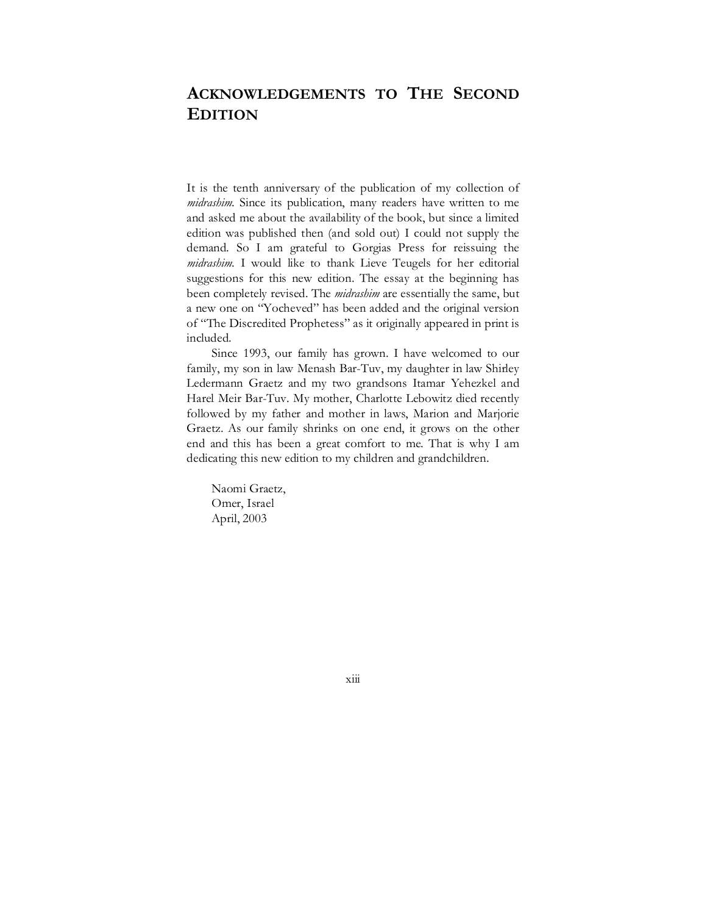# Acknowledgements to The Second Edition

It is the tenth anniversary of the publication of my collection of *midrashim*. Since its publication, many readers have written to me and asked me about the availability of the book, but since a limited edition was published then (and sold out) I could not supply the demand. So I am grateful to Gorgias Press for reissuing the *midrashim*. I would like to thank Lieve Teugels for her editorial suggestions for this new edition. The essay at the beginning has been completely revised. The *midrashim* are essentially the same, but a new one on "Yocheved" has been added and the original version of "The Discredited Prophetess" as it originally appeared in print is included.

Since 1993, our family has grown. I have welcomed to our family, my son in law Menash Bar-Tuv, my daughter in law Shirley Ledermann Graetz and my two grandsons Itamar Yehezkel and Harel Meir Bar-Tuv. My mother, Charlotte Lebowitz died recently followed by my father and mother in laws, Marion and Marjorie Graetz. As our family shrinks on one end, it grows on the other end and this has been a great comfort to me. That is why I am dedicating this new edition to my children and grandchildren.

Naomi Graetz,
Omer, Israel
April, 2003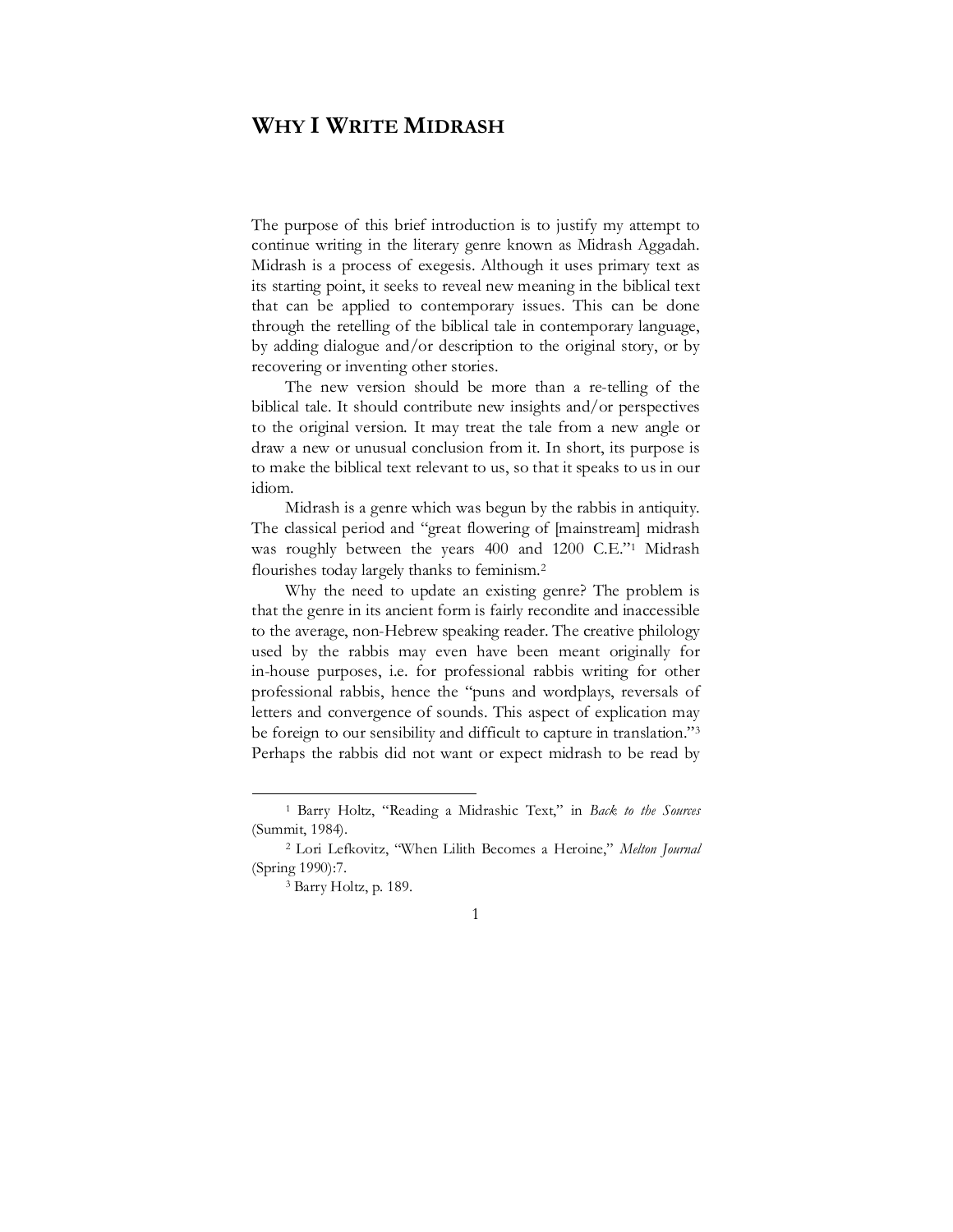# WHY I WRITE MIDRASH

The purpose of this brief introduction is to justify my attempt to continue writing in the literary genre known as Midrash Aggadah. Midrash is a process of exegesis. Although it uses primary text as its starting point, it seeks to reveal new meaning in the biblical text that can be applied to contemporary issues. This can be done through the retelling of the biblical tale in contemporary language, by adding dialogue and/or description to the original story, or by recovering or inventing other stories.

The new version should be more than a re-telling of the biblical tale. It should contribute new insights and/or perspectives to the original version. It may treat the tale from a new angle or draw a new or unusual conclusion from it. In short, its purpose is to make the biblical text relevant to us, so that it speaks to us in our idiom.

Midrash is a genre which was begun by the rabbis in antiquity. The classical period and "great flowering of [mainstream] midrash was roughly between the years 400 and 1200 C.E."[1] Midrash flourishes today largely thanks to feminism.[2]

Why the need to update an existing genre? The problem is that the genre in its ancient form is fairly recondite and inaccessible to the average, non-Hebrew speaking reader. The creative philology used by the rabbis may even have been meant originally for in-house purposes, i.e. for professional rabbis writing for other professional rabbis, hence the "puns and wordplays, reversals of letters and convergence of sounds. This aspect of explication may be foreign to our sensibility and difficult to capture in translation."[3] Perhaps the rabbis did not want or expect midrash to be read by

---

[1] Barry Holtz, "Reading a Midrashic Text," in *Back to the Sources* (Summit, 1984).

[2] Lori Lefkovitz, "When Lilith Becomes a Heroine," *Melton Journal* (Spring 1990):7.

[3] Barry Holtz, p. 189.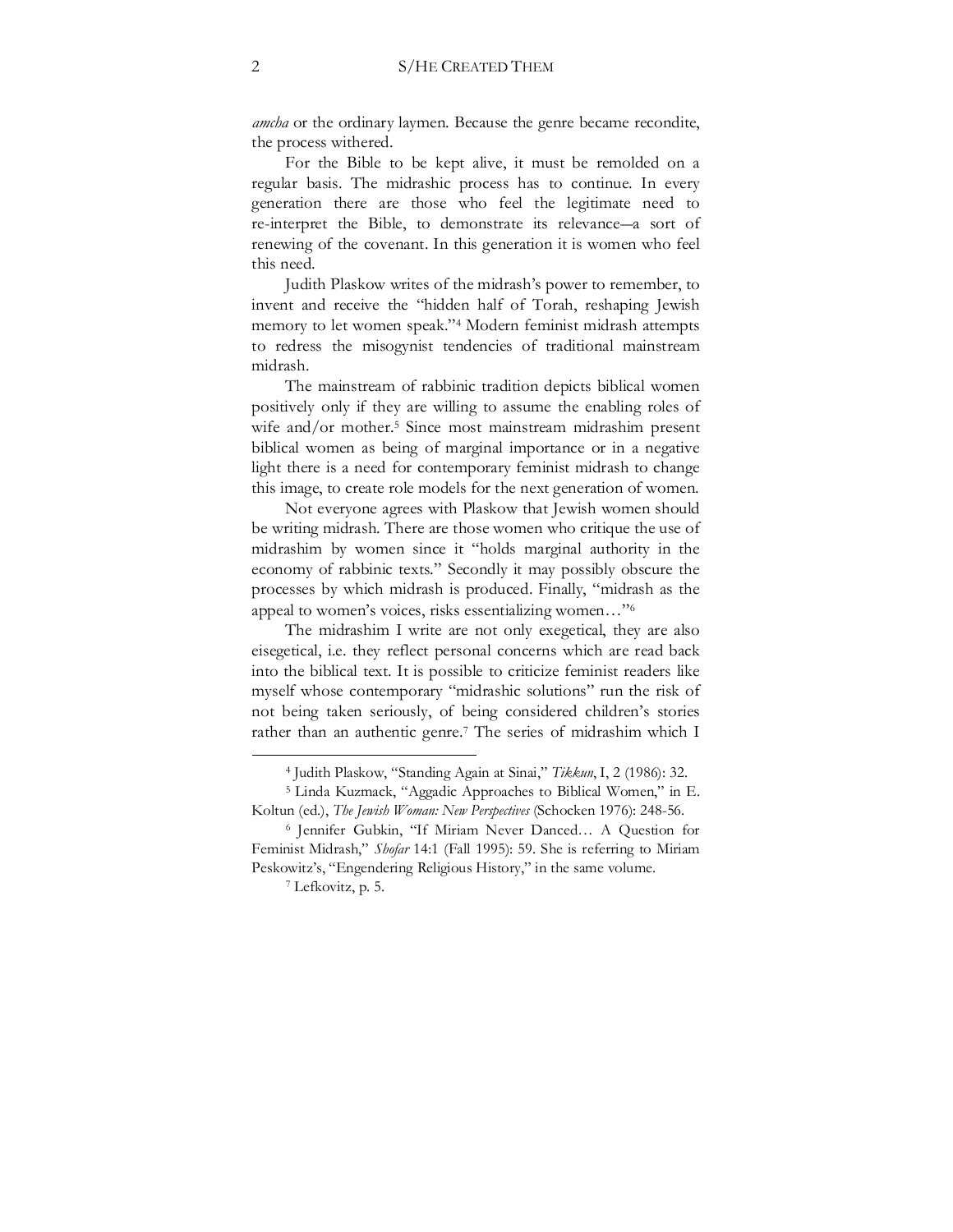*amcha* or the ordinary laymen. Because the genre became recondite, the process withered.

For the Bible to be kept alive, it must be remolded on a regular basis. The midrashic process has to continue. In every generation there are those who feel the legitimate need to re-interpret the Bible, to demonstrate its relevance—a sort of renewing of the covenant. In this generation it is women who feel this need.

Judith Plaskow writes of the midrash's power to remember, to invent and receive the "hidden half of Torah, reshaping Jewish memory to let women speak."[4] Modern feminist midrash attempts to redress the misogynist tendencies of traditional mainstream midrash.

The mainstream of rabbinic tradition depicts biblical women positively only if they are willing to assume the enabling roles of wife and/or mother.[5] Since most mainstream midrashim present biblical women as being of marginal importance or in a negative light there is a need for contemporary feminist midrash to change this image, to create role models for the next generation of women.

Not everyone agrees with Plaskow that Jewish women should be writing midrash. There are those women who critique the use of midrashim by women since it "holds marginal authority in the economy of rabbinic texts." Secondly it may possibly obscure the processes by which midrash is produced. Finally, "midrash as the appeal to women's voices, risks essentializing women…"[6]

The midrashim I write are not only exegetical, they are also eisegetical, i.e. they reflect personal concerns which are read back into the biblical text. It is possible to criticize feminist readers like myself whose contemporary "midrashic solutions" run the risk of not being taken seriously, of being considered children's stories rather than an authentic genre.[7] The series of midrashim which I

---

[4] Judith Plaskow, "Standing Again at Sinai," *Tikkun*, I, 2 (1986): 32.

[5] Linda Kuzmack, "Aggadic Approaches to Biblical Women," in E. Koltun (ed.), *The Jewish Woman: New Perspectives* (Schocken 1976): 248-56.

[6] Jennifer Gubkin, "If Miriam Never Danced… A Question for Feminist Midrash," *Shofar* 14:1 (Fall 1995): 59. She is referring to Miriam Peskowitz's, "Engendering Religious History," in the same volume.

[7] Lefkovitz, p. 5.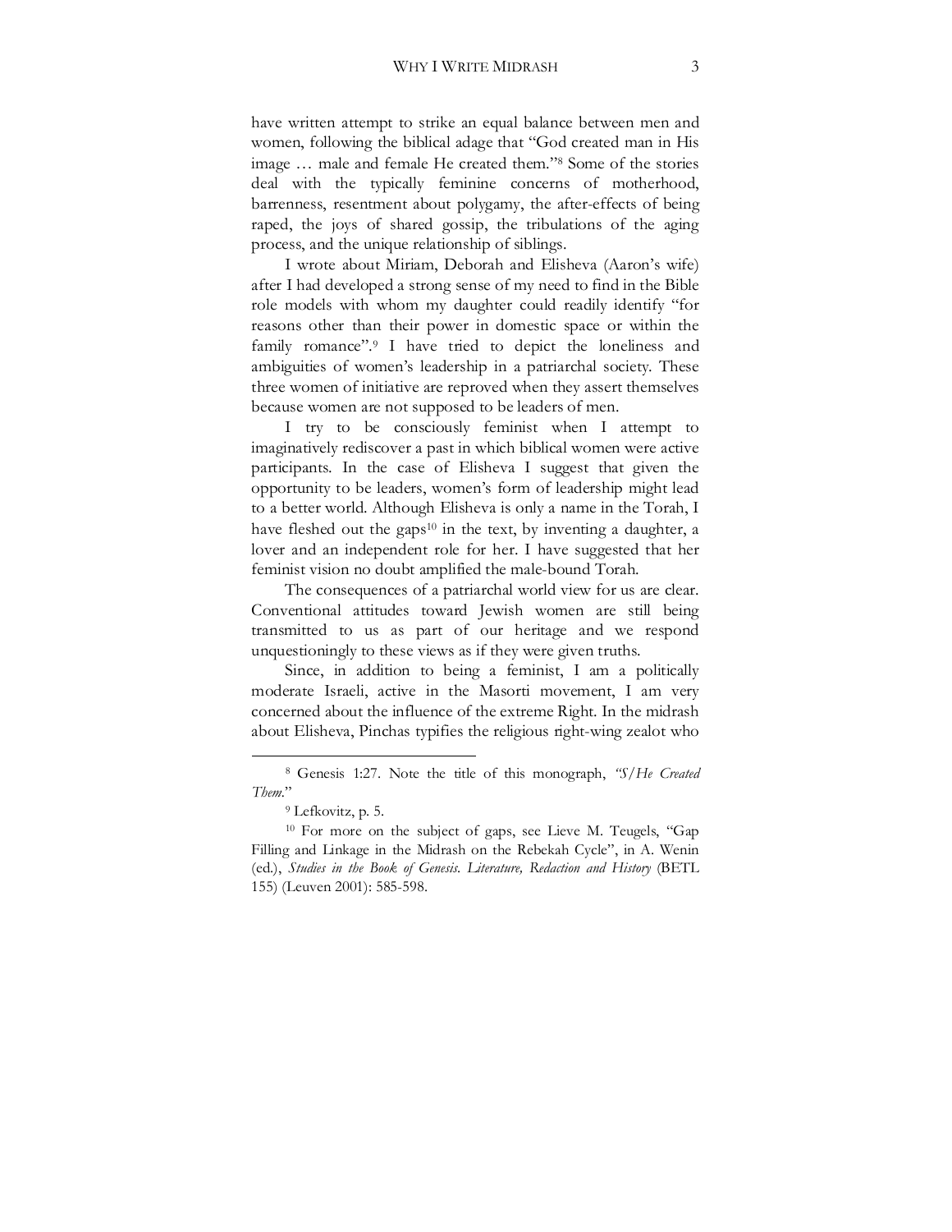have written attempt to strike an equal balance between men and women, following the biblical adage that "God created man in His image … male and female He created them."[8] Some of the stories deal with the typically feminine concerns of motherhood, barrenness, resentment about polygamy, the after-effects of being raped, the joys of shared gossip, the tribulations of the aging process, and the unique relationship of siblings.

I wrote about Miriam, Deborah and Elisheva (Aaron's wife) after I had developed a strong sense of my need to find in the Bible role models with whom my daughter could readily identify "for reasons other than their power in domestic space or within the family romance".[9] I have tried to depict the loneliness and ambiguities of women's leadership in a patriarchal society. These three women of initiative are reproved when they assert themselves because women are not supposed to be leaders of men.

I try to be consciously feminist when I attempt to imaginatively rediscover a past in which biblical women were active participants. In the case of Elisheva I suggest that given the opportunity to be leaders, women's form of leadership might lead to a better world. Although Elisheva is only a name in the Torah, I have fleshed out the gaps[10] in the text, by inventing a daughter, a lover and an independent role for her. I have suggested that her feminist vision no doubt amplified the male-bound Torah.

The consequences of a patriarchal world view for us are clear. Conventional attitudes toward Jewish women are still being transmitted to us as part of our heritage and we respond unquestioningly to these views as if they were given truths.

Since, in addition to being a feminist, I am a politically moderate Israeli, active in the Masorti movement, I am very concerned about the influence of the extreme Right. In the midrash about Elisheva, Pinchas typifies the religious right-wing zealot who

---

[8] Genesis 1:27. Note the title of this monograph, *"S/He Created Them."*

[9] Lefkovitz, p. 5.

[10] For more on the subject of gaps, see Lieve M. Teugels, "Gap Filling and Linkage in the Midrash on the Rebekah Cycle", in A. Wenin (ed.), *Studies in the Book of Genesis. Literature, Redaction and History* (BETL 155) (Leuven 2001): 585-598.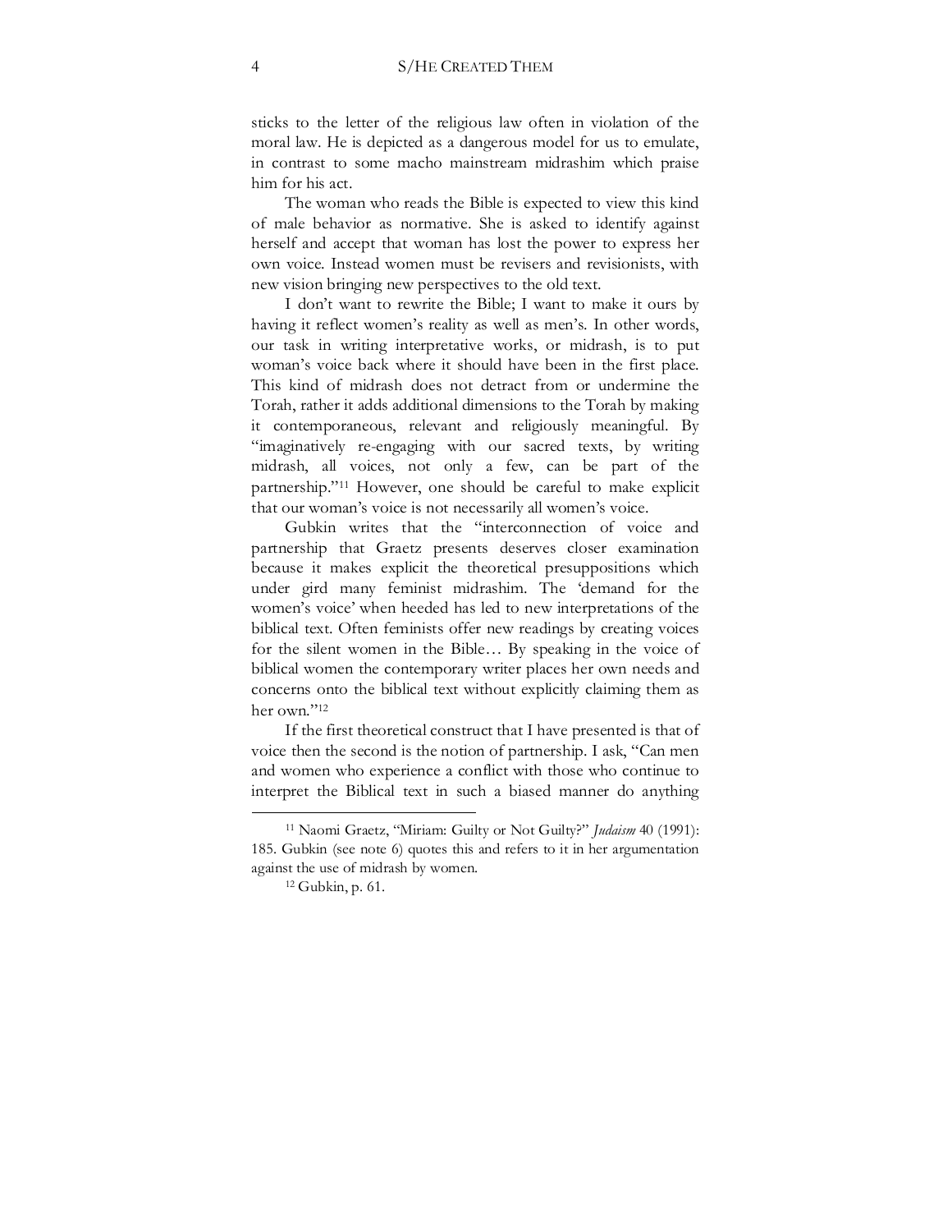sticks to the letter of the religious law often in violation of the moral law. He is depicted as a dangerous model for us to emulate, in contrast to some macho mainstream midrashim which praise him for his act.

The woman who reads the Bible is expected to view this kind of male behavior as normative. She is asked to identify against herself and accept that woman has lost the power to express her own voice. Instead women must be revisers and revisionists, with new vision bringing new perspectives to the old text.

I don't want to rewrite the Bible; I want to make it ours by having it reflect women's reality as well as men's. In other words, our task in writing interpretative works, or midrash, is to put woman's voice back where it should have been in the first place. This kind of midrash does not detract from or undermine the Torah, rather it adds additional dimensions to the Torah by making it contemporaneous, relevant and religiously meaningful. By "imaginatively re-engaging with our sacred texts, by writing midrash, all voices, not only a few, can be part of the partnership."[11] However, one should be careful to make explicit that our woman's voice is not necessarily all women's voice.

Gubkin writes that the "interconnection of voice and partnership that Graetz presents deserves closer examination because it makes explicit the theoretical presuppositions which under gird many feminist midrashim. The 'demand for the women's voice' when heeded has led to new interpretations of the biblical text. Often feminists offer new readings by creating voices for the silent women in the Bible… By speaking in the voice of biblical women the contemporary writer places her own needs and concerns onto the biblical text without explicitly claiming them as her own."[12]

If the first theoretical construct that I have presented is that of voice then the second is the notion of partnership. I ask, "Can men and women who experience a conflict with those who continue to interpret the Biblical text in such a biased manner do anything

---

[11] Naomi Graetz, "Miriam: Guilty or Not Guilty?" *Judaism* 40 (1991): 185. Gubkin (see note 6) quotes this and refers to it in her argumentation against the use of midrash by women.

[12] Gubkin, p. 61.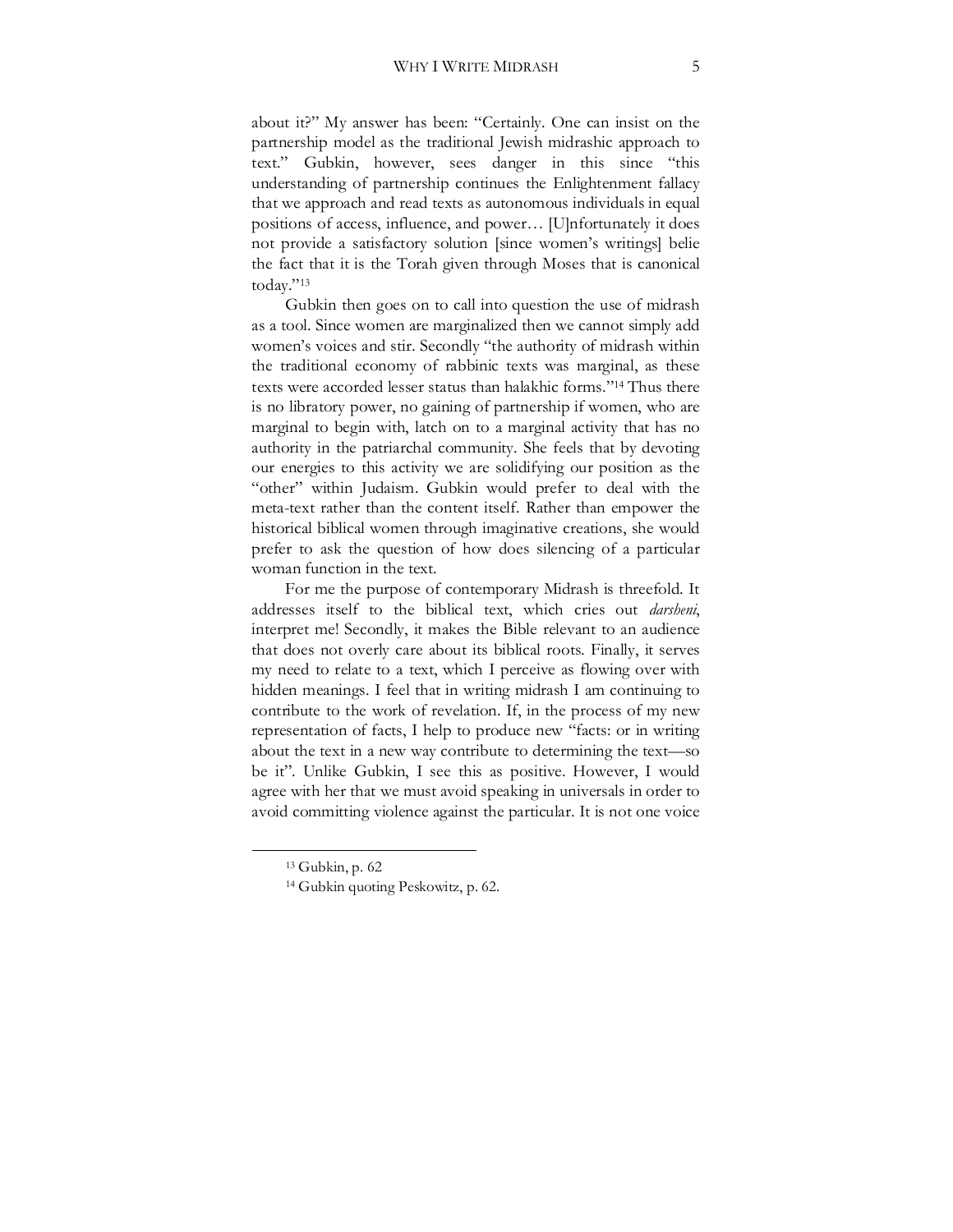about it?" My answer has been: "Certainly. One can insist on the partnership model as the traditional Jewish midrashic approach to text." Gubkin, however, sees danger in this since "this understanding of partnership continues the Enlightenment fallacy that we approach and read texts as autonomous individuals in equal positions of access, influence, and power… [U]nfortunately it does not provide a satisfactory solution [since women's writings] belie the fact that it is the Torah given through Moses that is canonical today."[13]

Gubkin then goes on to call into question the use of midrash as a tool. Since women are marginalized then we cannot simply add women's voices and stir. Secondly "the authority of midrash within the traditional economy of rabbinic texts was marginal, as these texts were accorded lesser status than halakhic forms."[14] Thus there is no libratory power, no gaining of partnership if women, who are marginal to begin with, latch on to a marginal activity that has no authority in the patriarchal community. She feels that by devoting our energies to this activity we are solidifying our position as the "other" within Judaism. Gubkin would prefer to deal with the meta-text rather than the content itself. Rather than empower the historical biblical women through imaginative creations, she would prefer to ask the question of how does silencing of a particular woman function in the text.

For me the purpose of contemporary Midrash is threefold. It addresses itself to the biblical text, which cries out *darsheni*, interpret me! Secondly, it makes the Bible relevant to an audience that does not overly care about its biblical roots. Finally, it serves my need to relate to a text, which I perceive as flowing over with hidden meanings. I feel that in writing midrash I am continuing to contribute to the work of revelation. If, in the process of my new representation of facts, I help to produce new "facts: or in writing about the text in a new way contribute to determining the text—so be it". Unlike Gubkin, I see this as positive. However, I would agree with her that we must avoid speaking in universals in order to avoid committing violence against the particular. It is not one voice

[13] Gubkin, p. 62

[14] Gubkin quoting Peskowitz, p. 62.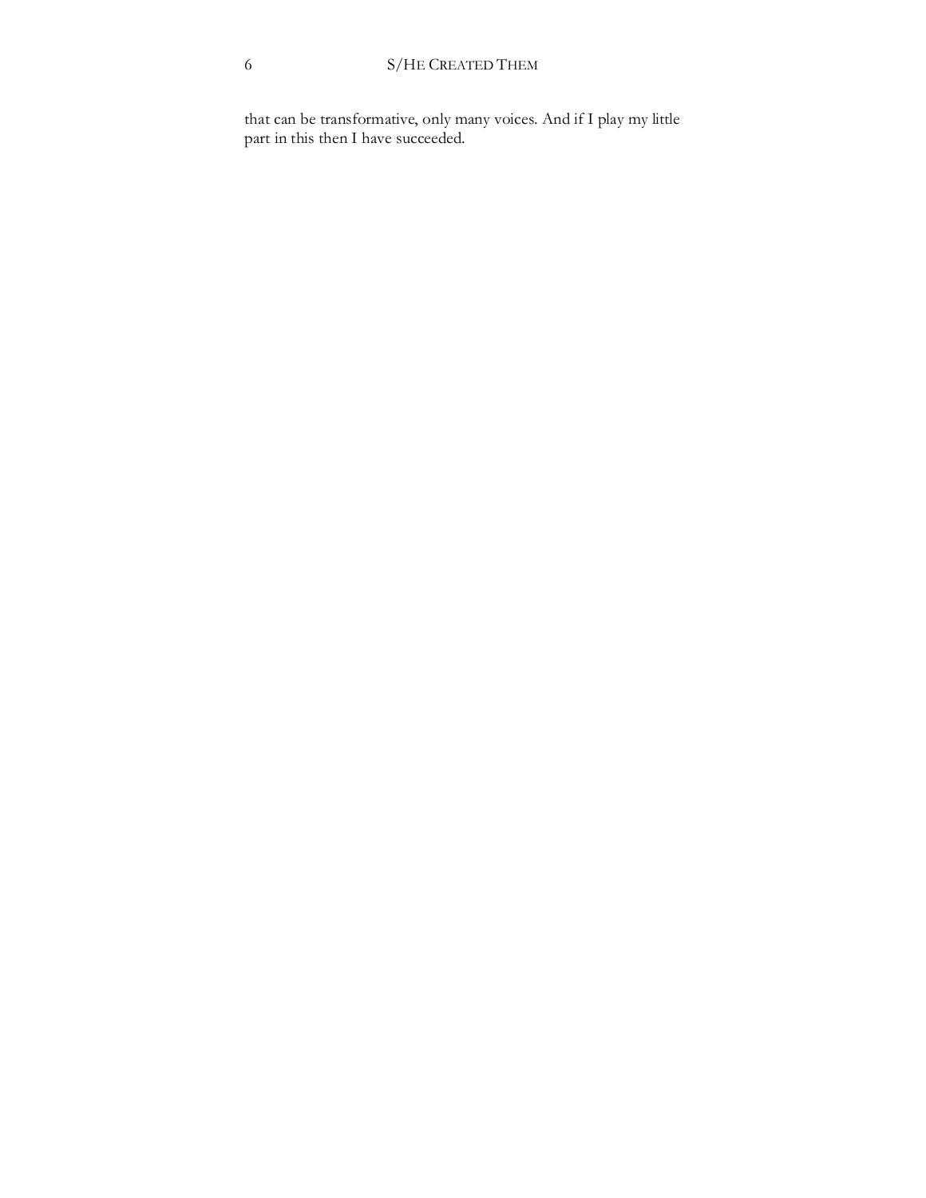that can be transformative, only many voices. And if I play my little part in this then I have succeeded.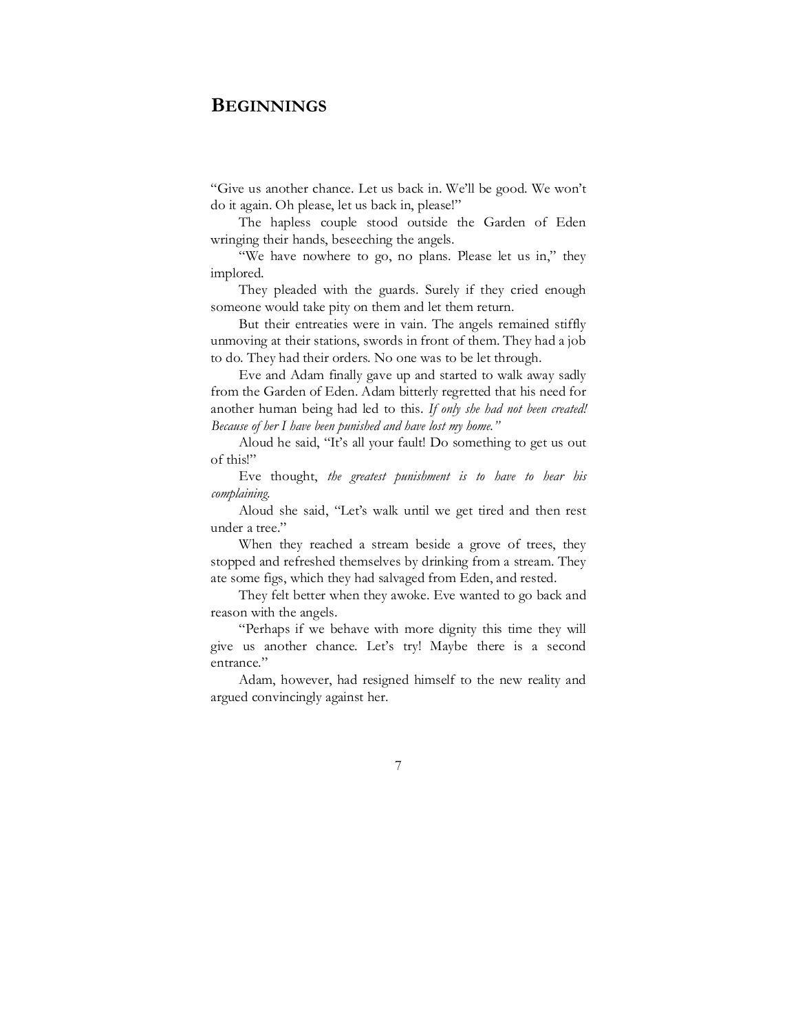# BEGINNINGS

"Give us another chance. Let us back in. We'll be good. We won't do it again. Oh please, let us back in, please!"

The hapless couple stood outside the Garden of Eden wringing their hands, beseeching the angels.

"We have nowhere to go, no plans. Please let us in," they implored.

They pleaded with the guards. Surely if they cried enough someone would take pity on them and let them return.

But their entreaties were in vain. The angels remained stiffly unmoving at their stations, swords in front of them. They had a job to do. They had their orders. No one was to be let through.

Eve and Adam finally gave up and started to walk away sadly from the Garden of Eden. Adam bitterly regretted that his need for another human being had led to this. *If only she had not been created! Because of her I have been punished and have lost my home."*

Aloud he said, "It's all your fault! Do something to get us out of this!"

Eve thought, *the greatest punishment is to have to hear his complaining.*

Aloud she said, "Let's walk until we get tired and then rest under a tree."

When they reached a stream beside a grove of trees, they stopped and refreshed themselves by drinking from a stream. They ate some figs, which they had salvaged from Eden, and rested.

They felt better when they awoke. Eve wanted to go back and reason with the angels.

"Perhaps if we behave with more dignity this time they will give us another chance. Let's try! Maybe there is a second entrance."

Adam, however, had resigned himself to the new reality and argued convincingly against her.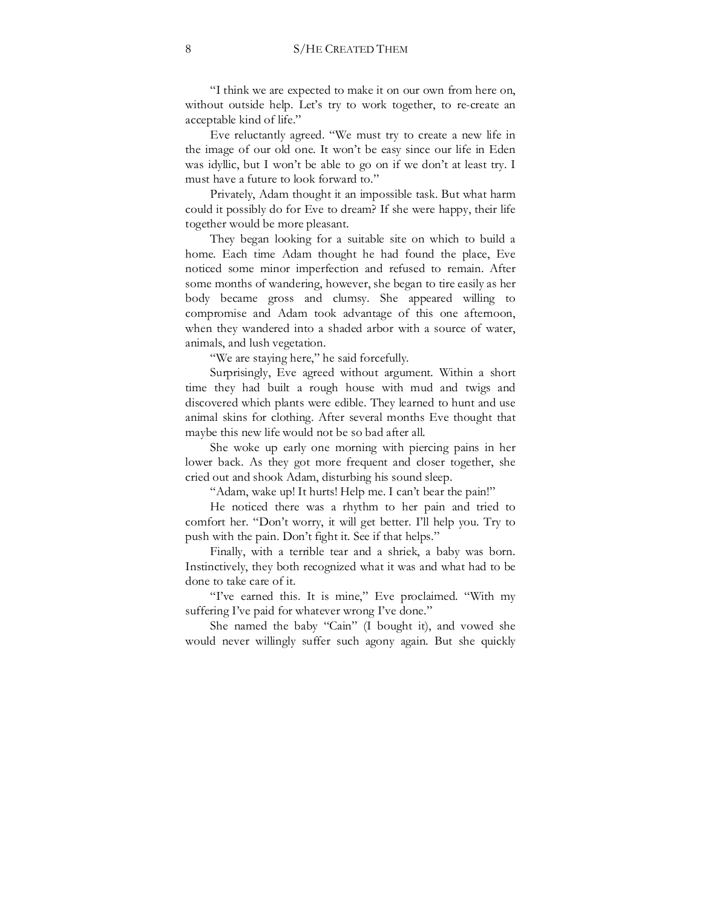"I think we are expected to make it on our own from here on, without outside help. Let's try to work together, to re-create an acceptable kind of life."

Eve reluctantly agreed. "We must try to create a new life in the image of our old one. It won't be easy since our life in Eden was idyllic, but I won't be able to go on if we don't at least try. I must have a future to look forward to."

Privately, Adam thought it an impossible task. But what harm could it possibly do for Eve to dream? If she were happy, their life together would be more pleasant.

They began looking for a suitable site on which to build a home. Each time Adam thought he had found the place, Eve noticed some minor imperfection and refused to remain. After some months of wandering, however, she began to tire easily as her body became gross and clumsy. She appeared willing to compromise and Adam took advantage of this one afternoon, when they wandered into a shaded arbor with a source of water, animals, and lush vegetation.

"We are staying here," he said forcefully.

Surprisingly, Eve agreed without argument. Within a short time they had built a rough house with mud and twigs and discovered which plants were edible. They learned to hunt and use animal skins for clothing. After several months Eve thought that maybe this new life would not be so bad after all.

She woke up early one morning with piercing pains in her lower back. As they got more frequent and closer together, she cried out and shook Adam, disturbing his sound sleep.

"Adam, wake up! It hurts! Help me. I can't bear the pain!"

He noticed there was a rhythm to her pain and tried to comfort her. "Don't worry, it will get better. I'll help you. Try to push with the pain. Don't fight it. See if that helps."

Finally, with a terrible tear and a shriek, a baby was born. Instinctively, they both recognized what it was and what had to be done to take care of it.

"I've earned this. It is mine," Eve proclaimed. "With my suffering I've paid for whatever wrong I've done."

She named the baby "Cain" (I bought it), and vowed she would never willingly suffer such agony again. But she quickly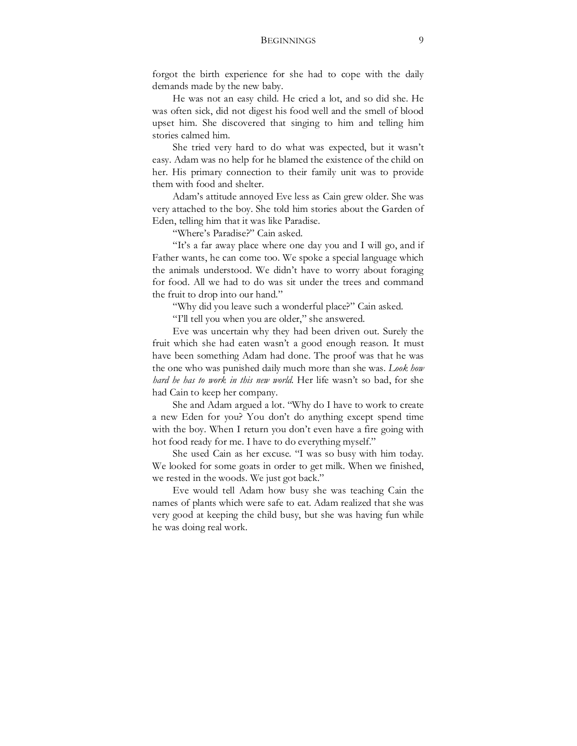forgot the birth experience for she had to cope with the daily demands made by the new baby.

He was not an easy child. He cried a lot, and so did she. He was often sick, did not digest his food well and the smell of blood upset him. She discovered that singing to him and telling him stories calmed him.

She tried very hard to do what was expected, but it wasn't easy. Adam was no help for he blamed the existence of the child on her. His primary connection to their family unit was to provide them with food and shelter.

Adam's attitude annoyed Eve less as Cain grew older. She was very attached to the boy. She told him stories about the Garden of Eden, telling him that it was like Paradise.

"Where's Paradise?" Cain asked.

"It's a far away place where one day you and I will go, and if Father wants, he can come too. We spoke a special language which the animals understood. We didn't have to worry about foraging for food. All we had to do was sit under the trees and command the fruit to drop into our hand."

"Why did you leave such a wonderful place?" Cain asked.

"I'll tell you when you are older," she answered.

Eve was uncertain why they had been driven out. Surely the fruit which she had eaten wasn't a good enough reason. It must have been something Adam had done. The proof was that he was the one who was punished daily much more than she was. *Look how hard he has to work in this new world.* Her life wasn't so bad, for she had Cain to keep her company.

She and Adam argued a lot. "Why do I have to work to create a new Eden for you? You don't do anything except spend time with the boy. When I return you don't even have a fire going with hot food ready for me. I have to do everything myself."

She used Cain as her excuse. "I was so busy with him today. We looked for some goats in order to get milk. When we finished, we rested in the woods. We just got back."

Eve would tell Adam how busy she was teaching Cain the names of plants which were safe to eat. Adam realized that she was very good at keeping the child busy, but she was having fun while he was doing real work.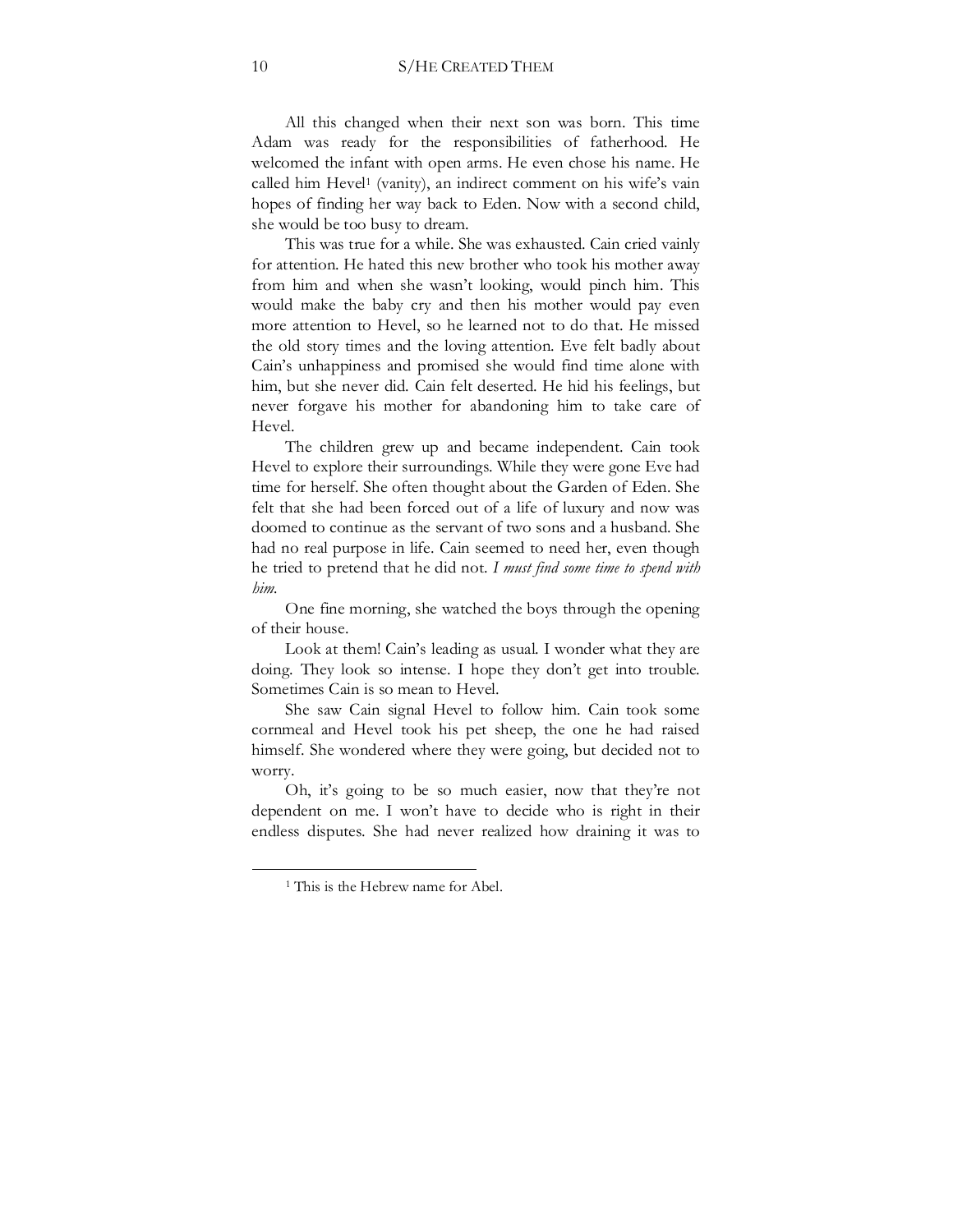All this changed when their next son was born. This time Adam was ready for the responsibilities of fatherhood. He welcomed the infant with open arms. He even chose his name. He called him Hevel[1] (vanity), an indirect comment on his wife's vain hopes of finding her way back to Eden. Now with a second child, she would be too busy to dream.

This was true for a while. She was exhausted. Cain cried vainly for attention. He hated this new brother who took his mother away from him and when she wasn't looking, would pinch him. This would make the baby cry and then his mother would pay even more attention to Hevel, so he learned not to do that. He missed the old story times and the loving attention. Eve felt badly about Cain's unhappiness and promised she would find time alone with him, but she never did. Cain felt deserted. He hid his feelings, but never forgave his mother for abandoning him to take care of Hevel.

The children grew up and became independent. Cain took Hevel to explore their surroundings. While they were gone Eve had time for herself. She often thought about the Garden of Eden. She felt that she had been forced out of a life of luxury and now was doomed to continue as the servant of two sons and a husband. She had no real purpose in life. Cain seemed to need her, even though he tried to pretend that he did not. *I must find some time to spend with him.*

One fine morning, she watched the boys through the opening of their house.

Look at them! Cain's leading as usual. I wonder what they are doing. They look so intense. I hope they don't get into trouble. Sometimes Cain is so mean to Hevel.

She saw Cain signal Hevel to follow him. Cain took some cornmeal and Hevel took his pet sheep, the one he had raised himself. She wondered where they were going, but decided not to worry.

Oh, it's going to be so much easier, now that they're not dependent on me. I won't have to decide who is right in their endless disputes. She had never realized how draining it was to

[1] This is the Hebrew name for Abel.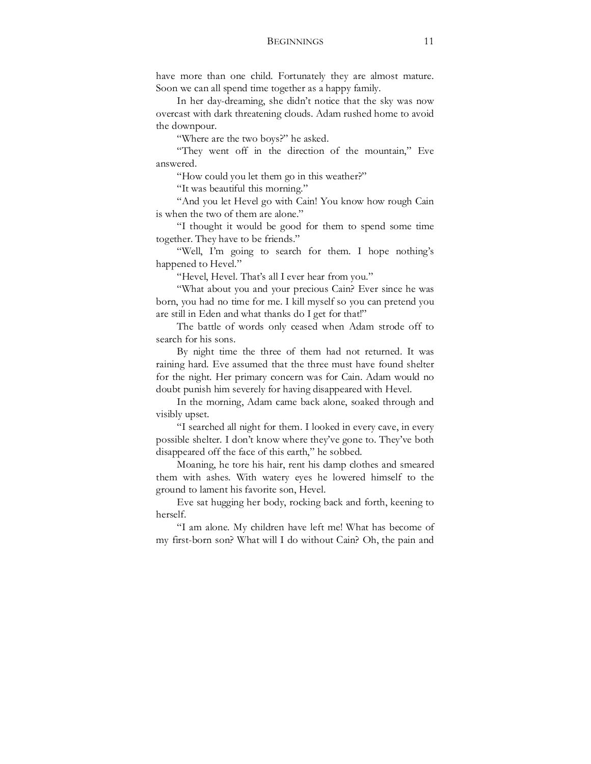have more than one child. Fortunately they are almost mature. Soon we can all spend time together as a happy family.

In her day-dreaming, she didn't notice that the sky was now overcast with dark threatening clouds. Adam rushed home to avoid the downpour.

"Where are the two boys?" he asked.

"They went off in the direction of the mountain," Eve answered.

"How could you let them go in this weather?"

"It was beautiful this morning."

"And you let Hevel go with Cain! You know how rough Cain is when the two of them are alone."

"I thought it would be good for them to spend some time together. They have to be friends."

"Well, I'm going to search for them. I hope nothing's happened to Hevel."

"Hevel, Hevel. That's all I ever hear from you."

"What about you and your precious Cain? Ever since he was born, you had no time for me. I kill myself so you can pretend you are still in Eden and what thanks do I get for that!"

The battle of words only ceased when Adam strode off to search for his sons.

By night time the three of them had not returned. It was raining hard. Eve assumed that the three must have found shelter for the night. Her primary concern was for Cain. Adam would no doubt punish him severely for having disappeared with Hevel.

In the morning, Adam came back alone, soaked through and visibly upset.

"I searched all night for them. I looked in every cave, in every possible shelter. I don't know where they've gone to. They've both disappeared off the face of this earth," he sobbed.

Moaning, he tore his hair, rent his damp clothes and smeared them with ashes. With watery eyes he lowered himself to the ground to lament his favorite son, Hevel.

Eve sat hugging her body, rocking back and forth, keening to herself.

"I am alone. My children have left me! What has become of my first-born son? What will I do without Cain? Oh, the pain and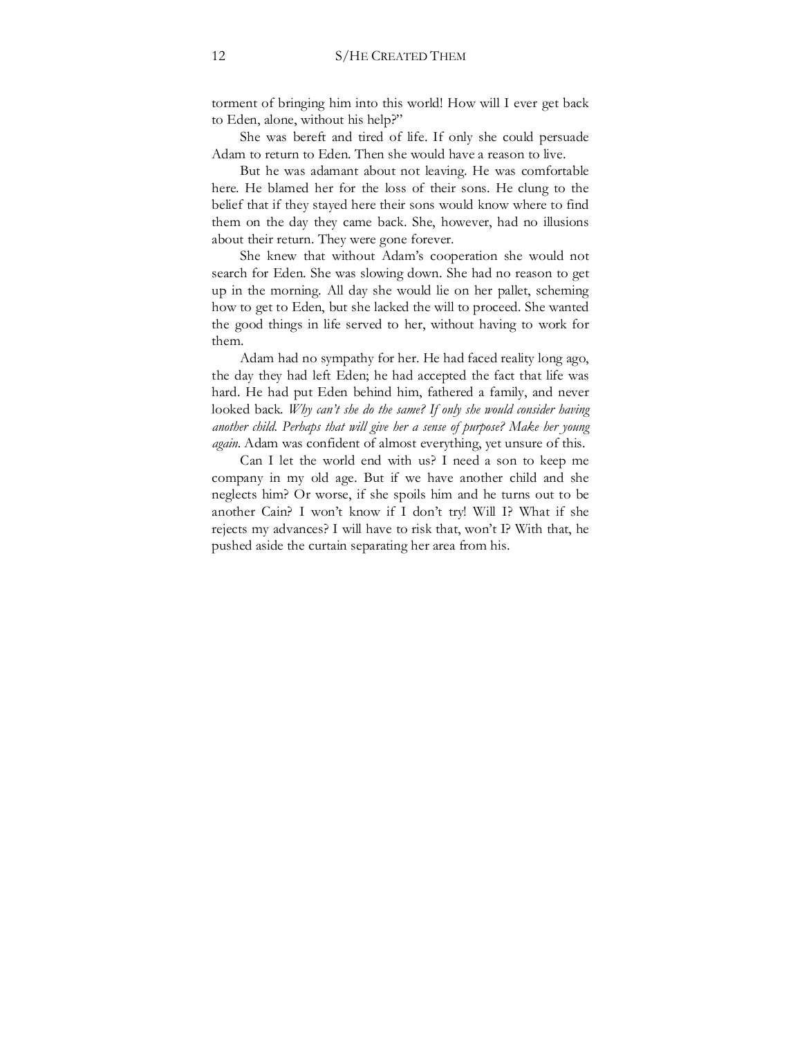torment of bringing him into this world! How will I ever get back to Eden, alone, without his help?"

She was bereft and tired of life. If only she could persuade Adam to return to Eden. Then she would have a reason to live.

But he was adamant about not leaving. He was comfortable here. He blamed her for the loss of their sons. He clung to the belief that if they stayed here their sons would know where to find them on the day they came back. She, however, had no illusions about their return. They were gone forever.

She knew that without Adam's cooperation she would not search for Eden. She was slowing down. She had no reason to get up in the morning. All day she would lie on her pallet, scheming how to get to Eden, but she lacked the will to proceed. She wanted the good things in life served to her, without having to work for them.

Adam had no sympathy for her. He had faced reality long ago, the day they had left Eden; he had accepted the fact that life was hard. He had put Eden behind him, fathered a family, and never looked back. *Why can't she do the same? If only she would consider having another child. Perhaps that will give her a sense of purpose? Make her young again.* Adam was confident of almost everything, yet unsure of this.

Can I let the world end with us? I need a son to keep me company in my old age. But if we have another child and she neglects him? Or worse, if she spoils him and he turns out to be another Cain? I won't know if I don't try! Will I? What if she rejects my advances? I will have to risk that, won't I? With that, he pushed aside the curtain separating her area from his.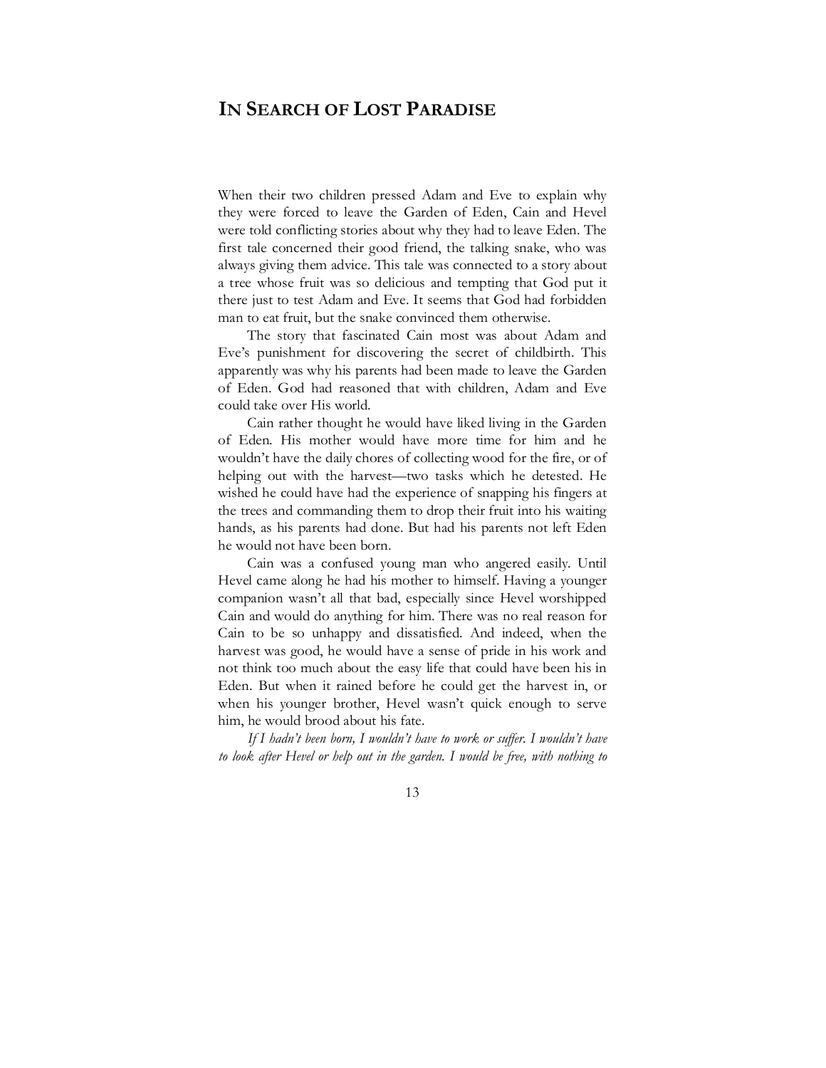# In Search of Lost Paradise

When their two children pressed Adam and Eve to explain why they were forced to leave the Garden of Eden, Cain and Hevel were told conflicting stories about why they had to leave Eden. The first tale concerned their good friend, the talking snake, who was always giving them advice. This tale was connected to a story about a tree whose fruit was so delicious and tempting that God put it there just to test Adam and Eve. It seems that God had forbidden man to eat fruit, but the snake convinced them otherwise.

The story that fascinated Cain most was about Adam and Eve's punishment for discovering the secret of childbirth. This apparently was why his parents had been made to leave the Garden of Eden. God had reasoned that with children, Adam and Eve could take over His world.

Cain rather thought he would have liked living in the Garden of Eden. His mother would have more time for him and he wouldn't have the daily chores of collecting wood for the fire, or of helping out with the harvest—two tasks which he detested. He wished he could have had the experience of snapping his fingers at the trees and commanding them to drop their fruit into his waiting hands, as his parents had done. But had his parents not left Eden he would not have been born.

Cain was a confused young man who angered easily. Until Hevel came along he had his mother to himself. Having a younger companion wasn't all that bad, especially since Hevel worshipped Cain and would do anything for him. There was no real reason for Cain to be so unhappy and dissatisfied. And indeed, when the harvest was good, he would have a sense of pride in his work and not think too much about the easy life that could have been his in Eden. But when it rained before he could get the harvest in, or when his younger brother, Hevel wasn't quick enough to serve him, he would brood about his fate.

*If I hadn't been born, I wouldn't have to work or suffer. I wouldn't have to look after Hevel or help out in the garden. I would be free, with nothing to*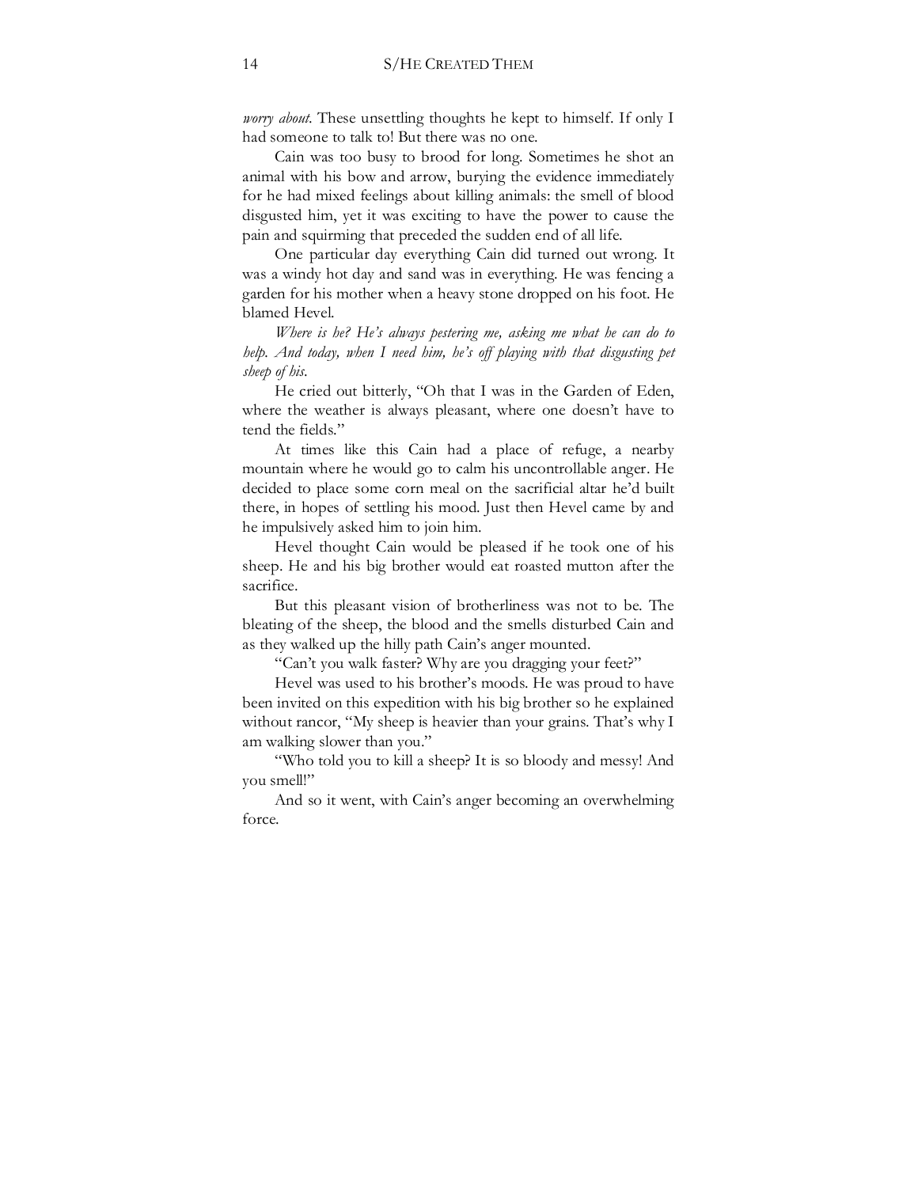*worry about.* These unsettling thoughts he kept to himself. If only I had someone to talk to! But there was no one.

Cain was too busy to brood for long. Sometimes he shot an animal with his bow and arrow, burying the evidence immediately for he had mixed feelings about killing animals: the smell of blood disgusted him, yet it was exciting to have the power to cause the pain and squirming that preceded the sudden end of all life.

One particular day everything Cain did turned out wrong. It was a windy hot day and sand was in everything. He was fencing a garden for his mother when a heavy stone dropped on his foot. He blamed Hevel.

*Where is he? He's always pestering me, asking me what he can do to help. And today, when I need him, he's off playing with that disgusting pet sheep of his.*

He cried out bitterly, "Oh that I was in the Garden of Eden, where the weather is always pleasant, where one doesn't have to tend the fields."

At times like this Cain had a place of refuge, a nearby mountain where he would go to calm his uncontrollable anger. He decided to place some corn meal on the sacrificial altar he'd built there, in hopes of settling his mood. Just then Hevel came by and he impulsively asked him to join him.

Hevel thought Cain would be pleased if he took one of his sheep. He and his big brother would eat roasted mutton after the sacrifice.

But this pleasant vision of brotherliness was not to be. The bleating of the sheep, the blood and the smells disturbed Cain and as they walked up the hilly path Cain's anger mounted.

"Can't you walk faster? Why are you dragging your feet?"

Hevel was used to his brother's moods. He was proud to have been invited on this expedition with his big brother so he explained without rancor, "My sheep is heavier than your grains. That's why I am walking slower than you."

"Who told you to kill a sheep? It is so bloody and messy! And you smell!"

And so it went, with Cain's anger becoming an overwhelming force.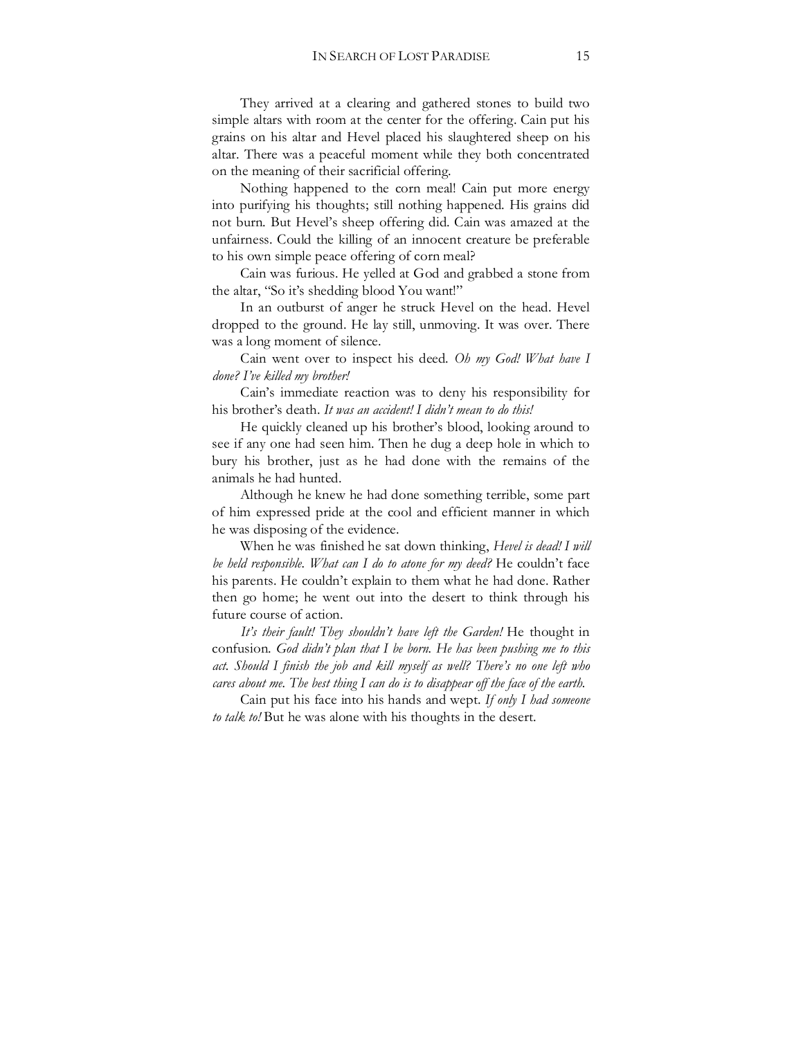They arrived at a clearing and gathered stones to build two simple altars with room at the center for the offering. Cain put his grains on his altar and Hevel placed his slaughtered sheep on his altar. There was a peaceful moment while they both concentrated on the meaning of their sacrificial offering.

Nothing happened to the corn meal! Cain put more energy into purifying his thoughts; still nothing happened. His grains did not burn. But Hevel's sheep offering did. Cain was amazed at the unfairness. Could the killing of an innocent creature be preferable to his own simple peace offering of corn meal?

Cain was furious. He yelled at God and grabbed a stone from the altar, "So it's shedding blood You want!"

In an outburst of anger he struck Hevel on the head. Hevel dropped to the ground. He lay still, unmoving. It was over. There was a long moment of silence.

Cain went over to inspect his deed. *Oh my God! What have I done? I've killed my brother!*

Cain's immediate reaction was to deny his responsibility for his brother's death. *It was an accident! I didn't mean to do this!*

He quickly cleaned up his brother's blood, looking around to see if any one had seen him. Then he dug a deep hole in which to bury his brother, just as he had done with the remains of the animals he had hunted.

Although he knew he had done something terrible, some part of him expressed pride at the cool and efficient manner in which he was disposing of the evidence.

When he was finished he sat down thinking, *Hevel is dead! I will be held responsible. What can I do to atone for my deed?* He couldn't face his parents. He couldn't explain to them what he had done. Rather then go home; he went out into the desert to think through his future course of action.

*It's their fault! They shouldn't have left the Garden!* He thought in confusion. *God didn't plan that I be born. He has been pushing me to this act. Should I finish the job and kill myself as well? There's no one left who cares about me. The best thing I can do is to disappear off the face of the earth.*

Cain put his face into his hands and wept. *If only I had someone to talk to!* But he was alone with his thoughts in the desert.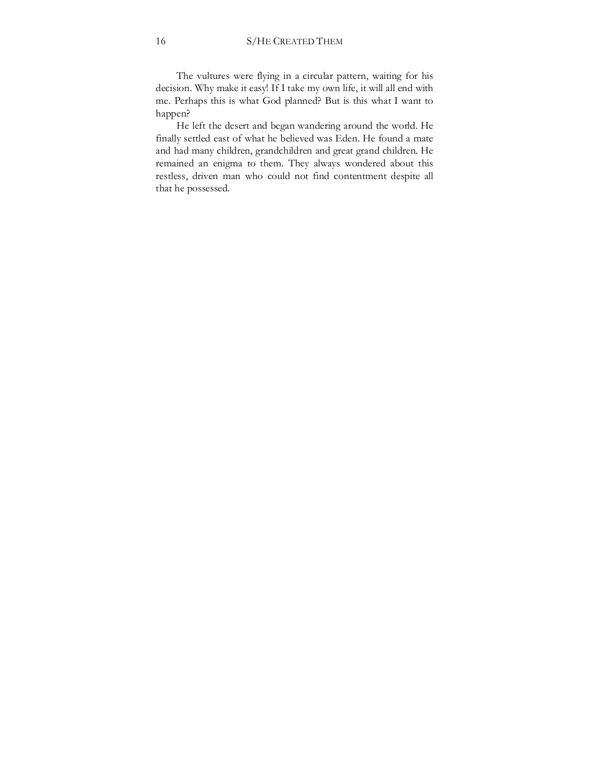The vultures were flying in a circular pattern, waiting for his decision. Why make it easy! If I take my own life, it will all end with me. Perhaps this is what God planned? But is this what I want to happen?

He left the desert and began wandering around the world. He finally settled east of what he believed was Eden. He found a mate and had many children, grandchildren and great grand children. He remained an enigma to them. They always wondered about this restless, driven man who could not find contentment despite all that he possessed.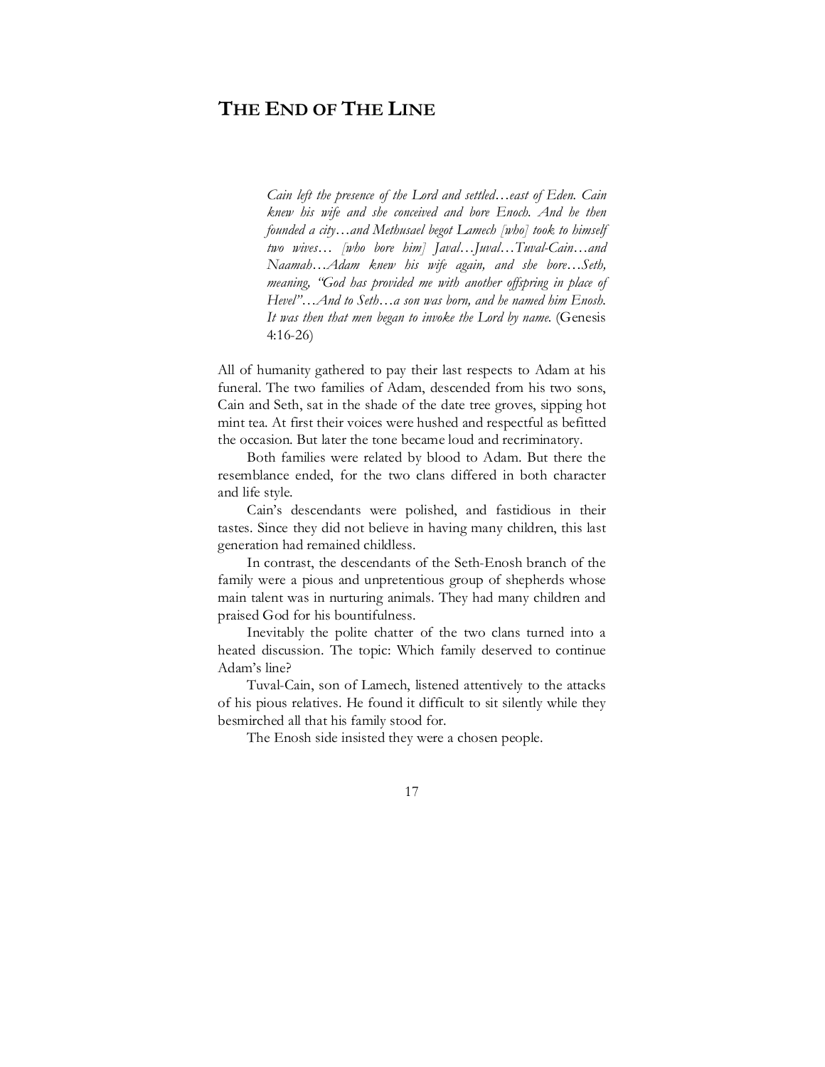# THE END OF THE LINE

> *Cain left the presence of the Lord and settled…east of Eden. Cain knew his wife and she conceived and bore Enoch. And he then founded a city…and Methusael begot Lamech [who] took to himself two wives… [who bore him] Javal…Juval…Tuval-Cain…and Naamah…Adam knew his wife again, and she bore…Seth, meaning, "God has provided me with another offspring in place of Hevel"…And to Seth…a son was born, and he named him Enosh. It was then that men began to invoke the Lord by name.* (Genesis 4:16-26)

All of humanity gathered to pay their last respects to Adam at his funeral. The two families of Adam, descended from his two sons, Cain and Seth, sat in the shade of the date tree groves, sipping hot mint tea. At first their voices were hushed and respectful as befitted the occasion. But later the tone became loud and recriminatory.

Both families were related by blood to Adam. But there the resemblance ended, for the two clans differed in both character and life style.

Cain's descendants were polished, and fastidious in their tastes. Since they did not believe in having many children, this last generation had remained childless.

In contrast, the descendants of the Seth-Enosh branch of the family were a pious and unpretentious group of shepherds whose main talent was in nurturing animals. They had many children and praised God for his bountifulness.

Inevitably the polite chatter of the two clans turned into a heated discussion. The topic: Which family deserved to continue Adam's line?

Tuval-Cain, son of Lamech, listened attentively to the attacks of his pious relatives. He found it difficult to sit silently while they besmirched all that his family stood for.

The Enosh side insisted they were a chosen people.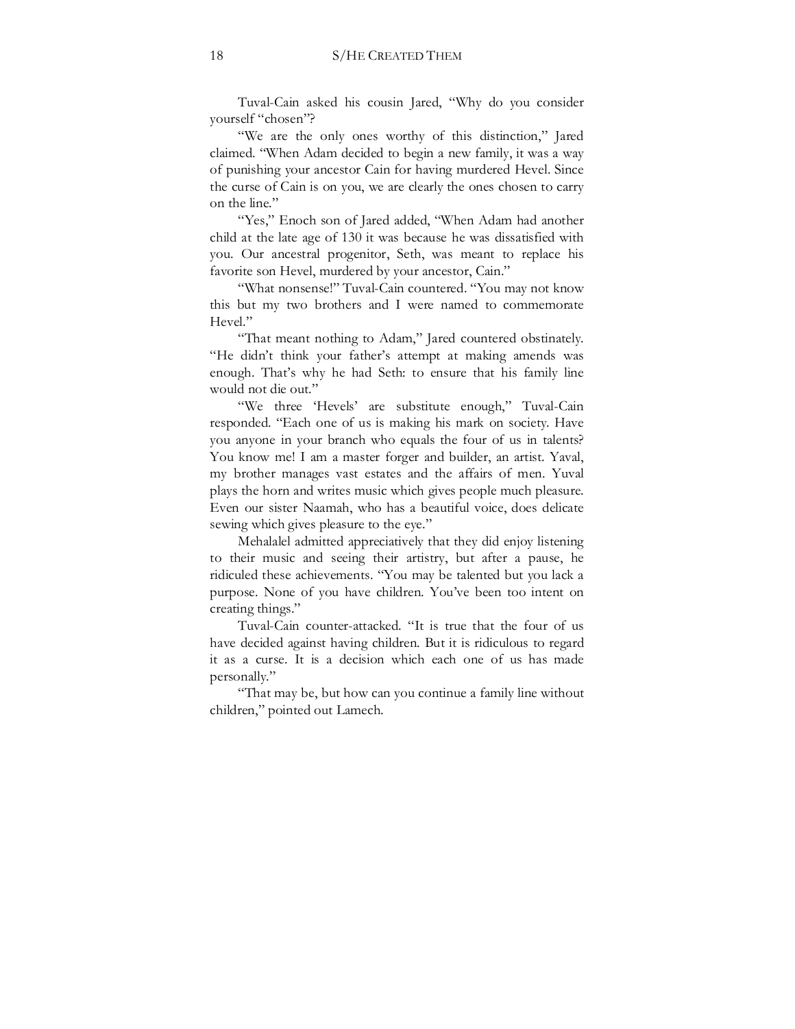Tuval-Cain asked his cousin Jared, "Why do you consider yourself "chosen"?

"We are the only ones worthy of this distinction," Jared claimed. "When Adam decided to begin a new family, it was a way of punishing your ancestor Cain for having murdered Hevel. Since the curse of Cain is on you, we are clearly the ones chosen to carry on the line."

"Yes," Enoch son of Jared added, "When Adam had another child at the late age of 130 it was because he was dissatisfied with you. Our ancestral progenitor, Seth, was meant to replace his favorite son Hevel, murdered by your ancestor, Cain."

"What nonsense!" Tuval-Cain countered. "You may not know this but my two brothers and I were named to commemorate Hevel."

"That meant nothing to Adam," Jared countered obstinately. "He didn't think your father's attempt at making amends was enough. That's why he had Seth: to ensure that his family line would not die out."

"We three 'Hevels' are substitute enough," Tuval-Cain responded. "Each one of us is making his mark on society. Have you anyone in your branch who equals the four of us in talents? You know me! I am a master forger and builder, an artist. Yaval, my brother manages vast estates and the affairs of men. Yuval plays the horn and writes music which gives people much pleasure. Even our sister Naamah, who has a beautiful voice, does delicate sewing which gives pleasure to the eye."

Mehalalel admitted appreciatively that they did enjoy listening to their music and seeing their artistry, but after a pause, he ridiculed these achievements. "You may be talented but you lack a purpose. None of you have children. You've been too intent on creating things."

Tuval-Cain counter-attacked. "It is true that the four of us have decided against having children. But it is ridiculous to regard it as a curse. It is a decision which each one of us has made personally."

"That may be, but how can you continue a family line without children," pointed out Lamech.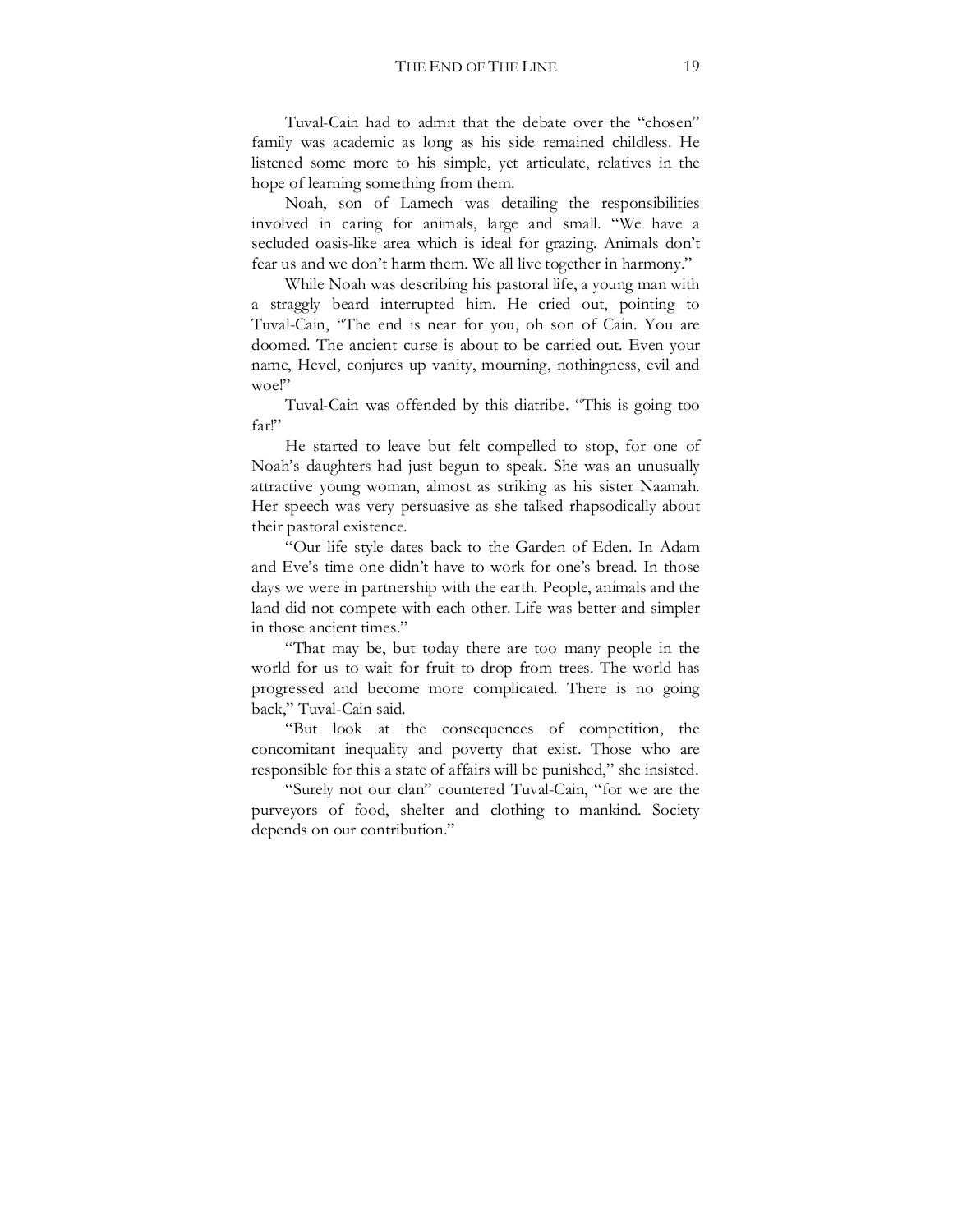Tuval-Cain had to admit that the debate over the "chosen" family was academic as long as his side remained childless. He listened some more to his simple, yet articulate, relatives in the hope of learning something from them.

Noah, son of Lamech was detailing the responsibilities involved in caring for animals, large and small. "We have a secluded oasis-like area which is ideal for grazing. Animals don't fear us and we don't harm them. We all live together in harmony."

While Noah was describing his pastoral life, a young man with a straggly beard interrupted him. He cried out, pointing to Tuval-Cain, "The end is near for you, oh son of Cain. You are doomed. The ancient curse is about to be carried out. Even your name, Hevel, conjures up vanity, mourning, nothingness, evil and woe!"

Tuval-Cain was offended by this diatribe. "This is going too far!"

He started to leave but felt compelled to stop, for one of Noah's daughters had just begun to speak. She was an unusually attractive young woman, almost as striking as his sister Naamah. Her speech was very persuasive as she talked rhapsodically about their pastoral existence.

"Our life style dates back to the Garden of Eden. In Adam and Eve's time one didn't have to work for one's bread. In those days we were in partnership with the earth. People, animals and the land did not compete with each other. Life was better and simpler in those ancient times."

"That may be, but today there are too many people in the world for us to wait for fruit to drop from trees. The world has progressed and become more complicated. There is no going back," Tuval-Cain said.

"But look at the consequences of competition, the concomitant inequality and poverty that exist. Those who are responsible for this a state of affairs will be punished," she insisted.

"Surely not our clan" countered Tuval-Cain, "for we are the purveyors of food, shelter and clothing to mankind. Society depends on our contribution."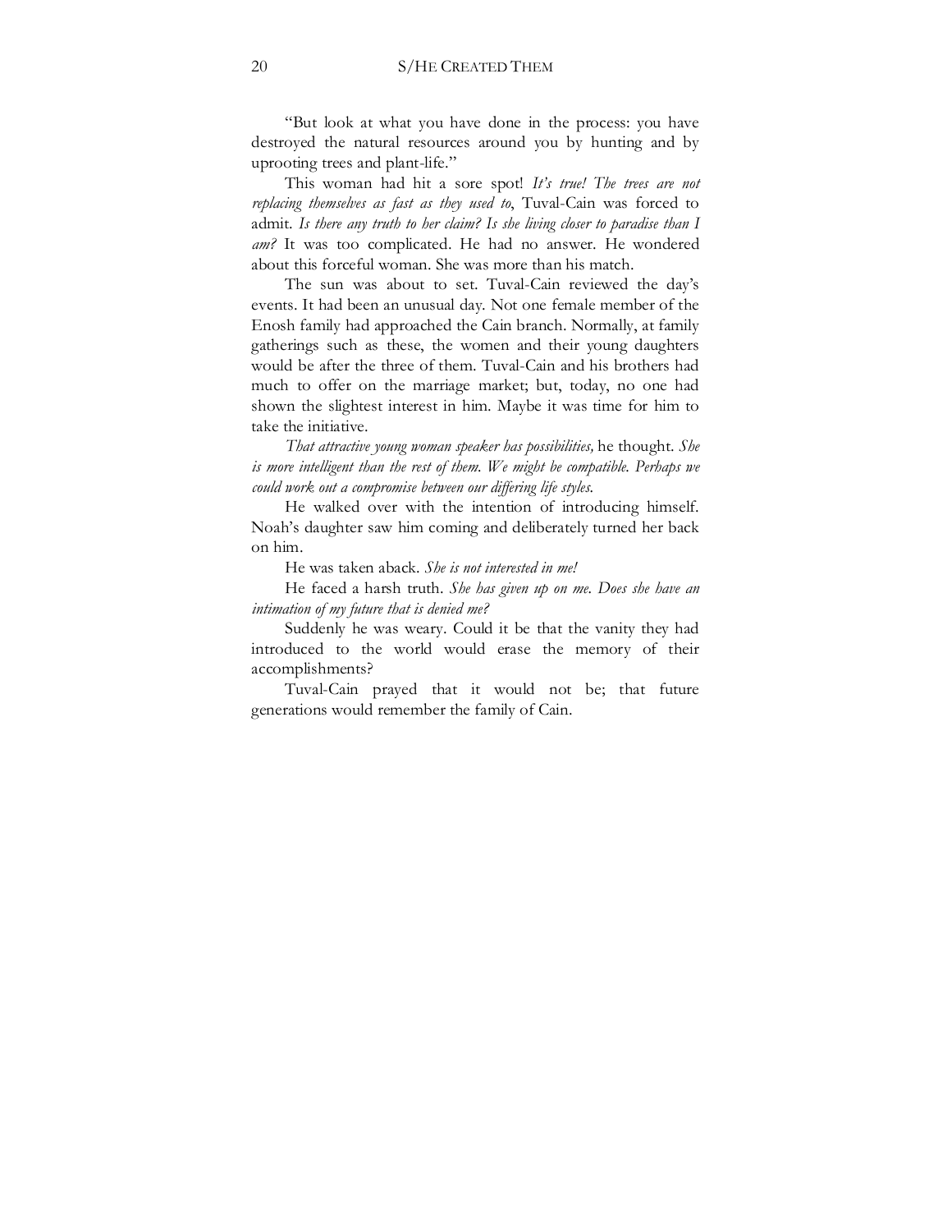"But look at what you have done in the process: you have destroyed the natural resources around you by hunting and by uprooting trees and plant-life."

This woman had hit a sore spot! *It's true! The trees are not replacing themselves as fast as they used to*, Tuval-Cain was forced to admit. *Is there any truth to her claim? Is she living closer to paradise than I am?* It was too complicated. He had no answer. He wondered about this forceful woman. She was more than his match.

The sun was about to set. Tuval-Cain reviewed the day's events. It had been an unusual day. Not one female member of the Enosh family had approached the Cain branch. Normally, at family gatherings such as these, the women and their young daughters would be after the three of them. Tuval-Cain and his brothers had much to offer on the marriage market; but, today, no one had shown the slightest interest in him. Maybe it was time for him to take the initiative.

*That attractive young woman speaker has possibilities,* he thought. *She is more intelligent than the rest of them. We might be compatible. Perhaps we could work out a compromise between our differing life styles.*

He walked over with the intention of introducing himself. Noah's daughter saw him coming and deliberately turned her back on him.

He was taken aback. *She is not interested in me!*

He faced a harsh truth. *She has given up on me. Does she have an intimation of my future that is denied me?*

Suddenly he was weary. Could it be that the vanity they had introduced to the world would erase the memory of their accomplishments?

Tuval-Cain prayed that it would not be; that future generations would remember the family of Cain.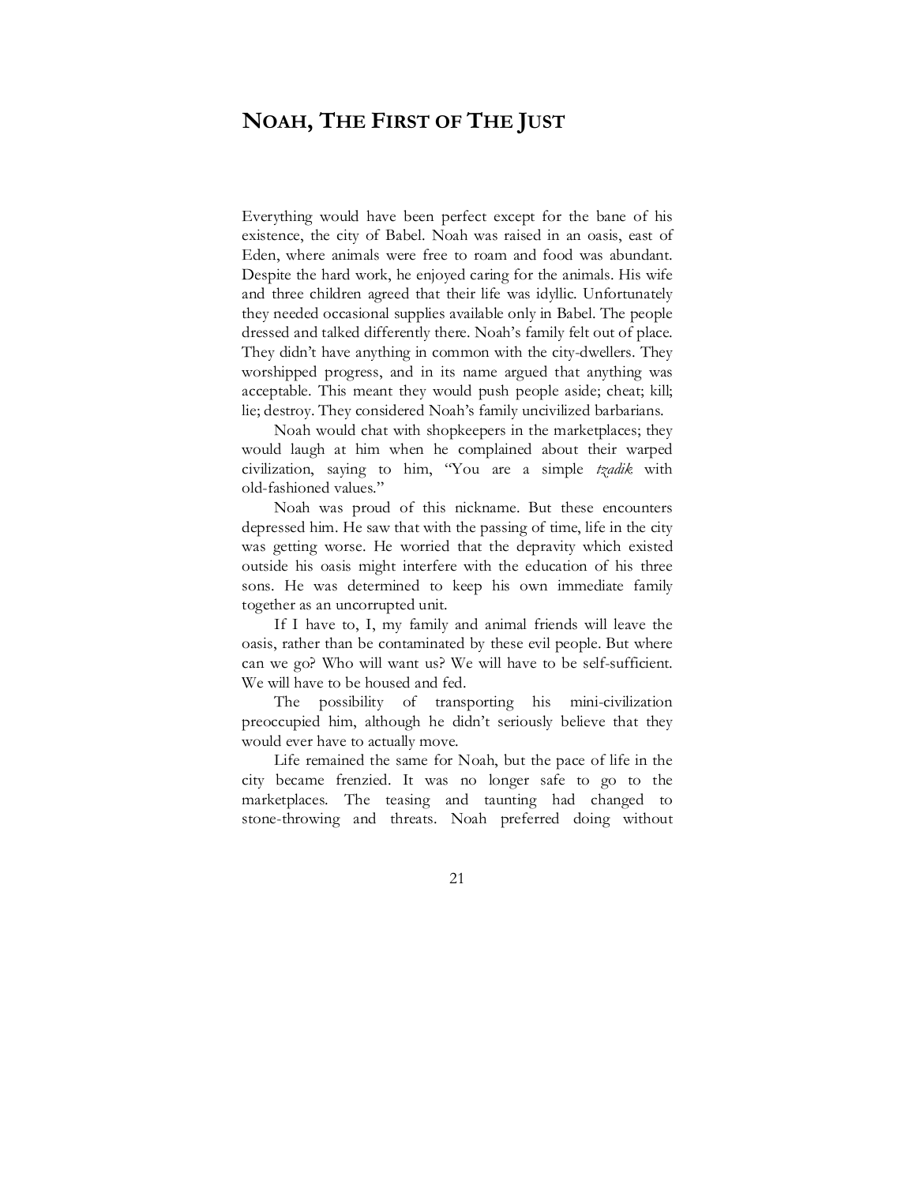# NOAH, THE FIRST OF THE JUST

Everything would have been perfect except for the bane of his existence, the city of Babel. Noah was raised in an oasis, east of Eden, where animals were free to roam and food was abundant. Despite the hard work, he enjoyed caring for the animals. His wife and three children agreed that their life was idyllic. Unfortunately they needed occasional supplies available only in Babel. The people dressed and talked differently there. Noah's family felt out of place. They didn't have anything in common with the city-dwellers. They worshipped progress, and in its name argued that anything was acceptable. This meant they would push people aside; cheat; kill; lie; destroy. They considered Noah's family uncivilized barbarians.

Noah would chat with shopkeepers in the marketplaces; they would laugh at him when he complained about their warped civilization, saying to him, "You are a simple *tzadik* with old-fashioned values."

Noah was proud of this nickname. But these encounters depressed him. He saw that with the passing of time, life in the city was getting worse. He worried that the depravity which existed outside his oasis might interfere with the education of his three sons. He was determined to keep his own immediate family together as an uncorrupted unit.

If I have to, I, my family and animal friends will leave the oasis, rather than be contaminated by these evil people. But where can we go? Who will want us? We will have to be self-sufficient. We will have to be housed and fed.

The possibility of transporting his mini-civilization preoccupied him, although he didn't seriously believe that they would ever have to actually move.

Life remained the same for Noah, but the pace of life in the city became frenzied. It was no longer safe to go to the marketplaces. The teasing and taunting had changed to stone-throwing and threats. Noah preferred doing without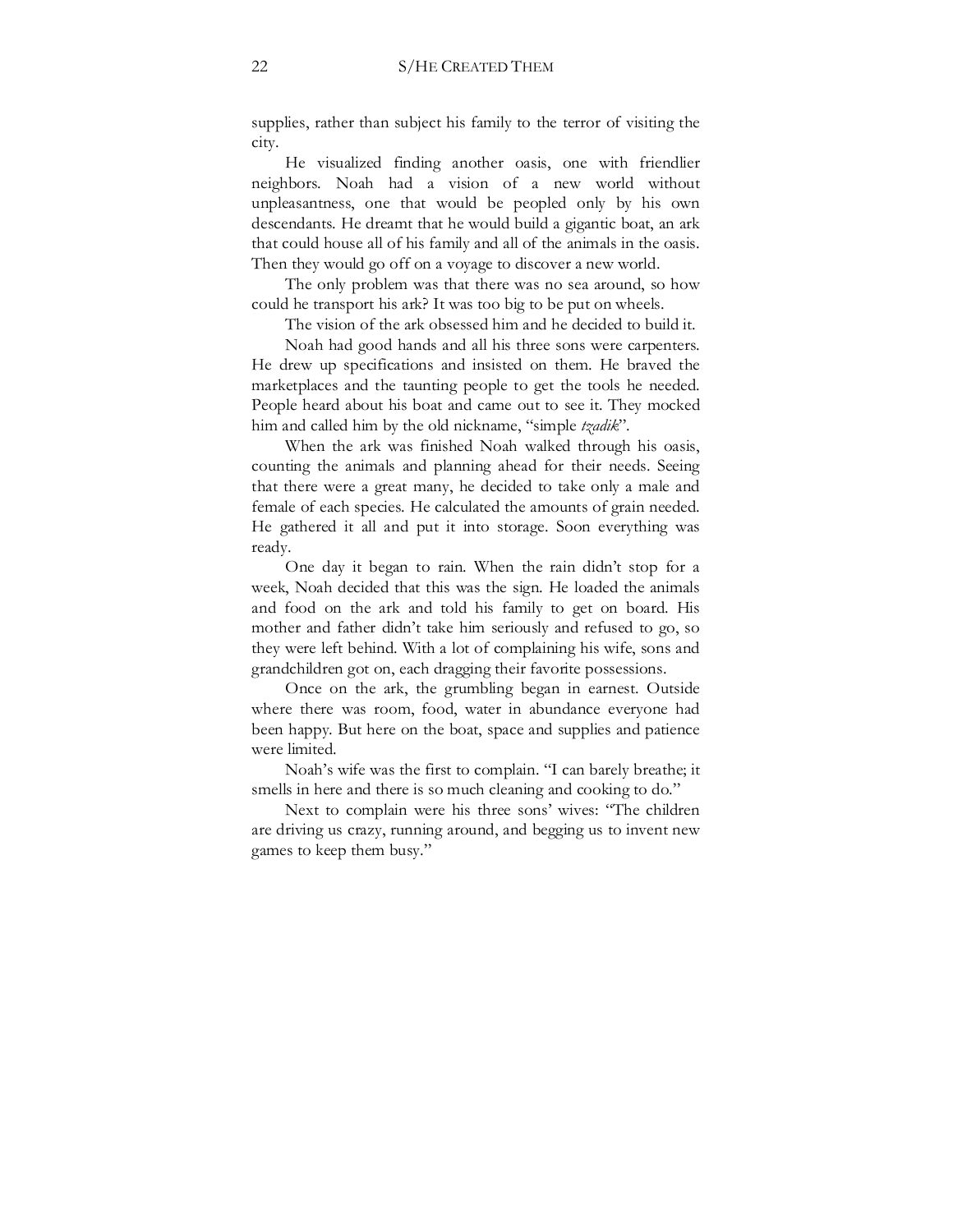supplies, rather than subject his family to the terror of visiting the city.

He visualized finding another oasis, one with friendlier neighbors. Noah had a vision of a new world without unpleasantness, one that would be peopled only by his own descendants. He dreamt that he would build a gigantic boat, an ark that could house all of his family and all of the animals in the oasis. Then they would go off on a voyage to discover a new world.

The only problem was that there was no sea around, so how could he transport his ark? It was too big to be put on wheels.

The vision of the ark obsessed him and he decided to build it.

Noah had good hands and all his three sons were carpenters. He drew up specifications and insisted on them. He braved the marketplaces and the taunting people to get the tools he needed. People heard about his boat and came out to see it. They mocked him and called him by the old nickname, "simple *tzadik*".

When the ark was finished Noah walked through his oasis, counting the animals and planning ahead for their needs. Seeing that there were a great many, he decided to take only a male and female of each species. He calculated the amounts of grain needed. He gathered it all and put it into storage. Soon everything was ready.

One day it began to rain. When the rain didn't stop for a week, Noah decided that this was the sign. He loaded the animals and food on the ark and told his family to get on board. His mother and father didn't take him seriously and refused to go, so they were left behind. With a lot of complaining his wife, sons and grandchildren got on, each dragging their favorite possessions.

Once on the ark, the grumbling began in earnest. Outside where there was room, food, water in abundance everyone had been happy. But here on the boat, space and supplies and patience were limited.

Noah's wife was the first to complain. "I can barely breathe; it smells in here and there is so much cleaning and cooking to do."

Next to complain were his three sons' wives: "The children are driving us crazy, running around, and begging us to invent new games to keep them busy."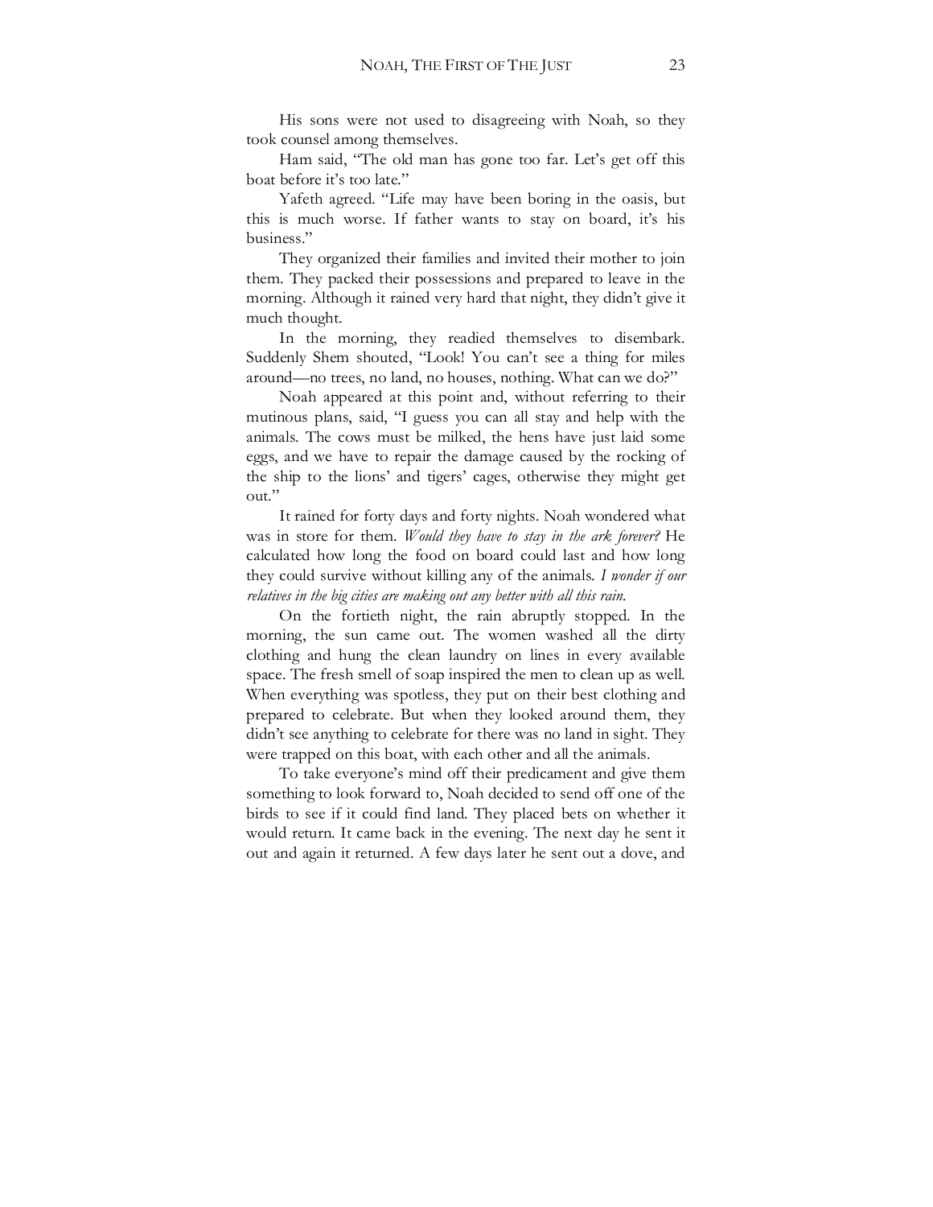His sons were not used to disagreeing with Noah, so they took counsel among themselves.

Ham said, "The old man has gone too far. Let's get off this boat before it's too late."

Yafeth agreed. "Life may have been boring in the oasis, but this is much worse. If father wants to stay on board, it's his business."

They organized their families and invited their mother to join them. They packed their possessions and prepared to leave in the morning. Although it rained very hard that night, they didn't give it much thought.

In the morning, they readied themselves to disembark. Suddenly Shem shouted, "Look! You can't see a thing for miles around—no trees, no land, no houses, nothing. What can we do?"

Noah appeared at this point and, without referring to their mutinous plans, said, "I guess you can all stay and help with the animals. The cows must be milked, the hens have just laid some eggs, and we have to repair the damage caused by the rocking of the ship to the lions' and tigers' cages, otherwise they might get out."

It rained for forty days and forty nights. Noah wondered what was in store for them. *Would they have to stay in the ark forever?* He calculated how long the food on board could last and how long they could survive without killing any of the animals. *I wonder if our relatives in the big cities are making out any better with all this rain.*

On the fortieth night, the rain abruptly stopped. In the morning, the sun came out. The women washed all the dirty clothing and hung the clean laundry on lines in every available space. The fresh smell of soap inspired the men to clean up as well. When everything was spotless, they put on their best clothing and prepared to celebrate. But when they looked around them, they didn't see anything to celebrate for there was no land in sight. They were trapped on this boat, with each other and all the animals.

To take everyone's mind off their predicament and give them something to look forward to, Noah decided to send off one of the birds to see if it could find land. They placed bets on whether it would return. It came back in the evening. The next day he sent it out and again it returned. A few days later he sent out a dove, and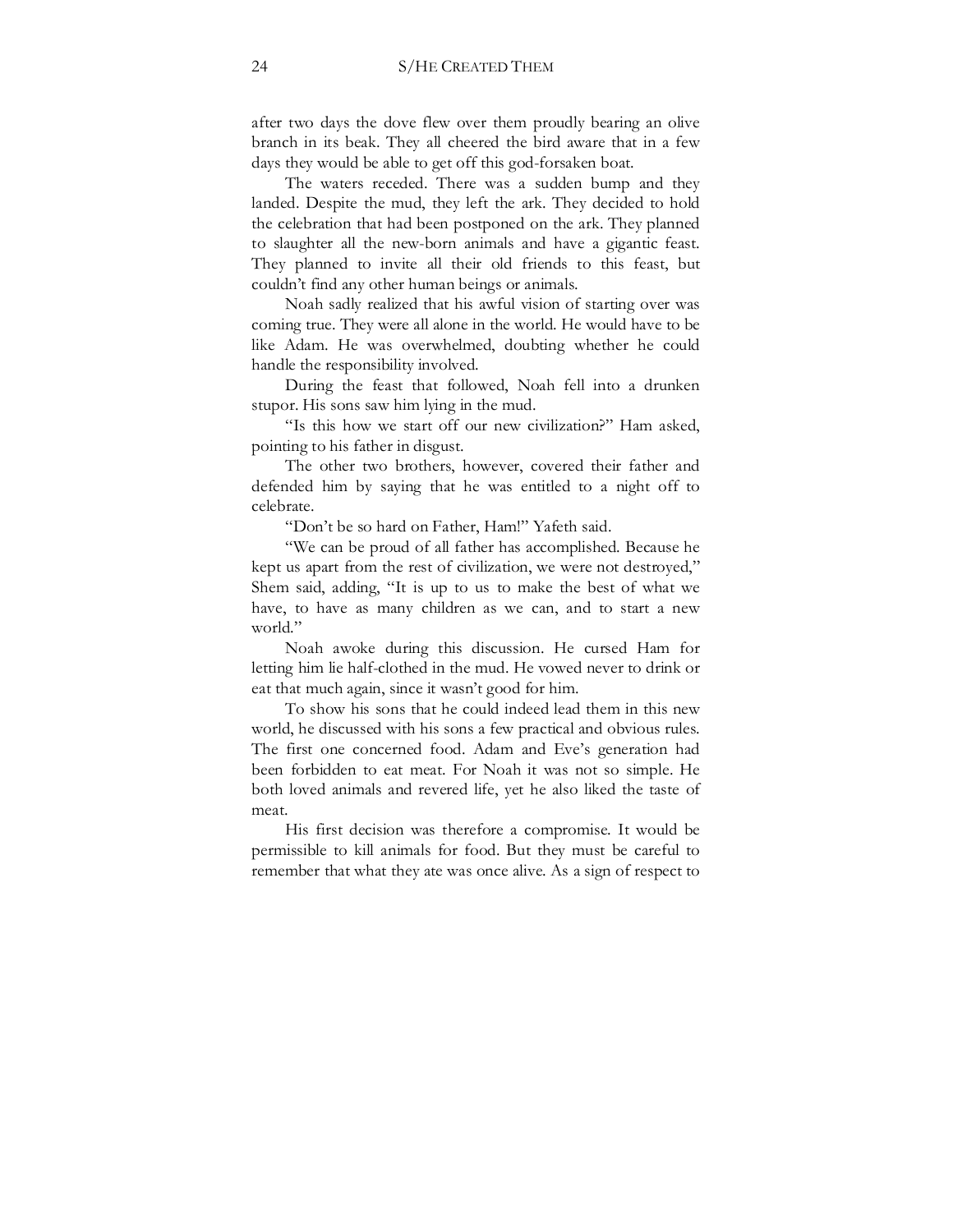after two days the dove flew over them proudly bearing an olive branch in its beak. They all cheered the bird aware that in a few days they would be able to get off this god-forsaken boat.

The waters receded. There was a sudden bump and they landed. Despite the mud, they left the ark. They decided to hold the celebration that had been postponed on the ark. They planned to slaughter all the new-born animals and have a gigantic feast. They planned to invite all their old friends to this feast, but couldn't find any other human beings or animals.

Noah sadly realized that his awful vision of starting over was coming true. They were all alone in the world. He would have to be like Adam. He was overwhelmed, doubting whether he could handle the responsibility involved.

During the feast that followed, Noah fell into a drunken stupor. His sons saw him lying in the mud.

"Is this how we start off our new civilization?" Ham asked, pointing to his father in disgust.

The other two brothers, however, covered their father and defended him by saying that he was entitled to a night off to celebrate.

"Don't be so hard on Father, Ham!" Yafeth said.

"We can be proud of all father has accomplished. Because he kept us apart from the rest of civilization, we were not destroyed," Shem said, adding, "It is up to us to make the best of what we have, to have as many children as we can, and to start a new world."

Noah awoke during this discussion. He cursed Ham for letting him lie half-clothed in the mud. He vowed never to drink or eat that much again, since it wasn't good for him.

To show his sons that he could indeed lead them in this new world, he discussed with his sons a few practical and obvious rules. The first one concerned food. Adam and Eve's generation had been forbidden to eat meat. For Noah it was not so simple. He both loved animals and revered life, yet he also liked the taste of meat.

His first decision was therefore a compromise. It would be permissible to kill animals for food. But they must be careful to remember that what they ate was once alive. As a sign of respect to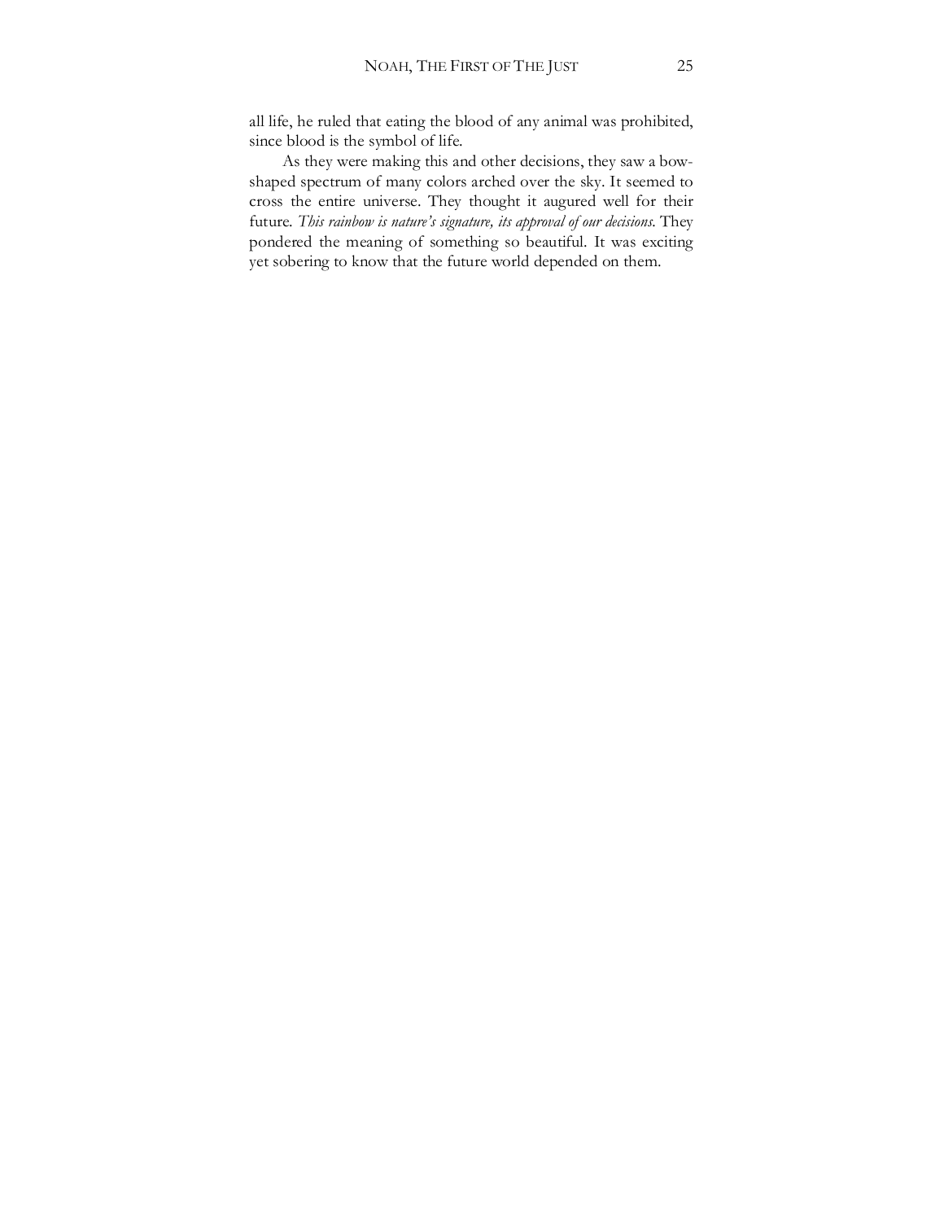all life, he ruled that eating the blood of any animal was prohibited, since blood is the symbol of life.

As they were making this and other decisions, they saw a bow-shaped spectrum of many colors arched over the sky. It seemed to cross the entire universe. They thought it augured well for their future. *This rainbow is nature's signature, its approval of our decisions.* They pondered the meaning of something so beautiful. It was exciting yet sobering to know that the future world depended on them.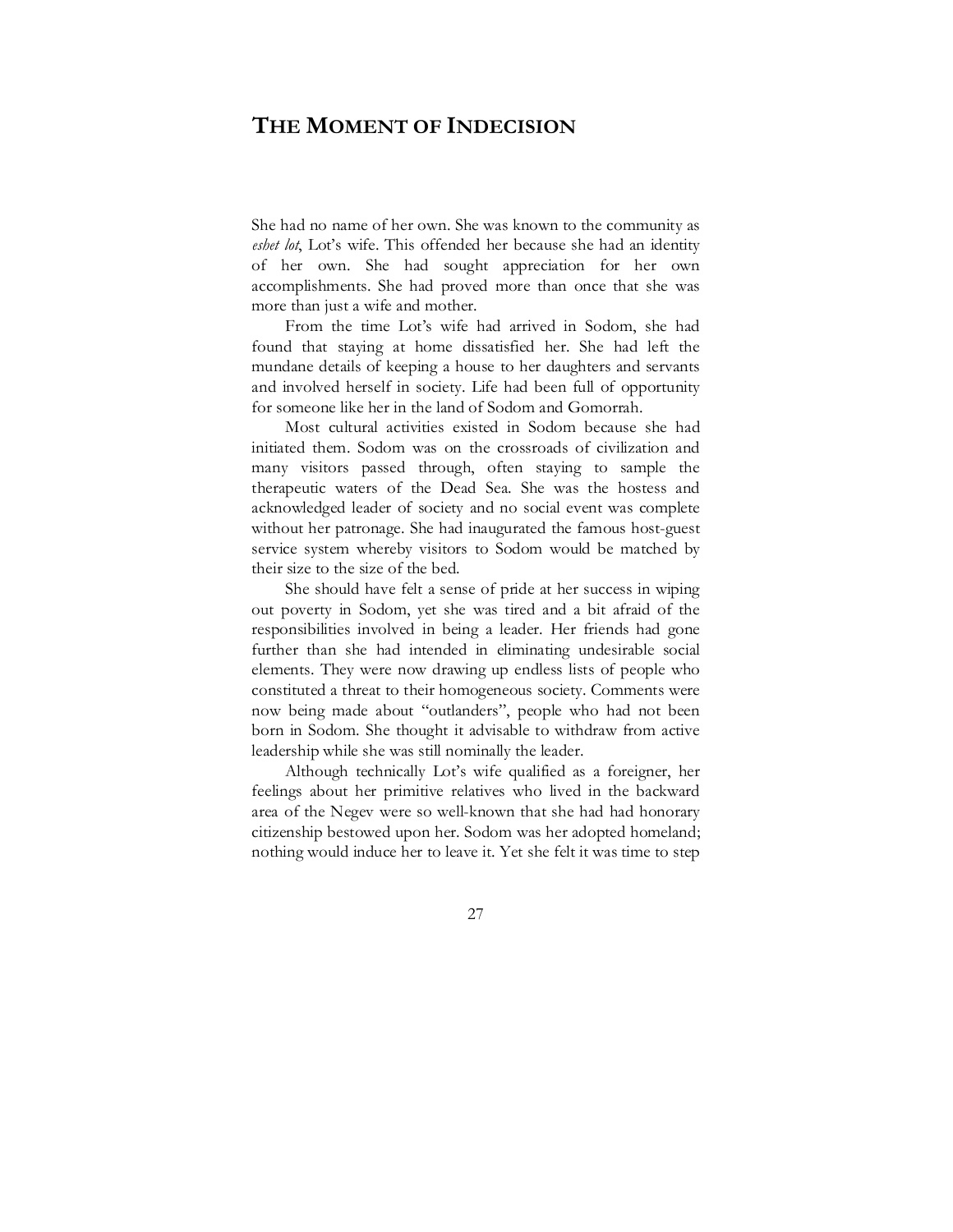# THE MOMENT OF INDECISION

She had no name of her own. She was known to the community as *eshet lot*, Lot's wife. This offended her because she had an identity of her own. She had sought appreciation for her own accomplishments. She had proved more than once that she was more than just a wife and mother.

From the time Lot's wife had arrived in Sodom, she had found that staying at home dissatisfied her. She had left the mundane details of keeping a house to her daughters and servants and involved herself in society. Life had been full of opportunity for someone like her in the land of Sodom and Gomorrah.

Most cultural activities existed in Sodom because she had initiated them. Sodom was on the crossroads of civilization and many visitors passed through, often staying to sample the therapeutic waters of the Dead Sea. She was the hostess and acknowledged leader of society and no social event was complete without her patronage. She had inaugurated the famous host-guest service system whereby visitors to Sodom would be matched by their size to the size of the bed.

She should have felt a sense of pride at her success in wiping out poverty in Sodom, yet she was tired and a bit afraid of the responsibilities involved in being a leader. Her friends had gone further than she had intended in eliminating undesirable social elements. They were now drawing up endless lists of people who constituted a threat to their homogeneous society. Comments were now being made about "outlanders", people who had not been born in Sodom. She thought it advisable to withdraw from active leadership while she was still nominally the leader.

Although technically Lot's wife qualified as a foreigner, her feelings about her primitive relatives who lived in the backward area of the Negev were so well-known that she had had honorary citizenship bestowed upon her. Sodom was her adopted homeland; nothing would induce her to leave it. Yet she felt it was time to step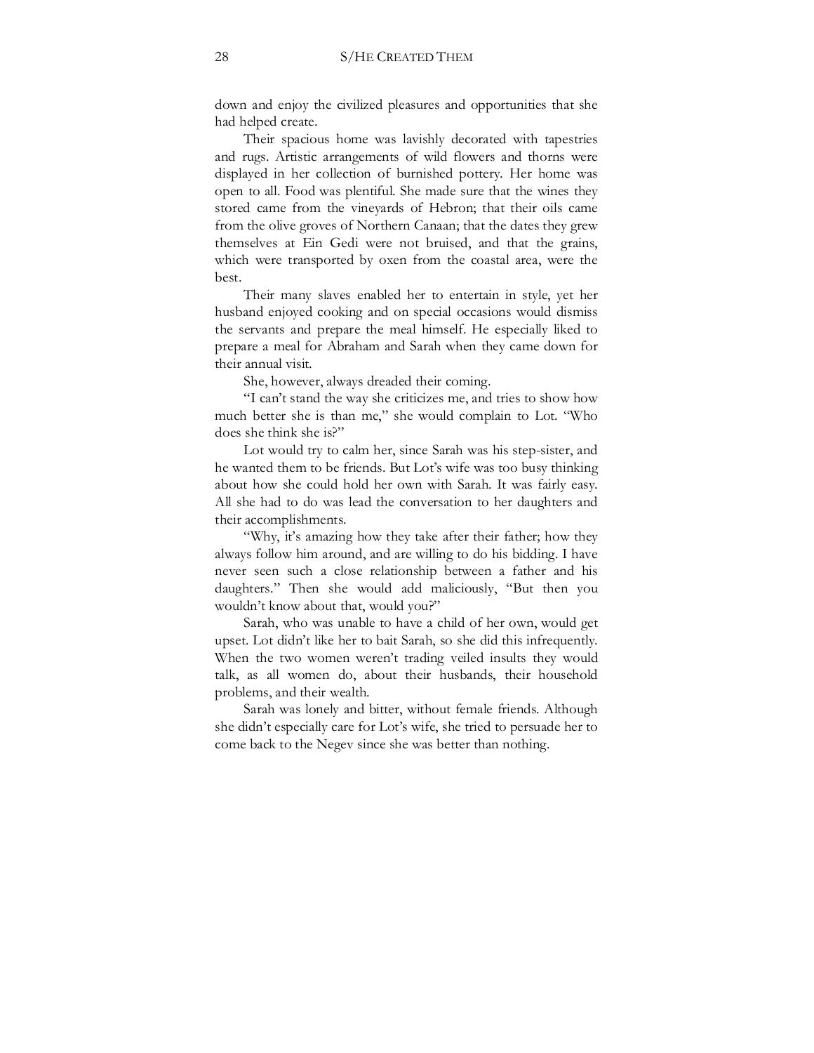down and enjoy the civilized pleasures and opportunities that she had helped create.

Their spacious home was lavishly decorated with tapestries and rugs. Artistic arrangements of wild flowers and thorns were displayed in her collection of burnished pottery. Her home was open to all. Food was plentiful. She made sure that the wines they stored came from the vineyards of Hebron; that their oils came from the olive groves of Northern Canaan; that the dates they grew themselves at Ein Gedi were not bruised, and that the grains, which were transported by oxen from the coastal area, were the best.

Their many slaves enabled her to entertain in style, yet her husband enjoyed cooking and on special occasions would dismiss the servants and prepare the meal himself. He especially liked to prepare a meal for Abraham and Sarah when they came down for their annual visit.

She, however, always dreaded their coming.

"I can't stand the way she criticizes me, and tries to show how much better she is than me," she would complain to Lot. "Who does she think she is?"

Lot would try to calm her, since Sarah was his step-sister, and he wanted them to be friends. But Lot's wife was too busy thinking about how she could hold her own with Sarah. It was fairly easy. All she had to do was lead the conversation to her daughters and their accomplishments.

"Why, it's amazing how they take after their father; how they always follow him around, and are willing to do his bidding. I have never seen such a close relationship between a father and his daughters." Then she would add maliciously, "But then you wouldn't know about that, would you?"

Sarah, who was unable to have a child of her own, would get upset. Lot didn't like her to bait Sarah, so she did this infrequently. When the two women weren't trading veiled insults they would talk, as all women do, about their husbands, their household problems, and their wealth.

Sarah was lonely and bitter, without female friends. Although she didn't especially care for Lot's wife, she tried to persuade her to come back to the Negev since she was better than nothing.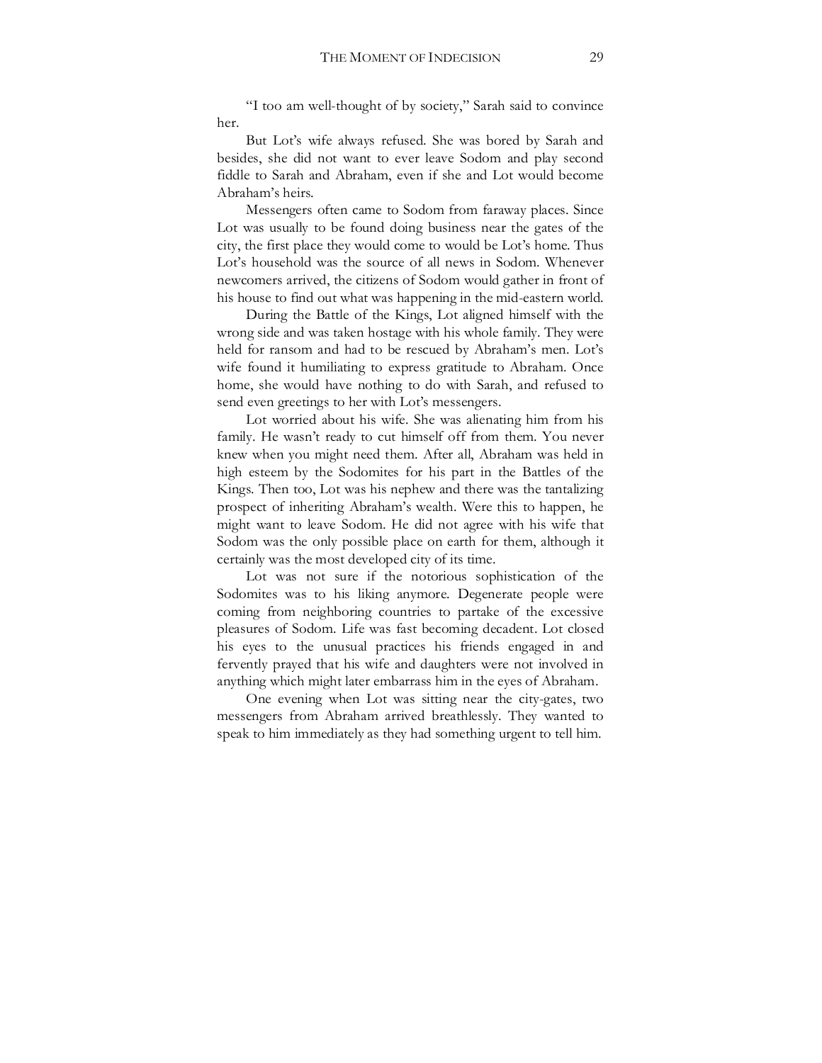"I too am well-thought of by society," Sarah said to convince her.

But Lot's wife always refused. She was bored by Sarah and besides, she did not want to ever leave Sodom and play second fiddle to Sarah and Abraham, even if she and Lot would become Abraham's heirs.

Messengers often came to Sodom from faraway places. Since Lot was usually to be found doing business near the gates of the city, the first place they would come to would be Lot's home. Thus Lot's household was the source of all news in Sodom. Whenever newcomers arrived, the citizens of Sodom would gather in front of his house to find out what was happening in the mid-eastern world.

During the Battle of the Kings, Lot aligned himself with the wrong side and was taken hostage with his whole family. They were held for ransom and had to be rescued by Abraham's men. Lot's wife found it humiliating to express gratitude to Abraham. Once home, she would have nothing to do with Sarah, and refused to send even greetings to her with Lot's messengers.

Lot worried about his wife. She was alienating him from his family. He wasn't ready to cut himself off from them. You never knew when you might need them. After all, Abraham was held in high esteem by the Sodomites for his part in the Battles of the Kings. Then too, Lot was his nephew and there was the tantalizing prospect of inheriting Abraham's wealth. Were this to happen, he might want to leave Sodom. He did not agree with his wife that Sodom was the only possible place on earth for them, although it certainly was the most developed city of its time.

Lot was not sure if the notorious sophistication of the Sodomites was to his liking anymore. Degenerate people were coming from neighboring countries to partake of the excessive pleasures of Sodom. Life was fast becoming decadent. Lot closed his eyes to the unusual practices his friends engaged in and fervently prayed that his wife and daughters were not involved in anything which might later embarrass him in the eyes of Abraham.

One evening when Lot was sitting near the city-gates, two messengers from Abraham arrived breathlessly. They wanted to speak to him immediately as they had something urgent to tell him.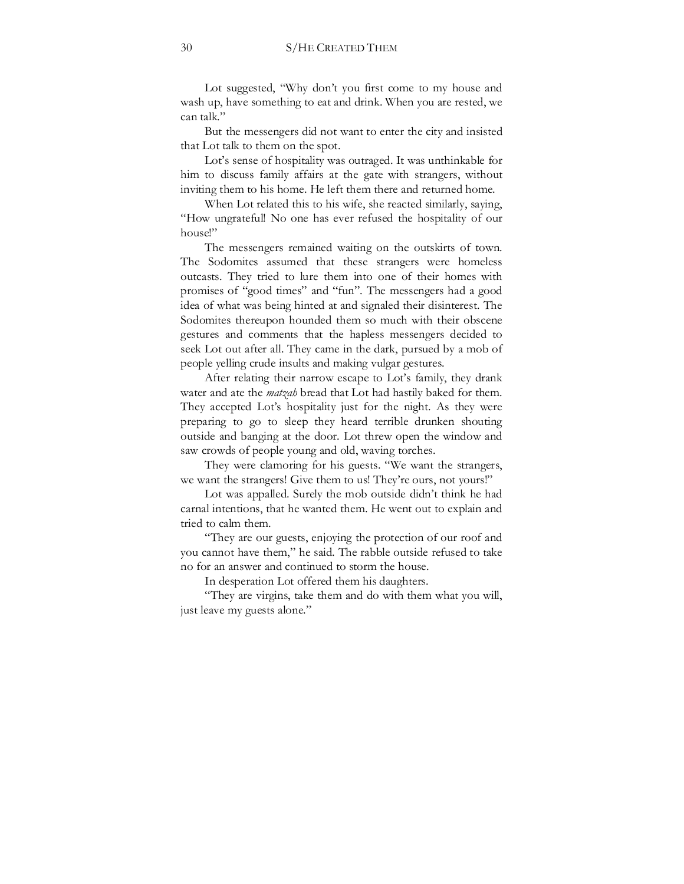Lot suggested, "Why don't you first come to my house and wash up, have something to eat and drink. When you are rested, we can talk."

But the messengers did not want to enter the city and insisted that Lot talk to them on the spot.

Lot's sense of hospitality was outraged. It was unthinkable for him to discuss family affairs at the gate with strangers, without inviting them to his home. He left them there and returned home.

When Lot related this to his wife, she reacted similarly, saying, "How ungrateful! No one has ever refused the hospitality of our house!"

The messengers remained waiting on the outskirts of town. The Sodomites assumed that these strangers were homeless outcasts. They tried to lure them into one of their homes with promises of "good times" and "fun". The messengers had a good idea of what was being hinted at and signaled their disinterest. The Sodomites thereupon hounded them so much with their obscene gestures and comments that the hapless messengers decided to seek Lot out after all. They came in the dark, pursued by a mob of people yelling crude insults and making vulgar gestures.

After relating their narrow escape to Lot's family, they drank water and ate the *matzah* bread that Lot had hastily baked for them. They accepted Lot's hospitality just for the night. As they were preparing to go to sleep they heard terrible drunken shouting outside and banging at the door. Lot threw open the window and saw crowds of people young and old, waving torches.

They were clamoring for his guests. "We want the strangers, we want the strangers! Give them to us! They're ours, not yours!"

Lot was appalled. Surely the mob outside didn't think he had carnal intentions, that he wanted them. He went out to explain and tried to calm them.

"They are our guests, enjoying the protection of our roof and you cannot have them," he said. The rabble outside refused to take no for an answer and continued to storm the house.

In desperation Lot offered them his daughters.

"They are virgins, take them and do with them what you will, just leave my guests alone."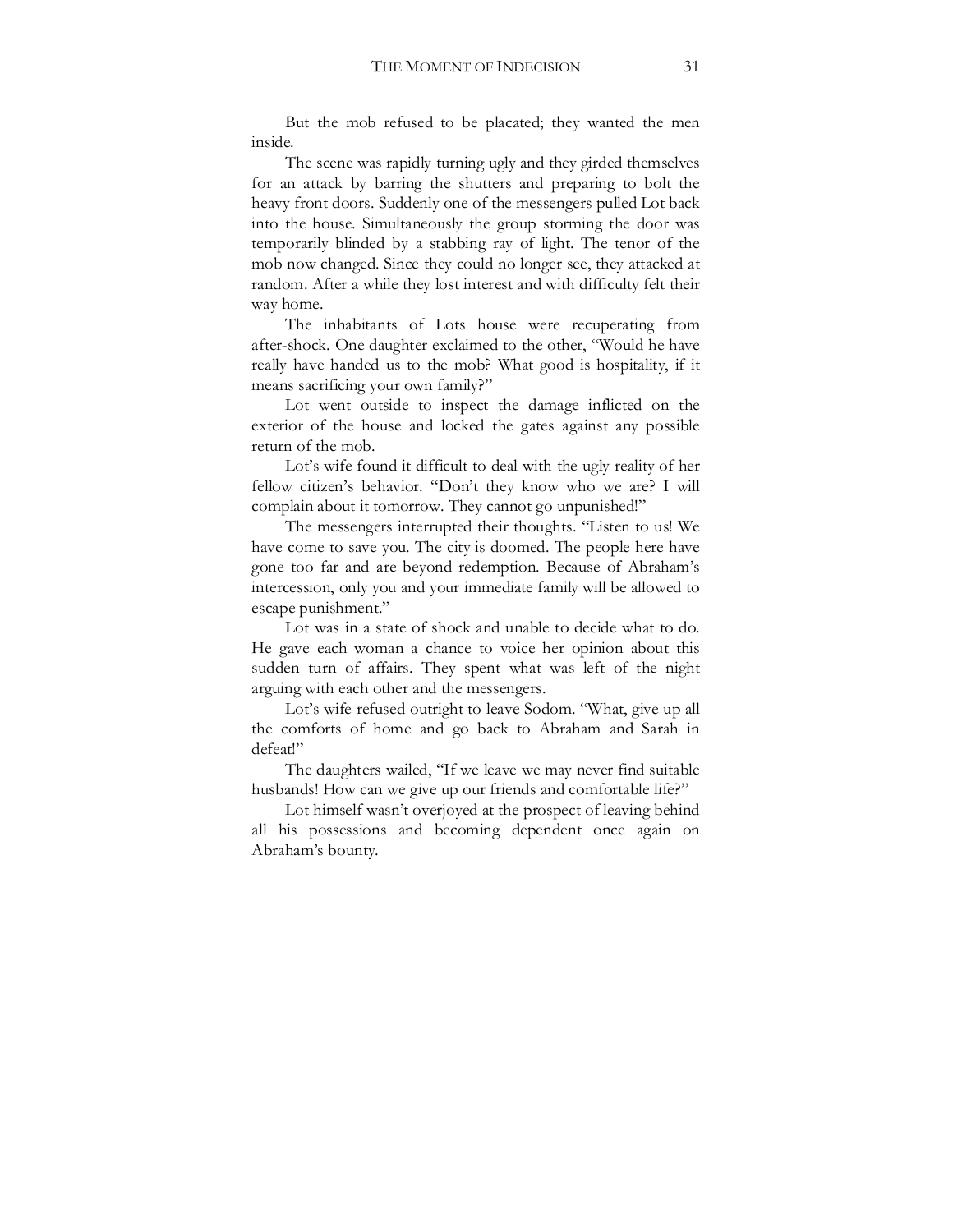But the mob refused to be placated; they wanted the men inside.

The scene was rapidly turning ugly and they girded themselves for an attack by barring the shutters and preparing to bolt the heavy front doors. Suddenly one of the messengers pulled Lot back into the house. Simultaneously the group storming the door was temporarily blinded by a stabbing ray of light. The tenor of the mob now changed. Since they could no longer see, they attacked at random. After a while they lost interest and with difficulty felt their way home.

The inhabitants of Lots house were recuperating from after-shock. One daughter exclaimed to the other, "Would he have really have handed us to the mob? What good is hospitality, if it means sacrificing your own family?"

Lot went outside to inspect the damage inflicted on the exterior of the house and locked the gates against any possible return of the mob.

Lot's wife found it difficult to deal with the ugly reality of her fellow citizen's behavior. "Don't they know who we are? I will complain about it tomorrow. They cannot go unpunished!"

The messengers interrupted their thoughts. "Listen to us! We have come to save you. The city is doomed. The people here have gone too far and are beyond redemption. Because of Abraham's intercession, only you and your immediate family will be allowed to escape punishment."

Lot was in a state of shock and unable to decide what to do. He gave each woman a chance to voice her opinion about this sudden turn of affairs. They spent what was left of the night arguing with each other and the messengers.

Lot's wife refused outright to leave Sodom. "What, give up all the comforts of home and go back to Abraham and Sarah in defeat!"

The daughters wailed, "If we leave we may never find suitable husbands! How can we give up our friends and comfortable life?"

Lot himself wasn't overjoyed at the prospect of leaving behind all his possessions and becoming dependent once again on Abraham's bounty.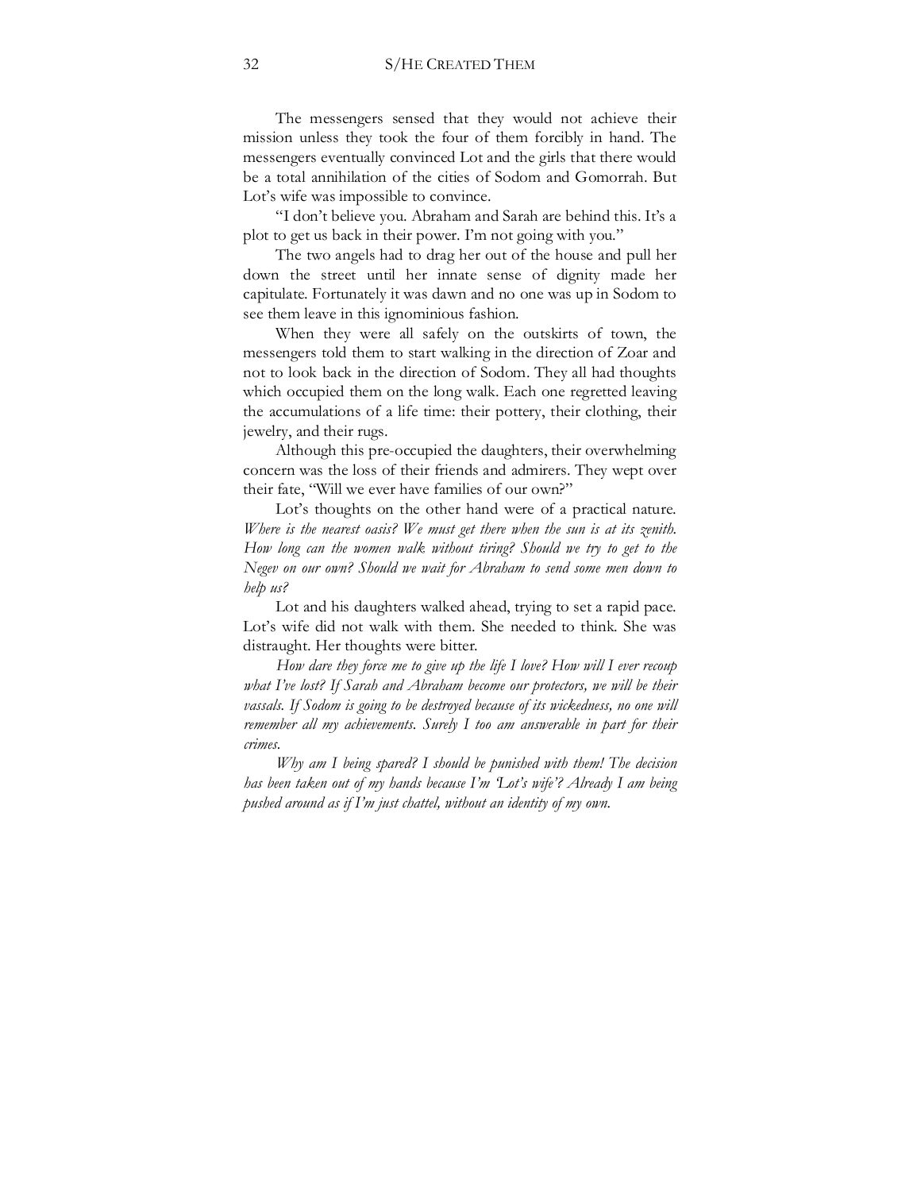The messengers sensed that they would not achieve their mission unless they took the four of them forcibly in hand. The messengers eventually convinced Lot and the girls that there would be a total annihilation of the cities of Sodom and Gomorrah. But Lot's wife was impossible to convince.

"I don't believe you. Abraham and Sarah are behind this. It's a plot to get us back in their power. I'm not going with you."

The two angels had to drag her out of the house and pull her down the street until her innate sense of dignity made her capitulate. Fortunately it was dawn and no one was up in Sodom to see them leave in this ignominious fashion.

When they were all safely on the outskirts of town, the messengers told them to start walking in the direction of Zoar and not to look back in the direction of Sodom. They all had thoughts which occupied them on the long walk. Each one regretted leaving the accumulations of a life time: their pottery, their clothing, their jewelry, and their rugs.

Although this pre-occupied the daughters, their overwhelming concern was the loss of their friends and admirers. They wept over their fate, "Will we ever have families of our own?"

Lot's thoughts on the other hand were of a practical nature. *Where is the nearest oasis? We must get there when the sun is at its zenith. How long can the women walk without tiring? Should we try to get to the Negev on our own? Should we wait for Abraham to send some men down to help us?*

Lot and his daughters walked ahead, trying to set a rapid pace. Lot's wife did not walk with them. She needed to think. She was distraught. Her thoughts were bitter.

*How dare they force me to give up the life I love? How will I ever recoup what I've lost? If Sarah and Abraham become our protectors, we will be their vassals. If Sodom is going to be destroyed because of its wickedness, no one will remember all my achievements. Surely I too am answerable in part for their crimes.*

*Why am I being spared? I should be punished with them! The decision has been taken out of my hands because I'm 'Lot's wife'? Already I am being pushed around as if I'm just chattel, without an identity of my own.*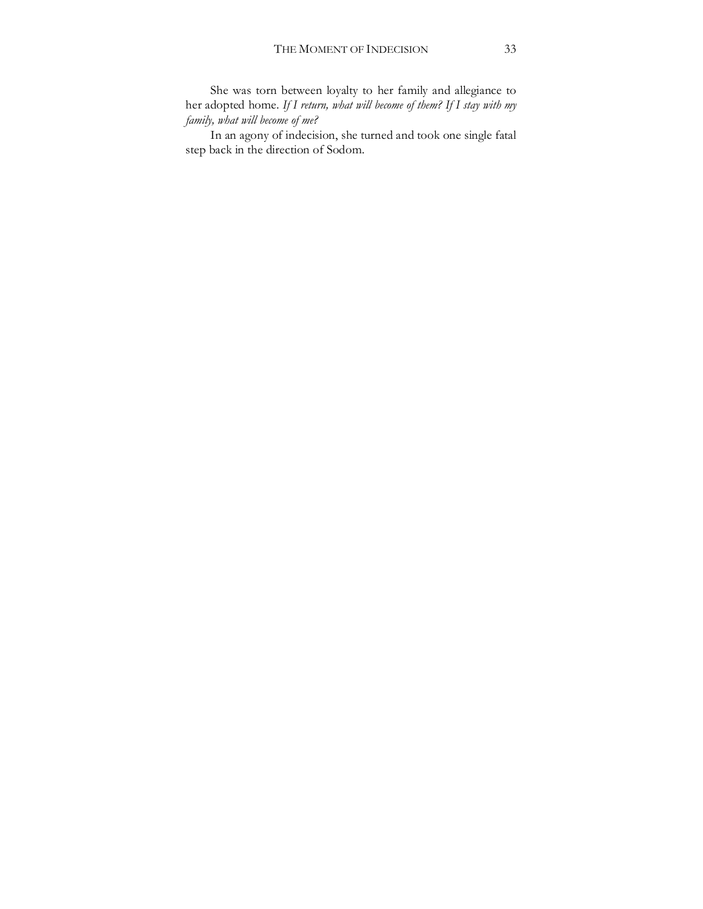She was torn between loyalty to her family and allegiance to her adopted home. *If I return, what will become of them? If I stay with my family, what will become of me?*

In an agony of indecision, she turned and took one single fatal step back in the direction of Sodom.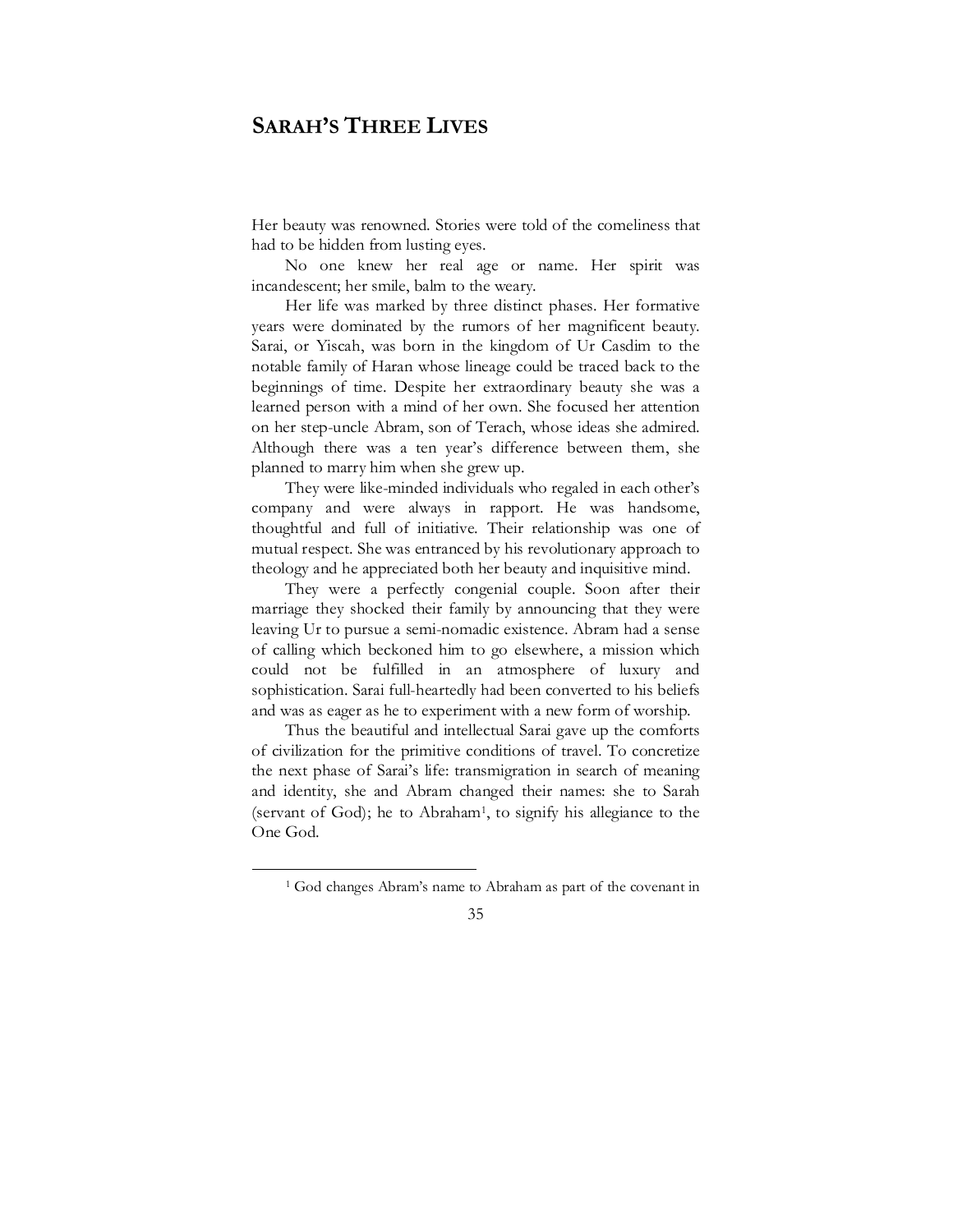## SARAH'S THREE LIVES

Her beauty was renowned. Stories were told of the comeliness that had to be hidden from lusting eyes.

No one knew her real age or name. Her spirit was incandescent; her smile, balm to the weary.

Her life was marked by three distinct phases. Her formative years were dominated by the rumors of her magnificent beauty. Sarai, or Yiscah, was born in the kingdom of Ur Casdim to the notable family of Haran whose lineage could be traced back to the beginnings of time. Despite her extraordinary beauty she was a learned person with a mind of her own. She focused her attention on her step-uncle Abram, son of Terach, whose ideas she admired. Although there was a ten year's difference between them, she planned to marry him when she grew up.

They were like-minded individuals who regaled in each other's company and were always in rapport. He was handsome, thoughtful and full of initiative. Their relationship was one of mutual respect. She was entranced by his revolutionary approach to theology and he appreciated both her beauty and inquisitive mind.

They were a perfectly congenial couple. Soon after their marriage they shocked their family by announcing that they were leaving Ur to pursue a semi-nomadic existence. Abram had a sense of calling which beckoned him to go elsewhere, a mission which could not be fulfilled in an atmosphere of luxury and sophistication. Sarai full-heartedly had been converted to his beliefs and was as eager as he to experiment with a new form of worship.

Thus the beautiful and intellectual Sarai gave up the comforts of civilization for the primitive conditions of travel. To concretize the next phase of Sarai's life: transmigration in search of meaning and identity, she and Abram changed their names: she to Sarah (servant of God); he to Abraham[1], to signify his allegiance to the One God.

---

[1] God changes Abram's name to Abraham as part of the covenant in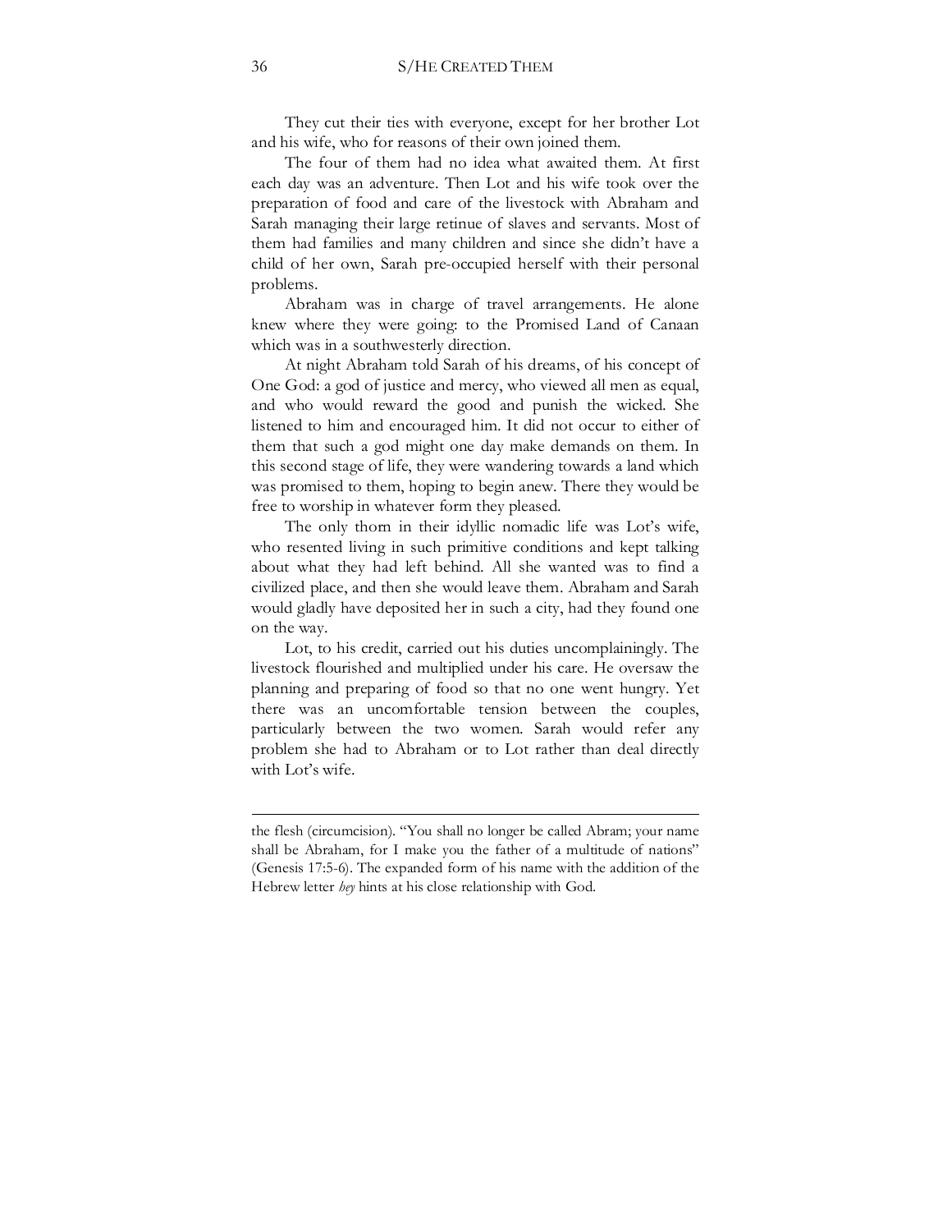They cut their ties with everyone, except for her brother Lot and his wife, who for reasons of their own joined them.

The four of them had no idea what awaited them. At first each day was an adventure. Then Lot and his wife took over the preparation of food and care of the livestock with Abraham and Sarah managing their large retinue of slaves and servants. Most of them had families and many children and since she didn't have a child of her own, Sarah pre-occupied herself with their personal problems.

Abraham was in charge of travel arrangements. He alone knew where they were going: to the Promised Land of Canaan which was in a southwesterly direction.

At night Abraham told Sarah of his dreams, of his concept of One God: a god of justice and mercy, who viewed all men as equal, and who would reward the good and punish the wicked. She listened to him and encouraged him. It did not occur to either of them that such a god might one day make demands on them. In this second stage of life, they were wandering towards a land which was promised to them, hoping to begin anew. There they would be free to worship in whatever form they pleased.

The only thorn in their idyllic nomadic life was Lot's wife, who resented living in such primitive conditions and kept talking about what they had left behind. All she wanted was to find a civilized place, and then she would leave them. Abraham and Sarah would gladly have deposited her in such a city, had they found one on the way.

Lot, to his credit, carried out his duties uncomplainingly. The livestock flourished and multiplied under his care. He oversaw the planning and preparing of food so that no one went hungry. Yet there was an uncomfortable tension between the couples, particularly between the two women. Sarah would refer any problem she had to Abraham or to Lot rather than deal directly with Lot's wife.

---

the flesh (circumcision). "You shall no longer be called Abram; your name shall be Abraham, for I make you the father of a multitude of nations" (Genesis 17:5-6). The expanded form of his name with the addition of the Hebrew letter *hey* hints at his close relationship with God.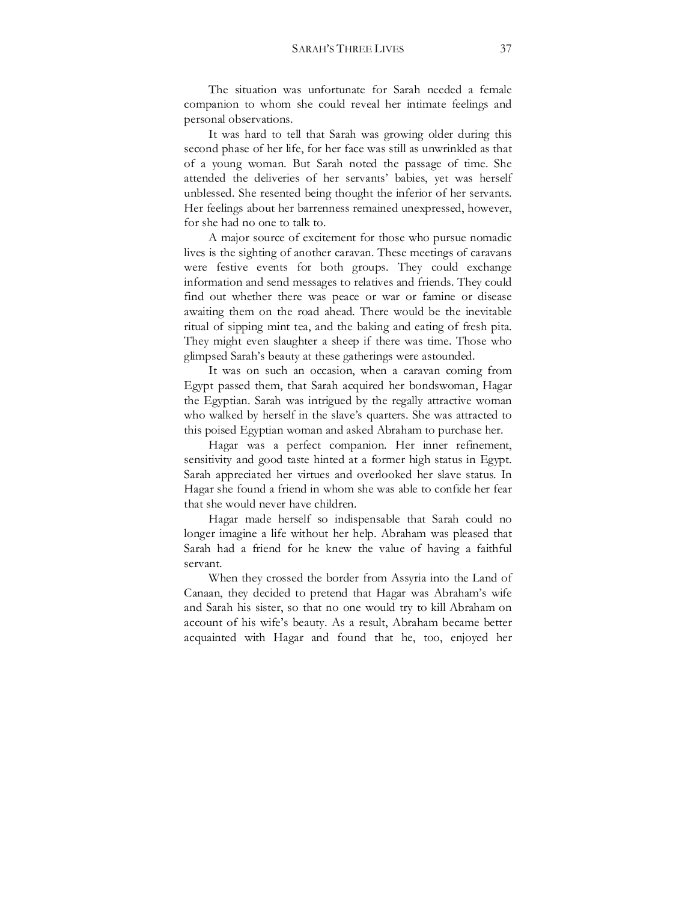The situation was unfortunate for Sarah needed a female companion to whom she could reveal her intimate feelings and personal observations.

It was hard to tell that Sarah was growing older during this second phase of her life, for her face was still as unwrinkled as that of a young woman. But Sarah noted the passage of time. She attended the deliveries of her servants' babies, yet was herself unblessed. She resented being thought the inferior of her servants. Her feelings about her barrenness remained unexpressed, however, for she had no one to talk to.

A major source of excitement for those who pursue nomadic lives is the sighting of another caravan. These meetings of caravans were festive events for both groups. They could exchange information and send messages to relatives and friends. They could find out whether there was peace or war or famine or disease awaiting them on the road ahead. There would be the inevitable ritual of sipping mint tea, and the baking and eating of fresh pita. They might even slaughter a sheep if there was time. Those who glimpsed Sarah's beauty at these gatherings were astounded.

It was on such an occasion, when a caravan coming from Egypt passed them, that Sarah acquired her bondswoman, Hagar the Egyptian. Sarah was intrigued by the regally attractive woman who walked by herself in the slave's quarters. She was attracted to this poised Egyptian woman and asked Abraham to purchase her.

Hagar was a perfect companion. Her inner refinement, sensitivity and good taste hinted at a former high status in Egypt. Sarah appreciated her virtues and overlooked her slave status. In Hagar she found a friend in whom she was able to confide her fear that she would never have children.

Hagar made herself so indispensable that Sarah could no longer imagine a life without her help. Abraham was pleased that Sarah had a friend for he knew the value of having a faithful servant.

When they crossed the border from Assyria into the Land of Canaan, they decided to pretend that Hagar was Abraham's wife and Sarah his sister, so that no one would try to kill Abraham on account of his wife's beauty. As a result, Abraham became better acquainted with Hagar and found that he, too, enjoyed her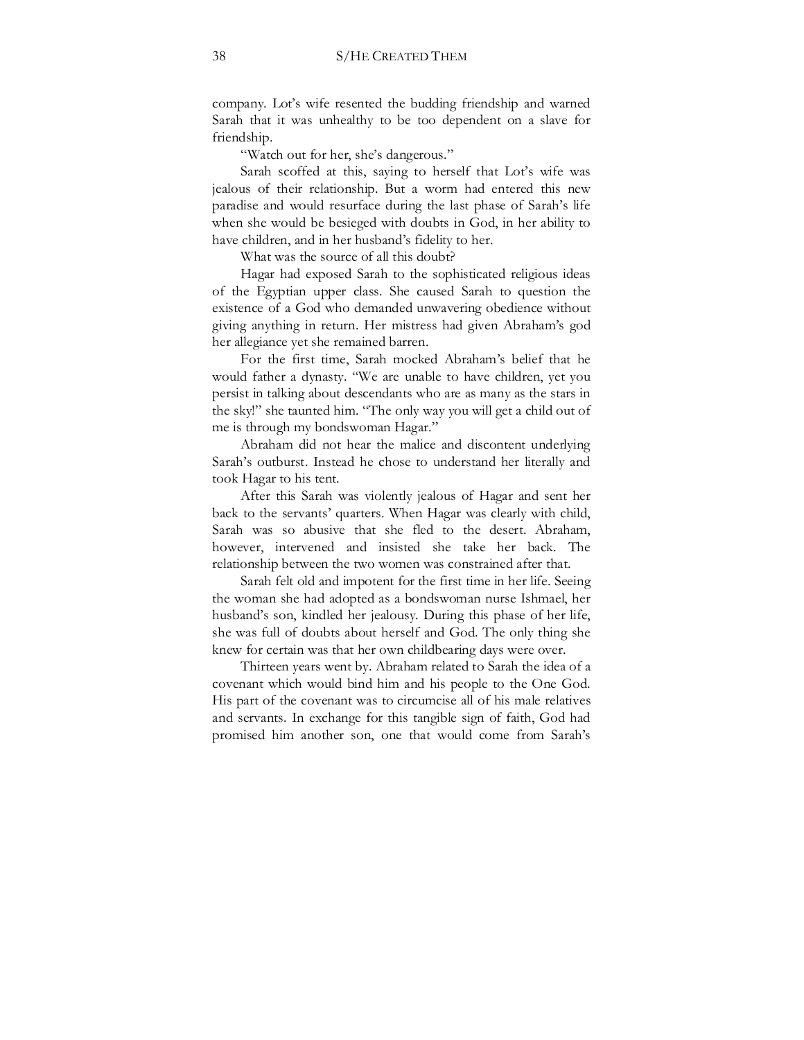company. Lot's wife resented the budding friendship and warned Sarah that it was unhealthy to be too dependent on a slave for friendship.

"Watch out for her, she's dangerous."

Sarah scoffed at this, saying to herself that Lot's wife was jealous of their relationship. But a worm had entered this new paradise and would resurface during the last phase of Sarah's life when she would be besieged with doubts in God, in her ability to have children, and in her husband's fidelity to her.

What was the source of all this doubt?

Hagar had exposed Sarah to the sophisticated religious ideas of the Egyptian upper class. She caused Sarah to question the existence of a God who demanded unwavering obedience without giving anything in return. Her mistress had given Abraham's god her allegiance yet she remained barren.

For the first time, Sarah mocked Abraham's belief that he would father a dynasty. "We are unable to have children, yet you persist in talking about descendants who are as many as the stars in the sky!" she taunted him. "The only way you will get a child out of me is through my bondswoman Hagar."

Abraham did not hear the malice and discontent underlying Sarah's outburst. Instead he chose to understand her literally and took Hagar to his tent.

After this Sarah was violently jealous of Hagar and sent her back to the servants' quarters. When Hagar was clearly with child, Sarah was so abusive that she fled to the desert. Abraham, however, intervened and insisted she take her back. The relationship between the two women was constrained after that.

Sarah felt old and impotent for the first time in her life. Seeing the woman she had adopted as a bondswoman nurse Ishmael, her husband's son, kindled her jealousy. During this phase of her life, she was full of doubts about herself and God. The only thing she knew for certain was that her own childbearing days were over.

Thirteen years went by. Abraham related to Sarah the idea of a covenant which would bind him and his people to the One God. His part of the covenant was to circumcise all of his male relatives and servants. In exchange for this tangible sign of faith, God had promised him another son, one that would come from Sarah's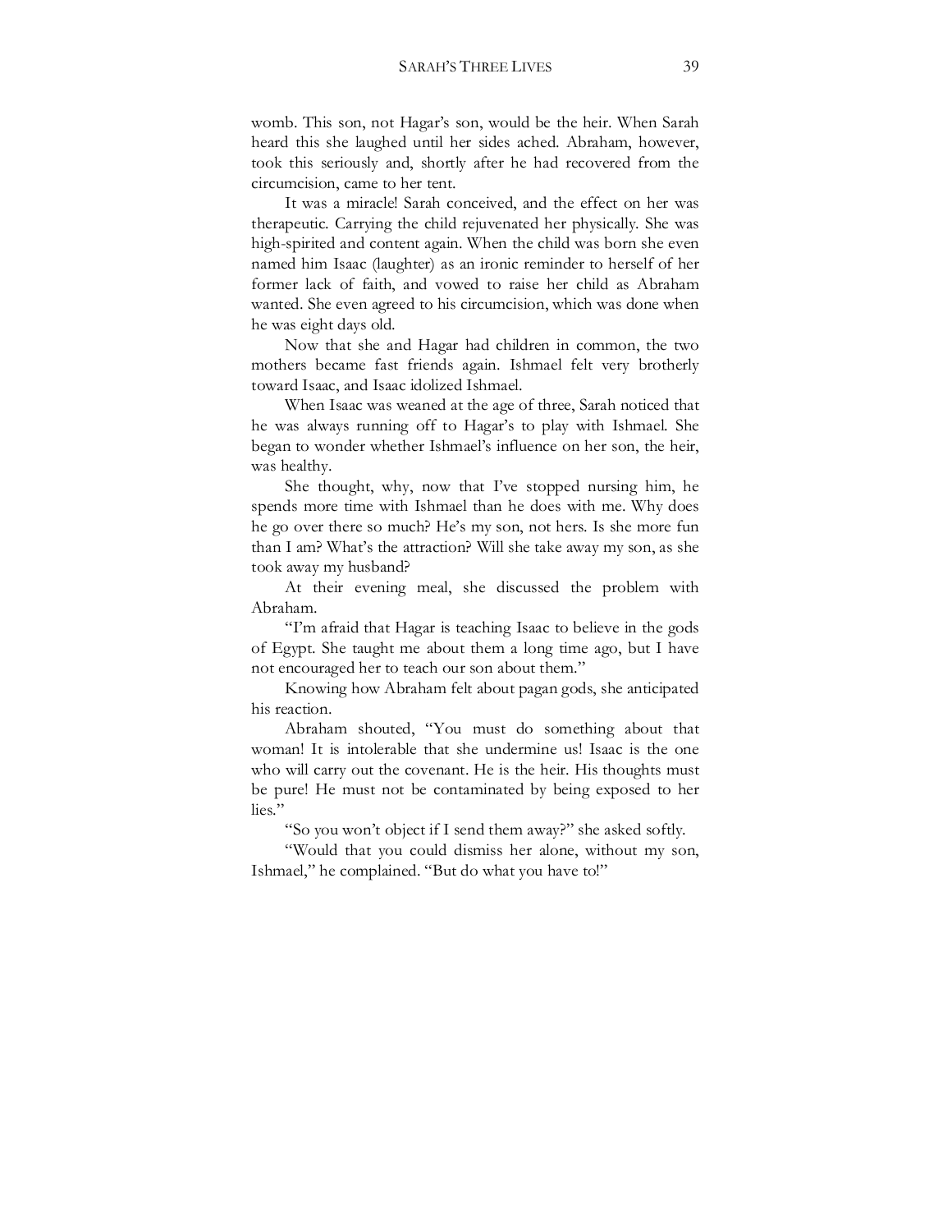womb. This son, not Hagar's son, would be the heir. When Sarah heard this she laughed until her sides ached. Abraham, however, took this seriously and, shortly after he had recovered from the circumcision, came to her tent.

It was a miracle! Sarah conceived, and the effect on her was therapeutic. Carrying the child rejuvenated her physically. She was high-spirited and content again. When the child was born she even named him Isaac (laughter) as an ironic reminder to herself of her former lack of faith, and vowed to raise her child as Abraham wanted. She even agreed to his circumcision, which was done when he was eight days old.

Now that she and Hagar had children in common, the two mothers became fast friends again. Ishmael felt very brotherly toward Isaac, and Isaac idolized Ishmael.

When Isaac was weaned at the age of three, Sarah noticed that he was always running off to Hagar's to play with Ishmael. She began to wonder whether Ishmael's influence on her son, the heir, was healthy.

She thought, why, now that I've stopped nursing him, he spends more time with Ishmael than he does with me. Why does he go over there so much? He's my son, not hers. Is she more fun than I am? What's the attraction? Will she take away my son, as she took away my husband?

At their evening meal, she discussed the problem with Abraham.

"I'm afraid that Hagar is teaching Isaac to believe in the gods of Egypt. She taught me about them a long time ago, but I have not encouraged her to teach our son about them."

Knowing how Abraham felt about pagan gods, she anticipated his reaction.

Abraham shouted, "You must do something about that woman! It is intolerable that she undermine us! Isaac is the one who will carry out the covenant. He is the heir. His thoughts must be pure! He must not be contaminated by being exposed to her lies."

"So you won't object if I send them away?" she asked softly.

"Would that you could dismiss her alone, without my son, Ishmael," he complained. "But do what you have to!"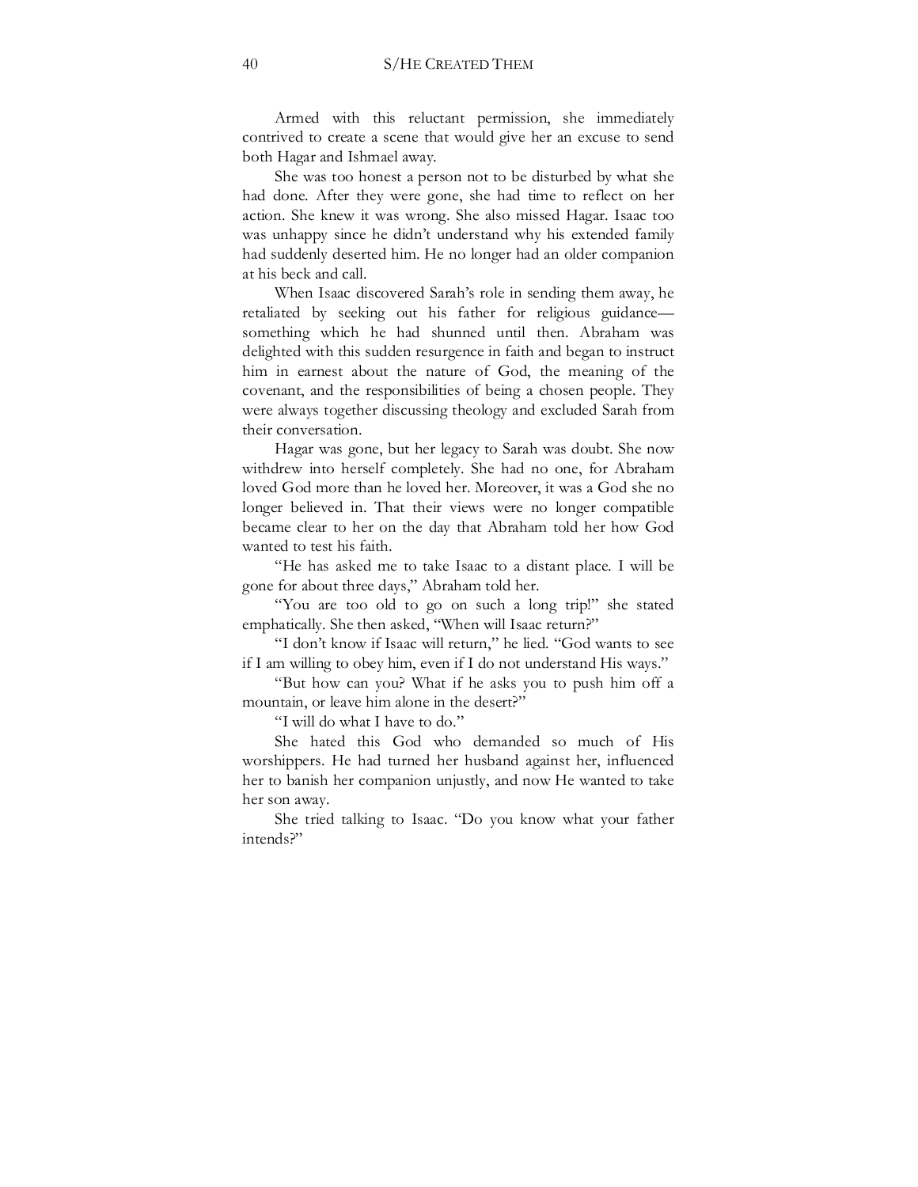Armed with this reluctant permission, she immediately contrived to create a scene that would give her an excuse to send both Hagar and Ishmael away.

She was too honest a person not to be disturbed by what she had done. After they were gone, she had time to reflect on her action. She knew it was wrong. She also missed Hagar. Isaac too was unhappy since he didn't understand why his extended family had suddenly deserted him. He no longer had an older companion at his beck and call.

When Isaac discovered Sarah's role in sending them away, he retaliated by seeking out his father for religious guidance—something which he had shunned until then. Abraham was delighted with this sudden resurgence in faith and began to instruct him in earnest about the nature of God, the meaning of the covenant, and the responsibilities of being a chosen people. They were always together discussing theology and excluded Sarah from their conversation.

Hagar was gone, but her legacy to Sarah was doubt. She now withdrew into herself completely. She had no one, for Abraham loved God more than he loved her. Moreover, it was a God she no longer believed in. That their views were no longer compatible became clear to her on the day that Abraham told her how God wanted to test his faith.

"He has asked me to take Isaac to a distant place. I will be gone for about three days," Abraham told her.

"You are too old to go on such a long trip!" she stated emphatically. She then asked, "When will Isaac return?"

"I don't know if Isaac will return," he lied. "God wants to see if I am willing to obey him, even if I do not understand His ways."

"But how can you? What if he asks you to push him off a mountain, or leave him alone in the desert?"

"I will do what I have to do."

She hated this God who demanded so much of His worshippers. He had turned her husband against her, influenced her to banish her companion unjustly, and now He wanted to take her son away.

She tried talking to Isaac. "Do you know what your father intends?"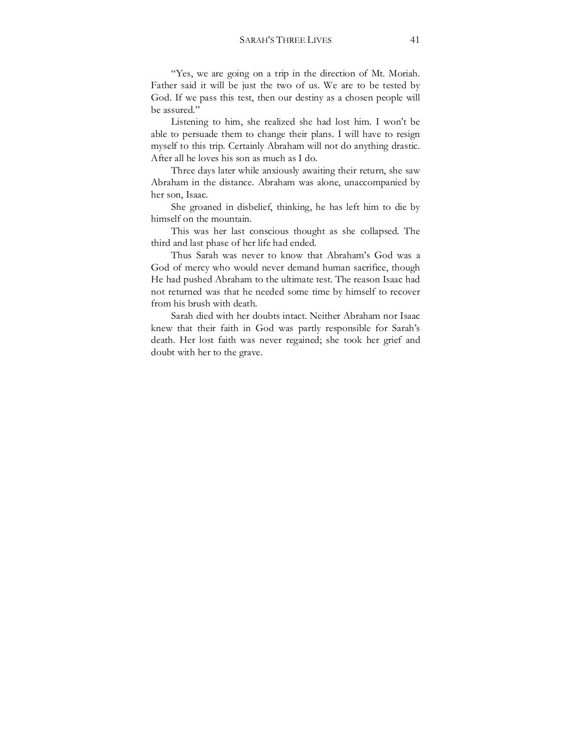"Yes, we are going on a trip in the direction of Mt. Moriah. Father said it will be just the two of us. We are to be tested by God. If we pass this test, then our destiny as a chosen people will be assured."

Listening to him, she realized she had lost him. I won't be able to persuade them to change their plans. I will have to resign myself to this trip. Certainly Abraham will not do anything drastic. After all he loves his son as much as I do.

Three days later while anxiously awaiting their return, she saw Abraham in the distance. Abraham was alone, unaccompanied by her son, Isaac.

She groaned in disbelief, thinking, he has left him to die by himself on the mountain.

This was her last conscious thought as she collapsed. The third and last phase of her life had ended.

Thus Sarah was never to know that Abraham's God was a God of mercy who would never demand human sacrifice, though He had pushed Abraham to the ultimate test. The reason Isaac had not returned was that he needed some time by himself to recover from his brush with death.

Sarah died with her doubts intact. Neither Abraham nor Isaac knew that their faith in God was partly responsible for Sarah's death. Her lost faith was never regained; she took her grief and doubt with her to the grave.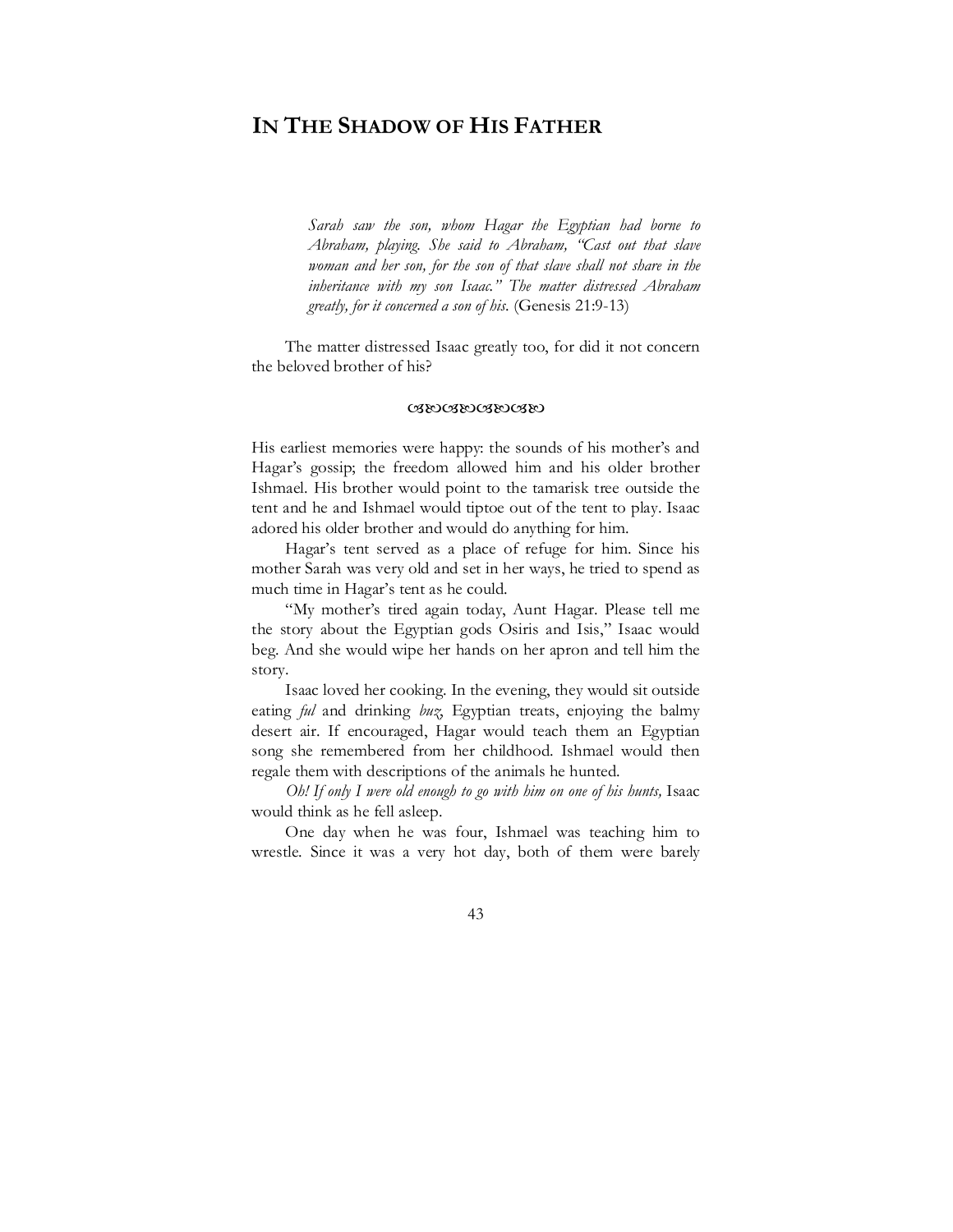# In The Shadow of His Father

> *Sarah saw the son, whom Hagar the Egyptian had borne to Abraham, playing. She said to Abraham, "Cast out that slave woman and her son, for the son of that slave shall not share in the inheritance with my son Isaac." The matter distressed Abraham greatly, for it concerned a son of his.* (Genesis 21:9-13)

The matter distressed Isaac greatly too, for did it not concern the beloved brother of his?

ଔଔଔଔ

His earliest memories were happy: the sounds of his mother's and Hagar's gossip; the freedom allowed him and his older brother Ishmael. His brother would point to the tamarisk tree outside the tent and he and Ishmael would tiptoe out of the tent to play. Isaac adored his older brother and would do anything for him.

Hagar's tent served as a place of refuge for him. Since his mother Sarah was very old and set in her ways, he tried to spend as much time in Hagar's tent as he could.

"My mother's tired again today, Aunt Hagar. Please tell me the story about the Egyptian gods Osiris and Isis," Isaac would beg. And she would wipe her hands on her apron and tell him the story.

Isaac loved her cooking. In the evening, they would sit outside eating *ful* and drinking *buz*, Egyptian treats, enjoying the balmy desert air. If encouraged, Hagar would teach them an Egyptian song she remembered from her childhood. Ishmael would then regale them with descriptions of the animals he hunted.

*Oh! If only I were old enough to go with him on one of his hunts,* Isaac would think as he fell asleep.

One day when he was four, Ishmael was teaching him to wrestle. Since it was a very hot day, both of them were barely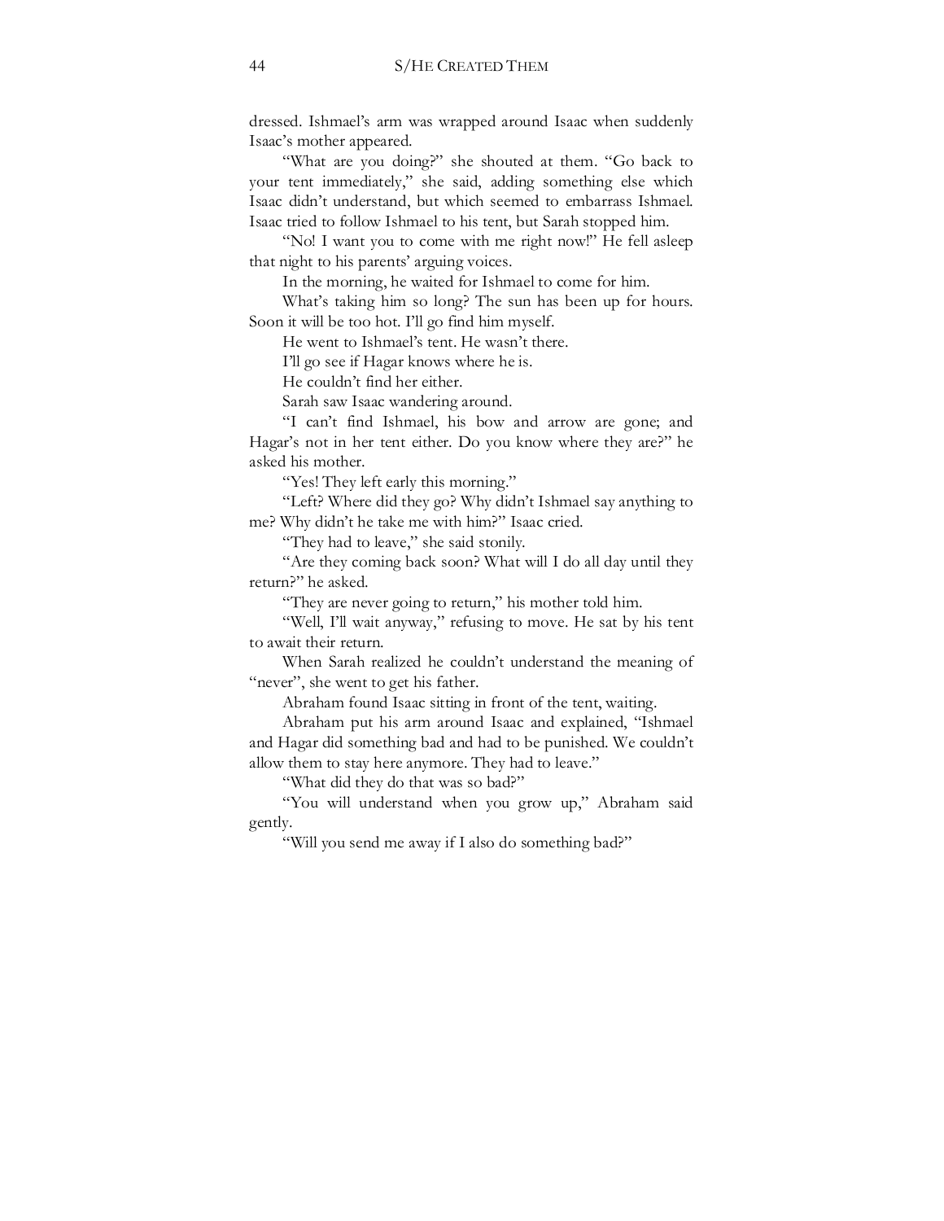dressed. Ishmael's arm was wrapped around Isaac when suddenly Isaac's mother appeared.

"What are you doing?" she shouted at them. "Go back to your tent immediately," she said, adding something else which Isaac didn't understand, but which seemed to embarrass Ishmael. Isaac tried to follow Ishmael to his tent, but Sarah stopped him.

"No! I want you to come with me right now!" He fell asleep that night to his parents' arguing voices.

In the morning, he waited for Ishmael to come for him.

What's taking him so long? The sun has been up for hours. Soon it will be too hot. I'll go find him myself.

He went to Ishmael's tent. He wasn't there.

I'll go see if Hagar knows where he is.

He couldn't find her either.

Sarah saw Isaac wandering around.

"I can't find Ishmael, his bow and arrow are gone; and Hagar's not in her tent either. Do you know where they are?" he asked his mother.

"Yes! They left early this morning."

"Left? Where did they go? Why didn't Ishmael say anything to me? Why didn't he take me with him?" Isaac cried.

"They had to leave," she said stonily.

"Are they coming back soon? What will I do all day until they return?" he asked.

"They are never going to return," his mother told him.

"Well, I'll wait anyway," refusing to move. He sat by his tent to await their return.

When Sarah realized he couldn't understand the meaning of "never", she went to get his father.

Abraham found Isaac sitting in front of the tent, waiting.

Abraham put his arm around Isaac and explained, "Ishmael and Hagar did something bad and had to be punished. We couldn't allow them to stay here anymore. They had to leave."

"What did they do that was so bad?"

"You will understand when you grow up," Abraham said gently.

"Will you send me away if I also do something bad?"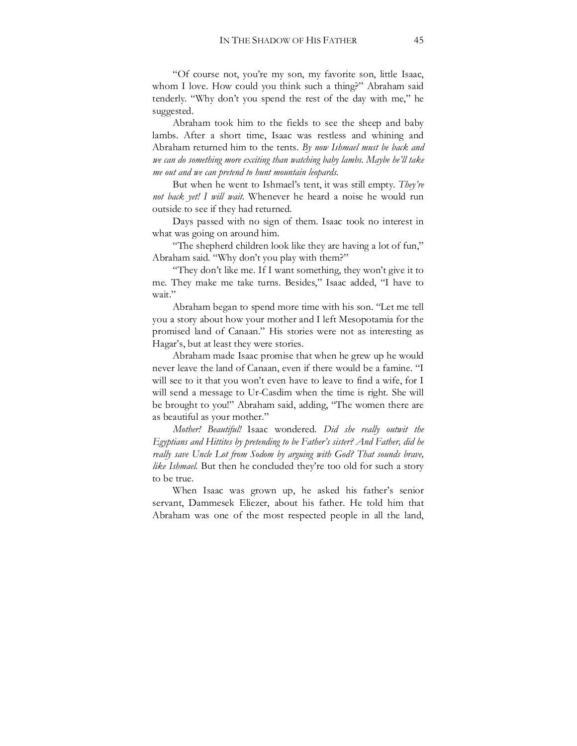"Of course not, you're my son, my favorite son, little Isaac, whom I love. How could you think such a thing?" Abraham said tenderly. "Why don't you spend the rest of the day with me," he suggested.

Abraham took him to the fields to see the sheep and baby lambs. After a short time, Isaac was restless and whining and Abraham returned him to the tents. *By now Ishmael must be back and we can do something more exciting than watching baby lambs. Maybe he'll take me out and we can pretend to hunt mountain leopards.*

But when he went to Ishmael's tent, it was still empty. *They're not back yet! I will wait.* Whenever he heard a noise he would run outside to see if they had returned.

Days passed with no sign of them. Isaac took no interest in what was going on around him.

"The shepherd children look like they are having a lot of fun," Abraham said. "Why don't you play with them?"

"They don't like me. If I want something, they won't give it to me. They make me take turns. Besides," Isaac added, "I have to wait."

Abraham began to spend more time with his son. "Let me tell you a story about how your mother and I left Mesopotamia for the promised land of Canaan." His stories were not as interesting as Hagar's, but at least they were stories.

Abraham made Isaac promise that when he grew up he would never leave the land of Canaan, even if there would be a famine. "I will see to it that you won't even have to leave to find a wife, for I will send a message to Ur-Casdim when the time is right. She will be brought to you!" Abraham said, adding, "The women there are as beautiful as your mother."

*Mother! Beautiful!* Isaac wondered. *Did she really outwit the Egyptians and Hittites by pretending to be Father's sister? And Father, did he really save Uncle Lot from Sodom by arguing with God? That sounds brave, like Ishmael.* But then he concluded they're too old for such a story to be true.

When Isaac was grown up, he asked his father's senior servant, Dammesek Eliezer, about his father. He told him that Abraham was one of the most respected people in all the land,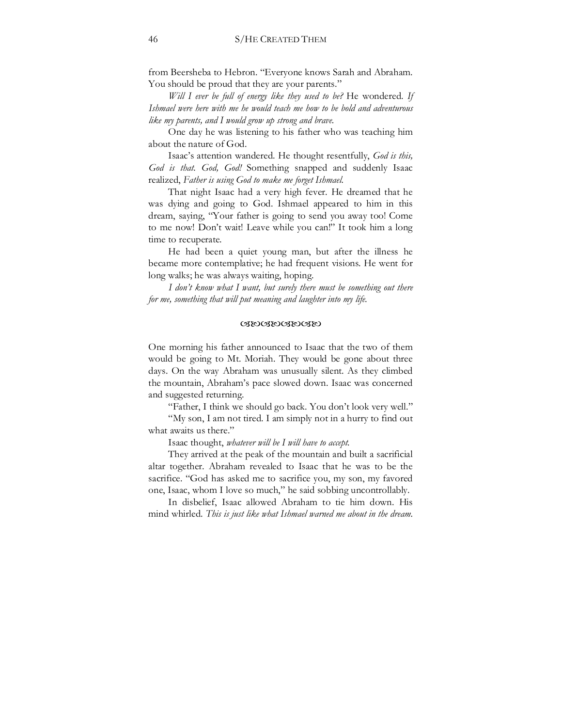from Beersheba to Hebron. "Everyone knows Sarah and Abraham. You should be proud that they are your parents."

*Will I ever be full of energy like they used to be?* He wondered. *If Ishmael were here with me he would teach me how to be bold and adventurous like my parents, and I would grow up strong and brave.*

One day he was listening to his father who was teaching him about the nature of God.

Isaac's attention wandered. He thought resentfully, *God is this, God is that. God, God!* Something snapped and suddenly Isaac realized, *Father is using God to make me forget Ishmael.*

That night Isaac had a very high fever. He dreamed that he was dying and going to God. Ishmael appeared to him in this dream, saying, "Your father is going to send you away too! Come to me now! Don't wait! Leave while you can!" It took him a long time to recuperate.

He had been a quiet young man, but after the illness he became more contemplative; he had frequent visions. He went for long walks; he was always waiting, hoping.

*I don't know what I want, but surely there must be something out there for me, something that will put meaning and laughter into my life.*

---

One morning his father announced to Isaac that the two of them would be going to Mt. Moriah. They would be gone about three days. On the way Abraham was unusually silent. As they climbed the mountain, Abraham's pace slowed down. Isaac was concerned and suggested returning.

"Father, I think we should go back. You don't look very well."

"My son, I am not tired. I am simply not in a hurry to find out what awaits us there."

Isaac thought, *whatever will be I will have to accept.*

They arrived at the peak of the mountain and built a sacrificial altar together. Abraham revealed to Isaac that he was to be the sacrifice. "God has asked me to sacrifice you, my son, my favored one, Isaac, whom I love so much," he said sobbing uncontrollably.

In disbelief, Isaac allowed Abraham to tie him down. His mind whirled. *This is just like what Ishmael warned me about in the dream.*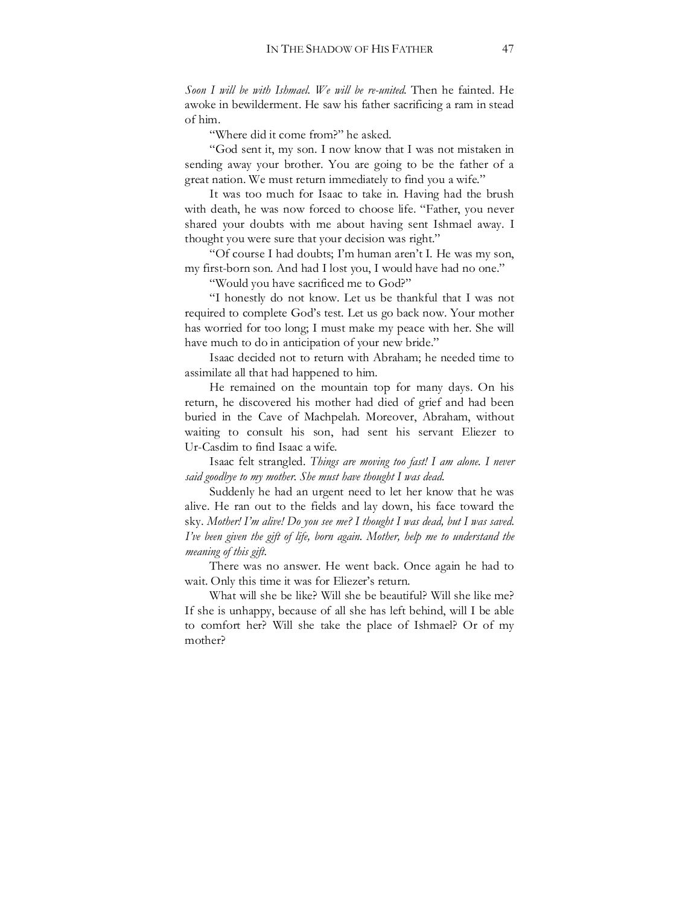*Soon I will be with Ishmael. We will be re-united.* Then he fainted. He awoke in bewilderment. He saw his father sacrificing a ram in stead of him.

"Where did it come from?" he asked.

"God sent it, my son. I now know that I was not mistaken in sending away your brother. You are going to be the father of a great nation. We must return immediately to find you a wife."

It was too much for Isaac to take in. Having had the brush with death, he was now forced to choose life. "Father, you never shared your doubts with me about having sent Ishmael away. I thought you were sure that your decision was right."

"Of course I had doubts; I'm human aren't I. He was my son, my first-born son. And had I lost you, I would have had no one."

"Would you have sacrificed me to God?"

"I honestly do not know. Let us be thankful that I was not required to complete God's test. Let us go back now. Your mother has worried for too long; I must make my peace with her. She will have much to do in anticipation of your new bride."

Isaac decided not to return with Abraham; he needed time to assimilate all that had happened to him.

He remained on the mountain top for many days. On his return, he discovered his mother had died of grief and had been buried in the Cave of Machpelah. Moreover, Abraham, without waiting to consult his son, had sent his servant Eliezer to Ur-Casdim to find Isaac a wife.

Isaac felt strangled. *Things are moving too fast! I am alone. I never said goodbye to my mother. She must have thought I was dead.*

Suddenly he had an urgent need to let her know that he was alive. He ran out to the fields and lay down, his face toward the sky. *Mother! I'm alive! Do you see me? I thought I was dead, but I was saved. I've been given the gift of life, born again. Mother, help me to understand the meaning of this gift.*

There was no answer. He went back. Once again he had to wait. Only this time it was for Eliezer's return.

What will she be like? Will she be beautiful? Will she like me? If she is unhappy, because of all she has left behind, will I be able to comfort her? Will she take the place of Ishmael? Or of my mother?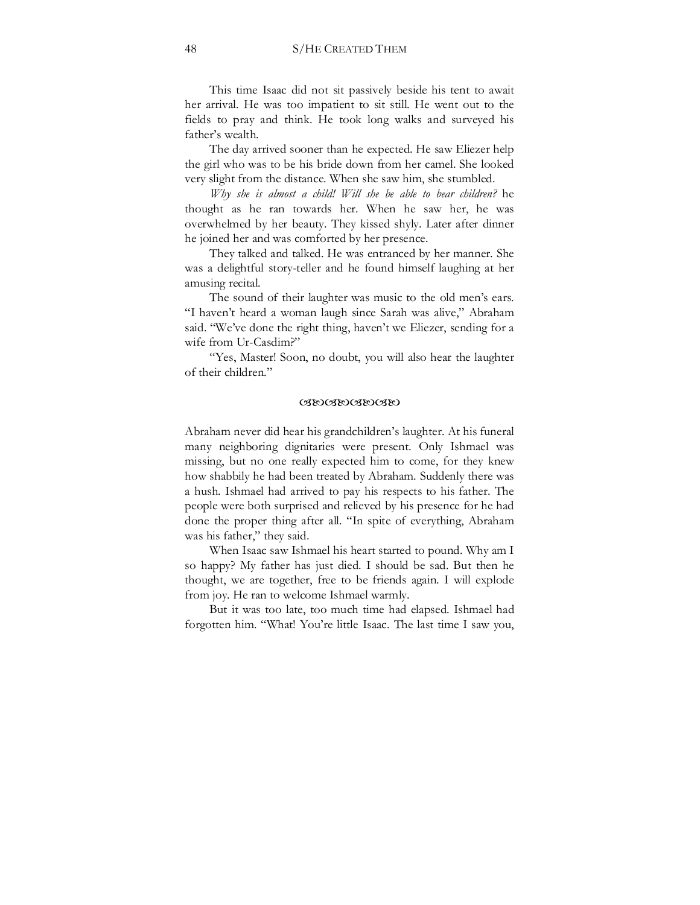This time Isaac did not sit passively beside his tent to await her arrival. He was too impatient to sit still. He went out to the fields to pray and think. He took long walks and surveyed his father's wealth.

The day arrived sooner than he expected. He saw Eliezer help the girl who was to be his bride down from her camel. She looked very slight from the distance. When she saw him, she stumbled.

*Why she is almost a child! Will she be able to bear children?* he thought as he ran towards her. When he saw her, he was overwhelmed by her beauty. They kissed shyly. Later after dinner he joined her and was comforted by her presence.

They talked and talked. He was entranced by her manner. She was a delightful story-teller and he found himself laughing at her amusing recital.

The sound of their laughter was music to the old men's ears. "I haven't heard a woman laugh since Sarah was alive," Abraham said. "We've done the right thing, haven't we Eliezer, sending for a wife from Ur-Casdim?"

"Yes, Master! Soon, no doubt, you will also hear the laughter of their children."

ଓଃଓଃଓଃ

Abraham never did hear his grandchildren's laughter. At his funeral many neighboring dignitaries were present. Only Ishmael was missing, but no one really expected him to come, for they knew how shabbily he had been treated by Abraham. Suddenly there was a hush. Ishmael had arrived to pay his respects to his father. The people were both surprised and relieved by his presence for he had done the proper thing after all. "In spite of everything, Abraham was his father," they said.

When Isaac saw Ishmael his heart started to pound. Why am I so happy? My father has just died. I should be sad. But then he thought, we are together, free to be friends again. I will explode from joy. He ran to welcome Ishmael warmly.

But it was too late, too much time had elapsed. Ishmael had forgotten him. "What! You're little Isaac. The last time I saw you,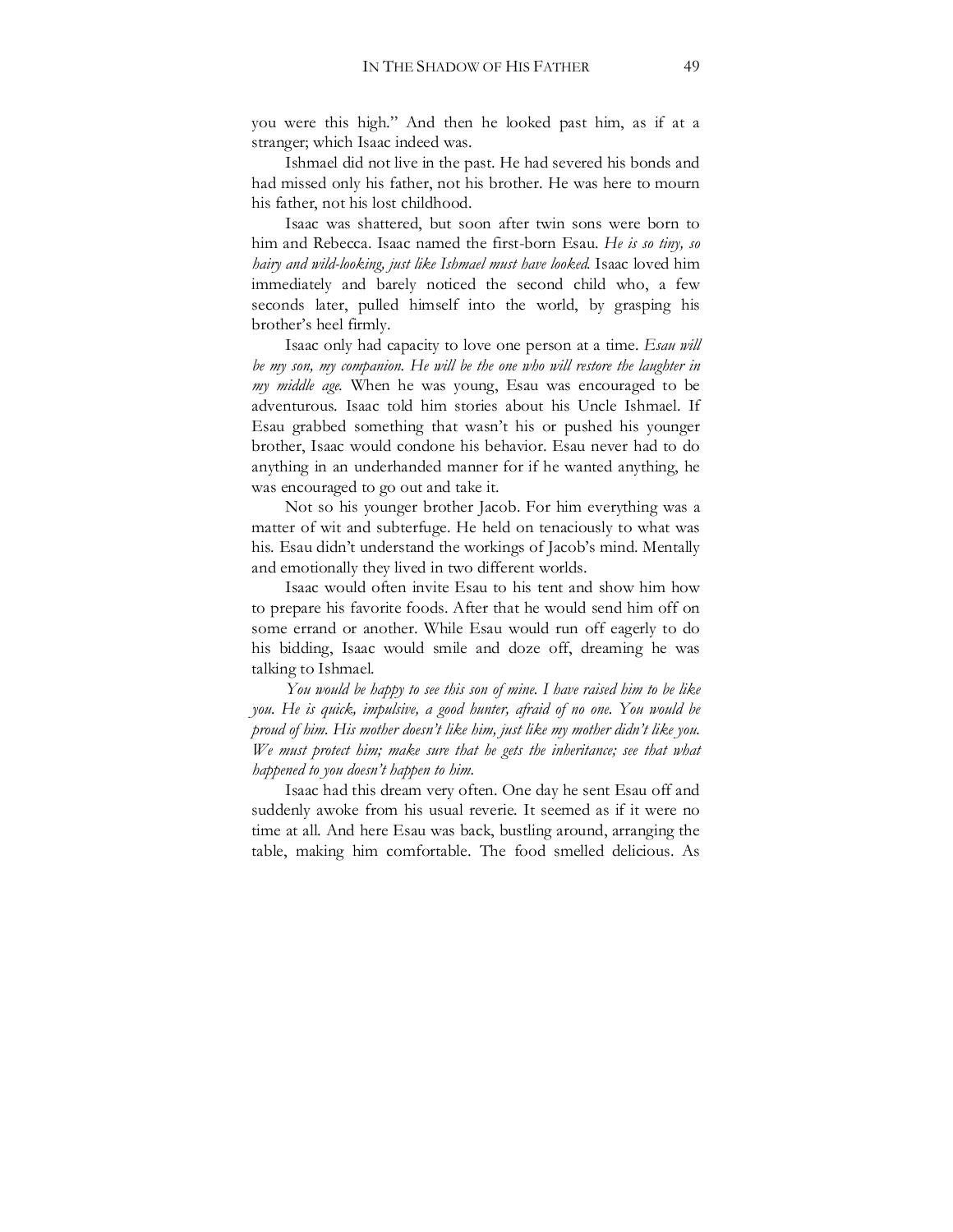you were this high." And then he looked past him, as if at a stranger; which Isaac indeed was.

Ishmael did not live in the past. He had severed his bonds and had missed only his father, not his brother. He was here to mourn his father, not his lost childhood.

Isaac was shattered, but soon after twin sons were born to him and Rebecca. Isaac named the first-born Esau. *He is so tiny, so hairy and wild-looking, just like Ishmael must have looked.* Isaac loved him immediately and barely noticed the second child who, a few seconds later, pulled himself into the world, by grasping his brother's heel firmly.

Isaac only had capacity to love one person at a time. *Esau will be my son, my companion. He will be the one who will restore the laughter in my middle age.* When he was young, Esau was encouraged to be adventurous. Isaac told him stories about his Uncle Ishmael. If Esau grabbed something that wasn't his or pushed his younger brother, Isaac would condone his behavior. Esau never had to do anything in an underhanded manner for if he wanted anything, he was encouraged to go out and take it.

Not so his younger brother Jacob. For him everything was a matter of wit and subterfuge. He held on tenaciously to what was his. Esau didn't understand the workings of Jacob's mind. Mentally and emotionally they lived in two different worlds.

Isaac would often invite Esau to his tent and show him how to prepare his favorite foods. After that he would send him off on some errand or another. While Esau would run off eagerly to do his bidding, Isaac would smile and doze off, dreaming he was talking to Ishmael.

*You would be happy to see this son of mine. I have raised him to be like you. He is quick, impulsive, a good hunter, afraid of no one. You would be proud of him. His mother doesn't like him, just like my mother didn't like you. We must protect him; make sure that he gets the inheritance; see that what happened to you doesn't happen to him.*

Isaac had this dream very often. One day he sent Esau off and suddenly awoke from his usual reverie. It seemed as if it were no time at all. And here Esau was back, bustling around, arranging the table, making him comfortable. The food smelled delicious. As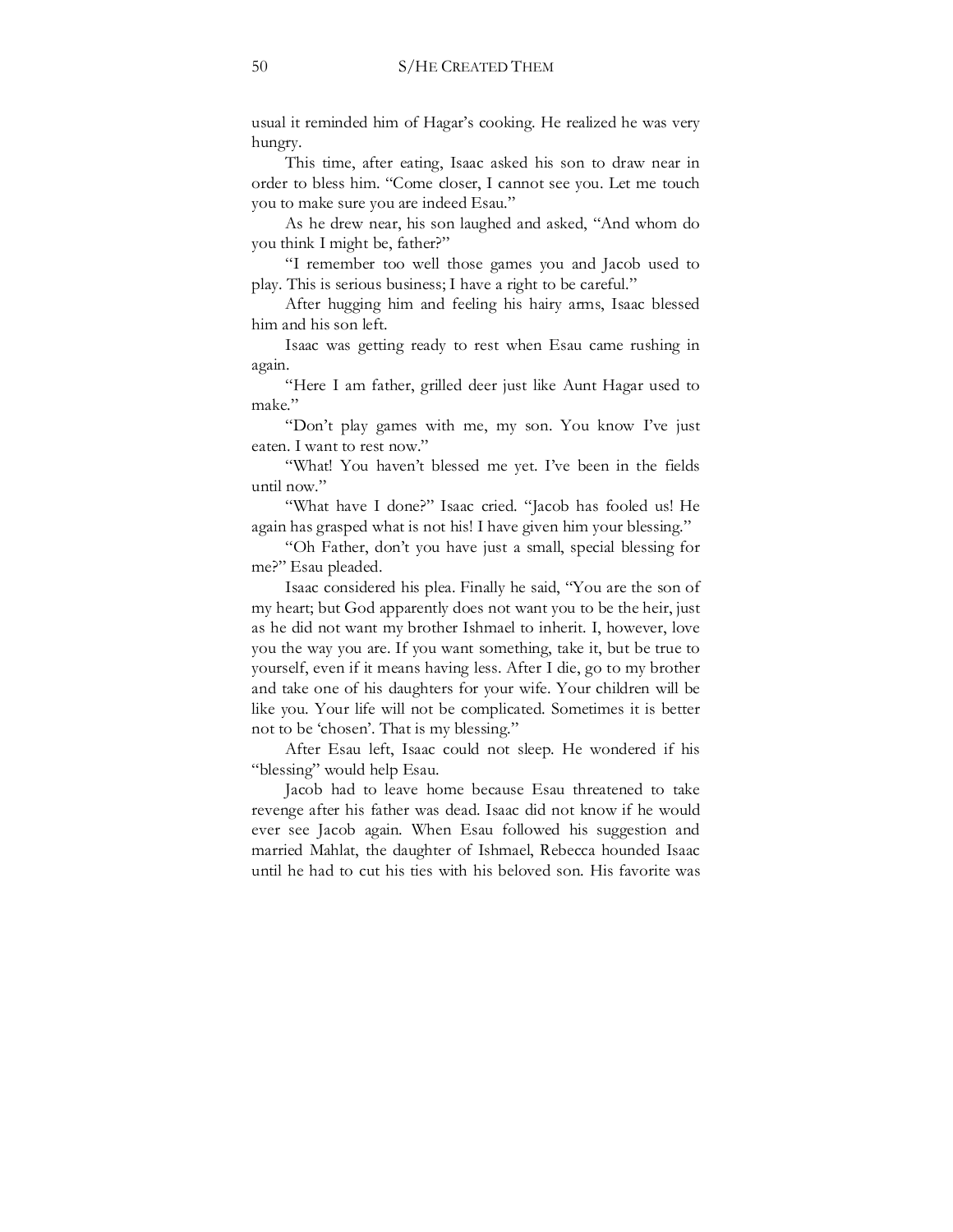usual it reminded him of Hagar's cooking. He realized he was very hungry.

This time, after eating, Isaac asked his son to draw near in order to bless him. "Come closer, I cannot see you. Let me touch you to make sure you are indeed Esau."

As he drew near, his son laughed and asked, "And whom do you think I might be, father?"

"I remember too well those games you and Jacob used to play. This is serious business; I have a right to be careful."

After hugging him and feeling his hairy arms, Isaac blessed him and his son left.

Isaac was getting ready to rest when Esau came rushing in again.

"Here I am father, grilled deer just like Aunt Hagar used to make."

"Don't play games with me, my son. You know I've just eaten. I want to rest now."

"What! You haven't blessed me yet. I've been in the fields until now."

"What have I done?" Isaac cried. "Jacob has fooled us! He again has grasped what is not his! I have given him your blessing."

"Oh Father, don't you have just a small, special blessing for me?" Esau pleaded.

Isaac considered his plea. Finally he said, "You are the son of my heart; but God apparently does not want you to be the heir, just as he did not want my brother Ishmael to inherit. I, however, love you the way you are. If you want something, take it, but be true to yourself, even if it means having less. After I die, go to my brother and take one of his daughters for your wife. Your children will be like you. Your life will not be complicated. Sometimes it is better not to be 'chosen'. That is my blessing."

After Esau left, Isaac could not sleep. He wondered if his "blessing" would help Esau.

Jacob had to leave home because Esau threatened to take revenge after his father was dead. Isaac did not know if he would ever see Jacob again. When Esau followed his suggestion and married Mahlat, the daughter of Ishmael, Rebecca hounded Isaac until he had to cut his ties with his beloved son. His favorite was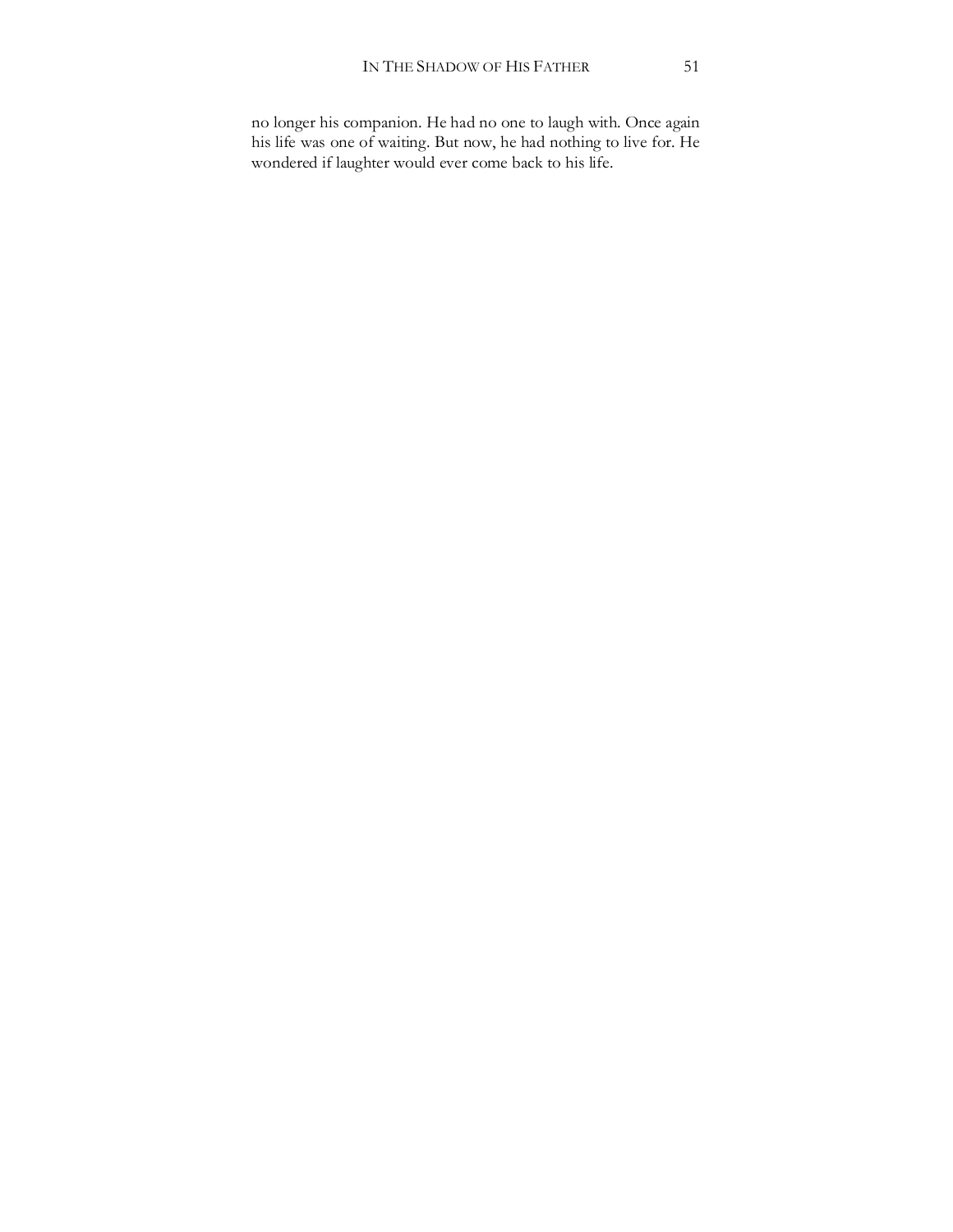no longer his companion. He had no one to laugh with. Once again his life was one of waiting. But now, he had nothing to live for. He wondered if laughter would ever come back to his life.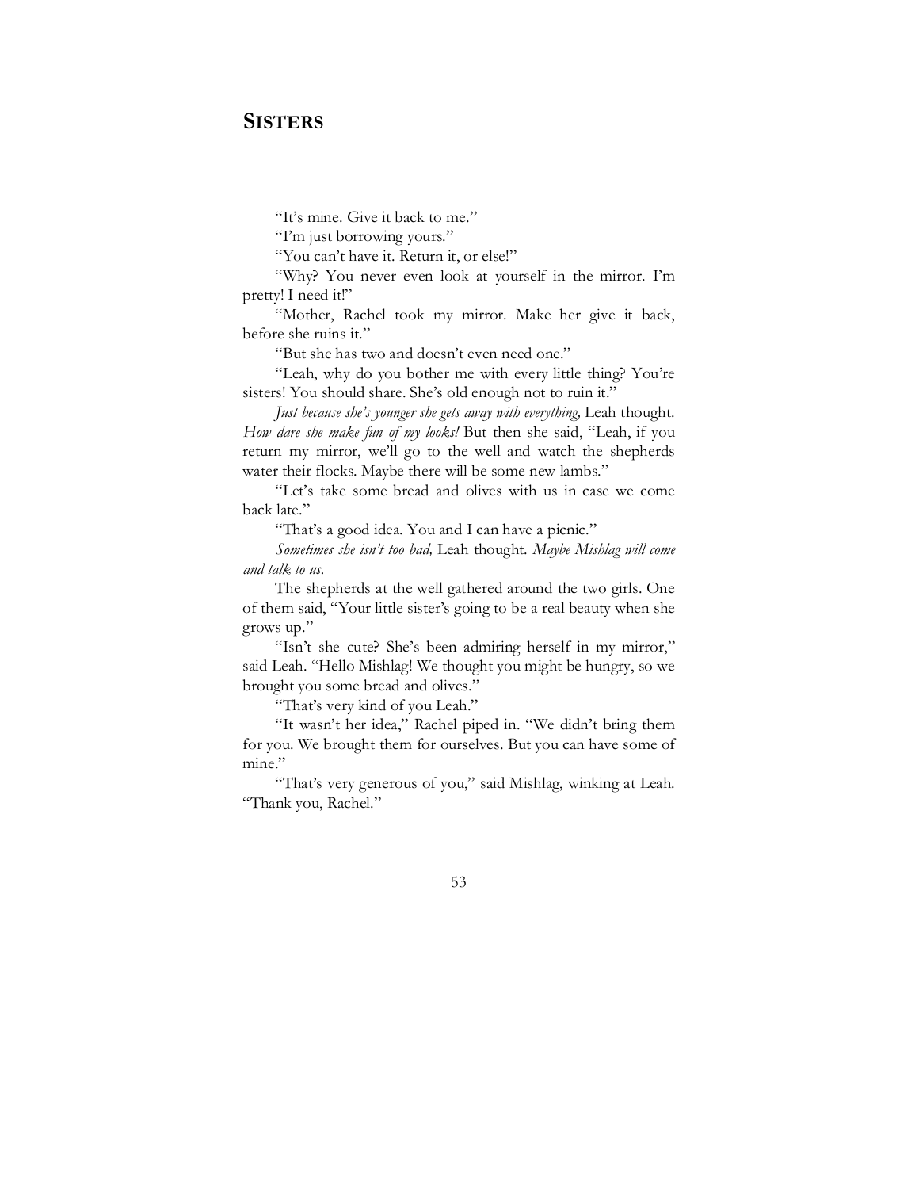## SISTERS

"It's mine. Give it back to me."

"I'm just borrowing yours."

"You can't have it. Return it, or else!"

"Why? You never even look at yourself in the mirror. I'm pretty! I need it!"

"Mother, Rachel took my mirror. Make her give it back, before she ruins it."

"But she has two and doesn't even need one."

"Leah, why do you bother me with every little thing? You're sisters! You should share. She's old enough not to ruin it."

*Just because she's younger she gets away with everything,* Leah thought. *How dare she make fun of my looks!* But then she said, "Leah, if you return my mirror, we'll go to the well and watch the shepherds water their flocks. Maybe there will be some new lambs."

"Let's take some bread and olives with us in case we come back late."

"That's a good idea. You and I can have a picnic."

*Sometimes she isn't too bad,* Leah thought. *Maybe Mishlag will come and talk to us.*

The shepherds at the well gathered around the two girls. One of them said, "Your little sister's going to be a real beauty when she grows up."

"Isn't she cute? She's been admiring herself in my mirror," said Leah. "Hello Mishlag! We thought you might be hungry, so we brought you some bread and olives."

"That's very kind of you Leah."

"It wasn't her idea," Rachel piped in. "We didn't bring them for you. We brought them for ourselves. But you can have some of mine."

"That's very generous of you," said Mishlag, winking at Leah. "Thank you, Rachel."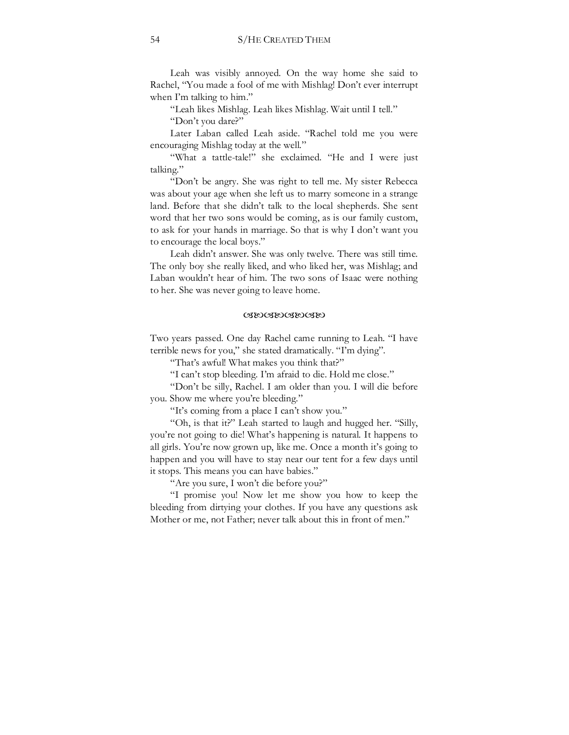Leah was visibly annoyed. On the way home she said to Rachel, "You made a fool of me with Mishlag! Don't ever interrupt when I'm talking to him."

"Leah likes Mishlag. Leah likes Mishlag. Wait until I tell."

"Don't you dare?"

Later Laban called Leah aside. "Rachel told me you were encouraging Mishlag today at the well."

"What a tattle-tale!" she exclaimed. "He and I were just talking."

"Don't be angry. She was right to tell me. My sister Rebecca was about your age when she left us to marry someone in a strange land. Before that she didn't talk to the local shepherds. She sent word that her two sons would be coming, as is our family custom, to ask for your hands in marriage. So that is why I don't want you to encourage the local boys."

Leah didn't answer. She was only twelve. There was still time. The only boy she really liked, and who liked her, was Mishlag; and Laban wouldn't hear of him. The two sons of Isaac were nothing to her. She was never going to leave home.

ઉഇഉഇഉഇഉഇ

Two years passed. One day Rachel came running to Leah. "I have terrible news for you," she stated dramatically. "I'm dying".

"That's awful! What makes you think that?"

"I can't stop bleeding. I'm afraid to die. Hold me close."

"Don't be silly, Rachel. I am older than you. I will die before you. Show me where you're bleeding."

"It's coming from a place I can't show you."

"Oh, is that it?" Leah started to laugh and hugged her. "Silly, you're not going to die! What's happening is natural. It happens to all girls. You're now grown up, like me. Once a month it's going to happen and you will have to stay near our tent for a few days until it stops. This means you can have babies."

"Are you sure, I won't die before you?"

"I promise you! Now let me show you how to keep the bleeding from dirtying your clothes. If you have any questions ask Mother or me, not Father; never talk about this in front of men."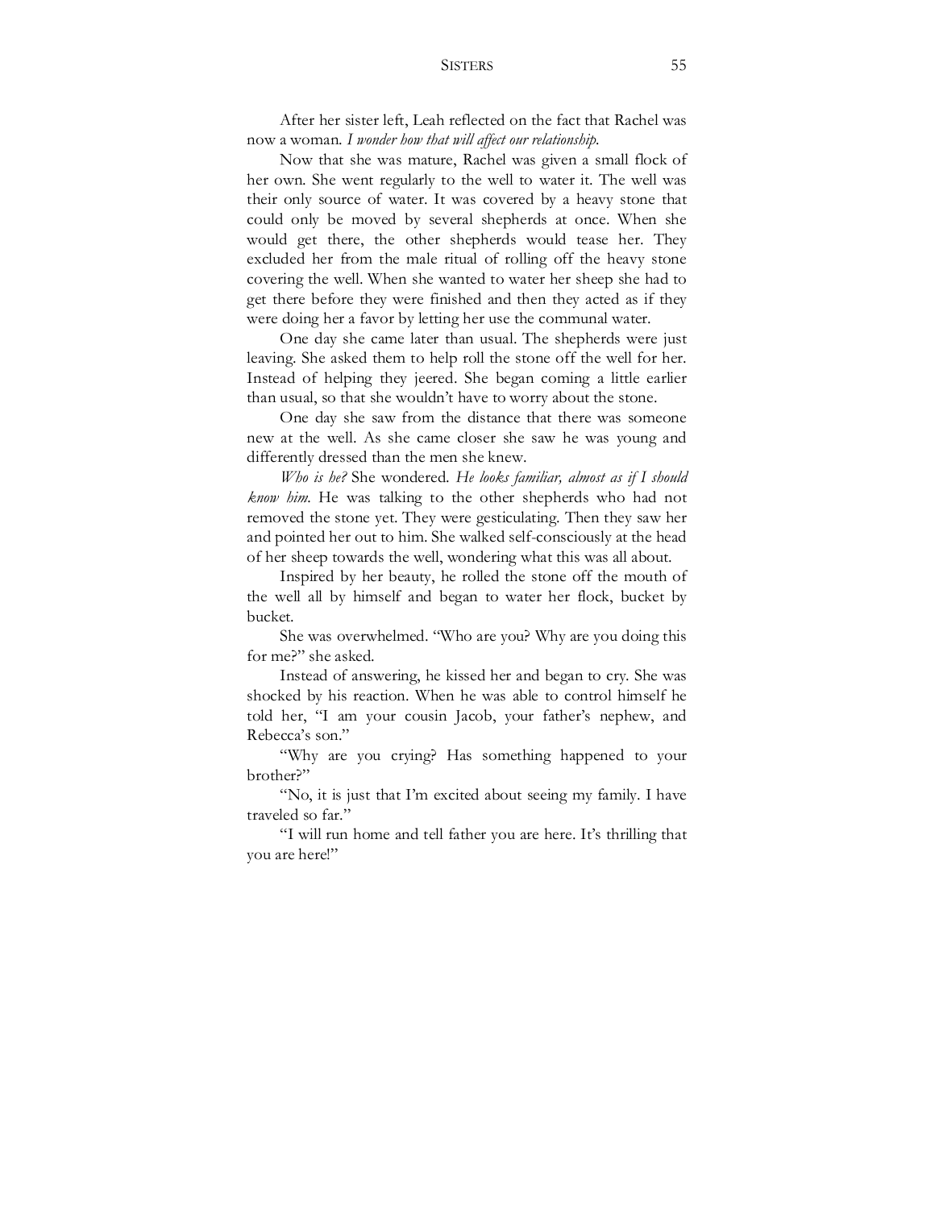After her sister left, Leah reflected on the fact that Rachel was now a woman. *I wonder how that will affect our relationship.*

Now that she was mature, Rachel was given a small flock of her own. She went regularly to the well to water it. The well was their only source of water. It was covered by a heavy stone that could only be moved by several shepherds at once. When she would get there, the other shepherds would tease her. They excluded her from the male ritual of rolling off the heavy stone covering the well. When she wanted to water her sheep she had to get there before they were finished and then they acted as if they were doing her a favor by letting her use the communal water.

One day she came later than usual. The shepherds were just leaving. She asked them to help roll the stone off the well for her. Instead of helping they jeered. She began coming a little earlier than usual, so that she wouldn't have to worry about the stone.

One day she saw from the distance that there was someone new at the well. As she came closer she saw he was young and differently dressed than the men she knew.

*Who is he?* She wondered. *He looks familiar, almost as if I should know him.* He was talking to the other shepherds who had not removed the stone yet. They were gesticulating. Then they saw her and pointed her out to him. She walked self-consciously at the head of her sheep towards the well, wondering what this was all about.

Inspired by her beauty, he rolled the stone off the mouth of the well all by himself and began to water her flock, bucket by bucket.

She was overwhelmed. "Who are you? Why are you doing this for me?" she asked.

Instead of answering, he kissed her and began to cry. She was shocked by his reaction. When he was able to control himself he told her, "I am your cousin Jacob, your father's nephew, and Rebecca's son."

"Why are you crying? Has something happened to your brother?"

"No, it is just that I'm excited about seeing my family. I have traveled so far."

"I will run home and tell father you are here. It's thrilling that you are here!"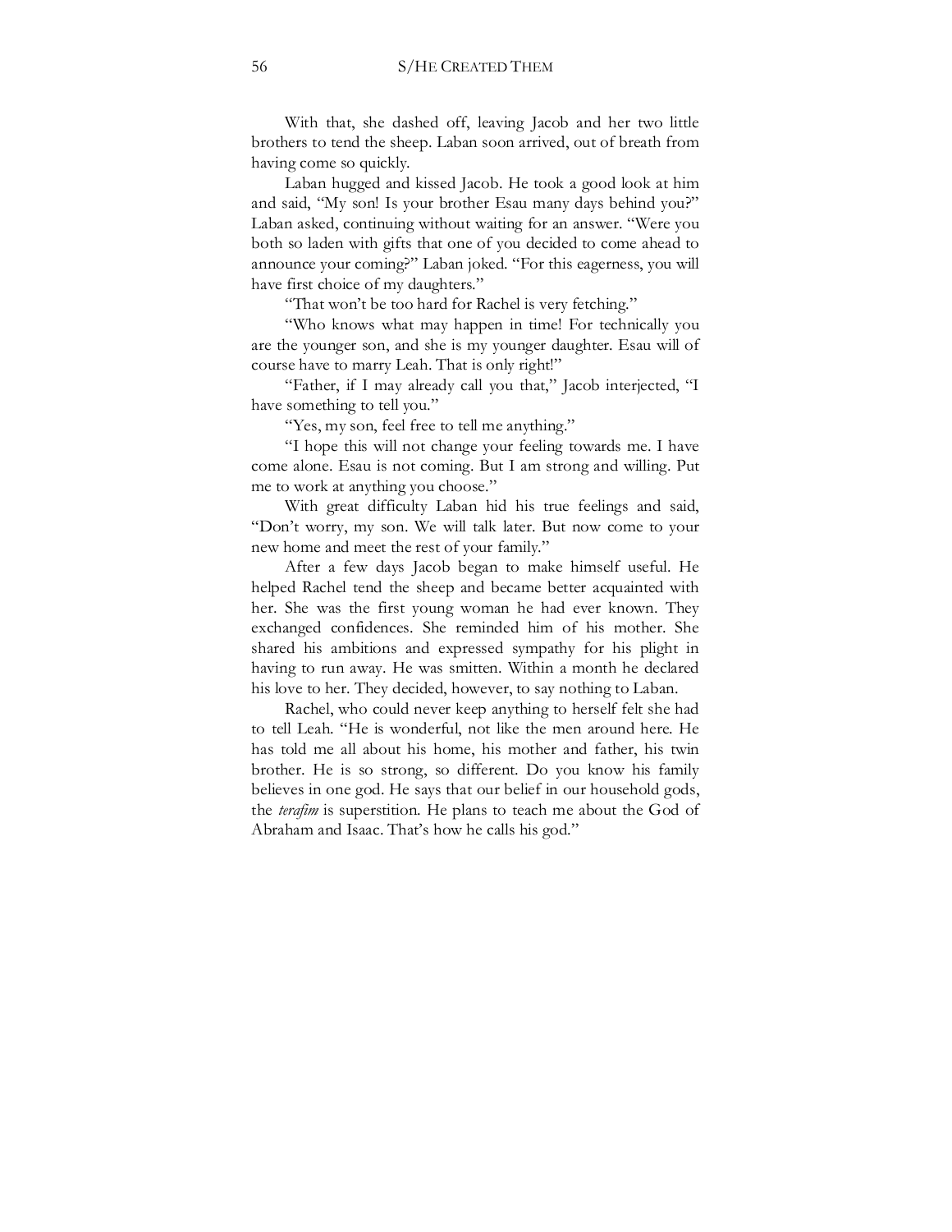With that, she dashed off, leaving Jacob and her two little brothers to tend the sheep. Laban soon arrived, out of breath from having come so quickly.

Laban hugged and kissed Jacob. He took a good look at him and said, "My son! Is your brother Esau many days behind you?" Laban asked, continuing without waiting for an answer. "Were you both so laden with gifts that one of you decided to come ahead to announce your coming?" Laban joked. "For this eagerness, you will have first choice of my daughters."

"That won't be too hard for Rachel is very fetching."

"Who knows what may happen in time! For technically you are the younger son, and she is my younger daughter. Esau will of course have to marry Leah. That is only right!"

"Father, if I may already call you that," Jacob interjected, "I have something to tell you."

"Yes, my son, feel free to tell me anything."

"I hope this will not change your feeling towards me. I have come alone. Esau is not coming. But I am strong and willing. Put me to work at anything you choose."

With great difficulty Laban hid his true feelings and said, "Don't worry, my son. We will talk later. But now come to your new home and meet the rest of your family."

After a few days Jacob began to make himself useful. He helped Rachel tend the sheep and became better acquainted with her. She was the first young woman he had ever known. They exchanged confidences. She reminded him of his mother. She shared his ambitions and expressed sympathy for his plight in having to run away. He was smitten. Within a month he declared his love to her. They decided, however, to say nothing to Laban.

Rachel, who could never keep anything to herself felt she had to tell Leah. "He is wonderful, not like the men around here. He has told me all about his home, his mother and father, his twin brother. He is so strong, so different. Do you know his family believes in one god. He says that our belief in our household gods, the *terafim* is superstition. He plans to teach me about the God of Abraham and Isaac. That's how he calls his god."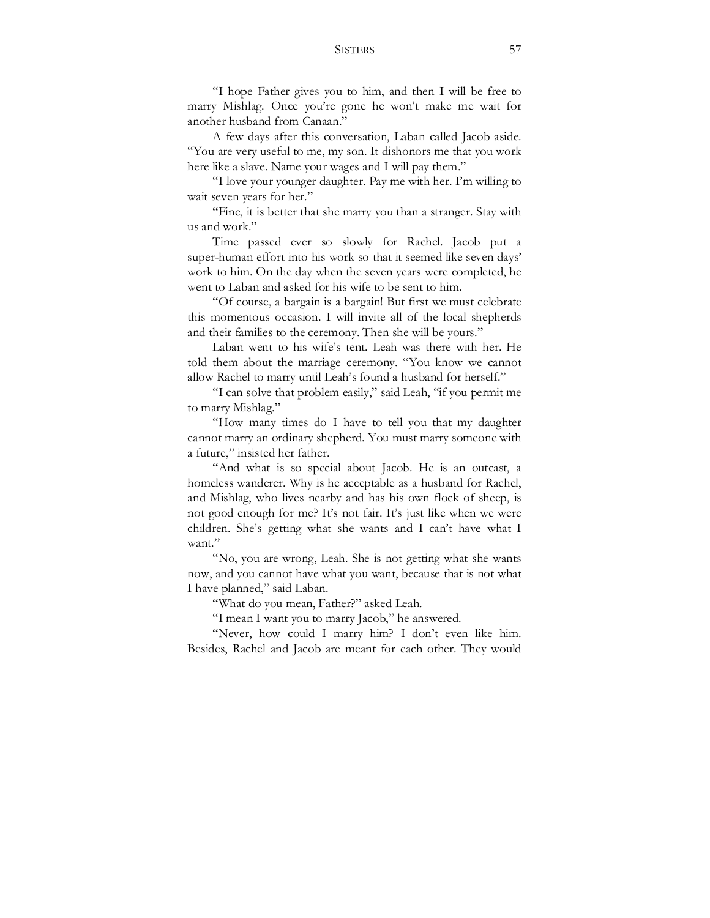"I hope Father gives you to him, and then I will be free to marry Mishlag. Once you're gone he won't make me wait for another husband from Canaan."

A few days after this conversation, Laban called Jacob aside. "You are very useful to me, my son. It dishonors me that you work here like a slave. Name your wages and I will pay them."

"I love your younger daughter. Pay me with her. I'm willing to wait seven years for her."

"Fine, it is better that she marry you than a stranger. Stay with us and work."

Time passed ever so slowly for Rachel. Jacob put a super-human effort into his work so that it seemed like seven days' work to him. On the day when the seven years were completed, he went to Laban and asked for his wife to be sent to him.

"Of course, a bargain is a bargain! But first we must celebrate this momentous occasion. I will invite all of the local shepherds and their families to the ceremony. Then she will be yours."

Laban went to his wife's tent. Leah was there with her. He told them about the marriage ceremony. "You know we cannot allow Rachel to marry until Leah's found a husband for herself."

"I can solve that problem easily," said Leah, "if you permit me to marry Mishlag."

"How many times do I have to tell you that my daughter cannot marry an ordinary shepherd. You must marry someone with a future," insisted her father.

"And what is so special about Jacob. He is an outcast, a homeless wanderer. Why is he acceptable as a husband for Rachel, and Mishlag, who lives nearby and has his own flock of sheep, is not good enough for me? It's not fair. It's just like when we were children. She's getting what she wants and I can't have what I want."

"No, you are wrong, Leah. She is not getting what she wants now, and you cannot have what you want, because that is not what I have planned," said Laban.

"What do you mean, Father?" asked Leah.

"I mean I want you to marry Jacob," he answered.

"Never, how could I marry him? I don't even like him. Besides, Rachel and Jacob are meant for each other. They would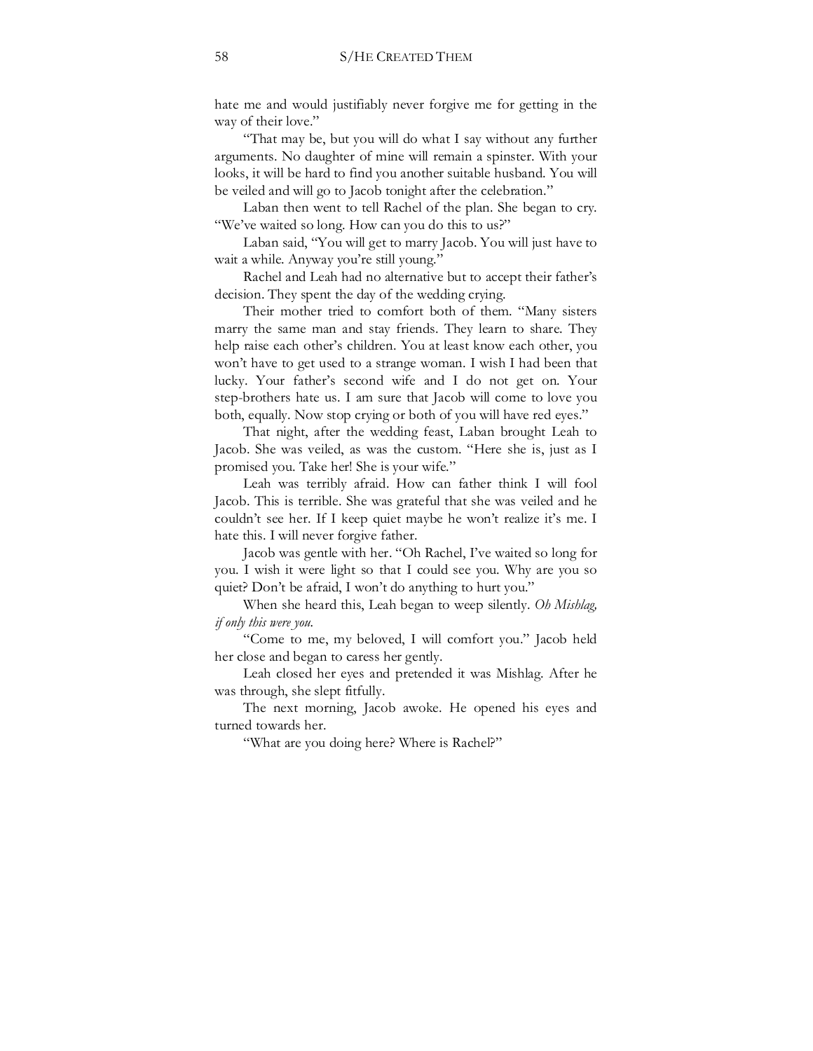hate me and would justifiably never forgive me for getting in the way of their love."

"That may be, but you will do what I say without any further arguments. No daughter of mine will remain a spinster. With your looks, it will be hard to find you another suitable husband. You will be veiled and will go to Jacob tonight after the celebration."

Laban then went to tell Rachel of the plan. She began to cry. "We've waited so long. How can you do this to us?"

Laban said, "You will get to marry Jacob. You will just have to wait a while. Anyway you're still young."

Rachel and Leah had no alternative but to accept their father's decision. They spent the day of the wedding crying.

Their mother tried to comfort both of them. "Many sisters marry the same man and stay friends. They learn to share. They help raise each other's children. You at least know each other, you won't have to get used to a strange woman. I wish I had been that lucky. Your father's second wife and I do not get on. Your step-brothers hate us. I am sure that Jacob will come to love you both, equally. Now stop crying or both of you will have red eyes."

That night, after the wedding feast, Laban brought Leah to Jacob. She was veiled, as was the custom. "Here she is, just as I promised you. Take her! She is your wife."

Leah was terribly afraid. How can father think I will fool Jacob. This is terrible. She was grateful that she was veiled and he couldn't see her. If I keep quiet maybe he won't realize it's me. I hate this. I will never forgive father.

Jacob was gentle with her. "Oh Rachel, I've waited so long for you. I wish it were light so that I could see you. Why are you so quiet? Don't be afraid, I won't do anything to hurt you."

When she heard this, Leah began to weep silently. *Oh Mishlag, if only this were you.*

"Come to me, my beloved, I will comfort you." Jacob held her close and began to caress her gently.

Leah closed her eyes and pretended it was Mishlag. After he was through, she slept fitfully.

The next morning, Jacob awoke. He opened his eyes and turned towards her.

"What are you doing here? Where is Rachel?"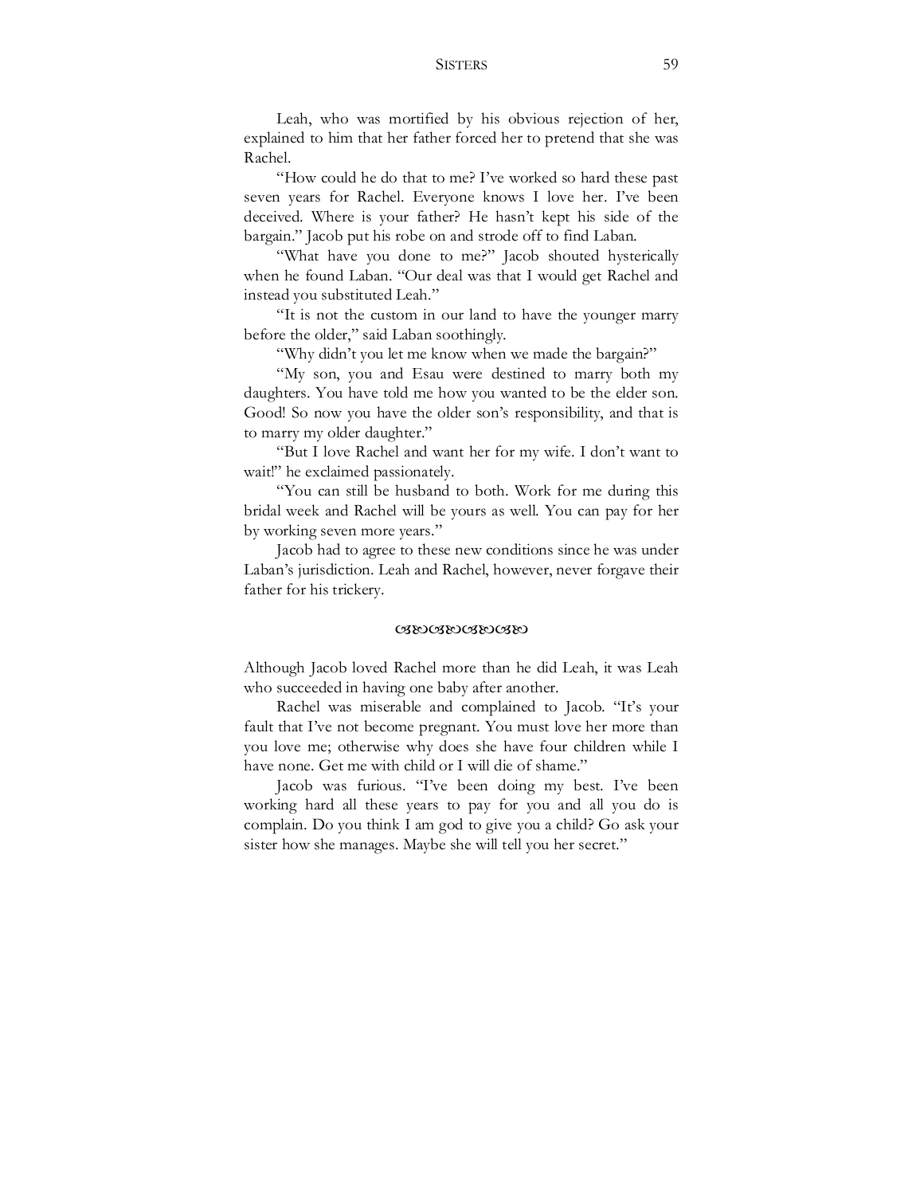Leah, who was mortified by his obvious rejection of her, explained to him that her father forced her to pretend that she was Rachel.

"How could he do that to me? I've worked so hard these past seven years for Rachel. Everyone knows I love her. I've been deceived. Where is your father? He hasn't kept his side of the bargain." Jacob put his robe on and strode off to find Laban.

"What have you done to me?" Jacob shouted hysterically when he found Laban. "Our deal was that I would get Rachel and instead you substituted Leah."

"It is not the custom in our land to have the younger marry before the older," said Laban soothingly.

"Why didn't you let me know when we made the bargain?"

"My son, you and Esau were destined to marry both my daughters. You have told me how you wanted to be the elder son. Good! So now you have the older son's responsibility, and that is to marry my older daughter."

"But I love Rachel and want her for my wife. I don't want to wait!" he exclaimed passionately.

"You can still be husband to both. Work for me during this bridal week and Rachel will be yours as well. You can pay for her by working seven more years."

Jacob had to agree to these new conditions since he was under Laban's jurisdiction. Leah and Rachel, however, never forgave their father for his trickery.

ଓଃଓଃଓଃଓଃ

Although Jacob loved Rachel more than he did Leah, it was Leah who succeeded in having one baby after another.

Rachel was miserable and complained to Jacob. "It's your fault that I've not become pregnant. You must love her more than you love me; otherwise why does she have four children while I have none. Get me with child or I will die of shame."

Jacob was furious. "I've been doing my best. I've been working hard all these years to pay for you and all you do is complain. Do you think I am god to give you a child? Go ask your sister how she manages. Maybe she will tell you her secret."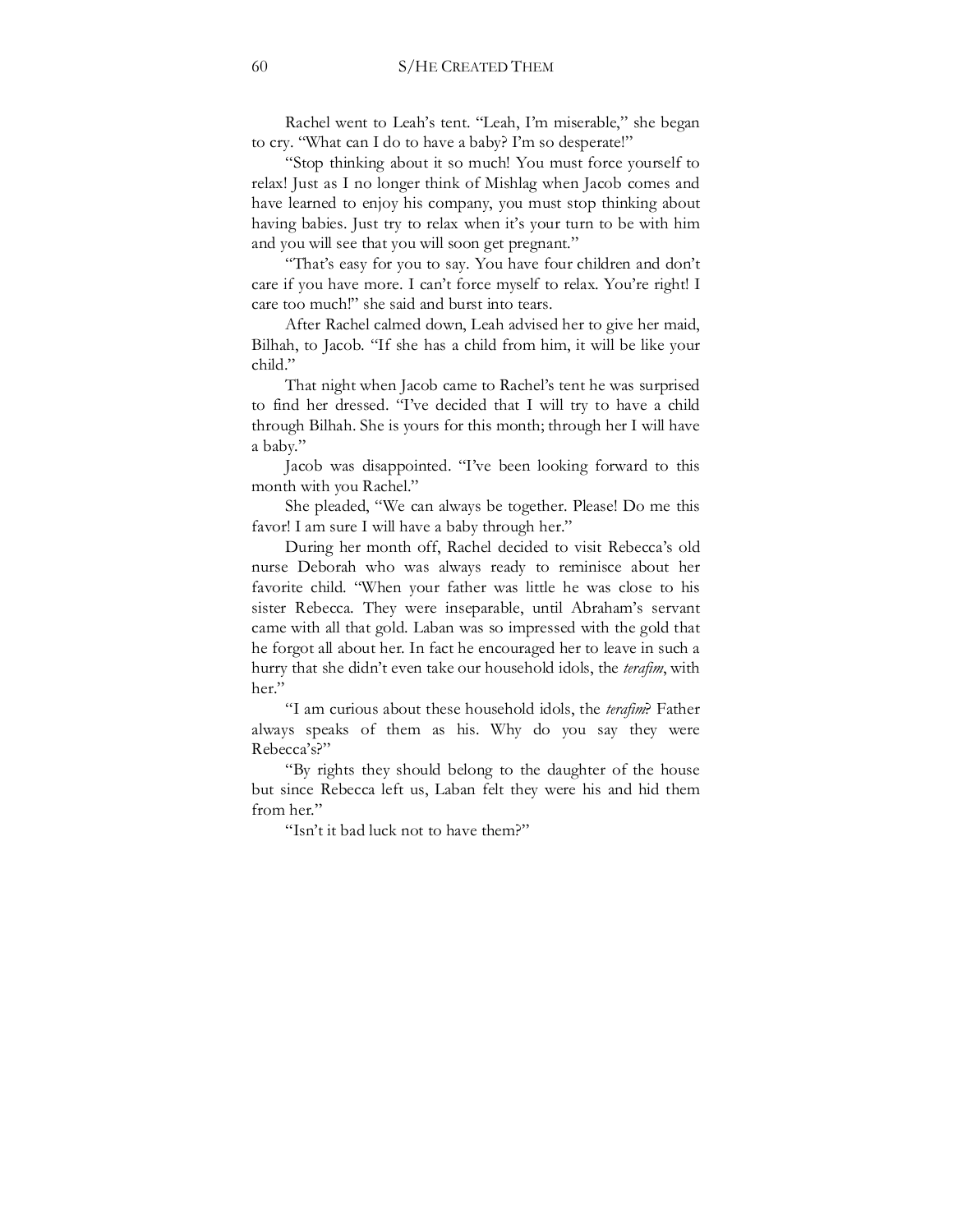Rachel went to Leah's tent. "Leah, I'm miserable," she began to cry. "What can I do to have a baby? I'm so desperate!"

"Stop thinking about it so much! You must force yourself to relax! Just as I no longer think of Mishlag when Jacob comes and have learned to enjoy his company, you must stop thinking about having babies. Just try to relax when it's your turn to be with him and you will see that you will soon get pregnant."

"That's easy for you to say. You have four children and don't care if you have more. I can't force myself to relax. You're right! I care too much!" she said and burst into tears.

After Rachel calmed down, Leah advised her to give her maid, Bilhah, to Jacob. "If she has a child from him, it will be like your child."

That night when Jacob came to Rachel's tent he was surprised to find her dressed. "I've decided that I will try to have a child through Bilhah. She is yours for this month; through her I will have a baby."

Jacob was disappointed. "I've been looking forward to this month with you Rachel."

She pleaded, "We can always be together. Please! Do me this favor! I am sure I will have a baby through her."

During her month off, Rachel decided to visit Rebecca's old nurse Deborah who was always ready to reminisce about her favorite child. "When your father was little he was close to his sister Rebecca. They were inseparable, until Abraham's servant came with all that gold. Laban was so impressed with the gold that he forgot all about her. In fact he encouraged her to leave in such a hurry that she didn't even take our household idols, the *terafim*, with her."

"I am curious about these household idols, the *terafim*? Father always speaks of them as his. Why do you say they were Rebecca's?"

"By rights they should belong to the daughter of the house but since Rebecca left us, Laban felt they were his and hid them from her."

"Isn't it bad luck not to have them?"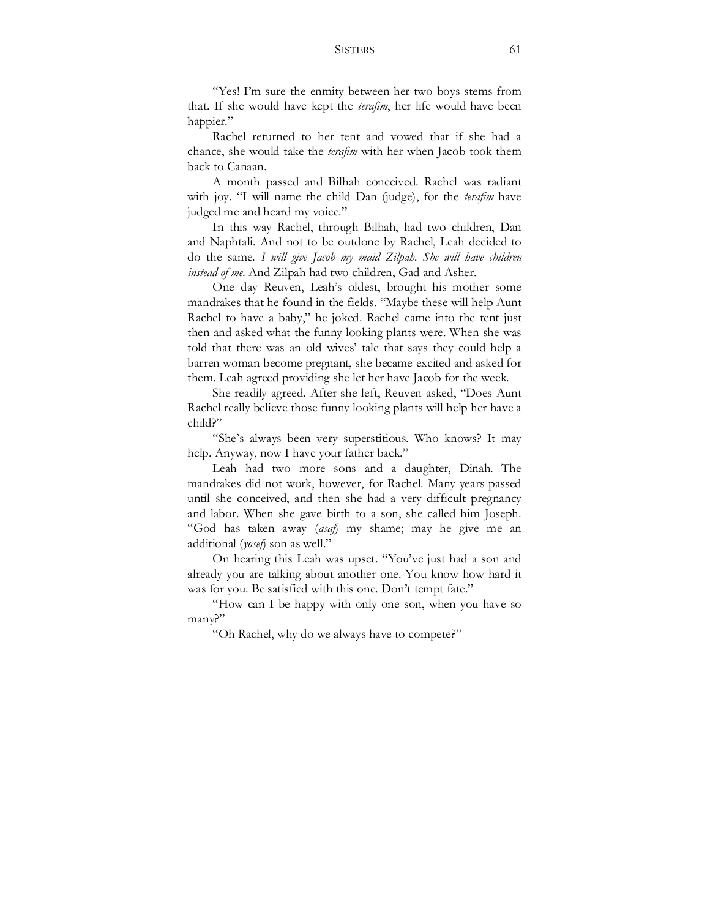"Yes! I'm sure the enmity between her two boys stems from that. If she would have kept the *terafim*, her life would have been happier."

Rachel returned to her tent and vowed that if she had a chance, she would take the *terafim* with her when Jacob took them back to Canaan.

A month passed and Bilhah conceived. Rachel was radiant with joy. "I will name the child Dan (judge), for the *terafim* have judged me and heard my voice."

In this way Rachel, through Bilhah, had two children, Dan and Naphtali. And not to be outdone by Rachel, Leah decided to do the same. *I will give Jacob my maid Zilpah. She will have children instead of me.* And Zilpah had two children, Gad and Asher.

One day Reuven, Leah's oldest, brought his mother some mandrakes that he found in the fields. "Maybe these will help Aunt Rachel to have a baby," he joked. Rachel came into the tent just then and asked what the funny looking plants were. When she was told that there was an old wives' tale that says they could help a barren woman become pregnant, she became excited and asked for them. Leah agreed providing she let her have Jacob for the week.

She readily agreed. After she left, Reuven asked, "Does Aunt Rachel really believe those funny looking plants will help her have a child?"

"She's always been very superstitious. Who knows? It may help. Anyway, now I have your father back."

Leah had two more sons and a daughter, Dinah. The mandrakes did not work, however, for Rachel. Many years passed until she conceived, and then she had a very difficult pregnancy and labor. When she gave birth to a son, she called him Joseph. "God has taken away (*asaf*) my shame; may he give me an additional (*yosef*) son as well."

On hearing this Leah was upset. "You've just had a son and already you are talking about another one. You know how hard it was for you. Be satisfied with this one. Don't tempt fate."

"How can I be happy with only one son, when you have so many?"

"Oh Rachel, why do we always have to compete?"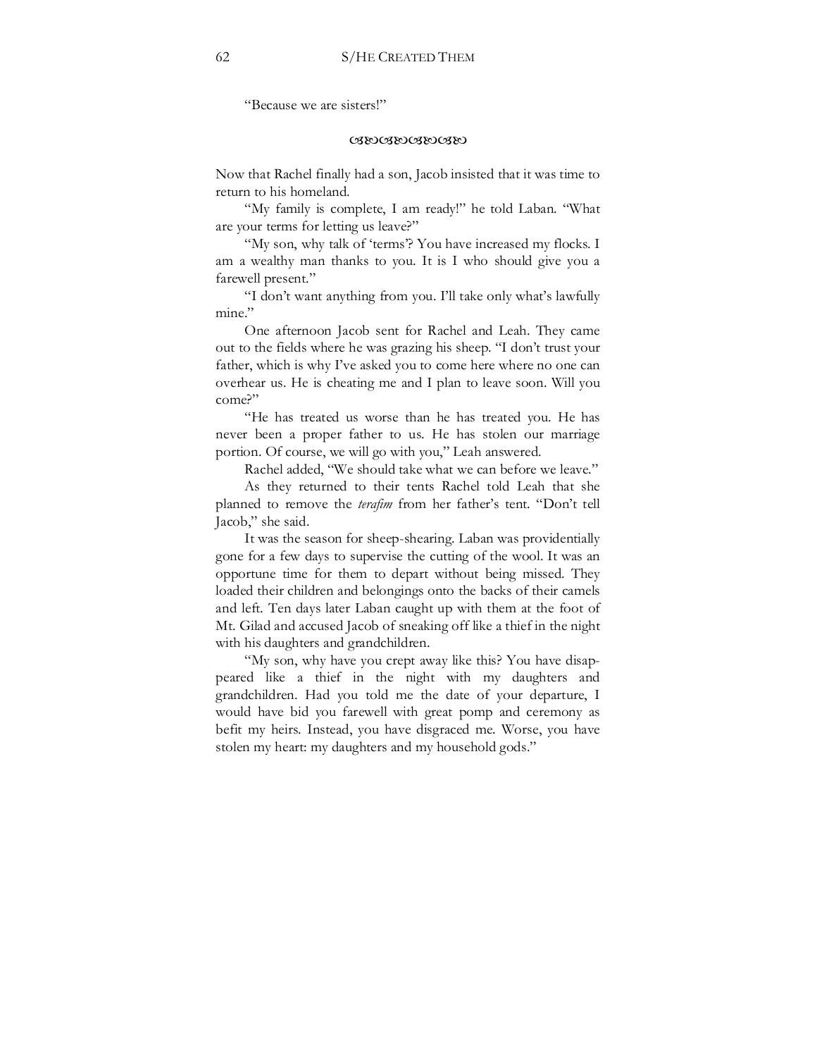"Because we are sisters!"

ꕥꕥꕥꕥ

Now that Rachel finally had a son, Jacob insisted that it was time to return to his homeland.

"My family is complete, I am ready!" he told Laban. "What are your terms for letting us leave?"

"My son, why talk of 'terms'? You have increased my flocks. I am a wealthy man thanks to you. It is I who should give you a farewell present."

"I don't want anything from you. I'll take only what's lawfully mine."

One afternoon Jacob sent for Rachel and Leah. They came out to the fields where he was grazing his sheep. "I don't trust your father, which is why I've asked you to come here where no one can overhear us. He is cheating me and I plan to leave soon. Will you come?"

"He has treated us worse than he has treated you. He has never been a proper father to us. He has stolen our marriage portion. Of course, we will go with you," Leah answered.

Rachel added, "We should take what we can before we leave."

As they returned to their tents Rachel told Leah that she planned to remove the *terafim* from her father's tent. "Don't tell Jacob," she said.

It was the season for sheep-shearing. Laban was providentially gone for a few days to supervise the cutting of the wool. It was an opportune time for them to depart without being missed. They loaded their children and belongings onto the backs of their camels and left. Ten days later Laban caught up with them at the foot of Mt. Gilad and accused Jacob of sneaking off like a thief in the night with his daughters and grandchildren.

"My son, why have you crept away like this? You have disappeared like a thief in the night with my daughters and grandchildren. Had you told me the date of your departure, I would have bid you farewell with great pomp and ceremony as befit my heirs. Instead, you have disgraced me. Worse, you have stolen my heart: my daughters and my household gods."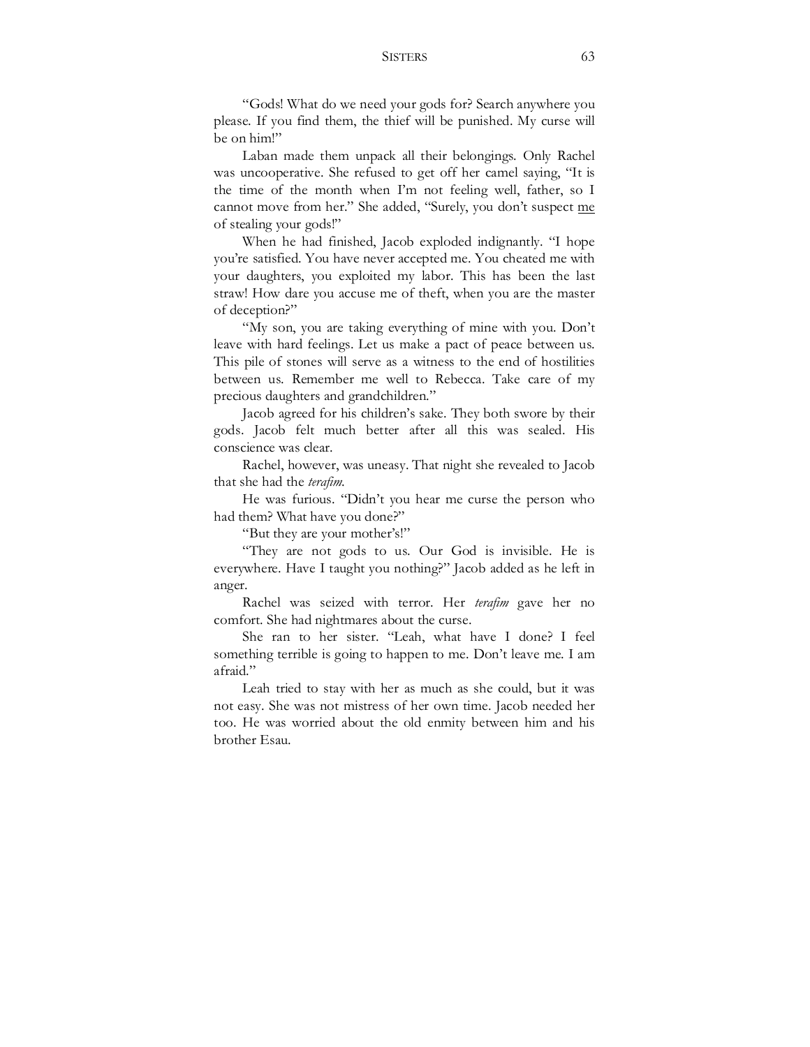"Gods! What do we need your gods for? Search anywhere you please. If you find them, the thief will be punished. My curse will be on him!"

Laban made them unpack all their belongings. Only Rachel was uncooperative. She refused to get off her camel saying, "It is the time of the month when I'm not feeling well, father, so I cannot move from her." She added, "Surely, you don't suspect <u>me</u> of stealing your gods!"

When he had finished, Jacob exploded indignantly. "I hope you're satisfied. You have never accepted me. You cheated me with your daughters, you exploited my labor. This has been the last straw! How dare you accuse me of theft, when you are the master of deception?"

"My son, you are taking everything of mine with you. Don't leave with hard feelings. Let us make a pact of peace between us. This pile of stones will serve as a witness to the end of hostilities between us. Remember me well to Rebecca. Take care of my precious daughters and grandchildren."

Jacob agreed for his children's sake. They both swore by their gods. Jacob felt much better after all this was sealed. His conscience was clear.

Rachel, however, was uneasy. That night she revealed to Jacob that she had the *terafim*.

He was furious. "Didn't you hear me curse the person who had them? What have you done?"

"But they are your mother's!"

"They are not gods to us. Our God is invisible. He is everywhere. Have I taught you nothing?" Jacob added as he left in anger.

Rachel was seized with terror. Her *terafim* gave her no comfort. She had nightmares about the curse.

She ran to her sister. "Leah, what have I done? I feel something terrible is going to happen to me. Don't leave me. I am afraid."

Leah tried to stay with her as much as she could, but it was not easy. She was not mistress of her own time. Jacob needed her too. He was worried about the old enmity between him and his brother Esau.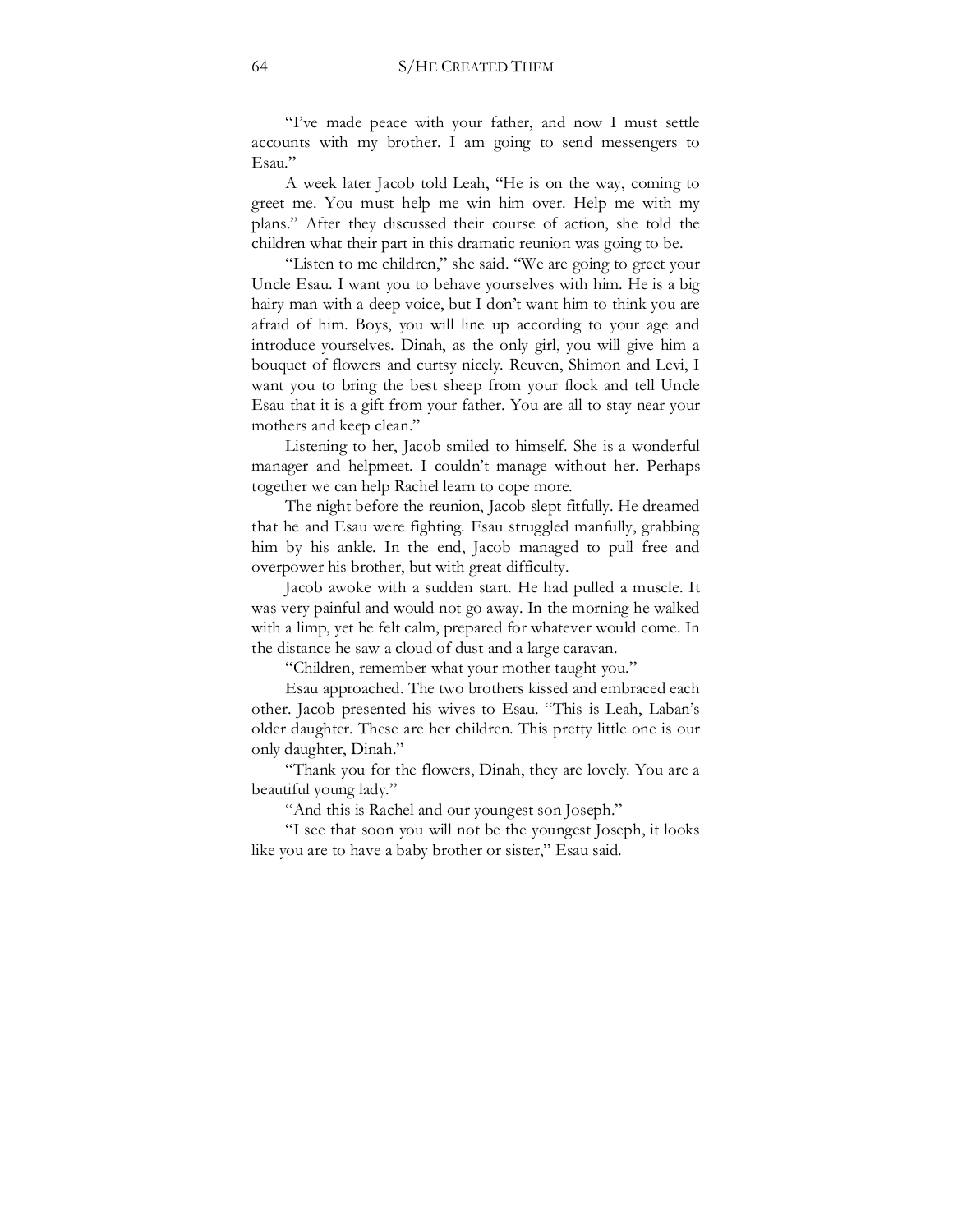"I've made peace with your father, and now I must settle accounts with my brother. I am going to send messengers to Esau."

A week later Jacob told Leah, "He is on the way, coming to greet me. You must help me win him over. Help me with my plans." After they discussed their course of action, she told the children what their part in this dramatic reunion was going to be.

"Listen to me children," she said. "We are going to greet your Uncle Esau. I want you to behave yourselves with him. He is a big hairy man with a deep voice, but I don't want him to think you are afraid of him. Boys, you will line up according to your age and introduce yourselves. Dinah, as the only girl, you will give him a bouquet of flowers and curtsy nicely. Reuven, Shimon and Levi, I want you to bring the best sheep from your flock and tell Uncle Esau that it is a gift from your father. You are all to stay near your mothers and keep clean."

Listening to her, Jacob smiled to himself. She is a wonderful manager and helpmeet. I couldn't manage without her. Perhaps together we can help Rachel learn to cope more.

The night before the reunion, Jacob slept fitfully. He dreamed that he and Esau were fighting. Esau struggled manfully, grabbing him by his ankle. In the end, Jacob managed to pull free and overpower his brother, but with great difficulty.

Jacob awoke with a sudden start. He had pulled a muscle. It was very painful and would not go away. In the morning he walked with a limp, yet he felt calm, prepared for whatever would come. In the distance he saw a cloud of dust and a large caravan.

"Children, remember what your mother taught you."

Esau approached. The two brothers kissed and embraced each other. Jacob presented his wives to Esau. "This is Leah, Laban's older daughter. These are her children. This pretty little one is our only daughter, Dinah."

"Thank you for the flowers, Dinah, they are lovely. You are a beautiful young lady."

"And this is Rachel and our youngest son Joseph."

"I see that soon you will not be the youngest Joseph, it looks like you are to have a baby brother or sister," Esau said.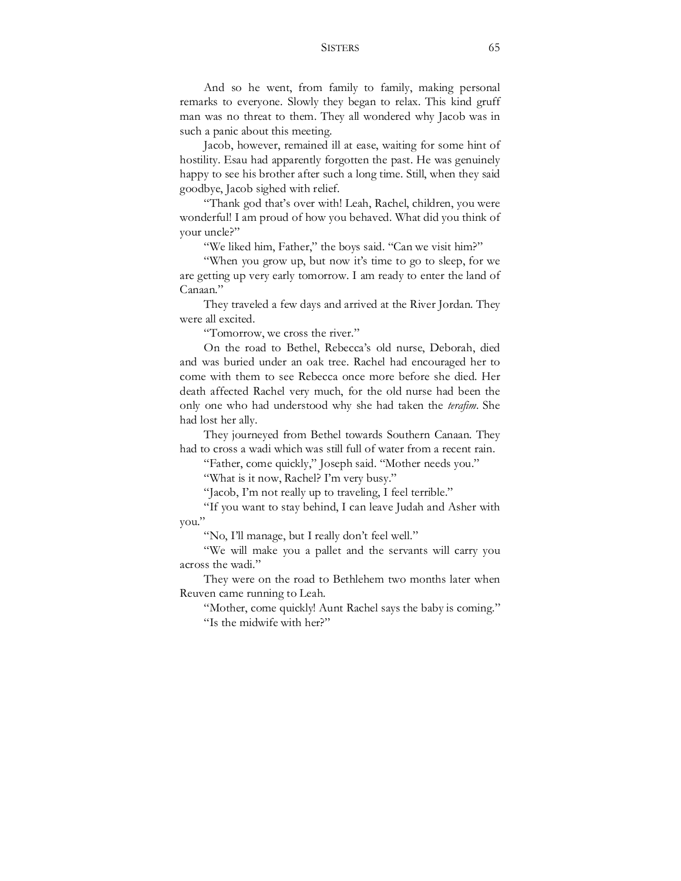And so he went, from family to family, making personal remarks to everyone. Slowly they began to relax. This kind gruff man was no threat to them. They all wondered why Jacob was in such a panic about this meeting.

Jacob, however, remained ill at ease, waiting for some hint of hostility. Esau had apparently forgotten the past. He was genuinely happy to see his brother after such a long time. Still, when they said goodbye, Jacob sighed with relief.

"Thank god that's over with! Leah, Rachel, children, you were wonderful! I am proud of how you behaved. What did you think of your uncle?"

"We liked him, Father," the boys said. "Can we visit him?"

"When you grow up, but now it's time to go to sleep, for we are getting up very early tomorrow. I am ready to enter the land of Canaan."

They traveled a few days and arrived at the River Jordan. They were all excited.

"Tomorrow, we cross the river."

On the road to Bethel, Rebecca's old nurse, Deborah, died and was buried under an oak tree. Rachel had encouraged her to come with them to see Rebecca once more before she died. Her death affected Rachel very much, for the old nurse had been the only one who had understood why she had taken the *terafim*. She had lost her ally.

They journeyed from Bethel towards Southern Canaan. They had to cross a wadi which was still full of water from a recent rain.

"Father, come quickly," Joseph said. "Mother needs you."

"What is it now, Rachel? I'm very busy."

"Jacob, I'm not really up to traveling, I feel terrible."

"If you want to stay behind, I can leave Judah and Asher with you."

"No, I'll manage, but I really don't feel well."

"We will make you a pallet and the servants will carry you across the wadi."

They were on the road to Bethlehem two months later when Reuven came running to Leah.

"Mother, come quickly! Aunt Rachel says the baby is coming."

"Is the midwife with her?"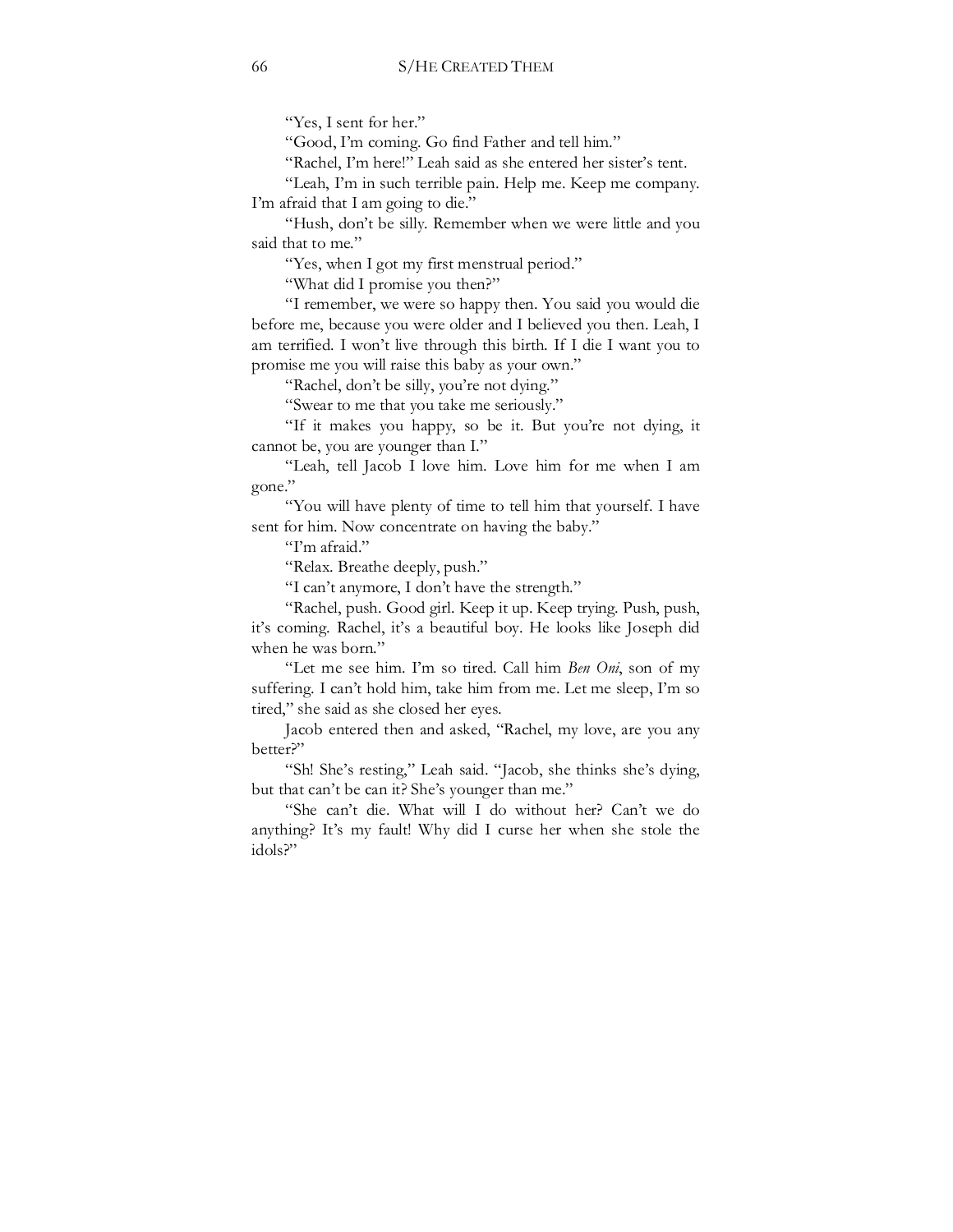"Yes, I sent for her."

"Good, I'm coming. Go find Father and tell him."

"Rachel, I'm here!" Leah said as she entered her sister's tent.

"Leah, I'm in such terrible pain. Help me. Keep me company. I'm afraid that I am going to die."

"Hush, don't be silly. Remember when we were little and you said that to me."

"Yes, when I got my first menstrual period."

"What did I promise you then?"

"I remember, we were so happy then. You said you would die before me, because you were older and I believed you then. Leah, I am terrified. I won't live through this birth. If I die I want you to promise me you will raise this baby as your own."

"Rachel, don't be silly, you're not dying."

"Swear to me that you take me seriously."

"If it makes you happy, so be it. But you're not dying, it cannot be, you are younger than I."

"Leah, tell Jacob I love him. Love him for me when I am gone."

"You will have plenty of time to tell him that yourself. I have sent for him. Now concentrate on having the baby."

"I'm afraid."

"Relax. Breathe deeply, push."

"I can't anymore, I don't have the strength."

"Rachel, push. Good girl. Keep it up. Keep trying. Push, push, it's coming. Rachel, it's a beautiful boy. He looks like Joseph did when he was born."

"Let me see him. I'm so tired. Call him *Ben Oni*, son of my suffering. I can't hold him, take him from me. Let me sleep, I'm so tired," she said as she closed her eyes.

Jacob entered then and asked, "Rachel, my love, are you any better?"

"Sh! She's resting," Leah said. "Jacob, she thinks she's dying, but that can't be can it? She's younger than me."

"She can't die. What will I do without her? Can't we do anything? It's my fault! Why did I curse her when she stole the idols?"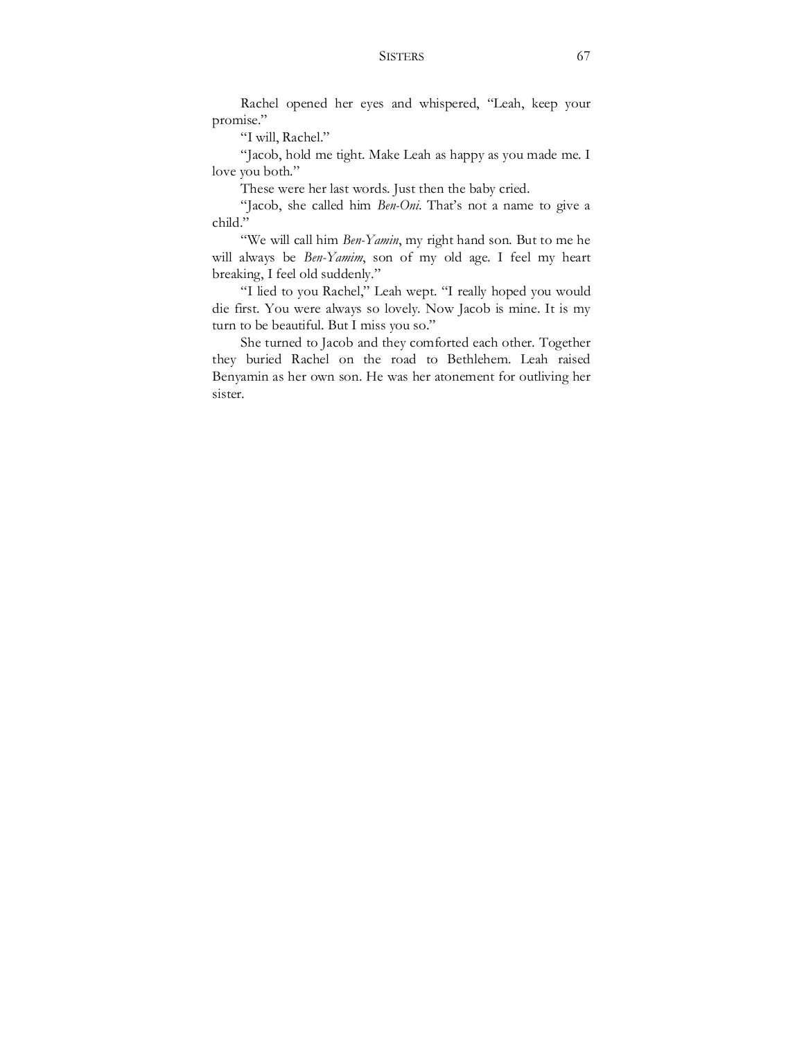Rachel opened her eyes and whispered, "Leah, keep your promise."

"I will, Rachel."

"Jacob, hold me tight. Make Leah as happy as you made me. I love you both."

These were her last words. Just then the baby cried.

"Jacob, she called him *Ben-Oni*. That's not a name to give a child."

"We will call him *Ben-Yamin*, my right hand son. But to me he will always be *Ben-Yamim*, son of my old age. I feel my heart breaking, I feel old suddenly."

"I lied to you Rachel," Leah wept. "I really hoped you would die first. You were always so lovely. Now Jacob is mine. It is my turn to be beautiful. But I miss you so."

She turned to Jacob and they comforted each other. Together they buried Rachel on the road to Bethlehem. Leah raised Benyamin as her own son. He was her atonement for outliving her sister.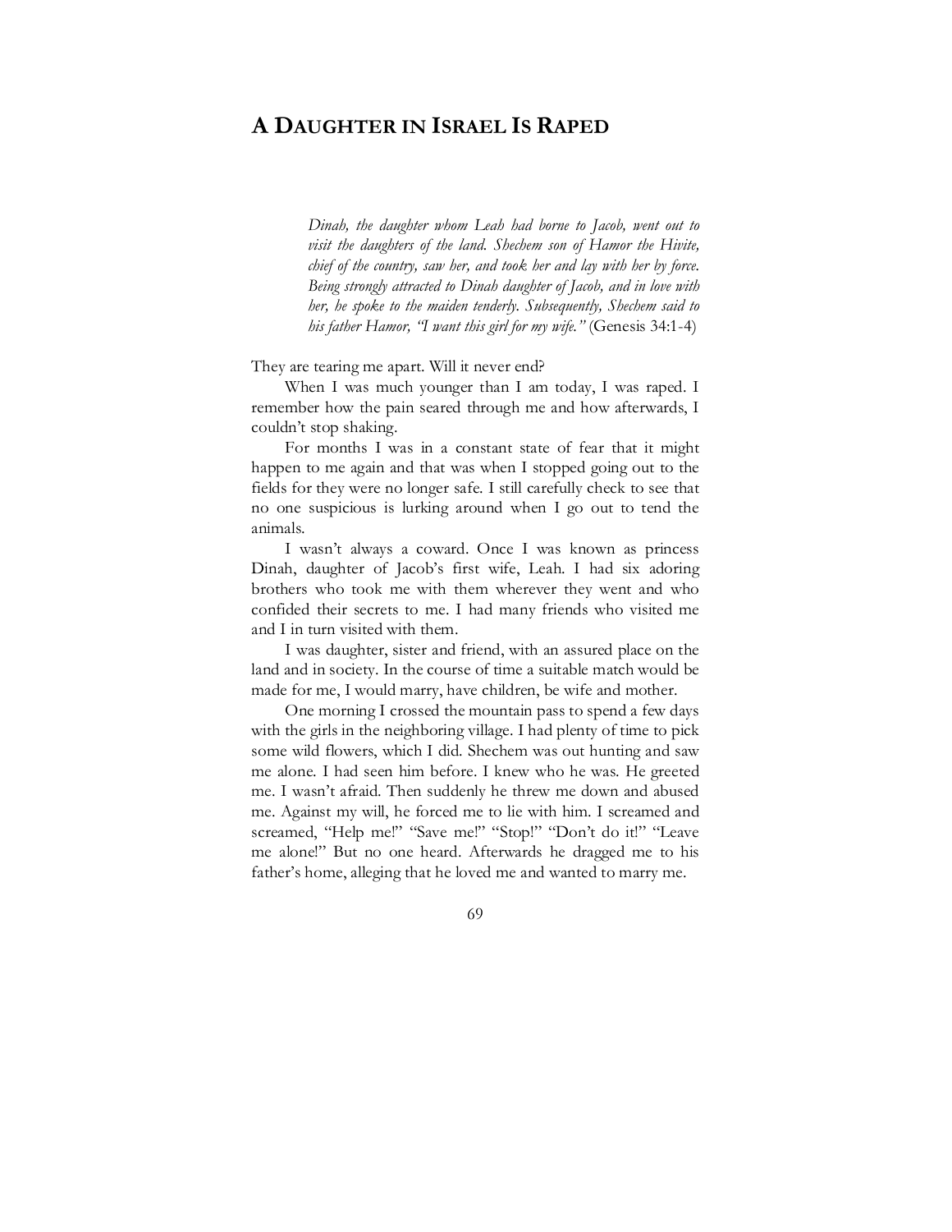# A Daughter in Israel Is Raped

> *Dinah, the daughter whom Leah had borne to Jacob, went out to visit the daughters of the land. Shechem son of Hamor the Hivite, chief of the country, saw her, and took her and lay with her by force. Being strongly attracted to Dinah daughter of Jacob, and in love with her, he spoke to the maiden tenderly. Subsequently, Shechem said to his father Hamor, "I want this girl for my wife."* (Genesis 34:1-4)

They are tearing me apart. Will it never end?

When I was much younger than I am today, I was raped. I remember how the pain seared through me and how afterwards, I couldn't stop shaking.

For months I was in a constant state of fear that it might happen to me again and that was when I stopped going out to the fields for they were no longer safe. I still carefully check to see that no one suspicious is lurking around when I go out to tend the animals.

I wasn't always a coward. Once I was known as princess Dinah, daughter of Jacob's first wife, Leah. I had six adoring brothers who took me with them wherever they went and who confided their secrets to me. I had many friends who visited me and I in turn visited with them.

I was daughter, sister and friend, with an assured place on the land and in society. In the course of time a suitable match would be made for me, I would marry, have children, be wife and mother.

One morning I crossed the mountain pass to spend a few days with the girls in the neighboring village. I had plenty of time to pick some wild flowers, which I did. Shechem was out hunting and saw me alone. I had seen him before. I knew who he was. He greeted me. I wasn't afraid. Then suddenly he threw me down and abused me. Against my will, he forced me to lie with him. I screamed and screamed, "Help me!" "Save me!" "Stop!" "Don't do it!" "Leave me alone!" But no one heard. Afterwards he dragged me to his father's home, alleging that he loved me and wanted to marry me.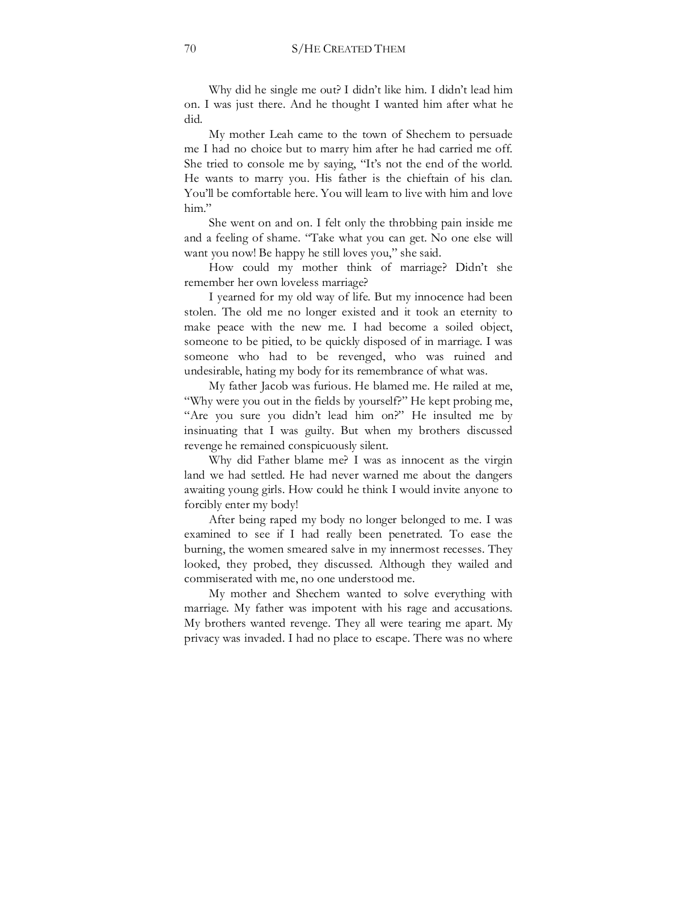Why did he single me out? I didn't like him. I didn't lead him on. I was just there. And he thought I wanted him after what he did.

My mother Leah came to the town of Shechem to persuade me I had no choice but to marry him after he had carried me off. She tried to console me by saying, "It's not the end of the world. He wants to marry you. His father is the chieftain of his clan. You'll be comfortable here. You will learn to live with him and love him."

She went on and on. I felt only the throbbing pain inside me and a feeling of shame. "Take what you can get. No one else will want you now! Be happy he still loves you," she said.

How could my mother think of marriage? Didn't she remember her own loveless marriage?

I yearned for my old way of life. But my innocence had been stolen. The old me no longer existed and it took an eternity to make peace with the new me. I had become a soiled object, someone to be pitied, to be quickly disposed of in marriage. I was someone who had to be revenged, who was ruined and undesirable, hating my body for its remembrance of what was.

My father Jacob was furious. He blamed me. He railed at me, "Why were you out in the fields by yourself?" He kept probing me, "Are you sure you didn't lead him on?" He insulted me by insinuating that I was guilty. But when my brothers discussed revenge he remained conspicuously silent.

Why did Father blame me? I was as innocent as the virgin land we had settled. He had never warned me about the dangers awaiting young girls. How could he think I would invite anyone to forcibly enter my body!

After being raped my body no longer belonged to me. I was examined to see if I had really been penetrated. To ease the burning, the women smeared salve in my innermost recesses. They looked, they probed, they discussed. Although they wailed and commiserated with me, no one understood me.

My mother and Shechem wanted to solve everything with marriage. My father was impotent with his rage and accusations. My brothers wanted revenge. They all were tearing me apart. My privacy was invaded. I had no place to escape. There was no where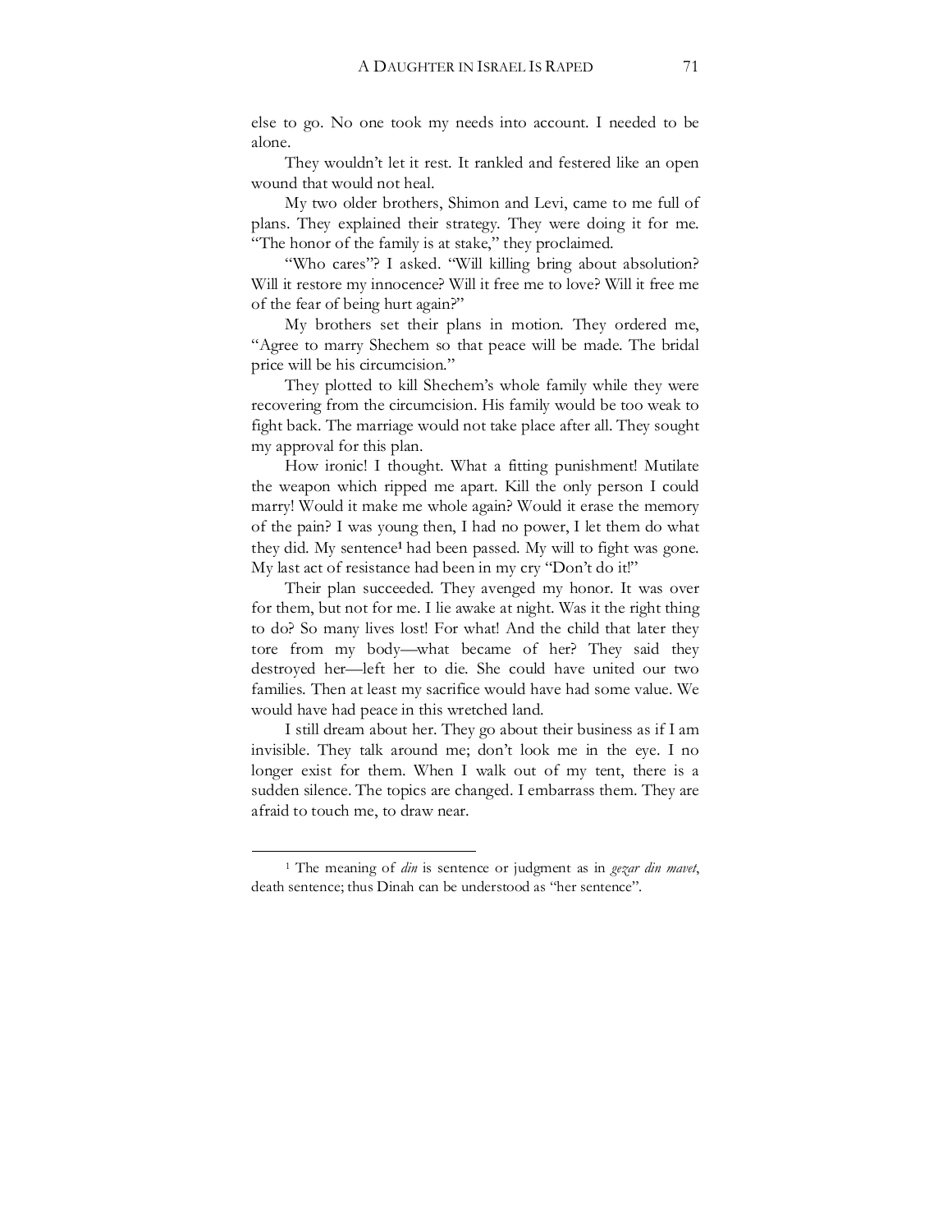else to go. No one took my needs into account. I needed to be alone.

They wouldn't let it rest. It rankled and festered like an open wound that would not heal.

My two older brothers, Shimon and Levi, came to me full of plans. They explained their strategy. They were doing it for me. "The honor of the family is at stake," they proclaimed.

"Who cares"? I asked. "Will killing bring about absolution? Will it restore my innocence? Will it free me to love? Will it free me of the fear of being hurt again?"

My brothers set their plans in motion. They ordered me, "Agree to marry Shechem so that peace will be made. The bridal price will be his circumcision."

They plotted to kill Shechem's whole family while they were recovering from the circumcision. His family would be too weak to fight back. The marriage would not take place after all. They sought my approval for this plan.

How ironic! I thought. What a fitting punishment! Mutilate the weapon which ripped me apart. Kill the only person I could marry! Would it make me whole again? Would it erase the memory of the pain? I was young then, I had no power, I let them do what they did. My sentence[1] had been passed. My will to fight was gone. My last act of resistance had been in my cry "Don't do it!"

Their plan succeeded. They avenged my honor. It was over for them, but not for me. I lie awake at night. Was it the right thing to do? So many lives lost! For what! And the child that later they tore from my body—what became of her? They said they destroyed her—left her to die. She could have united our two families. Then at least my sacrifice would have had some value. We would have had peace in this wretched land.

I still dream about her. They go about their business as if I am invisible. They talk around me; don't look me in the eye. I no longer exist for them. When I walk out of my tent, there is a sudden silence. The topics are changed. I embarrass them. They are afraid to touch me, to draw near.

---

[1] The meaning of *din* is sentence or judgment as in *gezar din mavet*, death sentence; thus Dinah can be understood as "her sentence".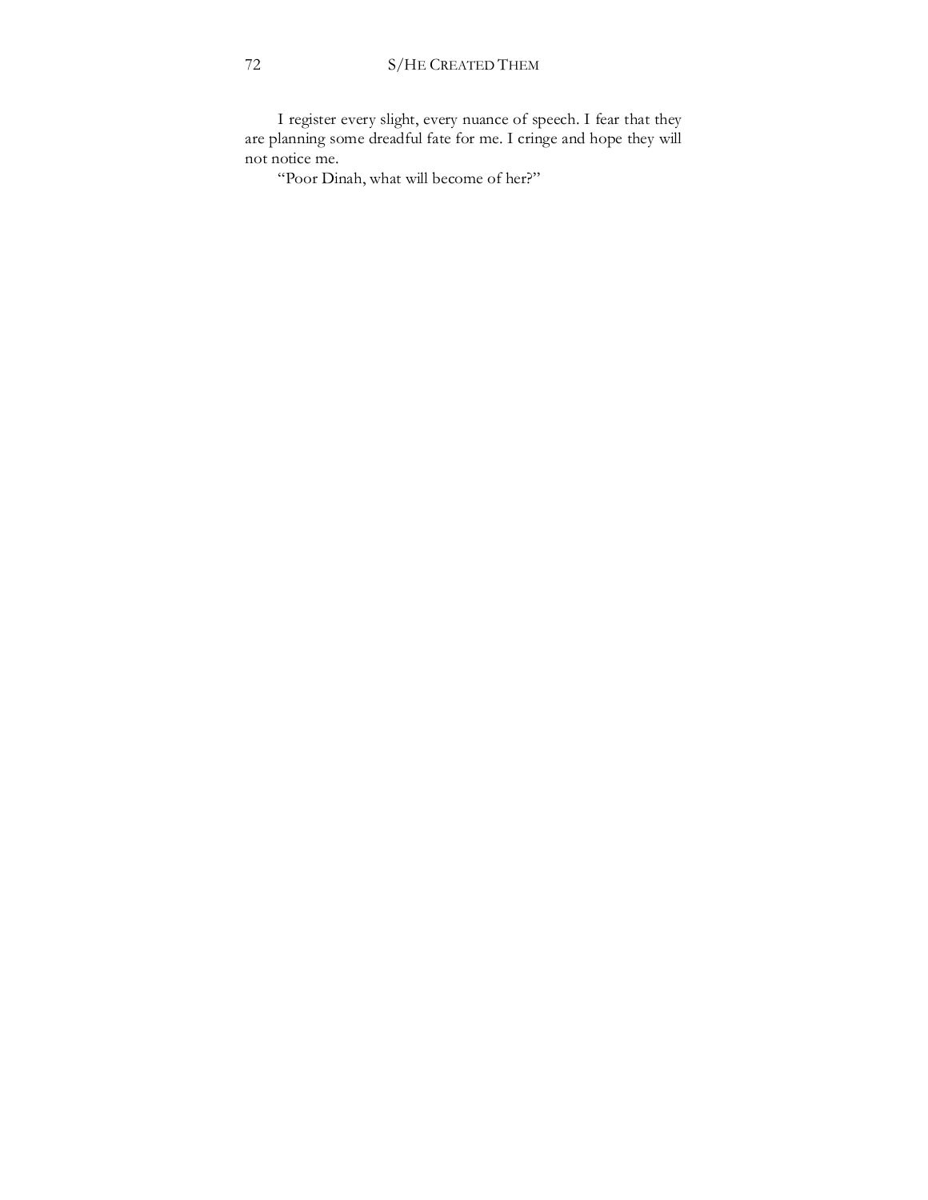I register every slight, every nuance of speech. I fear that they are planning some dreadful fate for me. I cringe and hope they will not notice me.

"Poor Dinah, what will become of her?"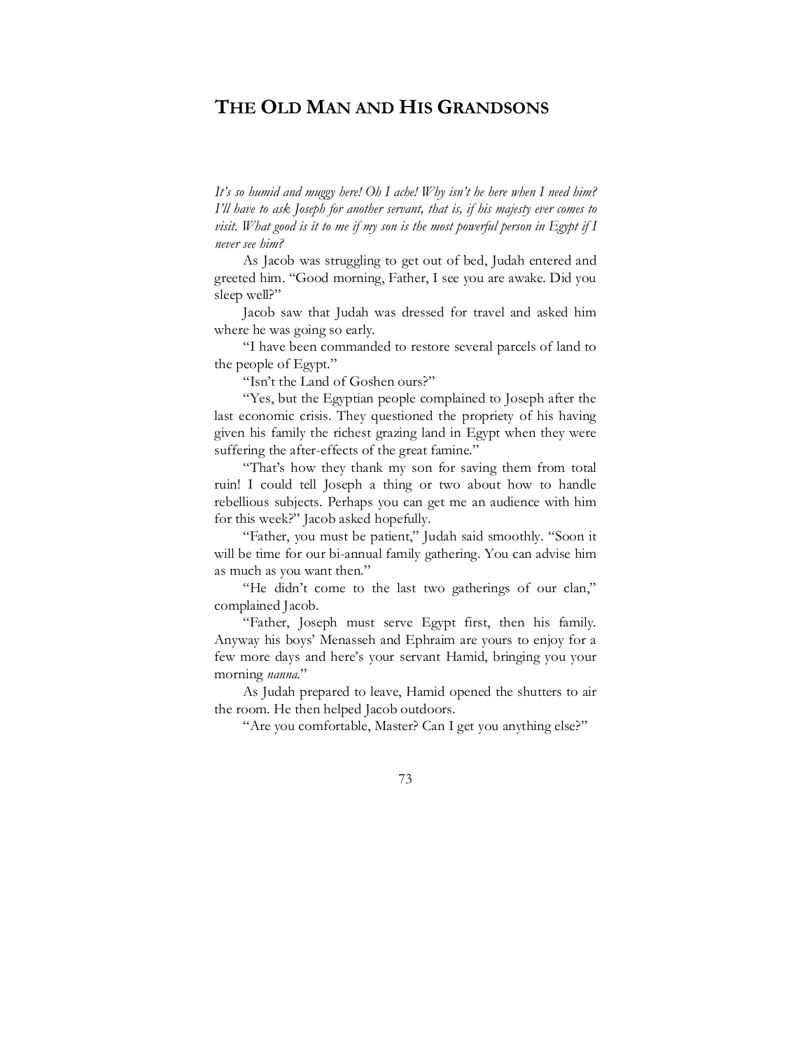## THE OLD MAN AND HIS GRANDSONS

*It's so humid and muggy here! Oh I ache! Why isn't he here when I need him? I'll have to ask Joseph for another servant, that is, if his majesty ever comes to visit. What good is it to me if my son is the most powerful person in Egypt if I never see him?*

As Jacob was struggling to get out of bed, Judah entered and greeted him. "Good morning, Father, I see you are awake. Did you sleep well?"

Jacob saw that Judah was dressed for travel and asked him where he was going so early.

"I have been commanded to restore several parcels of land to the people of Egypt."

"Isn't the Land of Goshen ours?"

"Yes, but the Egyptian people complained to Joseph after the last economic crisis. They questioned the propriety of his having given his family the richest grazing land in Egypt when they were suffering the after-effects of the great famine."

"That's how they thank my son for saving them from total ruin! I could tell Joseph a thing or two about how to handle rebellious subjects. Perhaps you can get me an audience with him for this week?" Jacob asked hopefully.

"Father, you must be patient," Judah said smoothly. "Soon it will be time for our bi-annual family gathering. You can advise him as much as you want then."

"He didn't come to the last two gatherings of our clan," complained Jacob.

"Father, Joseph must serve Egypt first, then his family. Anyway his boys' Menasseh and Ephraim are yours to enjoy for a few more days and here's your servant Hamid, bringing you your morning *nanna*."

As Judah prepared to leave, Hamid opened the shutters to air the room. He then helped Jacob outdoors.

"Are you comfortable, Master? Can I get you anything else?"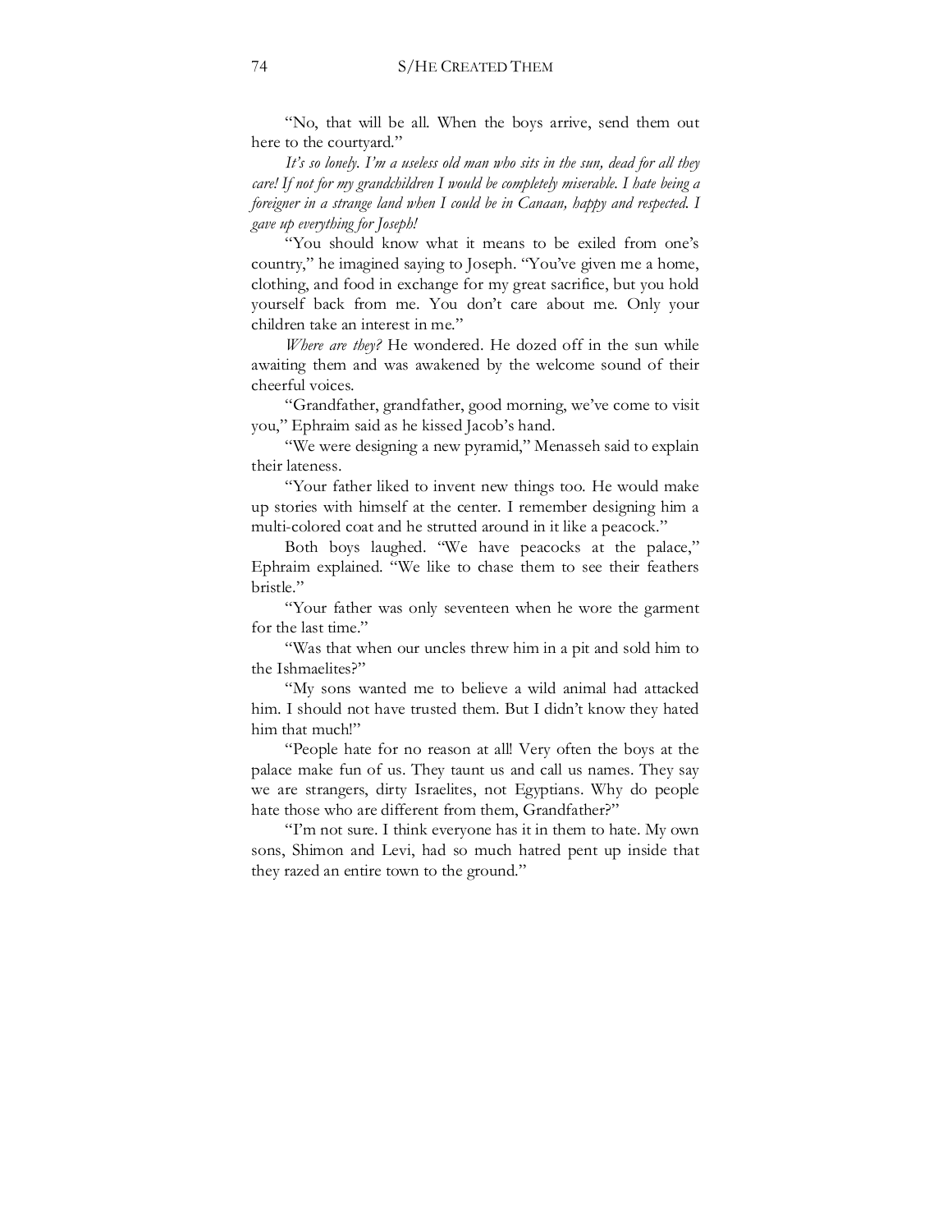"No, that will be all. When the boys arrive, send them out here to the courtyard."

*It's so lonely. I'm a useless old man who sits in the sun, dead for all they care! If not for my grandchildren I would be completely miserable. I hate being a foreigner in a strange land when I could be in Canaan, happy and respected. I gave up everything for Joseph!*

"You should know what it means to be exiled from one's country," he imagined saying to Joseph. "You've given me a home, clothing, and food in exchange for my great sacrifice, but you hold yourself back from me. You don't care about me. Only your children take an interest in me."

*Where are they?* He wondered. He dozed off in the sun while awaiting them and was awakened by the welcome sound of their cheerful voices.

"Grandfather, grandfather, good morning, we've come to visit you," Ephraim said as he kissed Jacob's hand.

"We were designing a new pyramid," Menasseh said to explain their lateness.

"Your father liked to invent new things too. He would make up stories with himself at the center. I remember designing him a multi-colored coat and he strutted around in it like a peacock."

Both boys laughed. "We have peacocks at the palace," Ephraim explained. "We like to chase them to see their feathers bristle."

"Your father was only seventeen when he wore the garment for the last time."

"Was that when our uncles threw him in a pit and sold him to the Ishmaelites?"

"My sons wanted me to believe a wild animal had attacked him. I should not have trusted them. But I didn't know they hated him that much!"

"People hate for no reason at all! Very often the boys at the palace make fun of us. They taunt us and call us names. They say we are strangers, dirty Israelites, not Egyptians. Why do people hate those who are different from them, Grandfather?"

"I'm not sure. I think everyone has it in them to hate. My own sons, Shimon and Levi, had so much hatred pent up inside that they razed an entire town to the ground."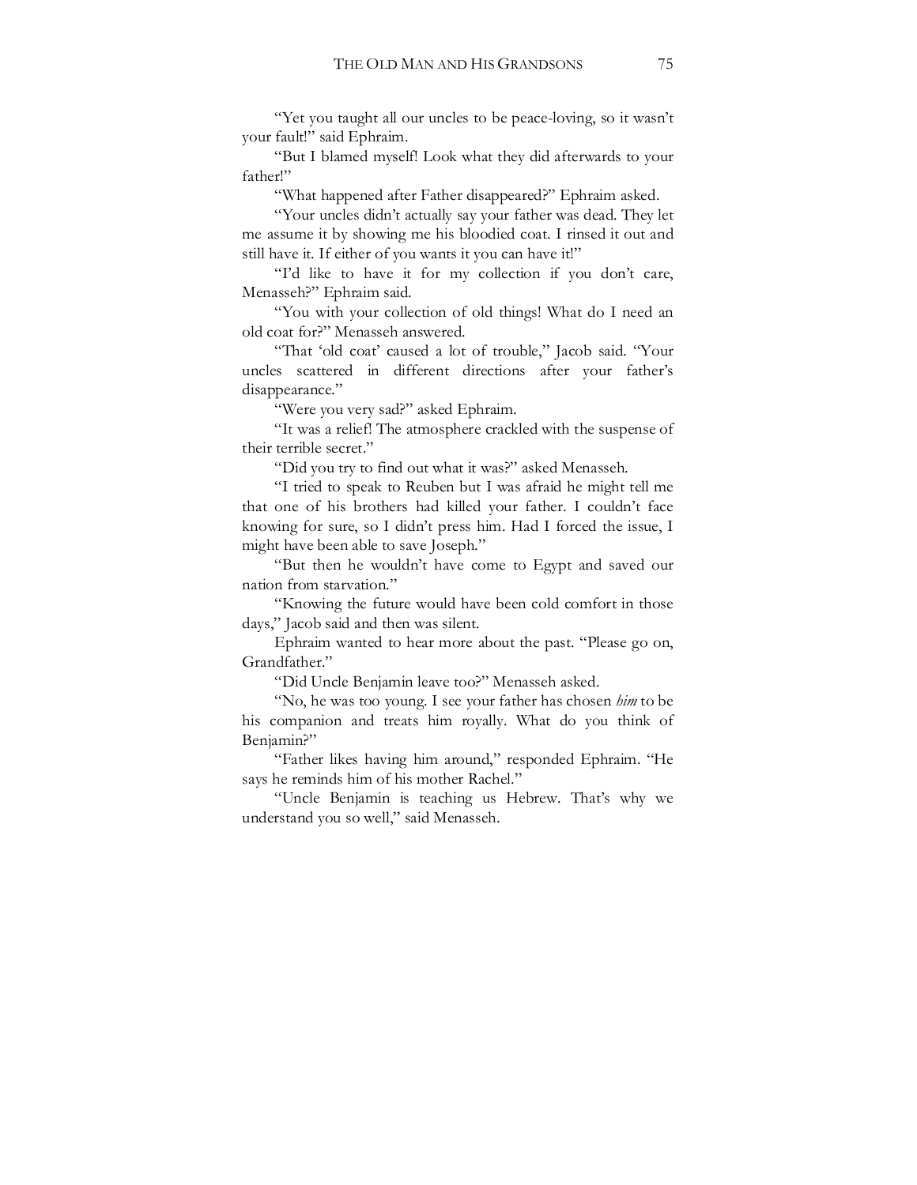"Yet you taught all our uncles to be peace-loving, so it wasn't your fault!" said Ephraim.

"But I blamed myself! Look what they did afterwards to your father!"

"What happened after Father disappeared?" Ephraim asked.

"Your uncles didn't actually say your father was dead. They let me assume it by showing me his bloodied coat. I rinsed it out and still have it. If either of you wants it you can have it!"

"I'd like to have it for my collection if you don't care, Menasseh?" Ephraim said.

"You with your collection of old things! What do I need an old coat for?" Menasseh answered.

"That 'old coat' caused a lot of trouble," Jacob said. "Your uncles scattered in different directions after your father's disappearance."

"Were you very sad?" asked Ephraim.

"It was a relief! The atmosphere crackled with the suspense of their terrible secret."

"Did you try to find out what it was?" asked Menasseh.

"I tried to speak to Reuben but I was afraid he might tell me that one of his brothers had killed your father. I couldn't face knowing for sure, so I didn't press him. Had I forced the issue, I might have been able to save Joseph."

"But then he wouldn't have come to Egypt and saved our nation from starvation."

"Knowing the future would have been cold comfort in those days," Jacob said and then was silent.

Ephraim wanted to hear more about the past. "Please go on, Grandfather."

"Did Uncle Benjamin leave too?" Menasseh asked.

"No, he was too young. I see your father has chosen *him* to be his companion and treats him royally. What do you think of Benjamin?"

"Father likes having him around," responded Ephraim. "He says he reminds him of his mother Rachel."

"Uncle Benjamin is teaching us Hebrew. That's why we understand you so well," said Menasseh.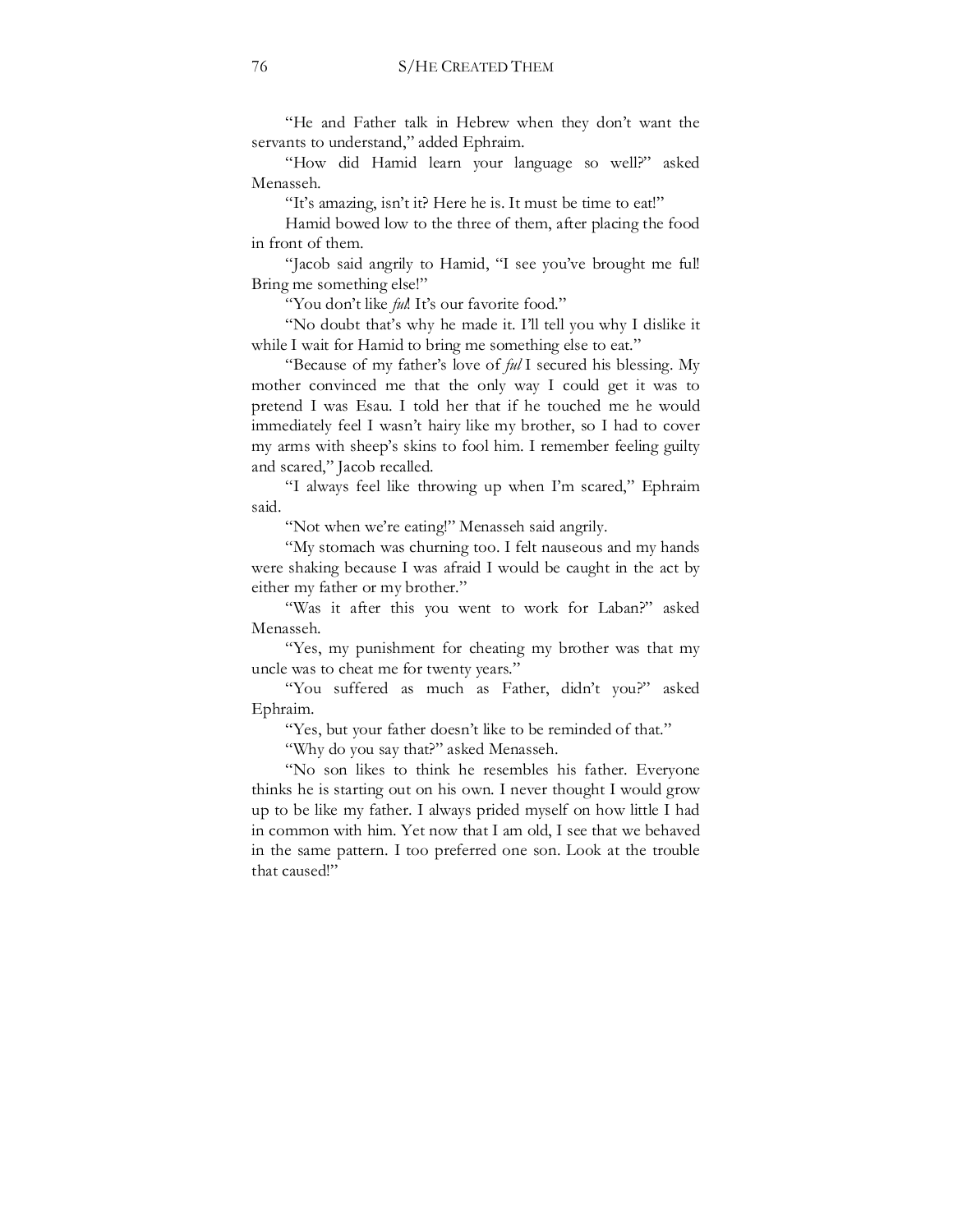"He and Father talk in Hebrew when they don't want the servants to understand," added Ephraim.

"How did Hamid learn your language so well?" asked Menasseh.

"It's amazing, isn't it? Here he is. It must be time to eat!"

Hamid bowed low to the three of them, after placing the food in front of them.

"Jacob said angrily to Hamid, "I see you've brought me ful! Bring me something else!"

"You don't like *ful*! It's our favorite food."

"No doubt that's why he made it. I'll tell you why I dislike it while I wait for Hamid to bring me something else to eat."

"Because of my father's love of *ful* I secured his blessing. My mother convinced me that the only way I could get it was to pretend I was Esau. I told her that if he touched me he would immediately feel I wasn't hairy like my brother, so I had to cover my arms with sheep's skins to fool him. I remember feeling guilty and scared," Jacob recalled.

"I always feel like throwing up when I'm scared," Ephraim said.

"Not when we're eating!" Menasseh said angrily.

"My stomach was churning too. I felt nauseous and my hands were shaking because I was afraid I would be caught in the act by either my father or my brother."

"Was it after this you went to work for Laban?" asked Menasseh.

"Yes, my punishment for cheating my brother was that my uncle was to cheat me for twenty years."

"You suffered as much as Father, didn't you?" asked Ephraim.

"Yes, but your father doesn't like to be reminded of that."

"Why do you say that?" asked Menasseh.

"No son likes to think he resembles his father. Everyone thinks he is starting out on his own. I never thought I would grow up to be like my father. I always prided myself on how little I had in common with him. Yet now that I am old, I see that we behaved in the same pattern. I too preferred one son. Look at the trouble that caused!"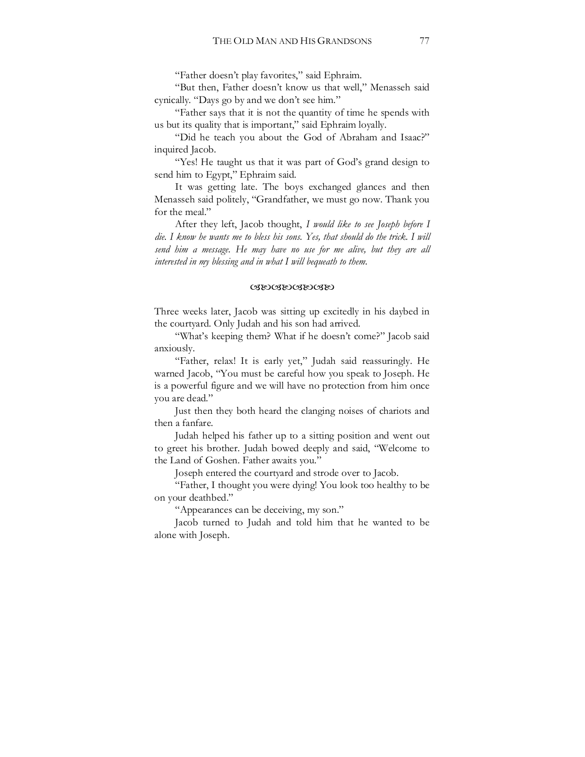"Father doesn't play favorites," said Ephraim.

"But then, Father doesn't know us that well," Menasseh said cynically. "Days go by and we don't see him."

"Father says that it is not the quantity of time he spends with us but its quality that is important," said Ephraim loyally.

"Did he teach you about the God of Abraham and Isaac?" inquired Jacob.

"Yes! He taught us that it was part of God's grand design to send him to Egypt," Ephraim said.

It was getting late. The boys exchanged glances and then Menasseh said politely, "Grandfather, we must go now. Thank you for the meal."

After they left, Jacob thought, *I would like to see Joseph before I die. I know he wants me to bless his sons. Yes, that should do the trick. I will send him a message. He may have no use for me alive, but they are all interested in my blessing and in what I will bequeath to them.*

ঙঙঙঙ

Three weeks later, Jacob was sitting up excitedly in his daybed in the courtyard. Only Judah and his son had arrived.

"What's keeping them? What if he doesn't come?" Jacob said anxiously.

"Father, relax! It is early yet," Judah said reassuringly. He warned Jacob, "You must be careful how you speak to Joseph. He is a powerful figure and we will have no protection from him once you are dead."

Just then they both heard the clanging noises of chariots and then a fanfare.

Judah helped his father up to a sitting position and went out to greet his brother. Judah bowed deeply and said, "Welcome to the Land of Goshen. Father awaits you."

Joseph entered the courtyard and strode over to Jacob.

"Father, I thought you were dying! You look too healthy to be on your deathbed."

"Appearances can be deceiving, my son."

Jacob turned to Judah and told him that he wanted to be alone with Joseph.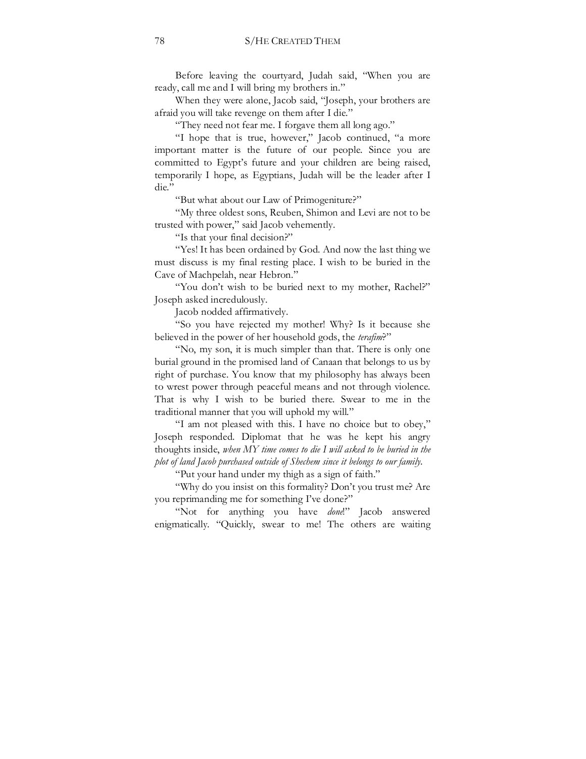Before leaving the courtyard, Judah said, "When you are ready, call me and I will bring my brothers in."

When they were alone, Jacob said, "Joseph, your brothers are afraid you will take revenge on them after I die."

"They need not fear me. I forgave them all long ago."

"I hope that is true, however," Jacob continued, "a more important matter is the future of our people. Since you are committed to Egypt's future and your children are being raised, temporarily I hope, as Egyptians, Judah will be the leader after I die."

"But what about our Law of Primogeniture?"

"My three oldest sons, Reuben, Shimon and Levi are not to be trusted with power," said Jacob vehemently.

"Is that your final decision?"

"Yes! It has been ordained by God. And now the last thing we must discuss is my final resting place. I wish to be buried in the Cave of Machpelah, near Hebron."

"You don't wish to be buried next to my mother, Rachel?" Joseph asked incredulously.

Jacob nodded affirmatively.

"So you have rejected my mother! Why? Is it because she believed in the power of her household gods, the *terafim*?"

"No, my son, it is much simpler than that. There is only one burial ground in the promised land of Canaan that belongs to us by right of purchase. You know that my philosophy has always been to wrest power through peaceful means and not through violence. That is why I wish to be buried there. Swear to me in the traditional manner that you will uphold my will."

"I am not pleased with this. I have no choice but to obey," Joseph responded. Diplomat that he was he kept his angry thoughts inside, *when MY time comes to die I will asked to be buried in the plot of land Jacob purchased outside of Shechem since it belongs to our family.*

"Put your hand under my thigh as a sign of faith."

"Why do you insist on this formality? Don't you trust me? Are you reprimanding me for something I've done?"

"Not for anything you have *done*!" Jacob answered enigmatically. "Quickly, swear to me! The others are waiting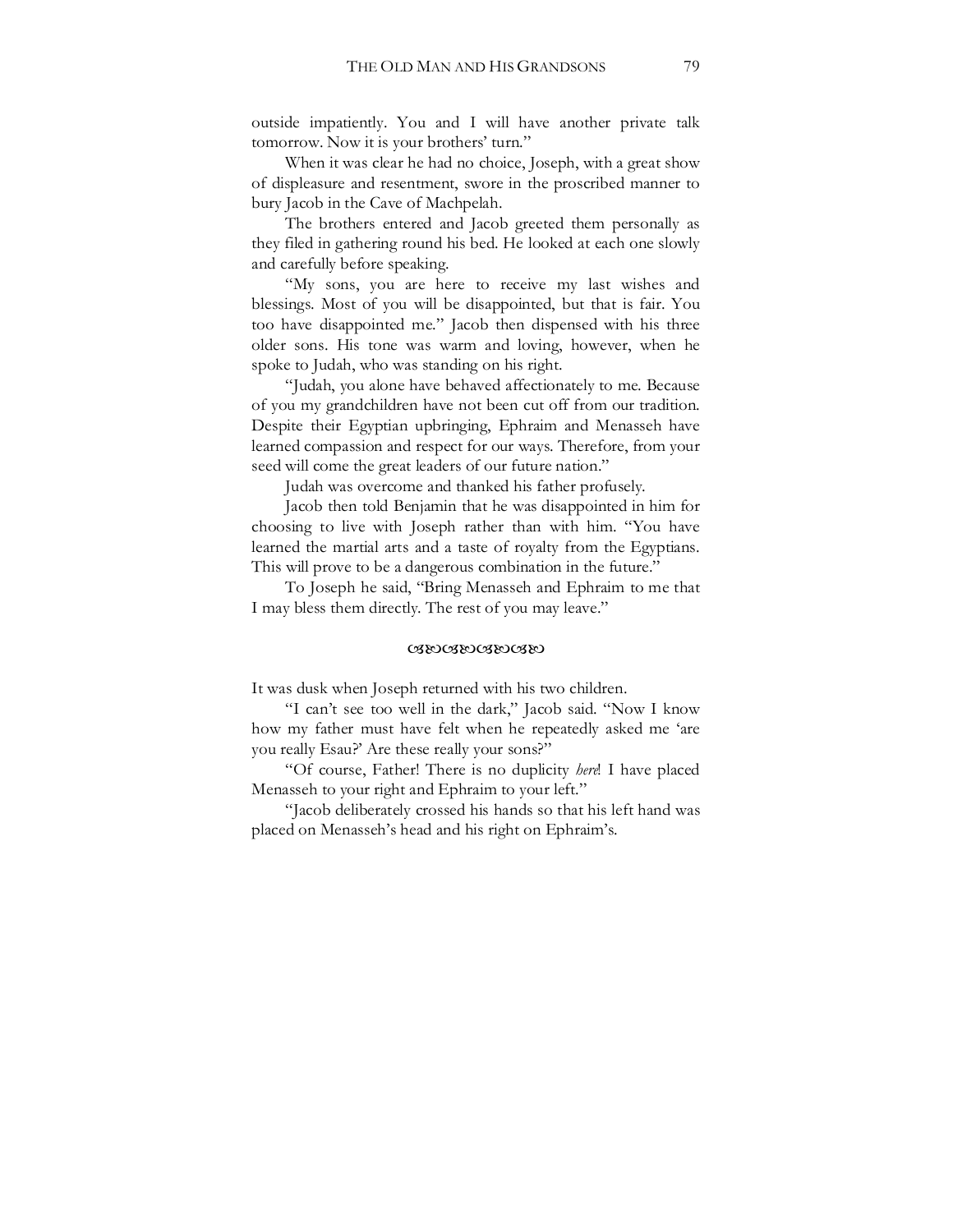outside impatiently. You and I will have another private talk tomorrow. Now it is your brothers' turn."

When it was clear he had no choice, Joseph, with a great show of displeasure and resentment, swore in the proscribed manner to bury Jacob in the Cave of Machpelah.

The brothers entered and Jacob greeted them personally as they filed in gathering round his bed. He looked at each one slowly and carefully before speaking.

"My sons, you are here to receive my last wishes and blessings. Most of you will be disappointed, but that is fair. You too have disappointed me." Jacob then dispensed with his three older sons. His tone was warm and loving, however, when he spoke to Judah, who was standing on his right.

"Judah, you alone have behaved affectionately to me. Because of you my grandchildren have not been cut off from our tradition. Despite their Egyptian upbringing, Ephraim and Menasseh have learned compassion and respect for our ways. Therefore, from your seed will come the great leaders of our future nation."

Judah was overcome and thanked his father profusely.

Jacob then told Benjamin that he was disappointed in him for choosing to live with Joseph rather than with him. "You have learned the martial arts and a taste of royalty from the Egyptians. This will prove to be a dangerous combination in the future."

To Joseph he said, "Bring Menasseh and Ephraim to me that I may bless them directly. The rest of you may leave."

☙❧☙❧☙❧☙❧

It was dusk when Joseph returned with his two children.

"I can't see too well in the dark," Jacob said. "Now I know how my father must have felt when he repeatedly asked me 'are you really Esau?' Are these really your sons?"

"Of course, Father! There is no duplicity *here*! I have placed Menasseh to your right and Ephraim to your left."

"Jacob deliberately crossed his hands so that his left hand was placed on Menasseh's head and his right on Ephraim's.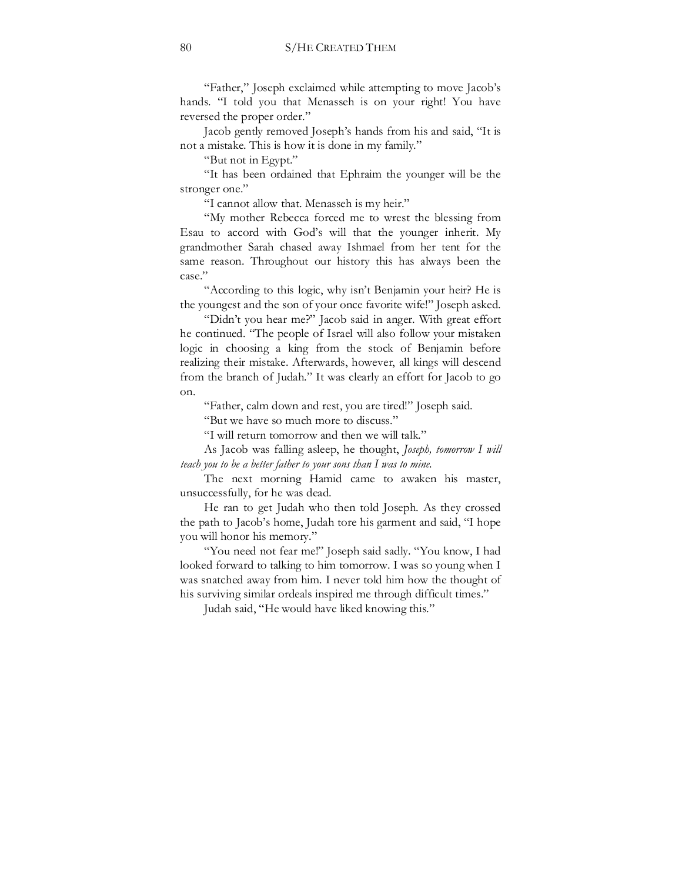"Father," Joseph exclaimed while attempting to move Jacob's hands. "I told you that Menasseh is on your right! You have reversed the proper order."

Jacob gently removed Joseph's hands from his and said, "It is not a mistake. This is how it is done in my family."

"But not in Egypt."

"It has been ordained that Ephraim the younger will be the stronger one."

"I cannot allow that. Menasseh is my heir."

"My mother Rebecca forced me to wrest the blessing from Esau to accord with God's will that the younger inherit. My grandmother Sarah chased away Ishmael from her tent for the same reason. Throughout our history this has always been the case."

"According to this logic, why isn't Benjamin your heir? He is the youngest and the son of your once favorite wife!" Joseph asked.

"Didn't you hear me?" Jacob said in anger. With great effort he continued. "The people of Israel will also follow your mistaken logic in choosing a king from the stock of Benjamin before realizing their mistake. Afterwards, however, all kings will descend from the branch of Judah." It was clearly an effort for Jacob to go on.

"Father, calm down and rest, you are tired!" Joseph said.

"But we have so much more to discuss."

"I will return tomorrow and then we will talk."

As Jacob was falling asleep, he thought, *Joseph, tomorrow I will teach you to be a better father to your sons than I was to mine.*

The next morning Hamid came to awaken his master, unsuccessfully, for he was dead.

He ran to get Judah who then told Joseph. As they crossed the path to Jacob's home, Judah tore his garment and said, "I hope you will honor his memory."

"You need not fear me!" Joseph said sadly. "You know, I had looked forward to talking to him tomorrow. I was so young when I was snatched away from him. I never told him how the thought of his surviving similar ordeals inspired me through difficult times."

Judah said, "He would have liked knowing this."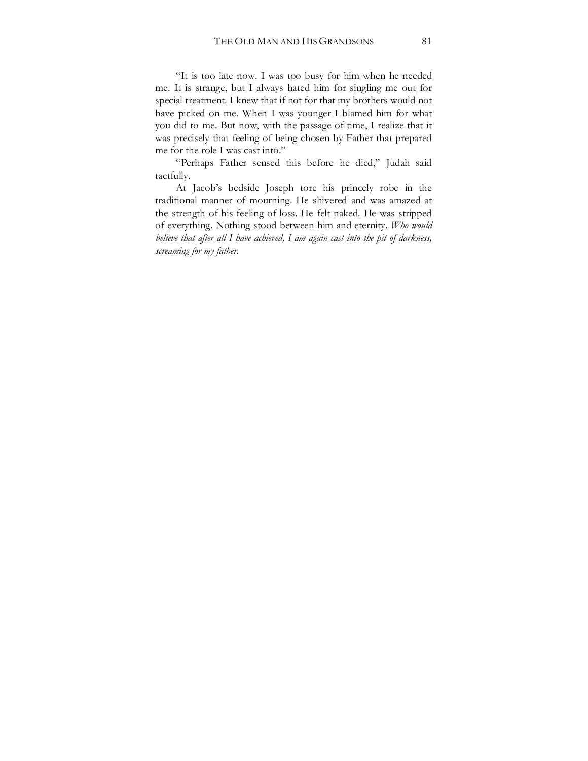"It is too late now. I was too busy for him when he needed me. It is strange, but I always hated him for singling me out for special treatment. I knew that if not for that my brothers would not have picked on me. When I was younger I blamed him for what you did to me. But now, with the passage of time, I realize that it was precisely that feeling of being chosen by Father that prepared me for the role I was cast into."

"Perhaps Father sensed this before he died," Judah said tactfully.

At Jacob's bedside Joseph tore his princely robe in the traditional manner of mourning. He shivered and was amazed at the strength of his feeling of loss. He felt naked. He was stripped of everything. Nothing stood between him and eternity. *Who would believe that after all I have achieved, I am again cast into the pit of darkness, screaming for my father.*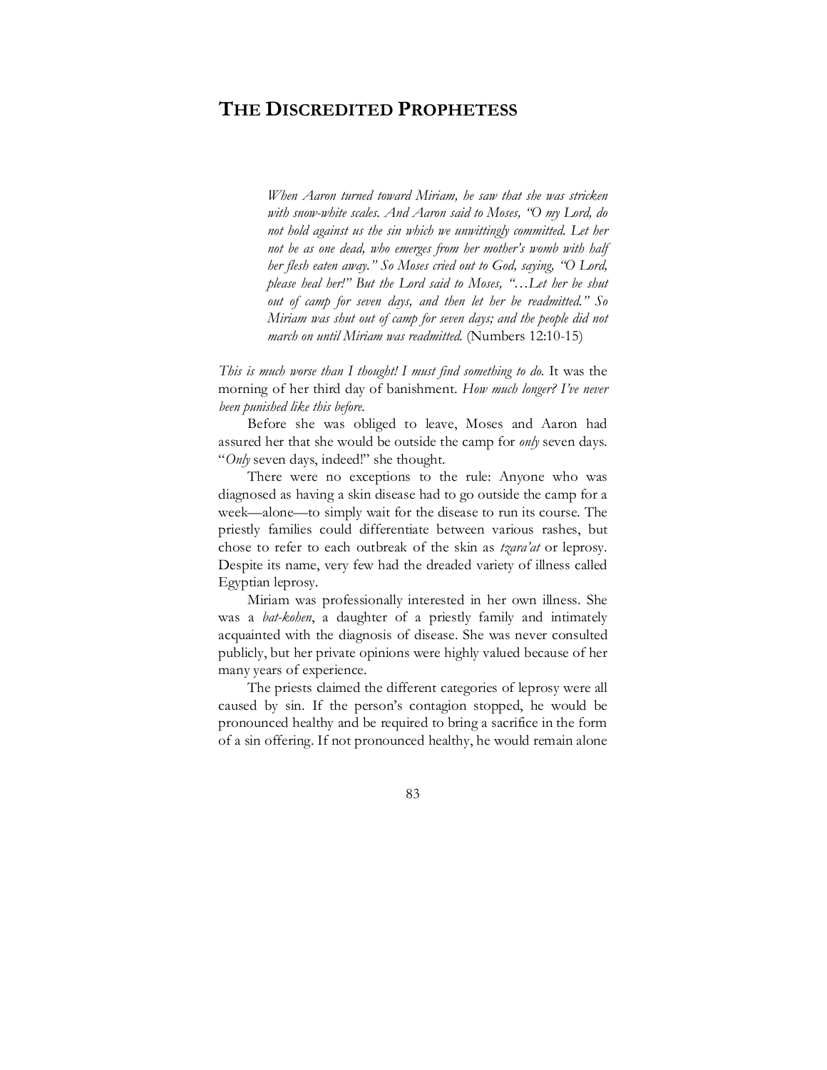# THE DISCREDITED PROPHETESS

> *When Aaron turned toward Miriam, he saw that she was stricken with snow-white scales. And Aaron said to Moses, "O my Lord, do not hold against us the sin which we unwittingly committed. Let her not be as one dead, who emerges from her mother's womb with half her flesh eaten away." So Moses cried out to God, saying, "O Lord, please heal her!" But the Lord said to Moses, "…Let her be shut out of camp for seven days, and then let her be readmitted." So Miriam was shut out of camp for seven days; and the people did not march on until Miriam was readmitted.* (Numbers 12:10-15)

*This is much worse than I thought! I must find something to do.* It was the morning of her third day of banishment. *How much longer? I've never been punished like this before.*

Before she was obliged to leave, Moses and Aaron had assured her that she would be outside the camp for *only* seven days. "*Only* seven days, indeed!" she thought.

There were no exceptions to the rule: Anyone who was diagnosed as having a skin disease had to go outside the camp for a week—alone—to simply wait for the disease to run its course. The priestly families could differentiate between various rashes, but chose to refer to each outbreak of the skin as *tzara'at* or leprosy. Despite its name, very few had the dreaded variety of illness called Egyptian leprosy.

Miriam was professionally interested in her own illness. She was a *bat-kohen*, a daughter of a priestly family and intimately acquainted with the diagnosis of disease. She was never consulted publicly, but her private opinions were highly valued because of her many years of experience.

The priests claimed the different categories of leprosy were all caused by sin. If the person's contagion stopped, he would be pronounced healthy and be required to bring a sacrifice in the form of a sin offering. If not pronounced healthy, he would remain alone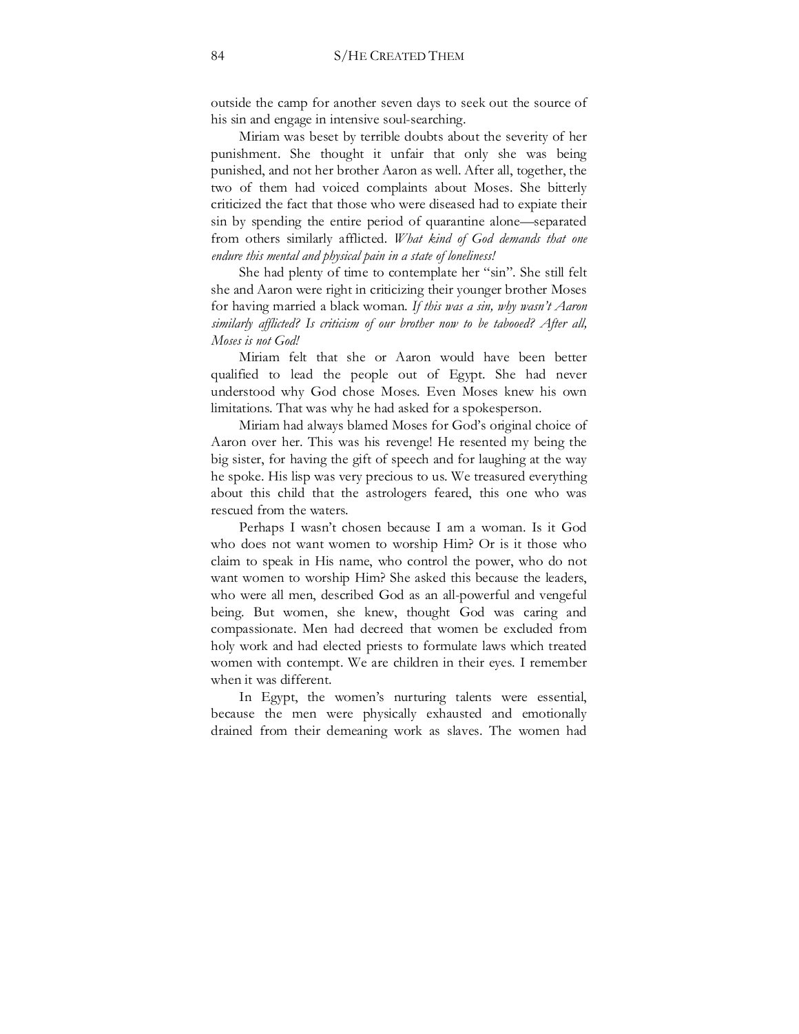outside the camp for another seven days to seek out the source of his sin and engage in intensive soul-searching.

Miriam was beset by terrible doubts about the severity of her punishment. She thought it unfair that only she was being punished, and not her brother Aaron as well. After all, together, the two of them had voiced complaints about Moses. She bitterly criticized the fact that those who were diseased had to expiate their sin by spending the entire period of quarantine alone—separated from others similarly afflicted. *What kind of God demands that one endure this mental and physical pain in a state of loneliness!*

She had plenty of time to contemplate her "sin". She still felt she and Aaron were right in criticizing their younger brother Moses for having married a black woman. *If this was a sin, why wasn't Aaron similarly afflicted? Is criticism of our brother now to be tabooed? After all, Moses is not God!*

Miriam felt that she or Aaron would have been better qualified to lead the people out of Egypt. She had never understood why God chose Moses. Even Moses knew his own limitations. That was why he had asked for a spokesperson.

Miriam had always blamed Moses for God's original choice of Aaron over her. This was his revenge! He resented my being the big sister, for having the gift of speech and for laughing at the way he spoke. His lisp was very precious to us. We treasured everything about this child that the astrologers feared, this one who was rescued from the waters.

Perhaps I wasn't chosen because I am a woman. Is it God who does not want women to worship Him? Or is it those who claim to speak in His name, who control the power, who do not want women to worship Him? She asked this because the leaders, who were all men, described God as an all-powerful and vengeful being. But women, she knew, thought God was caring and compassionate. Men had decreed that women be excluded from holy work and had elected priests to formulate laws which treated women with contempt. We are children in their eyes. I remember when it was different.

In Egypt, the women's nurturing talents were essential, because the men were physically exhausted and emotionally drained from their demeaning work as slaves. The women had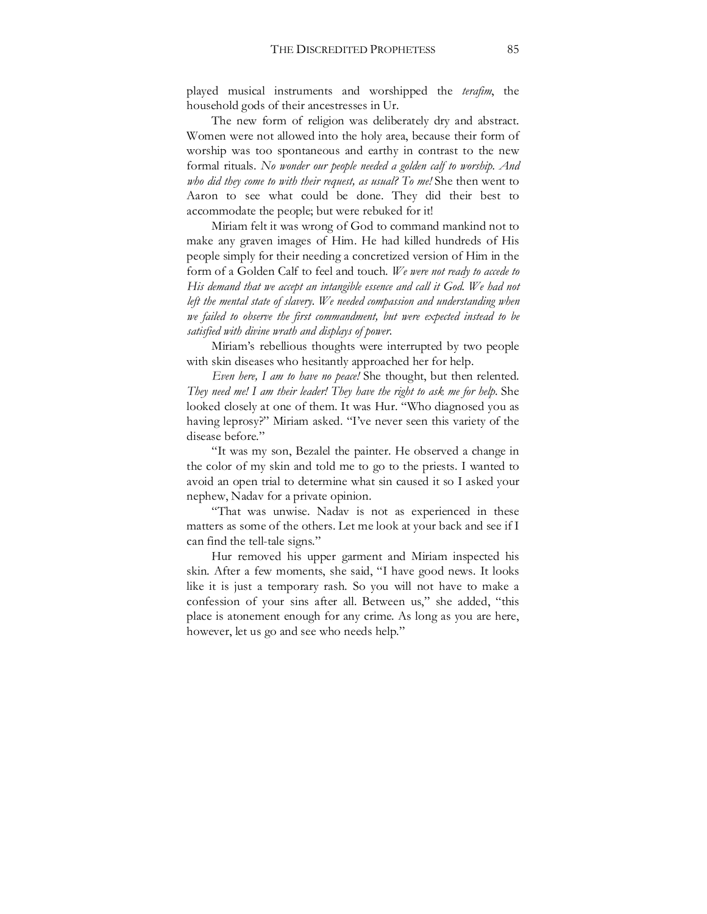played musical instruments and worshipped the *terafim*, the household gods of their ancestresses in Ur.

The new form of religion was deliberately dry and abstract. Women were not allowed into the holy area, because their form of worship was too spontaneous and earthy in contrast to the new formal rituals. *No wonder our people needed a golden calf to worship. And who did they come to with their request, as usual? To me!* She then went to Aaron to see what could be done. They did their best to accommodate the people; but were rebuked for it!

Miriam felt it was wrong of God to command mankind not to make any graven images of Him. He had killed hundreds of His people simply for their needing a concretized version of Him in the form of a Golden Calf to feel and touch. *We were not ready to accede to His demand that we accept an intangible essence and call it God. We had not left the mental state of slavery. We needed compassion and understanding when we failed to observe the first commandment, but were expected instead to be satisfied with divine wrath and displays of power.*

Miriam's rebellious thoughts were interrupted by two people with skin diseases who hesitantly approached her for help.

*Even here, I am to have no peace!* She thought, but then relented. *They need me! I am their leader! They have the right to ask me for help.* She looked closely at one of them. It was Hur. "Who diagnosed you as having leprosy?" Miriam asked. "I've never seen this variety of the disease before."

"It was my son, Bezalel the painter. He observed a change in the color of my skin and told me to go to the priests. I wanted to avoid an open trial to determine what sin caused it so I asked your nephew, Nadav for a private opinion.

"That was unwise. Nadav is not as experienced in these matters as some of the others. Let me look at your back and see if I can find the tell-tale signs."

Hur removed his upper garment and Miriam inspected his skin. After a few moments, she said, "I have good news. It looks like it is just a temporary rash. So you will not have to make a confession of your sins after all. Between us," she added, "this place is atonement enough for any crime. As long as you are here, however, let us go and see who needs help."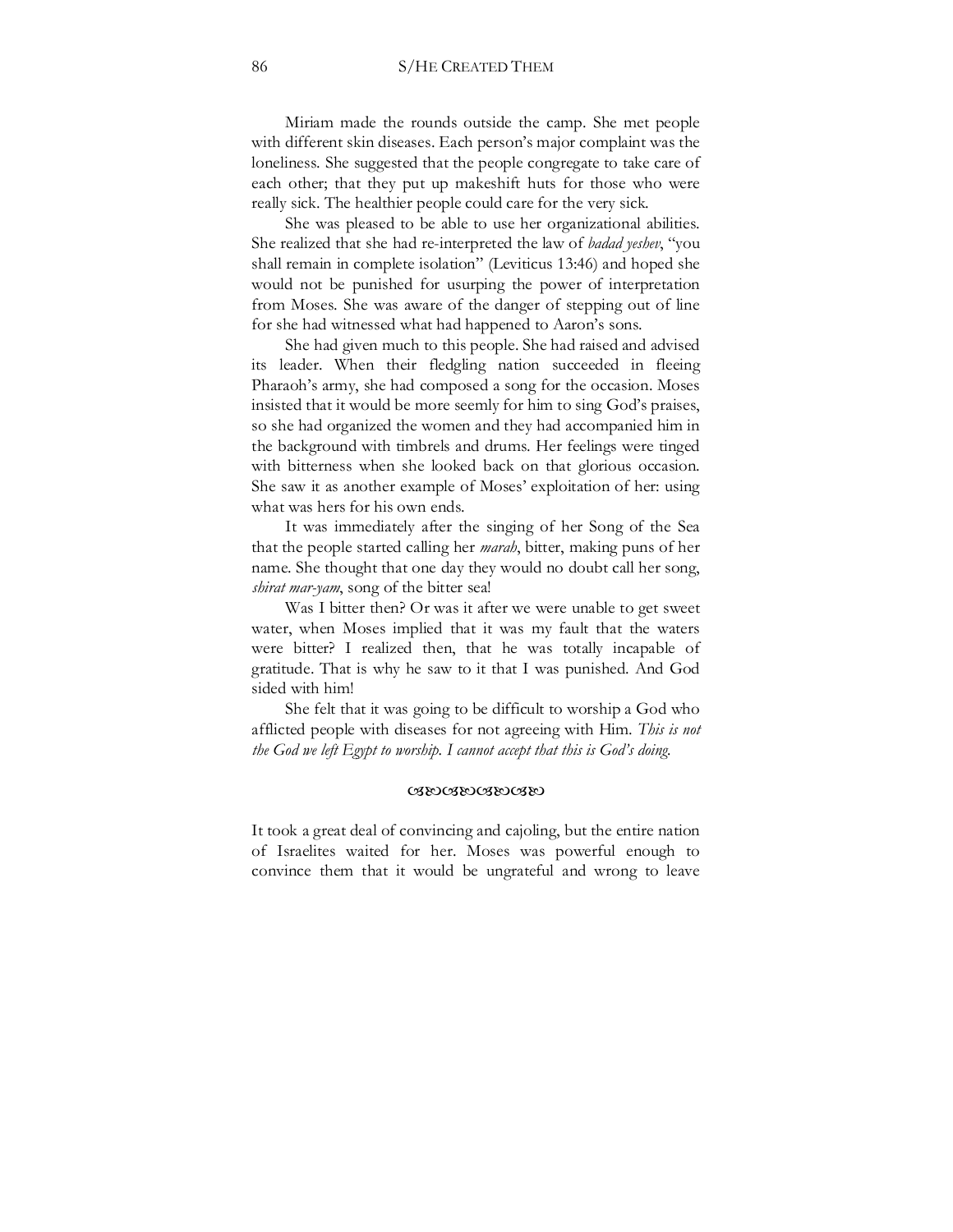Miriam made the rounds outside the camp. She met people with different skin diseases. Each person's major complaint was the loneliness. She suggested that the people congregate to take care of each other; that they put up makeshift huts for those who were really sick. The healthier people could care for the very sick.

She was pleased to be able to use her organizational abilities. She realized that she had re-interpreted the law of *badad yeshev*, "you shall remain in complete isolation" (Leviticus 13:46) and hoped she would not be punished for usurping the power of interpretation from Moses. She was aware of the danger of stepping out of line for she had witnessed what had happened to Aaron's sons.

She had given much to this people. She had raised and advised its leader. When their fledgling nation succeeded in fleeing Pharaoh's army, she had composed a song for the occasion. Moses insisted that it would be more seemly for him to sing God's praises, so she had organized the women and they had accompanied him in the background with timbrels and drums. Her feelings were tinged with bitterness when she looked back on that glorious occasion. She saw it as another example of Moses' exploitation of her: using what was hers for his own ends.

It was immediately after the singing of her Song of the Sea that the people started calling her *marah*, bitter, making puns of her name. She thought that one day they would no doubt call her song, *shirat mar-yam*, song of the bitter sea!

Was I bitter then? Or was it after we were unable to get sweet water, when Moses implied that it was my fault that the waters were bitter? I realized then, that he was totally incapable of gratitude. That is why he saw to it that I was punished. And God sided with him!

She felt that it was going to be difficult to worship a God who afflicted people with diseases for not agreeing with Him. *This is not the God we left Egypt to worship. I cannot accept that this is God's doing.*

❧❧❧❧

It took a great deal of convincing and cajoling, but the entire nation of Israelites waited for her. Moses was powerful enough to convince them that it would be ungrateful and wrong to leave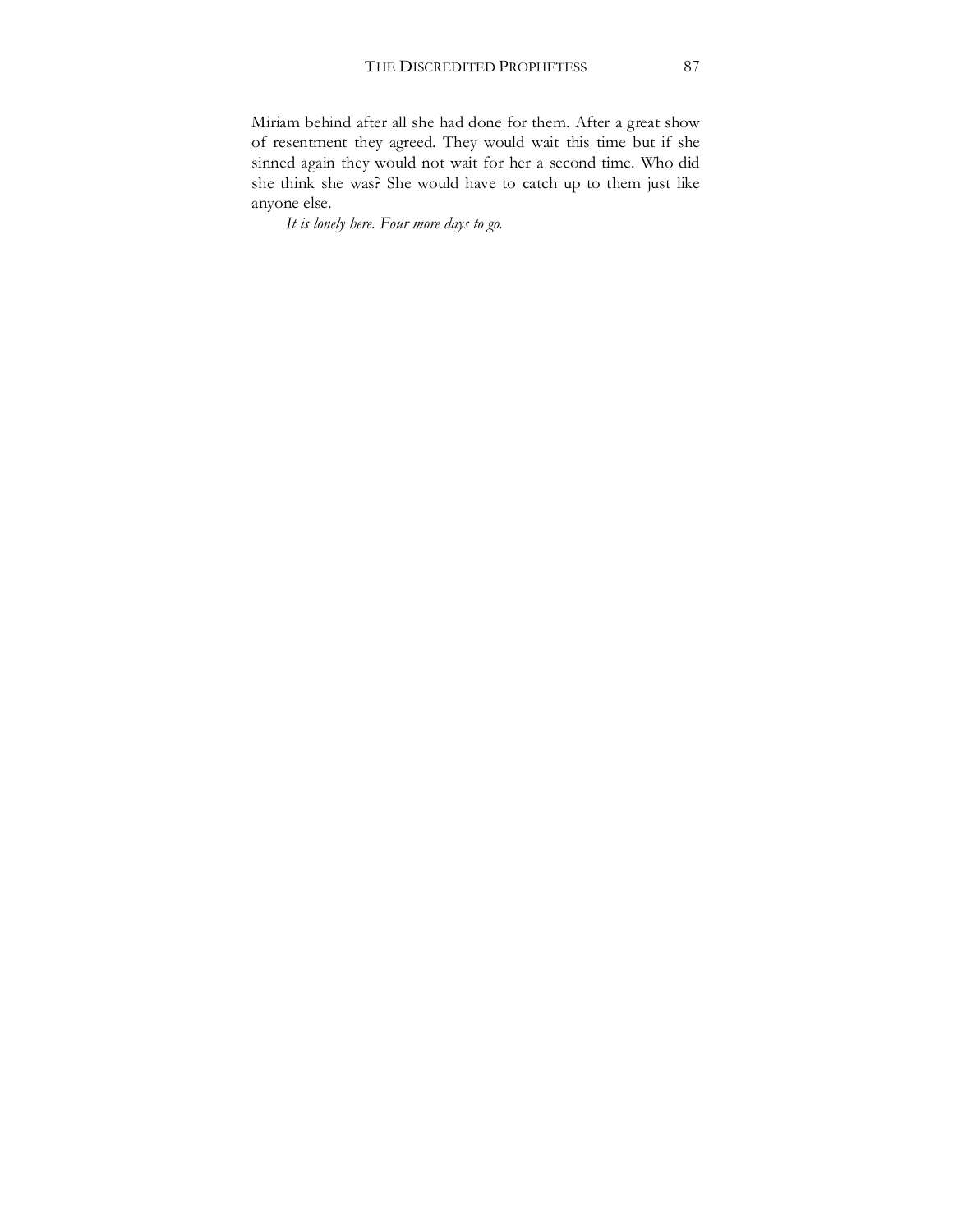Miriam behind after all she had done for them. After a great show of resentment they agreed. They would wait this time but if she sinned again they would not wait for her a second time. Who did she think she was? She would have to catch up to them just like anyone else.

*It is lonely here. Four more days to go.*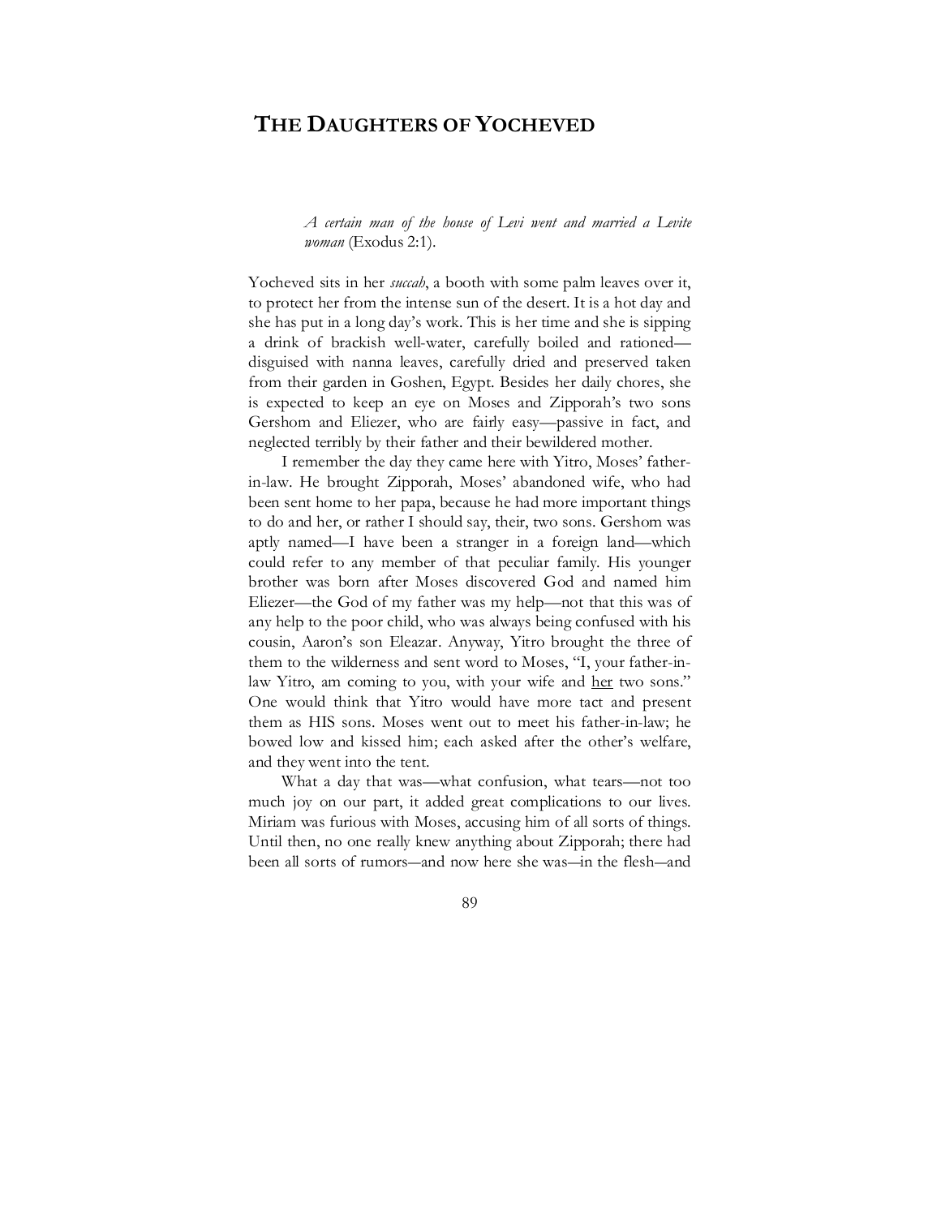# THE DAUGHTERS OF YOCHEVED

> *A certain man of the house of Levi went and married a Levite woman* (Exodus 2:1).

Yocheved sits in her *succah*, a booth with some palm leaves over it, to protect her from the intense sun of the desert. It is a hot day and she has put in a long day's work. This is her time and she is sipping a drink of brackish well-water, carefully boiled and rationed—disguised with nanna leaves, carefully dried and preserved taken from their garden in Goshen, Egypt. Besides her daily chores, she is expected to keep an eye on Moses and Zipporah's two sons Gershom and Eliezer, who are fairly easy—passive in fact, and neglected terribly by their father and their bewildered mother.

I remember the day they came here with Yitro, Moses' father-in-law. He brought Zipporah, Moses' abandoned wife, who had been sent home to her papa, because he had more important things to do and her, or rather I should say, their, two sons. Gershom was aptly named—I have been a stranger in a foreign land—which could refer to any member of that peculiar family. His younger brother was born after Moses discovered God and named him Eliezer—the God of my father was my help—not that this was of any help to the poor child, who was always being confused with his cousin, Aaron's son Eleazar. Anyway, Yitro brought the three of them to the wilderness and sent word to Moses, "I, your father-in-law Yitro, am coming to you, with your wife and <u>her</u> two sons." One would think that Yitro would have more tact and present them as HIS sons. Moses went out to meet his father-in-law; he bowed low and kissed him; each asked after the other's welfare, and they went into the tent.

What a day that was—what confusion, what tears—not too much joy on our part, it added great complications to our lives. Miriam was furious with Moses, accusing him of all sorts of things. Until then, no one really knew anything about Zipporah; there had been all sorts of rumors—and now here she was—in the flesh—and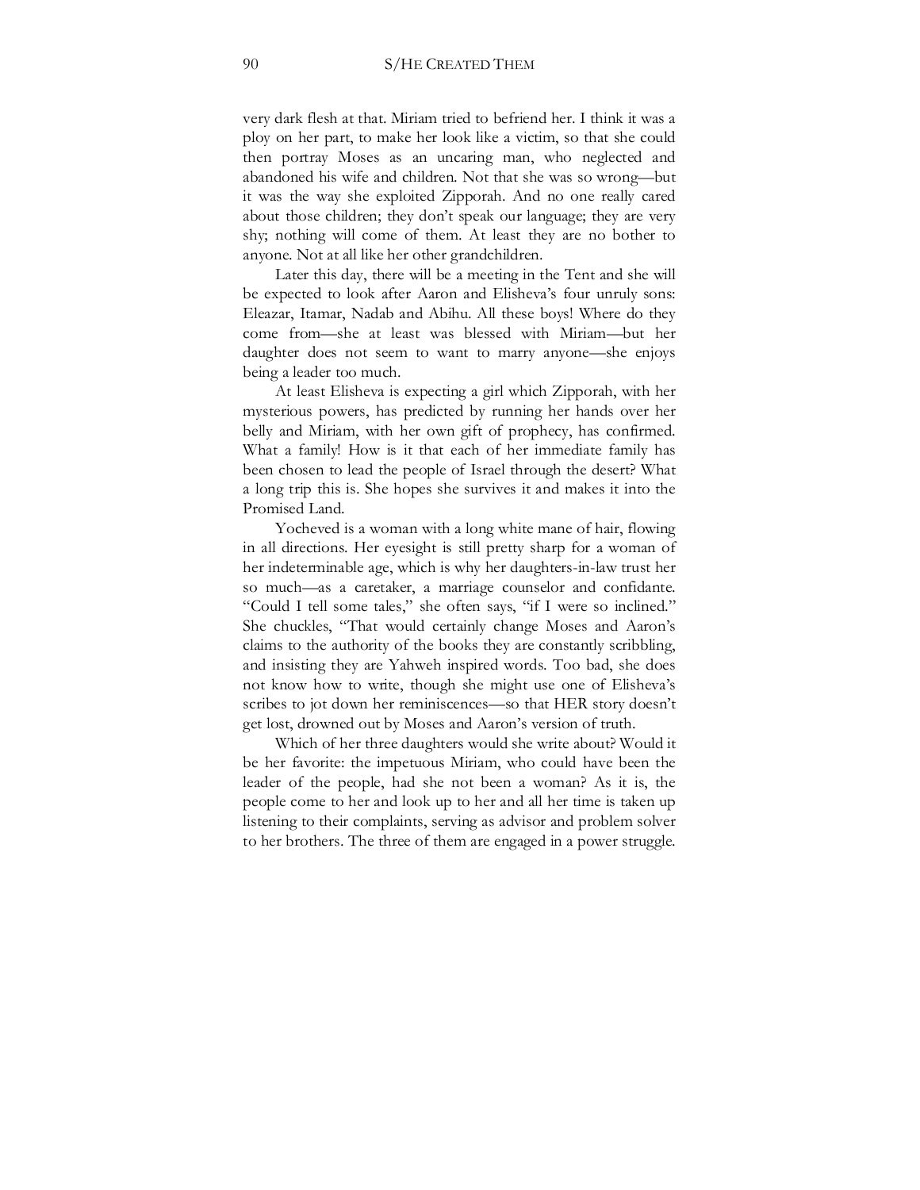very dark flesh at that. Miriam tried to befriend her. I think it was a ploy on her part, to make her look like a victim, so that she could then portray Moses as an uncaring man, who neglected and abandoned his wife and children. Not that she was so wrong—but it was the way she exploited Zipporah. And no one really cared about those children; they don't speak our language; they are very shy; nothing will come of them. At least they are no bother to anyone. Not at all like her other grandchildren.

Later this day, there will be a meeting in the Tent and she will be expected to look after Aaron and Elisheva's four unruly sons: Eleazar, Itamar, Nadab and Abihu. All these boys! Where do they come from—she at least was blessed with Miriam—but her daughter does not seem to want to marry anyone—she enjoys being a leader too much.

At least Elisheva is expecting a girl which Zipporah, with her mysterious powers, has predicted by running her hands over her belly and Miriam, with her own gift of prophecy, has confirmed. What a family! How is it that each of her immediate family has been chosen to lead the people of Israel through the desert? What a long trip this is. She hopes she survives it and makes it into the Promised Land.

Yocheved is a woman with a long white mane of hair, flowing in all directions. Her eyesight is still pretty sharp for a woman of her indeterminable age, which is why her daughters-in-law trust her so much—as a caretaker, a marriage counselor and confidante. "Could I tell some tales," she often says, "if I were so inclined." She chuckles, "That would certainly change Moses and Aaron's claims to the authority of the books they are constantly scribbling, and insisting they are Yahweh inspired words. Too bad, she does not know how to write, though she might use one of Elisheva's scribes to jot down her reminiscences—so that HER story doesn't get lost, drowned out by Moses and Aaron's version of truth.

Which of her three daughters would she write about? Would it be her favorite: the impetuous Miriam, who could have been the leader of the people, had she not been a woman? As it is, the people come to her and look up to her and all her time is taken up listening to their complaints, serving as advisor and problem solver to her brothers. The three of them are engaged in a power struggle.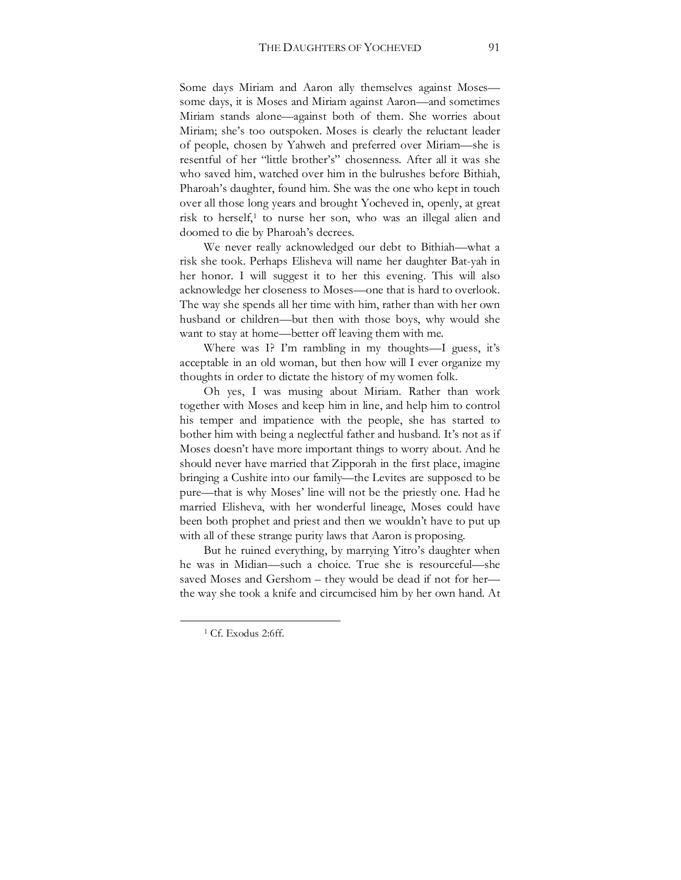Some days Miriam and Aaron ally themselves against Moses—some days, it is Moses and Miriam against Aaron—and sometimes Miriam stands alone—against both of them. She worries about Miriam; she's too outspoken. Moses is clearly the reluctant leader of people, chosen by Yahweh and preferred over Miriam—she is resentful of her "little brother's" chosenness. After all it was she who saved him, watched over him in the bulrushes before Bithiah, Pharoah's daughter, found him. She was the one who kept in touch over all those long years and brought Yocheved in, openly, at great risk to herself,[1] to nurse her son, who was an illegal alien and doomed to die by Pharoah's decrees.

We never really acknowledged our debt to Bithiah—what a risk she took. Perhaps Elisheva will name her daughter Bat-yah in her honor. I will suggest it to her this evening. This will also acknowledge her closeness to Moses—one that is hard to overlook. The way she spends all her time with him, rather than with her own husband or children—but then with those boys, why would she want to stay at home—better off leaving them with me.

Where was I? I'm rambling in my thoughts—I guess, it's acceptable in an old woman, but then how will I ever organize my thoughts in order to dictate the history of my women folk.

Oh yes, I was musing about Miriam. Rather than work together with Moses and keep him in line, and help him to control his temper and impatience with the people, she has started to bother him with being a neglectful father and husband. It's not as if Moses doesn't have more important things to worry about. And he should never have married that Zipporah in the first place, imagine bringing a Cushite into our family—the Levites are supposed to be pure—that is why Moses' line will not be the priestly one. Had he married Elisheva, with her wonderful lineage, Moses could have been both prophet and priest and then we wouldn't have to put up with all of these strange purity laws that Aaron is proposing.

But he ruined everything, by marrying Yitro's daughter when he was in Midian—such a choice. True she is resourceful—she saved Moses and Gershom – they would be dead if not for her—the way she took a knife and circumcised him by her own hand. At

---

[1] Cf. Exodus 2:6ff.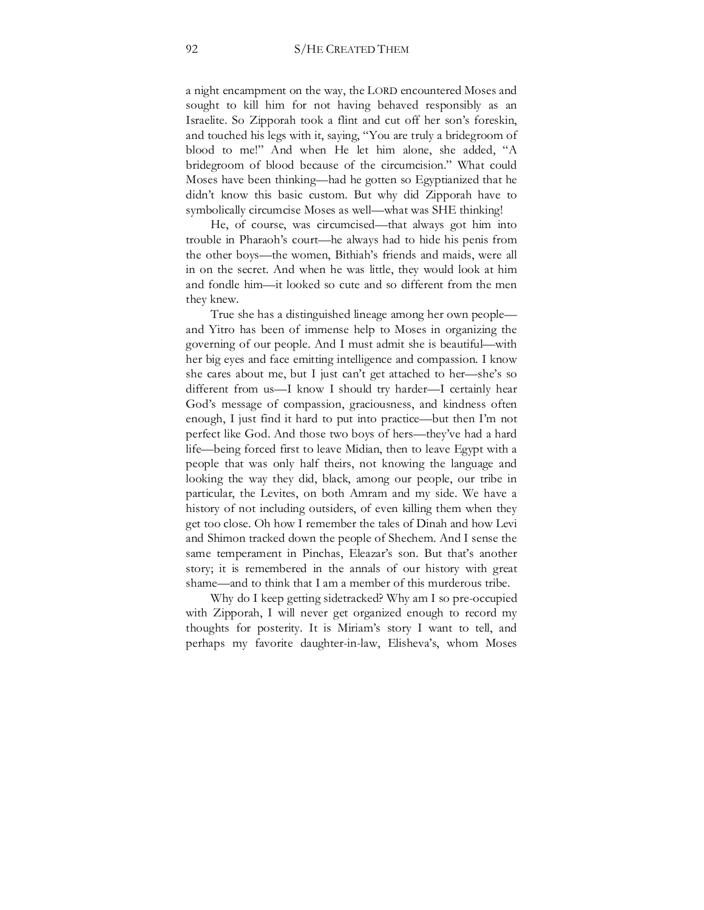a night encampment on the way, the LORD encountered Moses and sought to kill him for not having behaved responsibly as an Israelite. So Zipporah took a flint and cut off her son's foreskin, and touched his legs with it, saying, "You are truly a bridegroom of blood to me!" And when He let him alone, she added, "A bridegroom of blood because of the circumcision." What could Moses have been thinking—had he gotten so Egyptianized that he didn't know this basic custom. But why did Zipporah have to symbolically circumcise Moses as well—what was SHE thinking!

He, of course, was circumcised—that always got him into trouble in Pharaoh's court—he always had to hide his penis from the other boys—the women, Bithiah's friends and maids, were all in on the secret. And when he was little, they would look at him and fondle him—it looked so cute and so different from the men they knew.

True she has a distinguished lineage among her own people—and Yitro has been of immense help to Moses in organizing the governing of our people. And I must admit she is beautiful—with her big eyes and face emitting intelligence and compassion. I know she cares about me, but I just can't get attached to her—she's so different from us—I know I should try harder—I certainly hear God's message of compassion, graciousness, and kindness often enough, I just find it hard to put into practice—but then I'm not perfect like God. And those two boys of hers—they've had a hard life—being forced first to leave Midian, then to leave Egypt with a people that was only half theirs, not knowing the language and looking the way they did, black, among our people, our tribe in particular, the Levites, on both Amram and my side. We have a history of not including outsiders, of even killing them when they get too close. Oh how I remember the tales of Dinah and how Levi and Shimon tracked down the people of Shechem. And I sense the same temperament in Pinchas, Eleazar's son. But that's another story; it is remembered in the annals of our history with great shame—and to think that I am a member of this murderous tribe.

Why do I keep getting sidetracked? Why am I so pre-occupied with Zipporah, I will never get organized enough to record my thoughts for posterity. It is Miriam's story I want to tell, and perhaps my favorite daughter-in-law, Elisheva's, whom Moses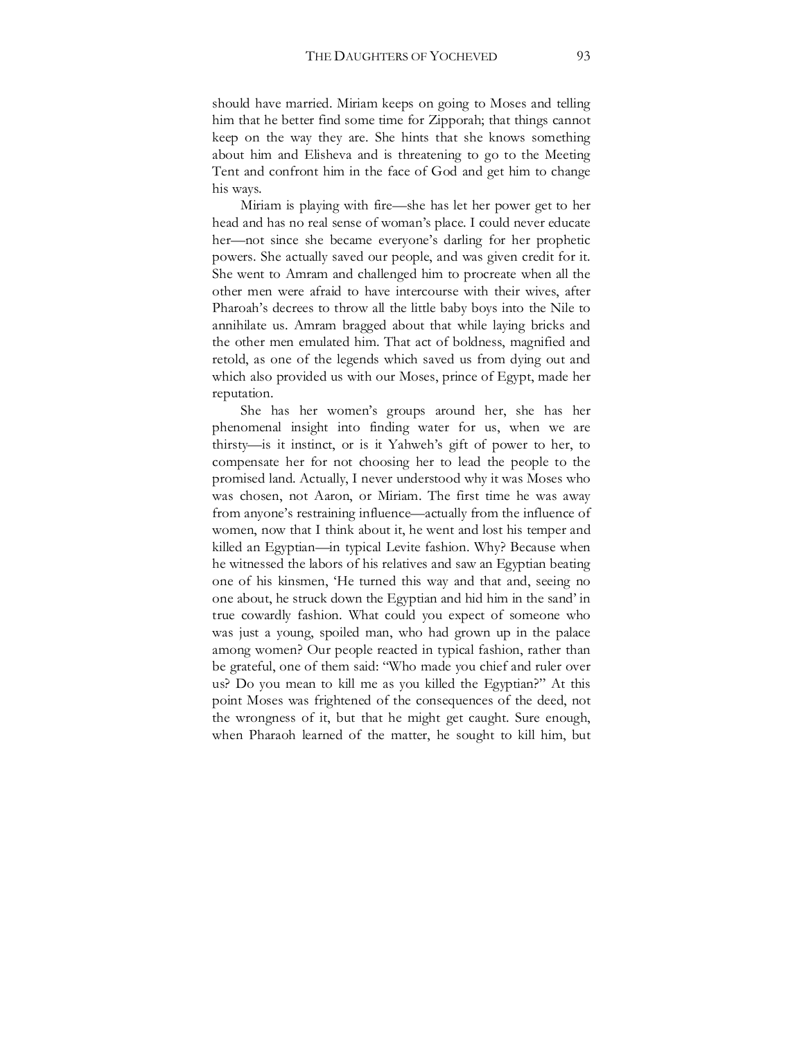should have married. Miriam keeps on going to Moses and telling him that he better find some time for Zipporah; that things cannot keep on the way they are. She hints that she knows something about him and Elisheva and is threatening to go to the Meeting Tent and confront him in the face of God and get him to change his ways.

Miriam is playing with fire—she has let her power get to her head and has no real sense of woman's place. I could never educate her—not since she became everyone's darling for her prophetic powers. She actually saved our people, and was given credit for it. She went to Amram and challenged him to procreate when all the other men were afraid to have intercourse with their wives, after Pharoah's decrees to throw all the little baby boys into the Nile to annihilate us. Amram bragged about that while laying bricks and the other men emulated him. That act of boldness, magnified and retold, as one of the legends which saved us from dying out and which also provided us with our Moses, prince of Egypt, made her reputation.

She has her women's groups around her, she has her phenomenal insight into finding water for us, when we are thirsty—is it instinct, or is it Yahweh's gift of power to her, to compensate her for not choosing her to lead the people to the promised land. Actually, I never understood why it was Moses who was chosen, not Aaron, or Miriam. The first time he was away from anyone's restraining influence—actually from the influence of women, now that I think about it, he went and lost his temper and killed an Egyptian—in typical Levite fashion. Why? Because when he witnessed the labors of his relatives and saw an Egyptian beating one of his kinsmen, 'He turned this way and that and, seeing no one about, he struck down the Egyptian and hid him in the sand' in true cowardly fashion. What could you expect of someone who was just a young, spoiled man, who had grown up in the palace among women? Our people reacted in typical fashion, rather than be grateful, one of them said: "Who made you chief and ruler over us? Do you mean to kill me as you killed the Egyptian?" At this point Moses was frightened of the consequences of the deed, not the wrongness of it, but that he might get caught. Sure enough, when Pharaoh learned of the matter, he sought to kill him, but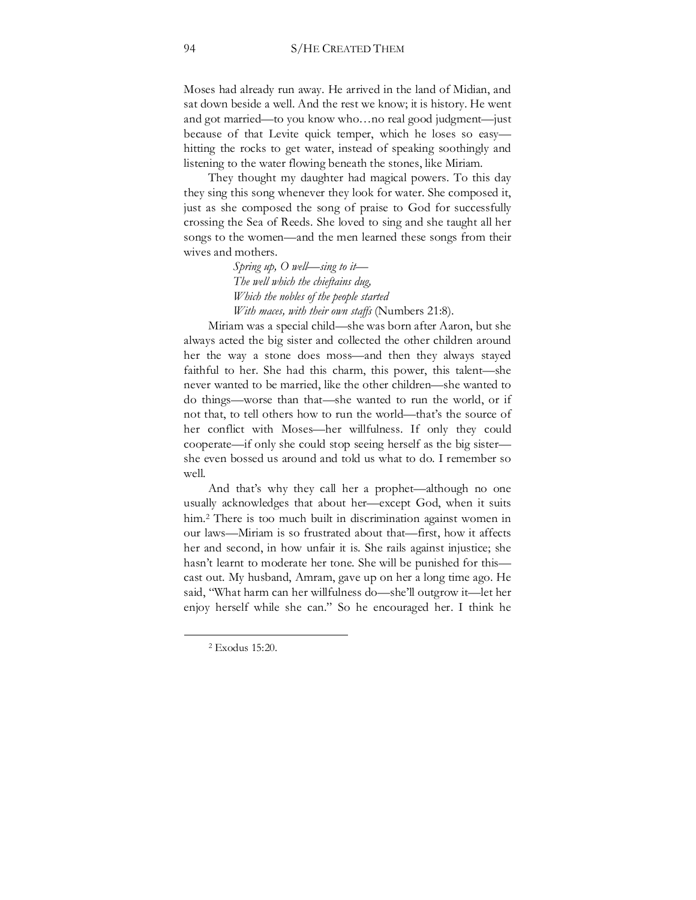Moses had already run away. He arrived in the land of Midian, and sat down beside a well. And the rest we know; it is history. He went and got married—to you know who…no real good judgment—just because of that Levite quick temper, which he loses so easy—hitting the rocks to get water, instead of speaking soothingly and listening to the water flowing beneath the stones, like Miriam.

They thought my daughter had magical powers. To this day they sing this song whenever they look for water. She composed it, just as she composed the song of praise to God for successfully crossing the Sea of Reeds. She loved to sing and she taught all her songs to the women—and the men learned these songs from their wives and mothers.

> *Spring up, O well—sing to it—*
> *The well which the chieftains dug,*
> *Which the nobles of the people started*
> *With maces, with their own staffs* (Numbers 21:8).

Miriam was a special child—she was born after Aaron, but she always acted the big sister and collected the other children around her the way a stone does moss—and then they always stayed faithful to her. She had this charm, this power, this talent—she never wanted to be married, like the other children—she wanted to do things—worse than that—she wanted to run the world, or if not that, to tell others how to run the world—that's the source of her conflict with Moses—her willfulness. If only they could cooperate—if only she could stop seeing herself as the big sister—she even bossed us around and told us what to do. I remember so well.

And that's why they call her a prophet—although no one usually acknowledges that about her—except God, when it suits him.[2] There is too much built in discrimination against women in our laws—Miriam is so frustrated about that—first, how it affects her and second, in how unfair it is. She rails against injustice; she hasn't learnt to moderate her tone. She will be punished for this—cast out. My husband, Amram, gave up on her a long time ago. He said, "What harm can her willfulness do—she'll outgrow it—let her enjoy herself while she can." So he encouraged her. I think he

---

[2] Exodus 15:20.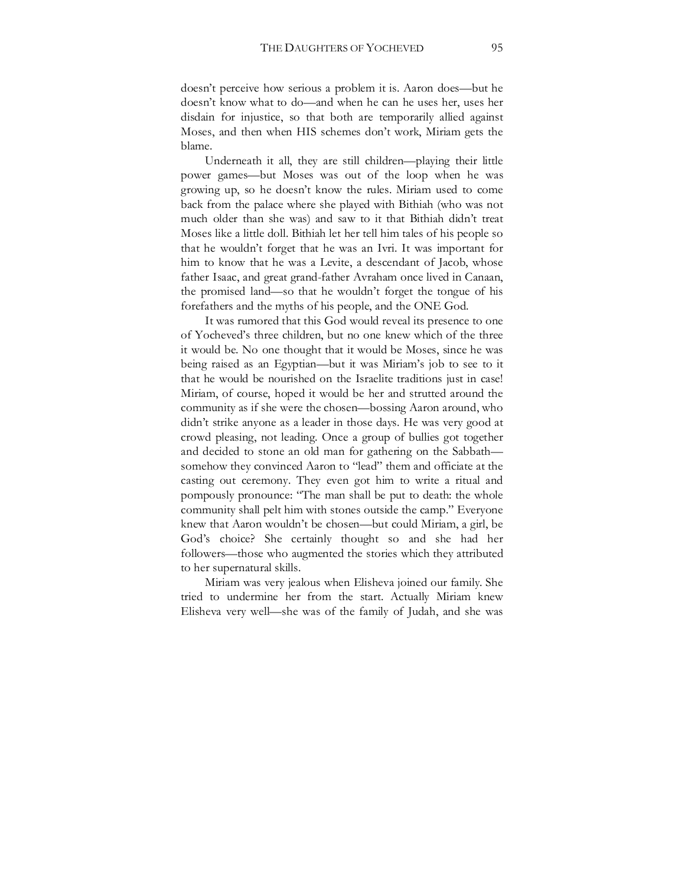doesn't perceive how serious a problem it is. Aaron does—but he doesn't know what to do—and when he can he uses her, uses her disdain for injustice, so that both are temporarily allied against Moses, and then when HIS schemes don't work, Miriam gets the blame.

Underneath it all, they are still children—playing their little power games—but Moses was out of the loop when he was growing up, so he doesn't know the rules. Miriam used to come back from the palace where she played with Bithiah (who was not much older than she was) and saw to it that Bithiah didn't treat Moses like a little doll. Bithiah let her tell him tales of his people so that he wouldn't forget that he was an Ivri. It was important for him to know that he was a Levite, a descendant of Jacob, whose father Isaac, and great grand-father Avraham once lived in Canaan, the promised land—so that he wouldn't forget the tongue of his forefathers and the myths of his people, and the ONE God.

It was rumored that this God would reveal its presence to one of Yocheved's three children, but no one knew which of the three it would be. No one thought that it would be Moses, since he was being raised as an Egyptian—but it was Miriam's job to see to it that he would be nourished on the Israelite traditions just in case! Miriam, of course, hoped it would be her and strutted around the community as if she were the chosen—bossing Aaron around, who didn't strike anyone as a leader in those days. He was very good at crowd pleasing, not leading. Once a group of bullies got together and decided to stone an old man for gathering on the Sabbath—somehow they convinced Aaron to "lead" them and officiate at the casting out ceremony. They even got him to write a ritual and pompously pronounce: "The man shall be put to death: the whole community shall pelt him with stones outside the camp." Everyone knew that Aaron wouldn't be chosen—but could Miriam, a girl, be God's choice? She certainly thought so and she had her followers—those who augmented the stories which they attributed to her supernatural skills.

Miriam was very jealous when Elisheva joined our family. She tried to undermine her from the start. Actually Miriam knew Elisheva very well—she was of the family of Judah, and she was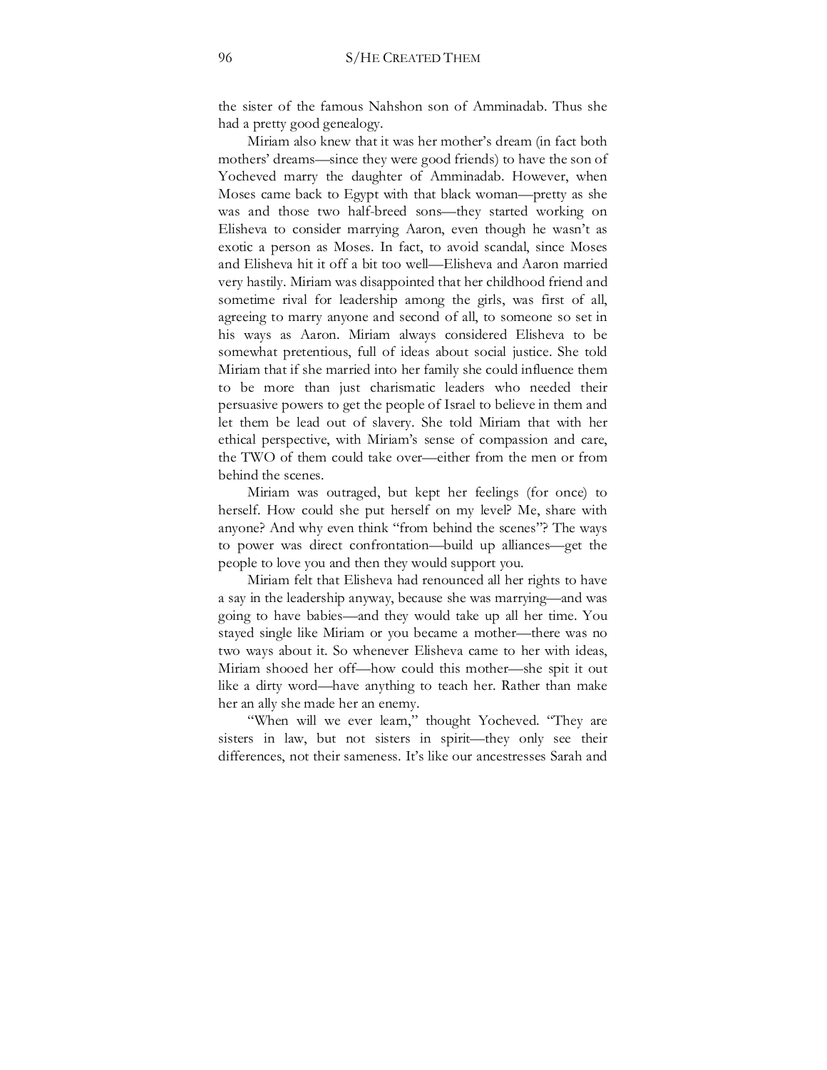the sister of the famous Nahshon son of Amminadab. Thus she had a pretty good genealogy.

Miriam also knew that it was her mother's dream (in fact both mothers' dreams—since they were good friends) to have the son of Yocheved marry the daughter of Amminadab. However, when Moses came back to Egypt with that black woman—pretty as she was and those two half-breed sons—they started working on Elisheva to consider marrying Aaron, even though he wasn't as exotic a person as Moses. In fact, to avoid scandal, since Moses and Elisheva hit it off a bit too well—Elisheva and Aaron married very hastily. Miriam was disappointed that her childhood friend and sometime rival for leadership among the girls, was first of all, agreeing to marry anyone and second of all, to someone so set in his ways as Aaron. Miriam always considered Elisheva to be somewhat pretentious, full of ideas about social justice. She told Miriam that if she married into her family she could influence them to be more than just charismatic leaders who needed their persuasive powers to get the people of Israel to believe in them and let them be lead out of slavery. She told Miriam that with her ethical perspective, with Miriam's sense of compassion and care, the TWO of them could take over—either from the men or from behind the scenes.

Miriam was outraged, but kept her feelings (for once) to herself. How could she put herself on my level? Me, share with anyone? And why even think "from behind the scenes"? The ways to power was direct confrontation—build up alliances—get the people to love you and then they would support you.

Miriam felt that Elisheva had renounced all her rights to have a say in the leadership anyway, because she was marrying—and was going to have babies—and they would take up all her time. You stayed single like Miriam or you became a mother—there was no two ways about it. So whenever Elisheva came to her with ideas, Miriam shooed her off—how could this mother—she spit it out like a dirty word—have anything to teach her. Rather than make her an ally she made her an enemy.

"When will we ever learn," thought Yocheved. "They are sisters in law, but not sisters in spirit—they only see their differences, not their sameness. It's like our ancestresses Sarah and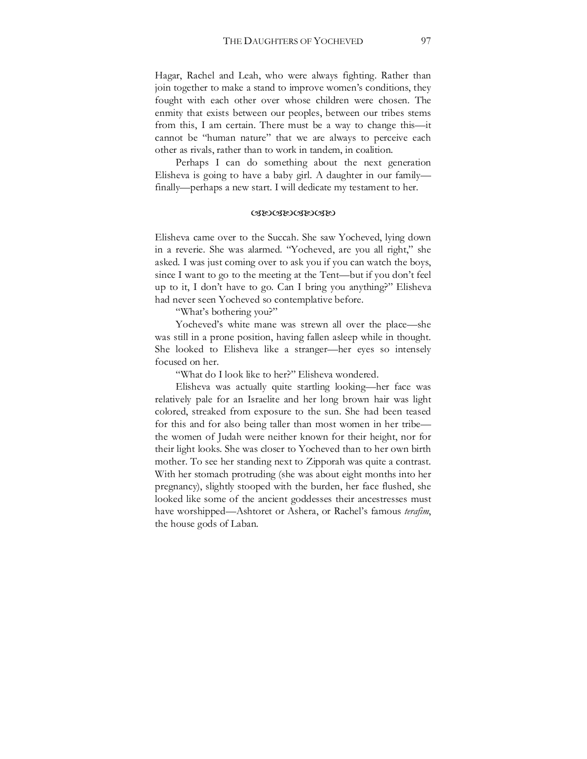Hagar, Rachel and Leah, who were always fighting. Rather than join together to make a stand to improve women's conditions, they fought with each other over whose children were chosen. The enmity that exists between our peoples, between our tribes stems from this, I am certain. There must be a way to change this—it cannot be "human nature" that we are always to perceive each other as rivals, rather than to work in tandem, in coalition.

Perhaps I can do something about the next generation Elisheva is going to have a baby girl. A daughter in our family—finally—perhaps a new start. I will dedicate my testament to her.

ଔଷଔଷଔଷଔଷ

Elisheva came over to the Succah. She saw Yocheved, lying down in a reverie. She was alarmed. "Yocheved, are you all right," she asked. I was just coming over to ask you if you can watch the boys, since I want to go to the meeting at the Tent—but if you don't feel up to it, I don't have to go. Can I bring you anything?" Elisheva had never seen Yocheved so contemplative before.

"What's bothering you?"

Yocheved's white mane was strewn all over the place—she was still in a prone position, having fallen asleep while in thought. She looked to Elisheva like a stranger—her eyes so intensely focused on her.

"What do I look like to her?" Elisheva wondered.

Elisheva was actually quite startling looking—her face was relatively pale for an Israelite and her long brown hair was light colored, streaked from exposure to the sun. She had been teased for this and for also being taller than most women in her tribe—the women of Judah were neither known for their height, nor for their light looks. She was closer to Yocheved than to her own birth mother. To see her standing next to Zipporah was quite a contrast. With her stomach protruding (she was about eight months into her pregnancy), slightly stooped with the burden, her face flushed, she looked like some of the ancient goddesses their ancestresses must have worshipped—Ashtoret or Ashera, or Rachel's famous *terafim*, the house gods of Laban.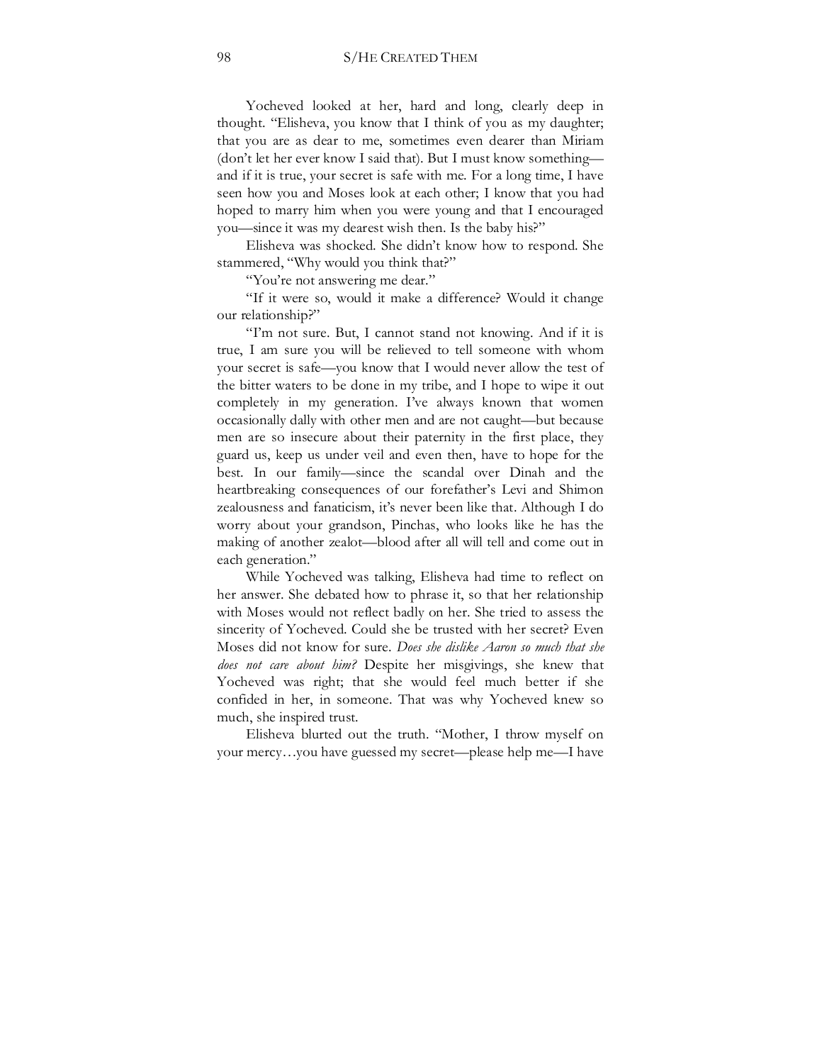Yocheved looked at her, hard and long, clearly deep in thought. "Elisheva, you know that I think of you as my daughter; that you are as dear to me, sometimes even dearer than Miriam (don't let her ever know I said that). But I must know something—and if it is true, your secret is safe with me. For a long time, I have seen how you and Moses look at each other; I know that you had hoped to marry him when you were young and that I encouraged you—since it was my dearest wish then. Is the baby his?"

Elisheva was shocked. She didn't know how to respond. She stammered, "Why would you think that?"

"You're not answering me dear."

"If it were so, would it make a difference? Would it change our relationship?"

"I'm not sure. But, I cannot stand not knowing. And if it is true, I am sure you will be relieved to tell someone with whom your secret is safe—you know that I would never allow the test of the bitter waters to be done in my tribe, and I hope to wipe it out completely in my generation. I've always known that women occasionally dally with other men and are not caught—but because men are so insecure about their paternity in the first place, they guard us, keep us under veil and even then, have to hope for the best. In our family—since the scandal over Dinah and the heartbreaking consequences of our forefather's Levi and Shimon zealousness and fanaticism, it's never been like that. Although I do worry about your grandson, Pinchas, who looks like he has the making of another zealot—blood after all will tell and come out in each generation."

While Yocheved was talking, Elisheva had time to reflect on her answer. She debated how to phrase it, so that her relationship with Moses would not reflect badly on her. She tried to assess the sincerity of Yocheved. Could she be trusted with her secret? Even Moses did not know for sure. *Does she dislike Aaron so much that she does not care about him?* Despite her misgivings, she knew that Yocheved was right; that she would feel much better if she confided in her, in someone. That was why Yocheved knew so much, she inspired trust.

Elisheva blurted out the truth. "Mother, I throw myself on your mercy…you have guessed my secret—please help me—I have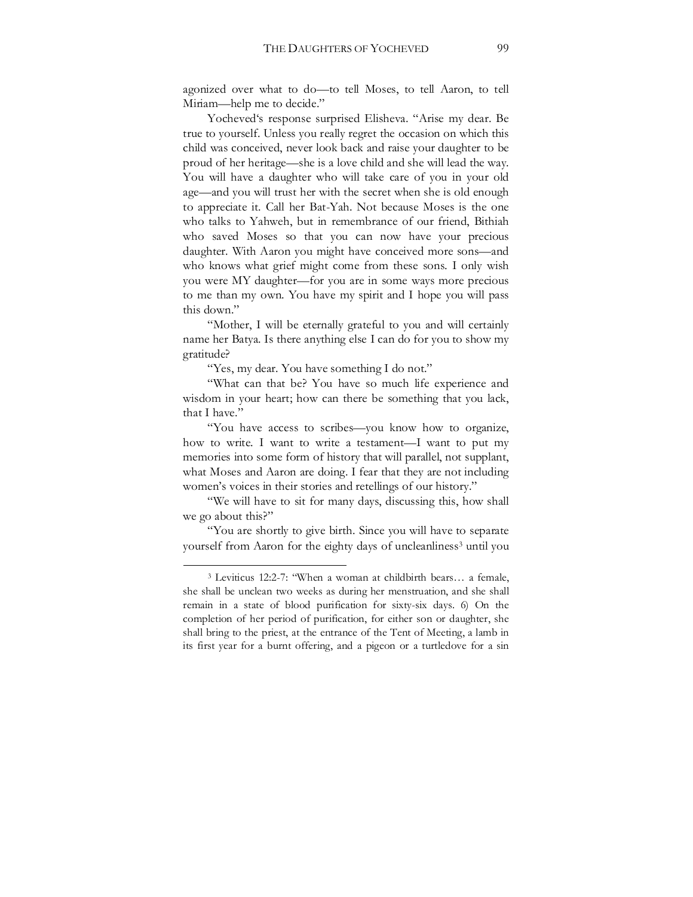agonized over what to do—to tell Moses, to tell Aaron, to tell Miriam—help me to decide."

Yocheved's response surprised Elisheva. "Arise my dear. Be true to yourself. Unless you really regret the occasion on which this child was conceived, never look back and raise your daughter to be proud of her heritage—she is a love child and she will lead the way. You will have a daughter who will take care of you in your old age—and you will trust her with the secret when she is old enough to appreciate it. Call her Bat-Yah. Not because Moses is the one who talks to Yahweh, but in remembrance of our friend, Bithiah who saved Moses so that you can now have your precious daughter. With Aaron you might have conceived more sons—and who knows what grief might come from these sons. I only wish you were MY daughter—for you are in some ways more precious to me than my own. You have my spirit and I hope you will pass this down."

"Mother, I will be eternally grateful to you and will certainly name her Batya. Is there anything else I can do for you to show my gratitude?

"Yes, my dear. You have something I do not."

"What can that be? You have so much life experience and wisdom in your heart; how can there be something that you lack, that I have."

"You have access to scribes—you know how to organize, how to write. I want to write a testament—I want to put my memories into some form of history that will parallel, not supplant, what Moses and Aaron are doing. I fear that they are not including women's voices in their stories and retellings of our history."

"We will have to sit for many days, discussing this, how shall we go about this?"

"You are shortly to give birth. Since you will have to separate yourself from Aaron for the eighty days of uncleanliness[3] until you

---

[3] Leviticus 12:2-7: "When a woman at childbirth bears… a female, she shall be unclean two weeks as during her menstruation, and she shall remain in a state of blood purification for sixty-six days. 6) On the completion of her period of purification, for either son or daughter, she shall bring to the priest, at the entrance of the Tent of Meeting, a lamb in its first year for a burnt offering, and a pigeon or a turtledove for a sin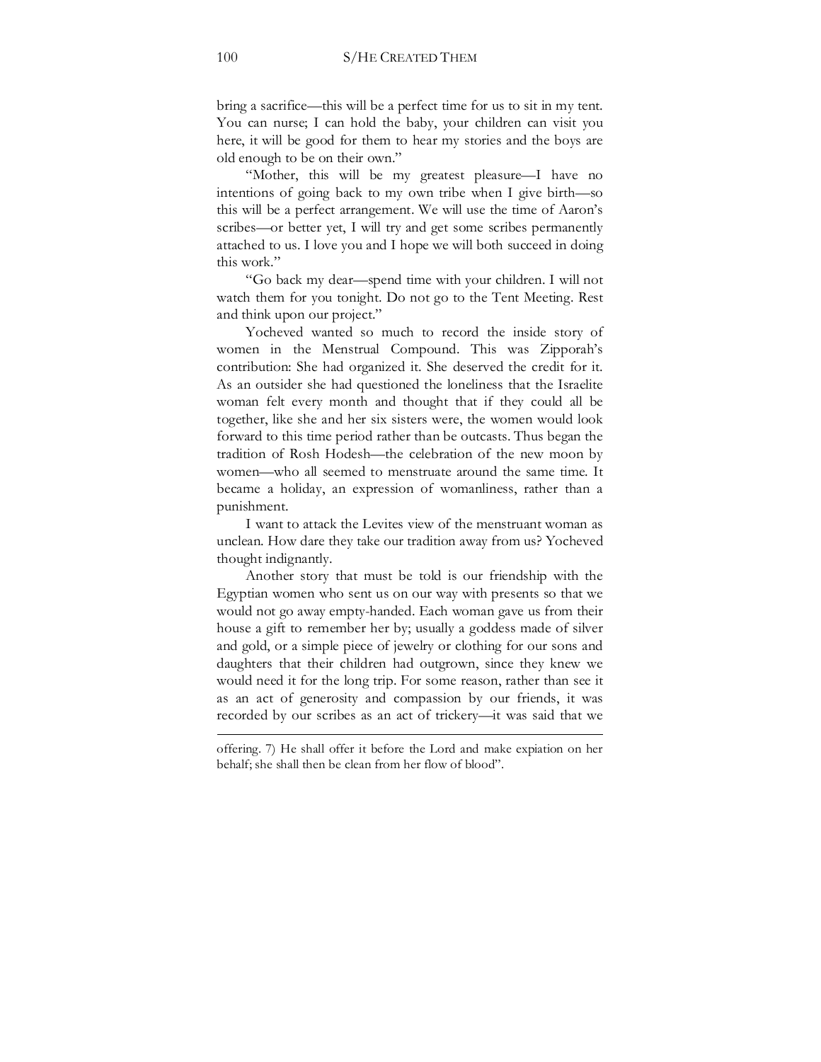bring a sacrifice—this will be a perfect time for us to sit in my tent. You can nurse; I can hold the baby, your children can visit you here, it will be good for them to hear my stories and the boys are old enough to be on their own."

"Mother, this will be my greatest pleasure—I have no intentions of going back to my own tribe when I give birth—so this will be a perfect arrangement. We will use the time of Aaron's scribes—or better yet, I will try and get some scribes permanently attached to us. I love you and I hope we will both succeed in doing this work."

"Go back my dear—spend time with your children. I will not watch them for you tonight. Do not go to the Tent Meeting. Rest and think upon our project."

Yocheved wanted so much to record the inside story of women in the Menstrual Compound. This was Zipporah's contribution: She had organized it. She deserved the credit for it. As an outsider she had questioned the loneliness that the Israelite woman felt every month and thought that if they could all be together, like she and her six sisters were, the women would look forward to this time period rather than be outcasts. Thus began the tradition of Rosh Hodesh—the celebration of the new moon by women—who all seemed to menstruate around the same time. It became a holiday, an expression of womanliness, rather than a punishment.

I want to attack the Levites view of the menstruant woman as unclean. How dare they take our tradition away from us? Yocheved thought indignantly.

Another story that must be told is our friendship with the Egyptian women who sent us on our way with presents so that we would not go away empty-handed. Each woman gave us from their house a gift to remember her by; usually a goddess made of silver and gold, or a simple piece of jewelry or clothing for our sons and daughters that their children had outgrown, since they knew we would need it for the long trip. For some reason, rather than see it as an act of generosity and compassion by our friends, it was recorded by our scribes as an act of trickery—it was said that we

---

offering. 7) He shall offer it before the Lord and make expiation on her behalf; she shall then be clean from her flow of blood".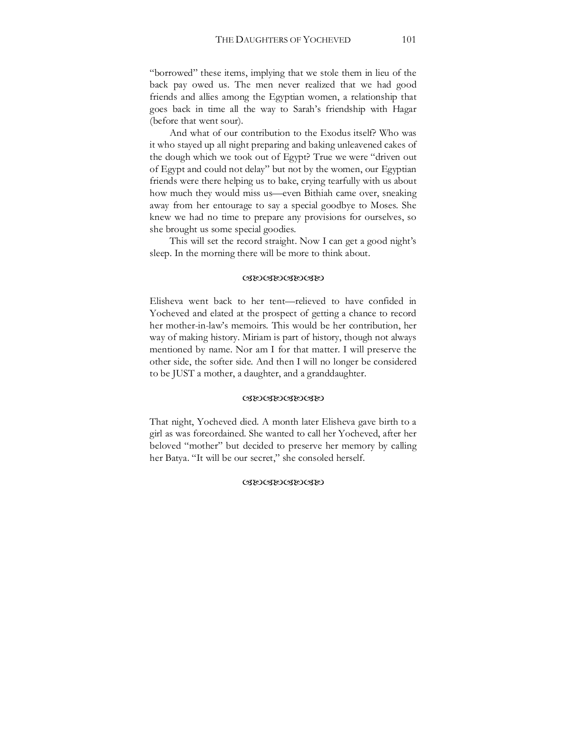"borrowed" these items, implying that we stole them in lieu of the back pay owed us. The men never realized that we had good friends and allies among the Egyptian women, a relationship that goes back in time all the way to Sarah's friendship with Hagar (before that went sour).

And what of our contribution to the Exodus itself? Who was it who stayed up all night preparing and baking unleavened cakes of the dough which we took out of Egypt? True we were "driven out of Egypt and could not delay" but not by the women, our Egyptian friends were there helping us to bake, crying tearfully with us about how much they would miss us—even Bithiah came over, sneaking away from her entourage to say a special goodbye to Moses. She knew we had no time to prepare any provisions for ourselves, so she brought us some special goodies.

This will set the record straight. Now I can get a good night's sleep. In the morning there will be more to think about.

☙❧☙❧☙❧

Elisheva went back to her tent—relieved to have confided in Yocheved and elated at the prospect of getting a chance to record her mother-in-law's memoirs. This would be her contribution, her way of making history. Miriam is part of history, though not always mentioned by name. Nor am I for that matter. I will preserve the other side, the softer side. And then I will no longer be considered to be JUST a mother, a daughter, and a granddaughter.

☙❧☙❧☙❧

That night, Yocheved died. A month later Elisheva gave birth to a girl as was foreordained. She wanted to call her Yocheved, after her beloved "mother" but decided to preserve her memory by calling her Batya. "It will be our secret," she consoled herself.

☙❧☙❧☙❧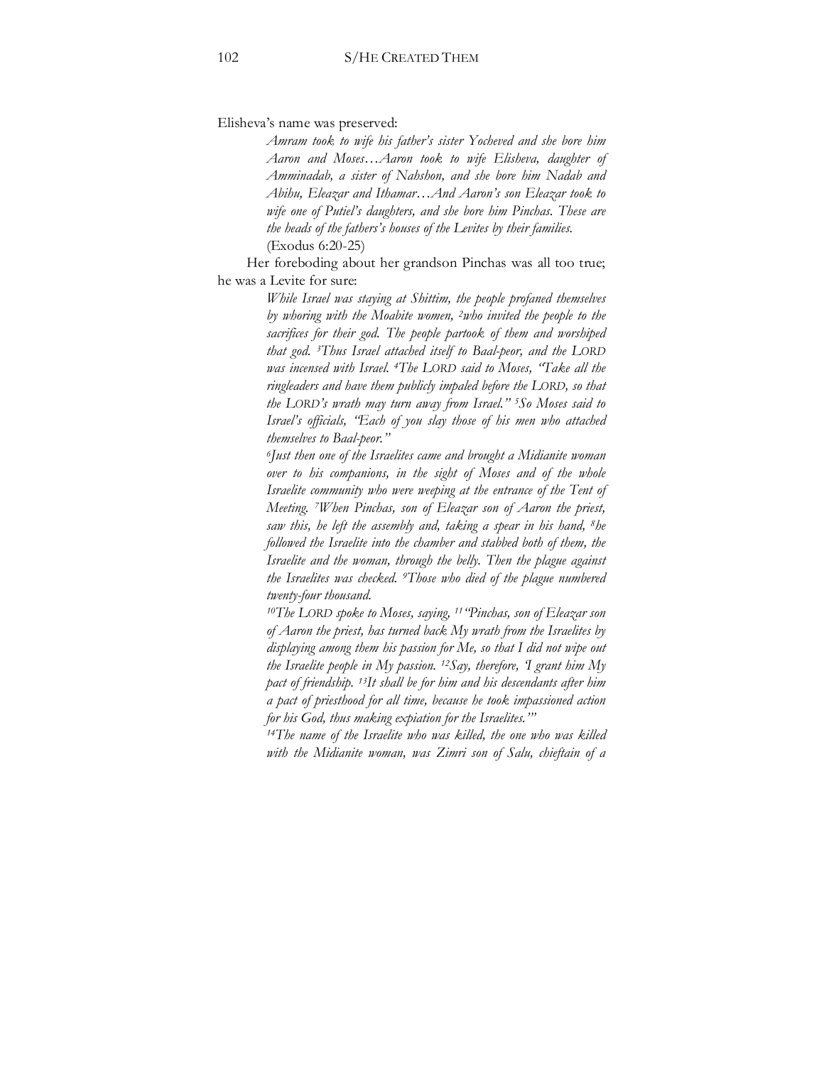Elisheva's name was preserved:

> *Amram took to wife his father's sister Yocheved and she bore him Aaron and Moses…Aaron took to wife Elisheva, daughter of Amminadab, a sister of Nahshon, and she bore him Nadab and Abihu, Eleazar and Ithamar…And Aaron's son Eleazar took to wife one of Putiel's daughters, and she bore him Pinchas. These are the heads of the fathers's houses of the Levites by their families.* (Exodus 6:20-25)

Her foreboding about her grandson Pinchas was all too true; he was a Levite for sure:

> *While Israel was staying at Shittim, the people profaned themselves by whoring with the Moabite women, [2]who invited the people to the sacrifices for their god. The people partook of them and worshiped that god. [3]Thus Israel attached itself to Baal-peor, and the LORD was incensed with Israel. [4]The LORD said to Moses, "Take all the ringleaders and have them publicly impaled before the LORD, so that the LORD's wrath may turn away from Israel." [5]So Moses said to Israel's officials, "Each of you slay those of his men who attached themselves to Baal-peor."*
>
> *[6]Just then one of the Israelites came and brought a Midianite woman over to his companions, in the sight of Moses and of the whole Israelite community who were weeping at the entrance of the Tent of Meeting. [7]When Pinchas, son of Eleazar son of Aaron the priest, saw this, he left the assembly and, taking a spear in his hand, [8]he followed the Israelite into the chamber and stabbed both of them, the Israelite and the woman, through the belly. Then the plague against the Israelites was checked. [9]Those who died of the plague numbered twenty-four thousand.*
>
> *[10]The LORD spoke to Moses, saying, [11]"Pinchas, son of Eleazar son of Aaron the priest, has turned back My wrath from the Israelites by displaying among them his passion for Me, so that I did not wipe out the Israelite people in My passion. [12]Say, therefore, 'I grant him My pact of friendship. [13]It shall be for him and his descendants after him a pact of priesthood for all time, because he took impassioned action for his God, thus making expiation for the Israelites.'"*
>
> *[14]The name of the Israelite who was killed, the one who was killed with the Midianite woman, was Zimri son of Salu, chieftain of a*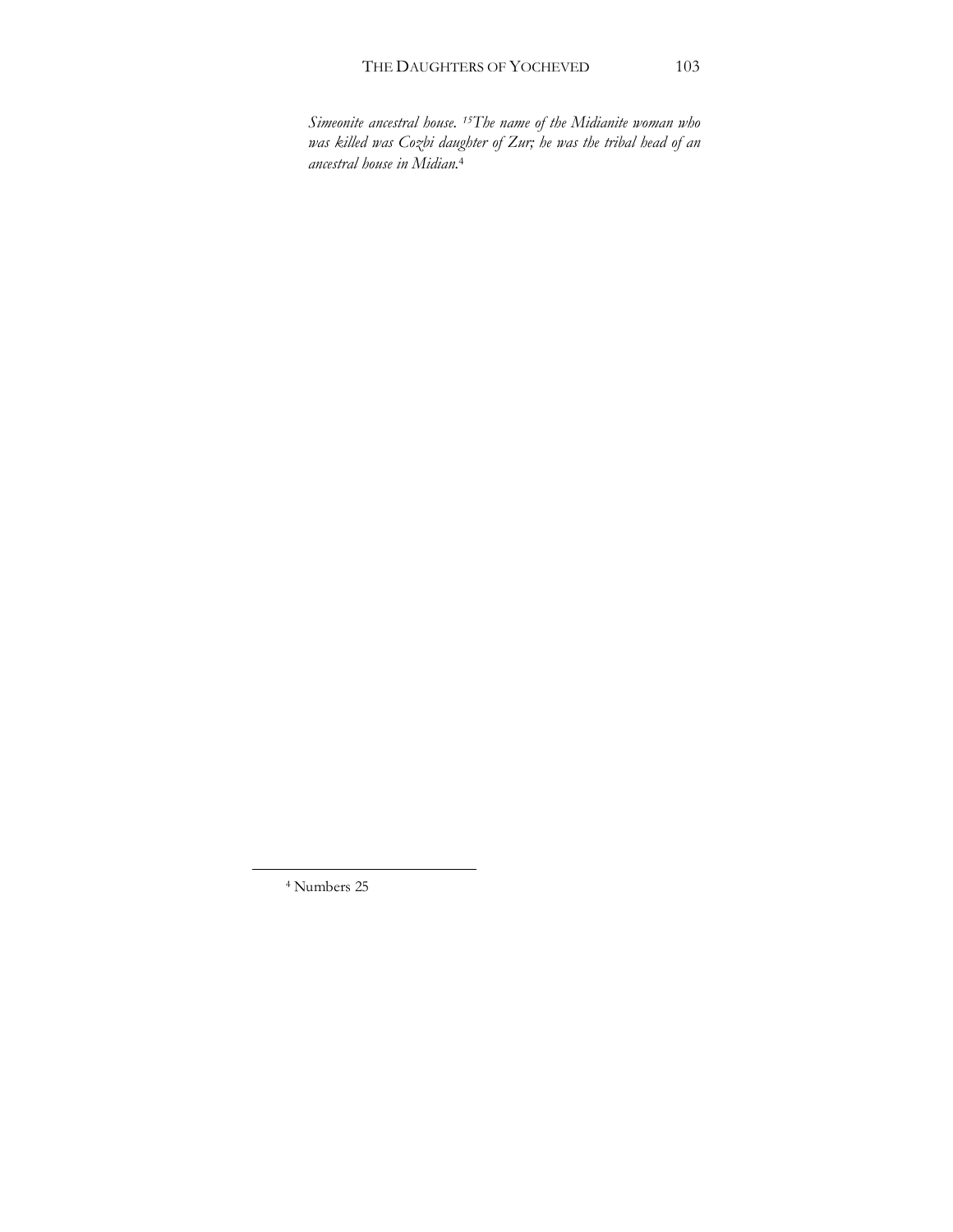*Simeonite ancestral house. [15]The name of the Midianite woman who was killed was Cozbi daughter of Zur; he was the tribal head of an ancestral house in Midian.*[4]

[4] Numbers 25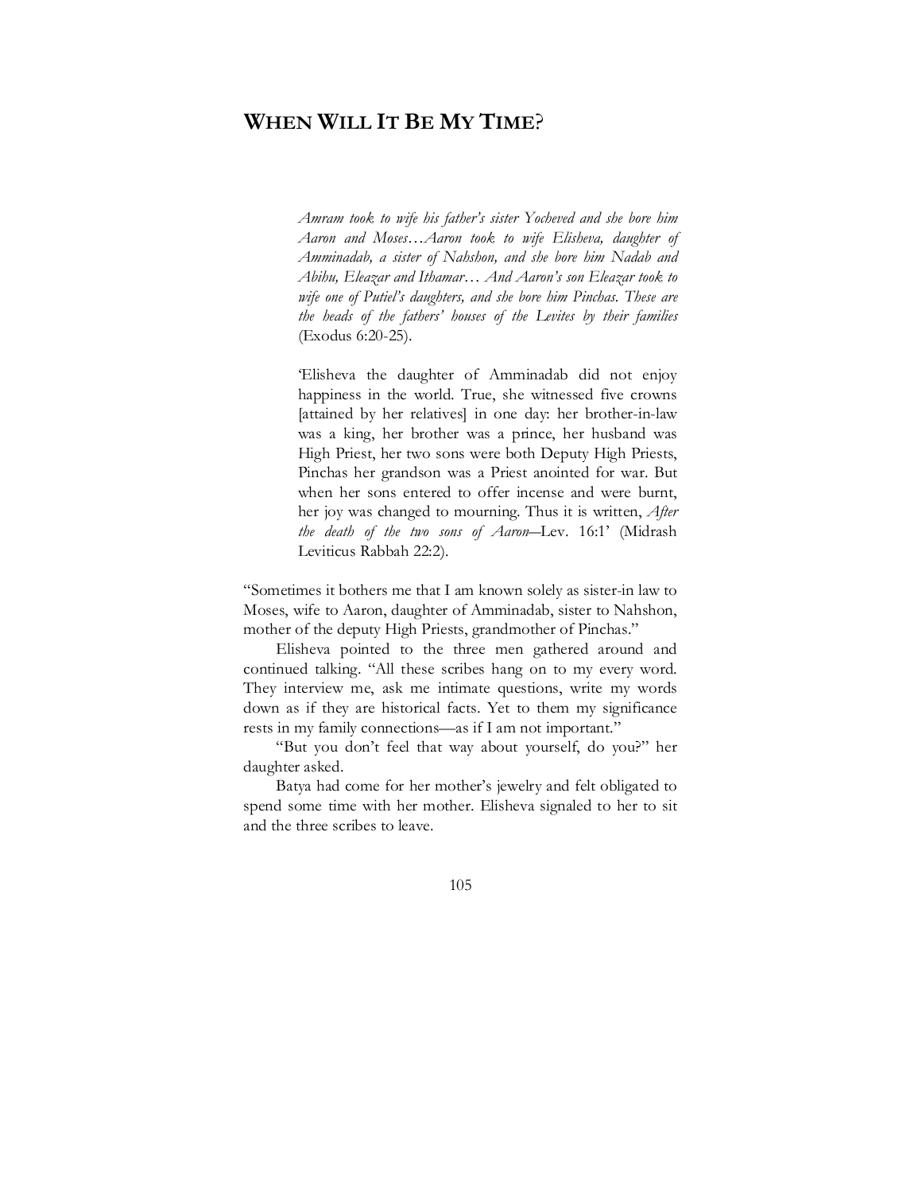# WHEN WILL IT BE MY TIME?

> *Amram took to wife his father's sister Yocheved and she bore him Aaron and Moses…Aaron took to wife Elisheva, daughter of Amminadab, a sister of Nahshon, and she bore him Nadab and Abihu, Eleazar and Ithamar… And Aaron's son Eleazar took to wife one of Putiel's daughters, and she bore him Pinchas. These are the heads of the fathers' houses of the Levites by their families* (Exodus 6:20-25).
>
> 'Elisheva the daughter of Amminadab did not enjoy happiness in the world. True, she witnessed five crowns [attained by her relatives] in one day: her brother-in-law was a king, her brother was a prince, her husband was High Priest, her two sons were both Deputy High Priests, Pinchas her grandson was a Priest anointed for war. But when her sons entered to offer incense and were burnt, her joy was changed to mourning. Thus it is written, *After the death of the two sons of Aaron*—Lev. 16:1' (Midrash Leviticus Rabbah 22:2).

"Sometimes it bothers me that I am known solely as sister-in law to Moses, wife to Aaron, daughter of Amminadab, sister to Nahshon, mother of the deputy High Priests, grandmother of Pinchas."

Elisheva pointed to the three men gathered around and continued talking. "All these scribes hang on to my every word. They interview me, ask me intimate questions, write my words down as if they are historical facts. Yet to them my significance rests in my family connections—as if I am not important."

"But you don't feel that way about yourself, do you?" her daughter asked.

Batya had come for her mother's jewelry and felt obligated to spend some time with her mother. Elisheva signaled to her to sit and the three scribes to leave.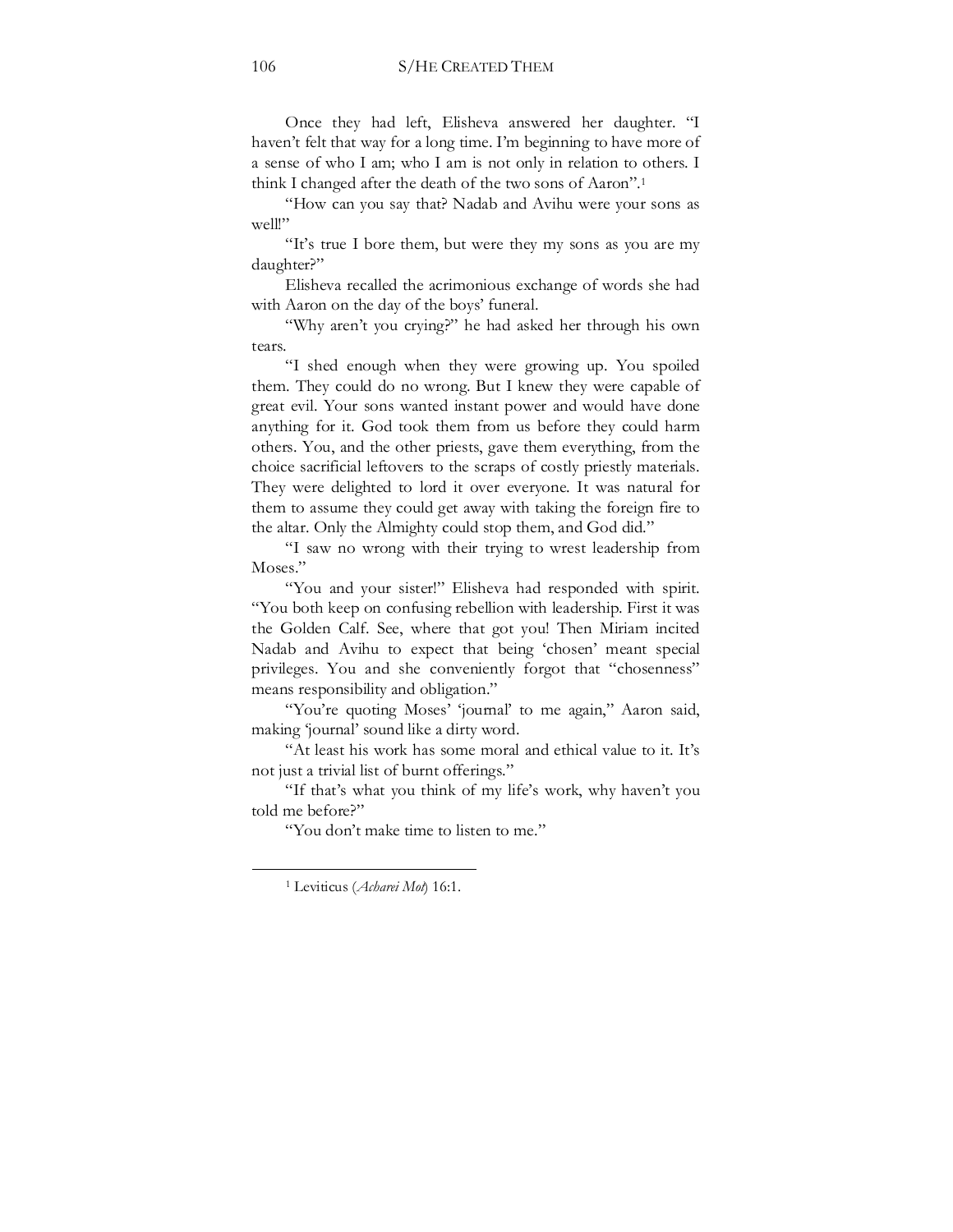Once they had left, Elisheva answered her daughter. "I haven't felt that way for a long time. I'm beginning to have more of a sense of who I am; who I am is not only in relation to others. I think I changed after the death of the two sons of Aaron".[1]

"How can you say that? Nadab and Avihu were your sons as well!"

"It's true I bore them, but were they my sons as you are my daughter?"

Elisheva recalled the acrimonious exchange of words she had with Aaron on the day of the boys' funeral.

"Why aren't you crying?" he had asked her through his own tears.

"I shed enough when they were growing up. You spoiled them. They could do no wrong. But I knew they were capable of great evil. Your sons wanted instant power and would have done anything for it. God took them from us before they could harm others. You, and the other priests, gave them everything, from the choice sacrificial leftovers to the scraps of costly priestly materials. They were delighted to lord it over everyone. It was natural for them to assume they could get away with taking the foreign fire to the altar. Only the Almighty could stop them, and God did."

"I saw no wrong with their trying to wrest leadership from Moses."

"You and your sister!" Elisheva had responded with spirit. "You both keep on confusing rebellion with leadership. First it was the Golden Calf. See, where that got you! Then Miriam incited Nadab and Avihu to expect that being 'chosen' meant special privileges. You and she conveniently forgot that "chosenness" means responsibility and obligation."

"You're quoting Moses' 'journal' to me again," Aaron said, making 'journal' sound like a dirty word.

"At least his work has some moral and ethical value to it. It's not just a trivial list of burnt offerings."

"If that's what you think of my life's work, why haven't you told me before?"

"You don't make time to listen to me."

---

[1] Leviticus (*Acharei Mot*) 16:1.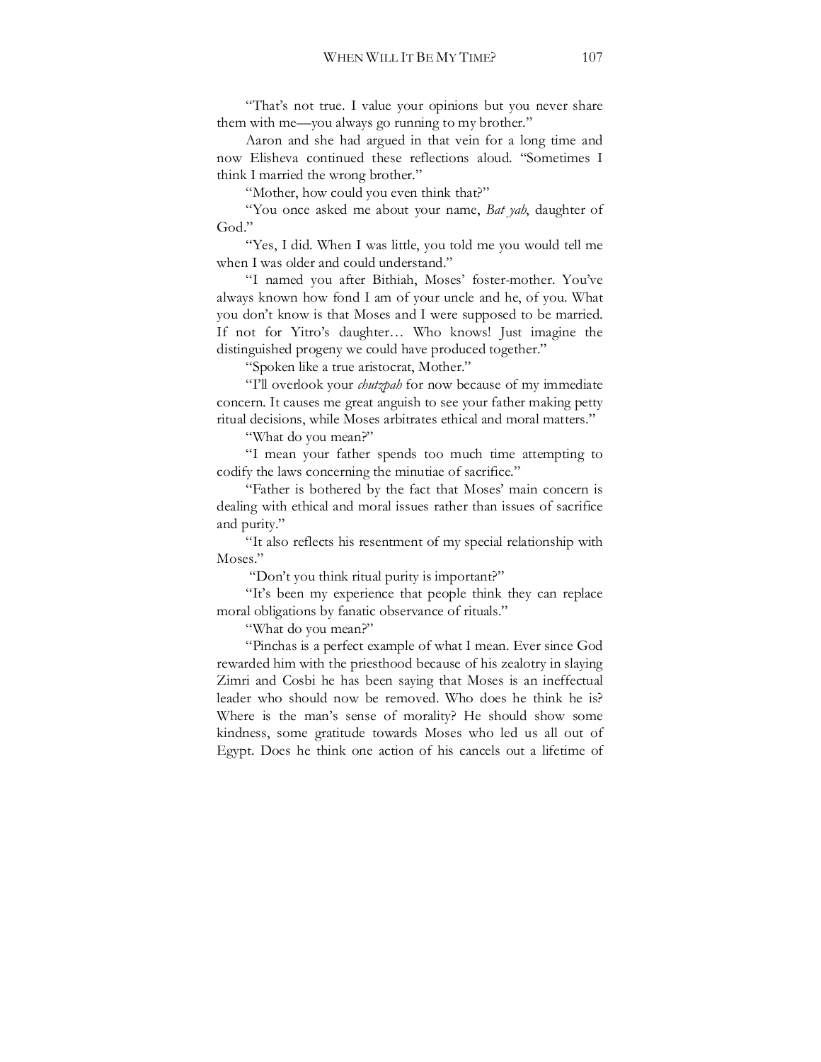"That's not true. I value your opinions but you never share them with me—you always go running to my brother."

Aaron and she had argued in that vein for a long time and now Elisheva continued these reflections aloud. "Sometimes I think I married the wrong brother."

"Mother, how could you even think that?"

"You once asked me about your name, *Bat yah*, daughter of God."

"Yes, I did. When I was little, you told me you would tell me when I was older and could understand."

"I named you after Bithiah, Moses' foster-mother. You've always known how fond I am of your uncle and he, of you. What you don't know is that Moses and I were supposed to be married. If not for Yitro's daughter… Who knows! Just imagine the distinguished progeny we could have produced together."

"Spoken like a true aristocrat, Mother."

"I'll overlook your *chutzpah* for now because of my immediate concern. It causes me great anguish to see your father making petty ritual decisions, while Moses arbitrates ethical and moral matters."

"What do you mean?"

"I mean your father spends too much time attempting to codify the laws concerning the minutiae of sacrifice."

"Father is bothered by the fact that Moses' main concern is dealing with ethical and moral issues rather than issues of sacrifice and purity."

"It also reflects his resentment of my special relationship with Moses."

"Don't you think ritual purity is important?"

"It's been my experience that people think they can replace moral obligations by fanatic observance of rituals."

"What do you mean?"

"Pinchas is a perfect example of what I mean. Ever since God rewarded him with the priesthood because of his zealotry in slaying Zimri and Cosbi he has been saying that Moses is an ineffectual leader who should now be removed. Who does he think he is? Where is the man's sense of morality? He should show some kindness, some gratitude towards Moses who led us all out of Egypt. Does he think one action of his cancels out a lifetime of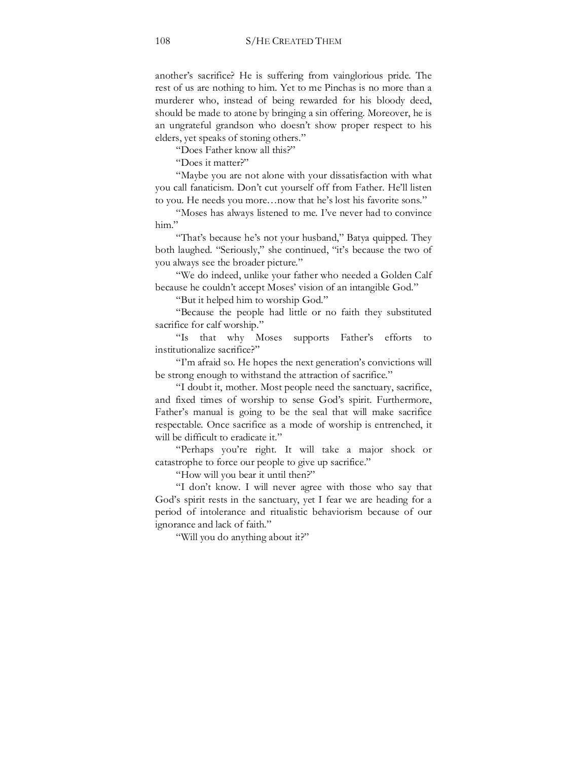another's sacrifice? He is suffering from vainglorious pride. The rest of us are nothing to him. Yet to me Pinchas is no more than a murderer who, instead of being rewarded for his bloody deed, should be made to atone by bringing a sin offering. Moreover, he is an ungrateful grandson who doesn't show proper respect to his elders, yet speaks of stoning others."

"Does Father know all this?"

"Does it matter?"

"Maybe you are not alone with your dissatisfaction with what you call fanaticism. Don't cut yourself off from Father. He'll listen to you. He needs you more…now that he's lost his favorite sons."

"Moses has always listened to me. I've never had to convince him."

"That's because he's not your husband," Batya quipped. They both laughed. "Seriously," she continued, "it's because the two of you always see the broader picture."

"We do indeed, unlike your father who needed a Golden Calf because he couldn't accept Moses' vision of an intangible God."

"But it helped him to worship God."

"Because the people had little or no faith they substituted sacrifice for calf worship."

"Is that why Moses supports Father's efforts to institutionalize sacrifice?"

"I'm afraid so. He hopes the next generation's convictions will be strong enough to withstand the attraction of sacrifice."

"I doubt it, mother. Most people need the sanctuary, sacrifice, and fixed times of worship to sense God's spirit. Furthermore, Father's manual is going to be the seal that will make sacrifice respectable. Once sacrifice as a mode of worship is entrenched, it will be difficult to eradicate it."

"Perhaps you're right. It will take a major shock or catastrophe to force our people to give up sacrifice."

"How will you bear it until then?"

"I don't know. I will never agree with those who say that God's spirit rests in the sanctuary, yet I fear we are heading for a period of intolerance and ritualistic behaviorism because of our ignorance and lack of faith."

"Will you do anything about it?"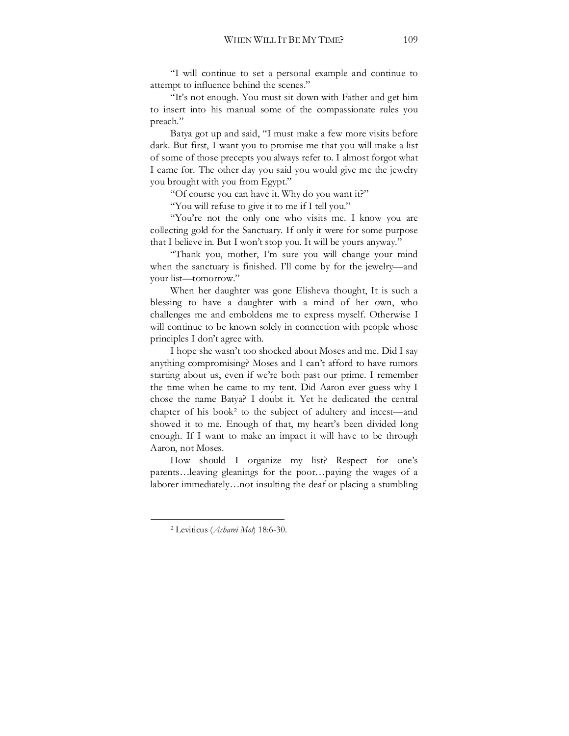"I will continue to set a personal example and continue to attempt to influence behind the scenes."

"It's not enough. You must sit down with Father and get him to insert into his manual some of the compassionate rules you preach."

Batya got up and said, "I must make a few more visits before dark. But first, I want you to promise me that you will make a list of some of those precepts you always refer to. I almost forgot what I came for. The other day you said you would give me the jewelry you brought with you from Egypt."

"Of course you can have it. Why do you want it?"

"You will refuse to give it to me if I tell you."

"You're not the only one who visits me. I know you are collecting gold for the Sanctuary. If only it were for some purpose that I believe in. But I won't stop you. It will be yours anyway."

"Thank you, mother, I'm sure you will change your mind when the sanctuary is finished. I'll come by for the jewelry—and your list—tomorrow."

When her daughter was gone Elisheva thought, It is such a blessing to have a daughter with a mind of her own, who challenges me and emboldens me to express myself. Otherwise I will continue to be known solely in connection with people whose principles I don't agree with.

I hope she wasn't too shocked about Moses and me. Did I say anything compromising? Moses and I can't afford to have rumors starting about us, even if we're both past our prime. I remember the time when he came to my tent. Did Aaron ever guess why I chose the name Batya? I doubt it. Yet he dedicated the central chapter of his book[2] to the subject of adultery and incest—and showed it to me. Enough of that, my heart's been divided long enough. If I want to make an impact it will have to be through Aaron, not Moses.

How should I organize my list? Respect for one's parents…leaving gleanings for the poor…paying the wages of a laborer immediately…not insulting the deaf or placing a stumbling

---

[2] Leviticus (*Acharei Mot*) 18:6-30.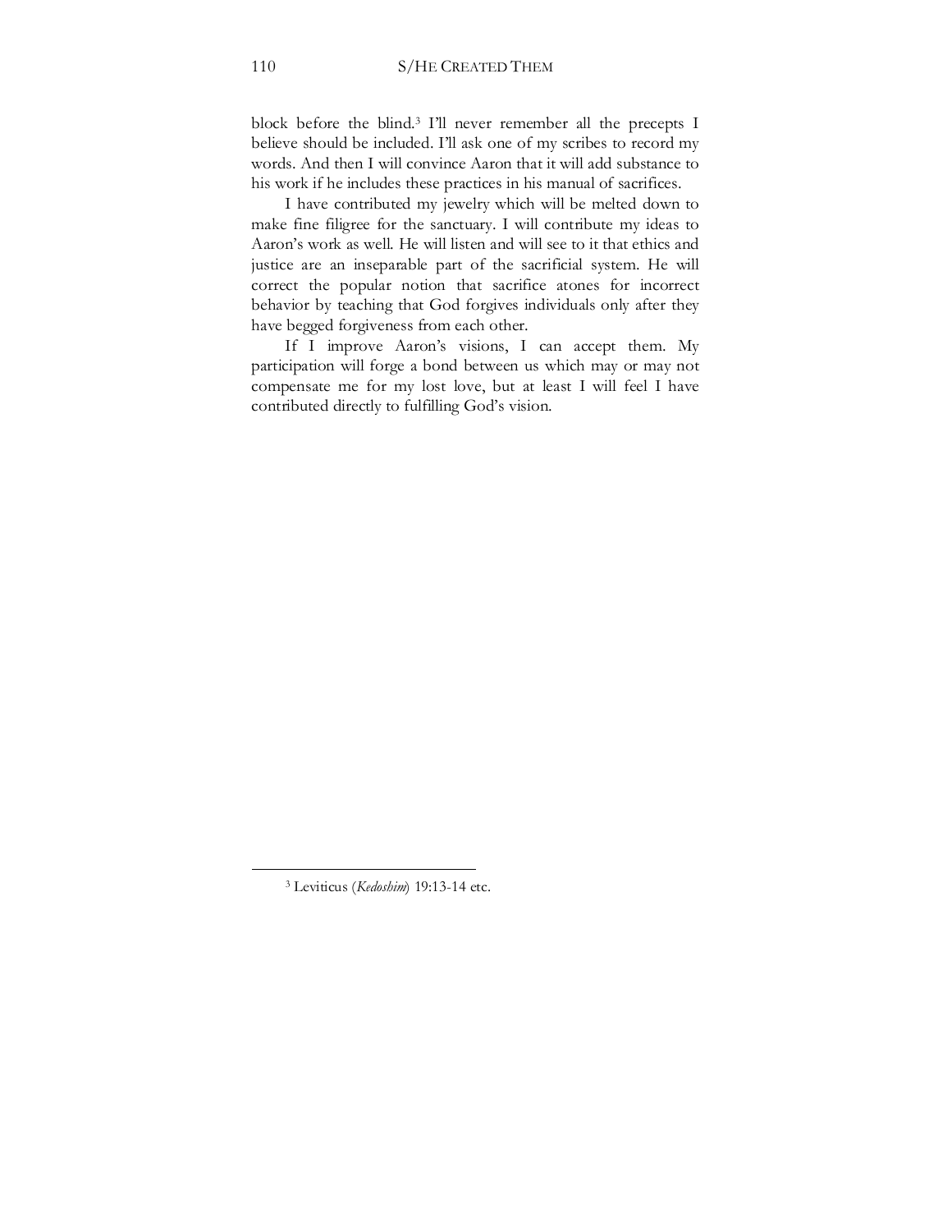block before the blind.[3] I'll never remember all the precepts I believe should be included. I'll ask one of my scribes to record my words. And then I will convince Aaron that it will add substance to his work if he includes these practices in his manual of sacrifices.

I have contributed my jewelry which will be melted down to make fine filigree for the sanctuary. I will contribute my ideas to Aaron's work as well. He will listen and will see to it that ethics and justice are an inseparable part of the sacrificial system. He will correct the popular notion that sacrifice atones for incorrect behavior by teaching that God forgives individuals only after they have begged forgiveness from each other.

If I improve Aaron's visions, I can accept them. My participation will forge a bond between us which may or may not compensate me for my lost love, but at least I will feel I have contributed directly to fulfilling God's vision.

---

[3] Leviticus (*Kedoshim*) 19:13-14 etc.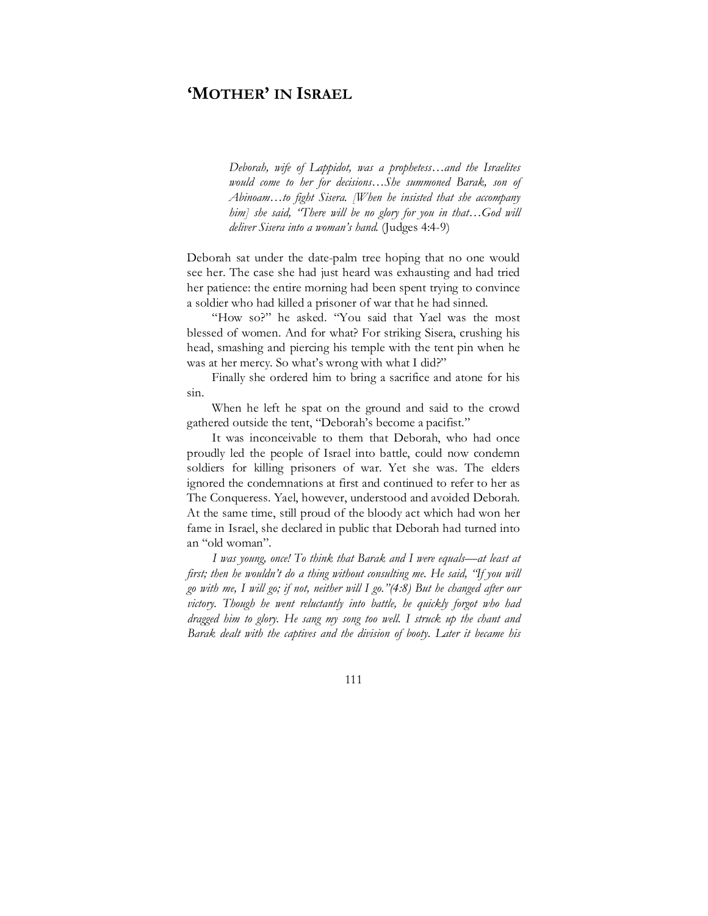## 'MOTHER' IN ISRAEL

> *Deborah, wife of Lappidot, was a prophetess…and the Israelites would come to her for decisions…She summoned Barak, son of Abinoam…to fight Sisera. [When he insisted that she accompany him] she said, "There will be no glory for you in that…God will deliver Sisera into a woman's hand.* (Judges 4:4-9)

Deborah sat under the date-palm tree hoping that no one would see her. The case she had just heard was exhausting and had tried her patience: the entire morning had been spent trying to convince a soldier who had killed a prisoner of war that he had sinned.

"How so?" he asked. "You said that Yael was the most blessed of women. And for what? For striking Sisera, crushing his head, smashing and piercing his temple with the tent pin when he was at her mercy. So what's wrong with what I did?"

Finally she ordered him to bring a sacrifice and atone for his sin.

When he left he spat on the ground and said to the crowd gathered outside the tent, "Deborah's become a pacifist."

It was inconceivable to them that Deborah, who had once proudly led the people of Israel into battle, could now condemn soldiers for killing prisoners of war. Yet she was. The elders ignored the condemnations at first and continued to refer to her as The Conqueress. Yael, however, understood and avoided Deborah. At the same time, still proud of the bloody act which had won her fame in Israel, she declared in public that Deborah had turned into an "old woman".

*I was young, once! To think that Barak and I were equals—at least at first; then he wouldn't do a thing without consulting me. He said, "If you will go with me, I will go; if not, neither will I go."(4:8) But he changed after our victory. Though he went reluctantly into battle, he quickly forgot who had dragged him to glory. He sang my song too well. I struck up the chant and Barak dealt with the captives and the division of booty. Later it became his*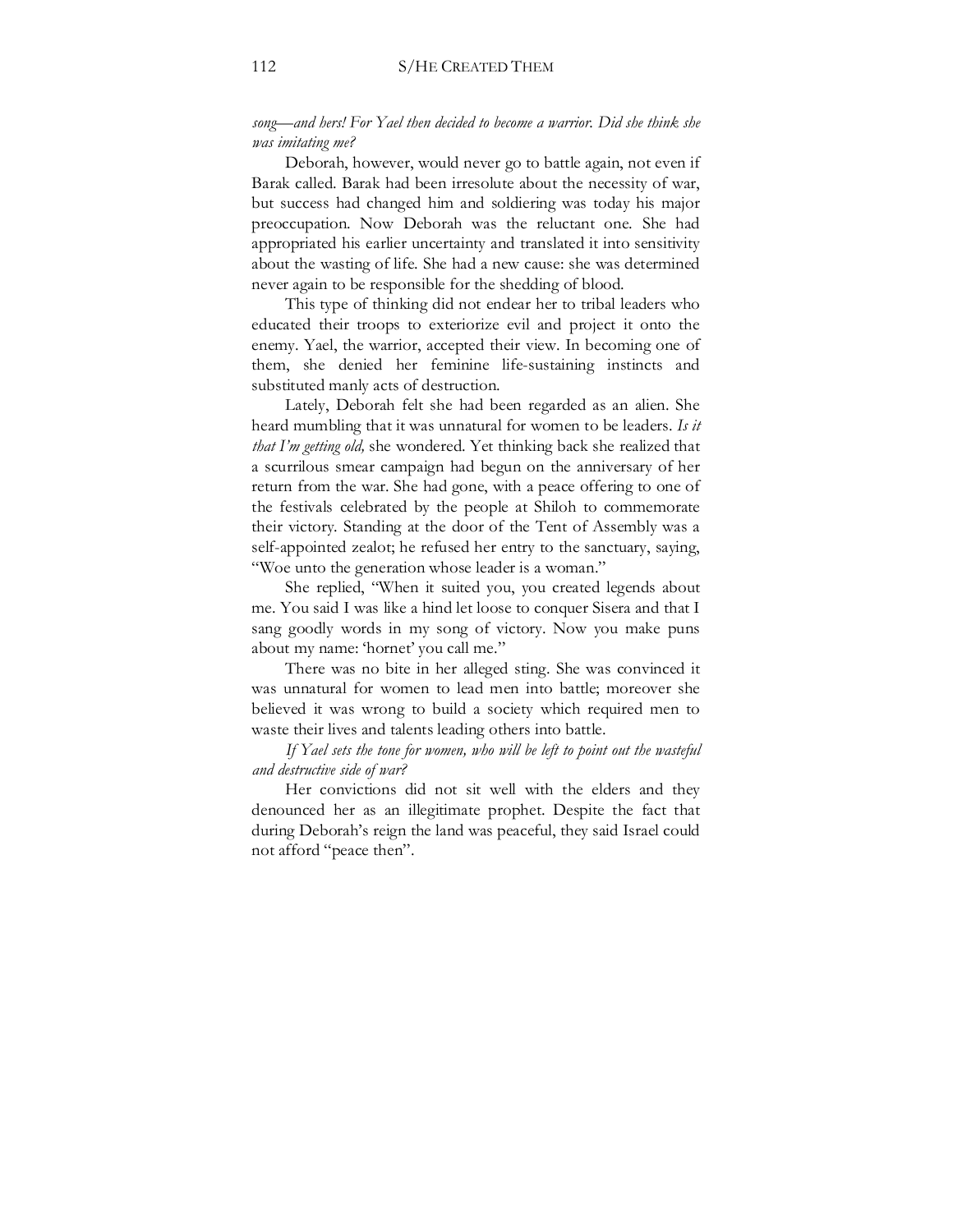*song—and hers! For Yael then decided to become a warrior. Did she think she was imitating me?*

Deborah, however, would never go to battle again, not even if Barak called. Barak had been irresolute about the necessity of war, but success had changed him and soldiering was today his major preoccupation. Now Deborah was the reluctant one. She had appropriated his earlier uncertainty and translated it into sensitivity about the wasting of life. She had a new cause: she was determined never again to be responsible for the shedding of blood.

This type of thinking did not endear her to tribal leaders who educated their troops to exteriorize evil and project it onto the enemy. Yael, the warrior, accepted their view. In becoming one of them, she denied her feminine life-sustaining instincts and substituted manly acts of destruction.

Lately, Deborah felt she had been regarded as an alien. She heard mumbling that it was unnatural for women to be leaders. *Is it that I'm getting old,* she wondered. Yet thinking back she realized that a scurrilous smear campaign had begun on the anniversary of her return from the war. She had gone, with a peace offering to one of the festivals celebrated by the people at Shiloh to commemorate their victory. Standing at the door of the Tent of Assembly was a self-appointed zealot; he refused her entry to the sanctuary, saying, "Woe unto the generation whose leader is a woman."

She replied, "When it suited you, you created legends about me. You said I was like a hind let loose to conquer Sisera and that I sang goodly words in my song of victory. Now you make puns about my name: 'hornet' you call me."

There was no bite in her alleged sting. She was convinced it was unnatural for women to lead men into battle; moreover she believed it was wrong to build a society which required men to waste their lives and talents leading others into battle.

*If Yael sets the tone for women, who will be left to point out the wasteful and destructive side of war?*

Her convictions did not sit well with the elders and they denounced her as an illegitimate prophet. Despite the fact that during Deborah's reign the land was peaceful, they said Israel could not afford "peace then".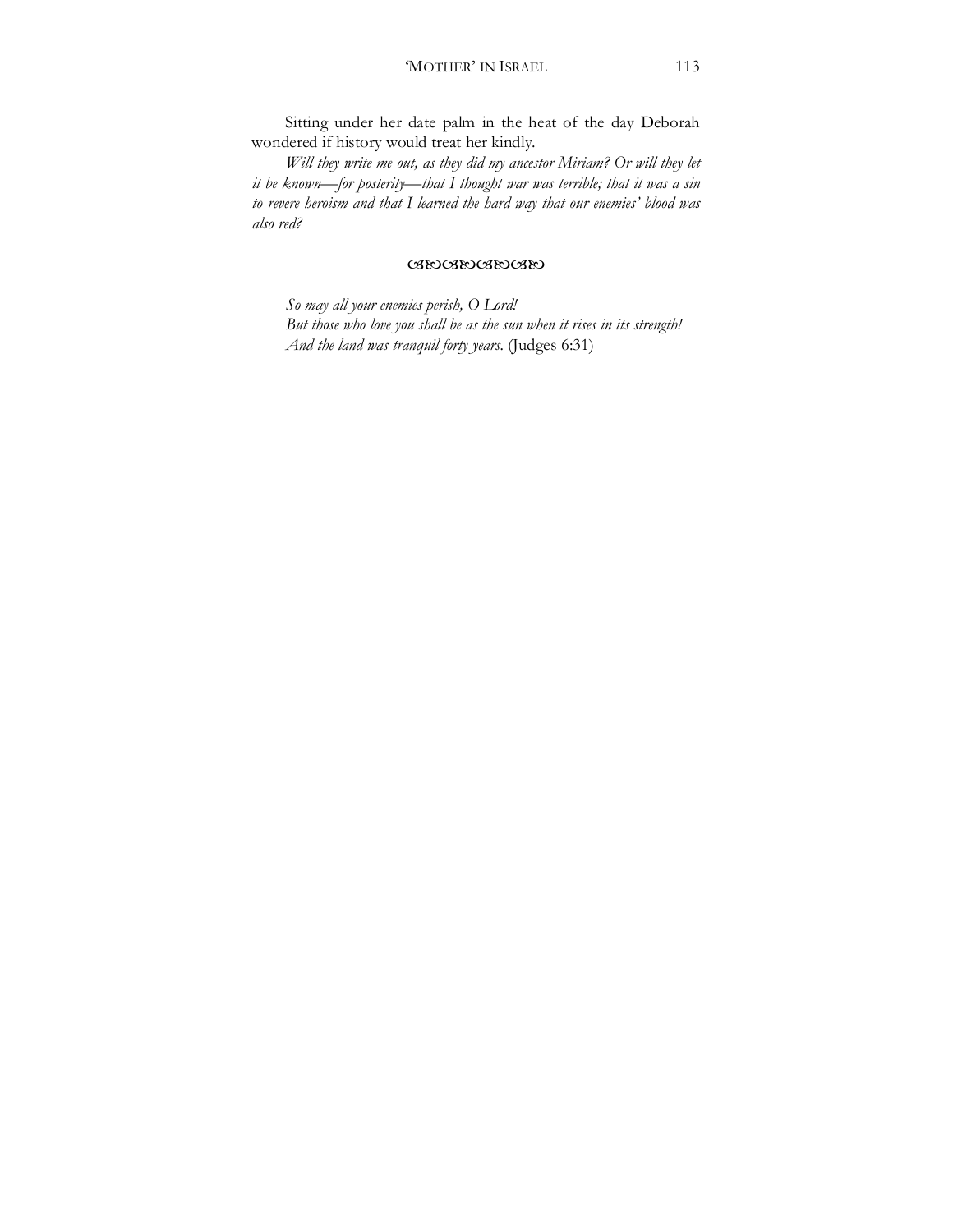Sitting under her date palm in the heat of the day Deborah wondered if history would treat her kindly.

*Will they write me out, as they did my ancestor Miriam? Or will they let it be known—for posterity—that I thought war was terrible; that it was a sin to revere heroism and that I learned the hard way that our enemies' blood was also red?*

ଔଓଔଓଔଓଔଓ

*So may all your enemies perish, O Lord!*
*But those who love you shall be as the sun when it rises in its strength!*
*And the land was tranquil forty years.* (Judges 6:31)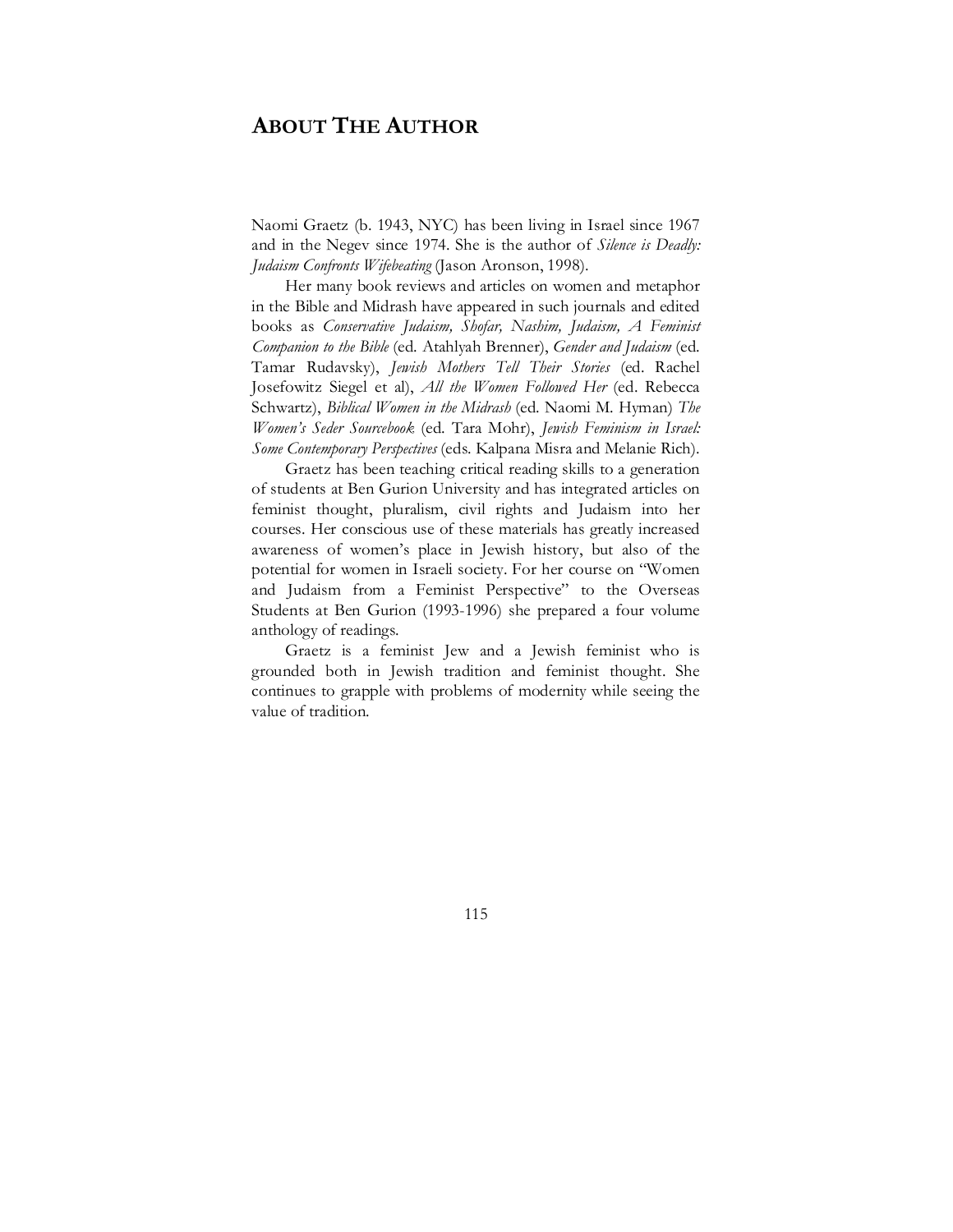# About The Author

Naomi Graetz (b. 1943, NYC) has been living in Israel since 1967 and in the Negev since 1974. She is the author of *Silence is Deadly: Judaism Confronts Wifebeating* (Jason Aronson, 1998).

Her many book reviews and articles on women and metaphor in the Bible and Midrash have appeared in such journals and edited books as *Conservative Judaism, Shofar, Nashim, Judaism, A Feminist Companion to the Bible* (ed. Atahlyah Brenner), *Gender and Judaism* (ed. Tamar Rudavsky), *Jewish Mothers Tell Their Stories* (ed. Rachel Josefowitz Siegel et al), *All the Women Followed Her* (ed. Rebecca Schwartz), *Biblical Women in the Midrash* (ed. Naomi M. Hyman) *The Women's Seder Sourcebook* (ed. Tara Mohr), *Jewish Feminism in Israel: Some Contemporary Perspectives* (eds. Kalpana Misra and Melanie Rich).

Graetz has been teaching critical reading skills to a generation of students at Ben Gurion University and has integrated articles on feminist thought, pluralism, civil rights and Judaism into her courses. Her conscious use of these materials has greatly increased awareness of women's place in Jewish history, but also of the potential for women in Israeli society. For her course on "Women and Judaism from a Feminist Perspective" to the Overseas Students at Ben Gurion (1993-1996) she prepared a four volume anthology of readings.

Graetz is a feminist Jew and a Jewish feminist who is grounded both in Jewish tradition and feminist thought. She continues to grapple with problems of modernity while seeing the value of tradition.